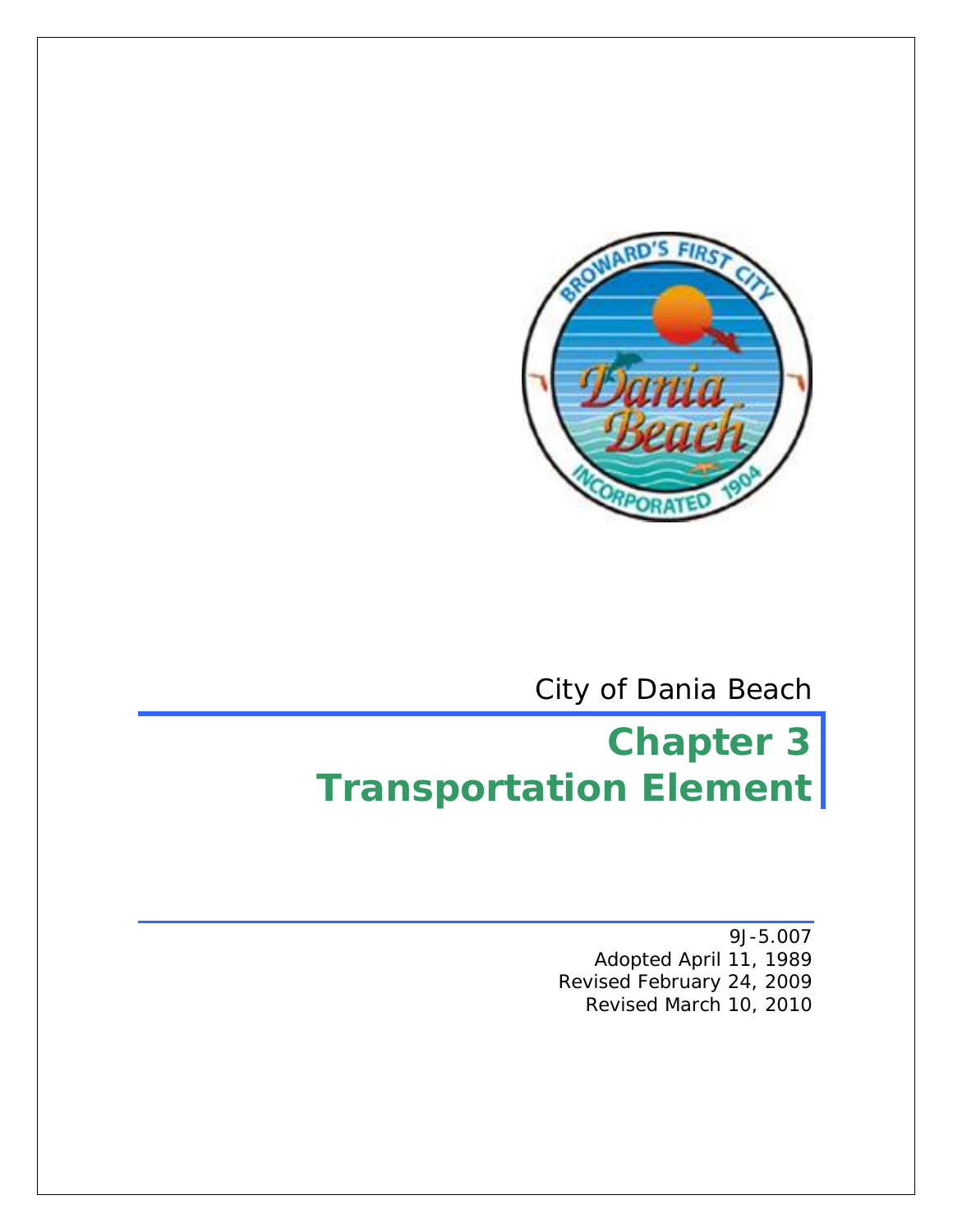City of Dania Beach

# Chapter 3 Transportation Element

9J-5.007
Adopted April 11, 1989
Revised February 24, 2009
Revised March 10, 2010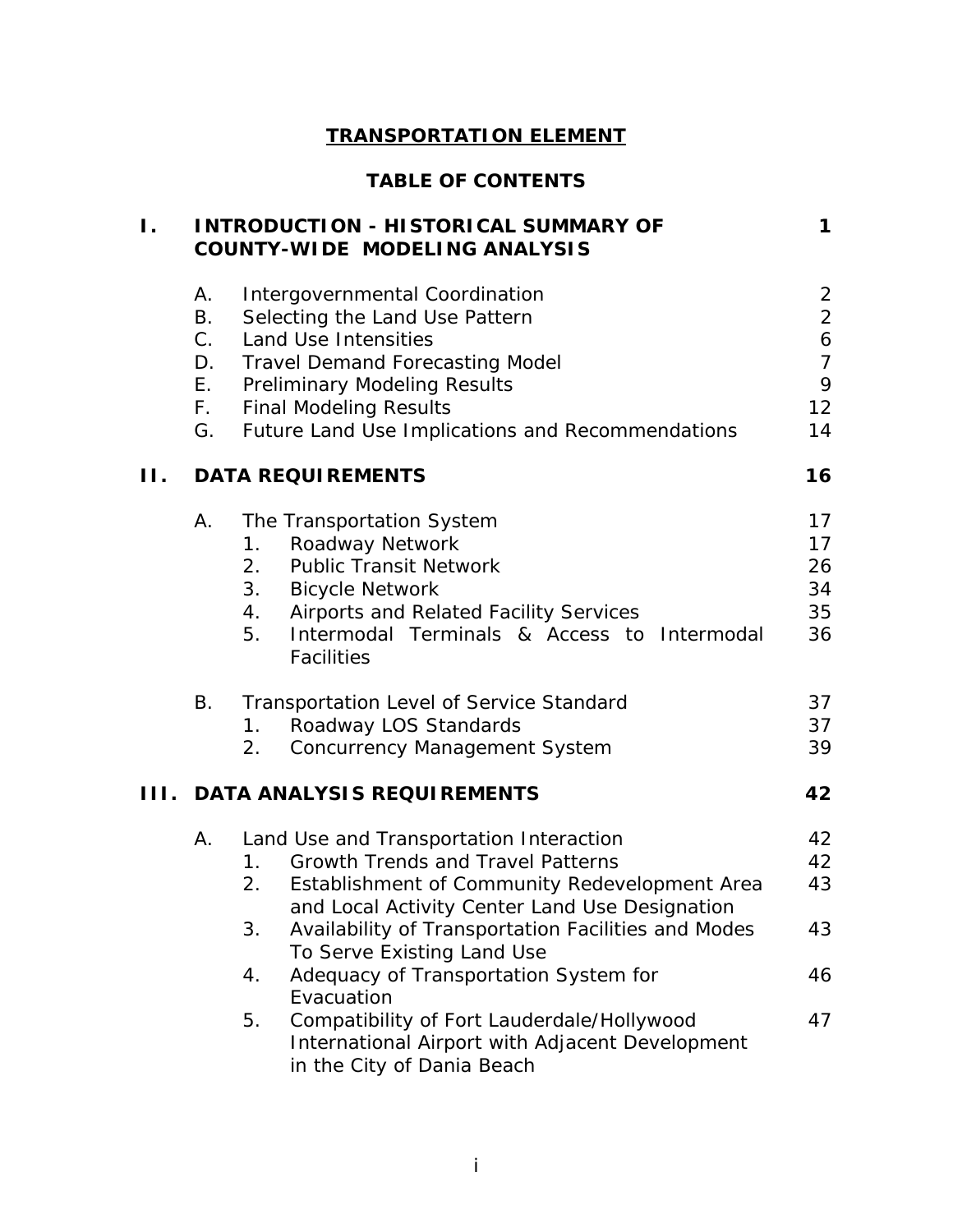# TRANSPORTATION ELEMENT

## TABLE OF CONTENTS

| | | | | Page |
|---|---|---|---|---|
| **I.** | **INTRODUCTION - HISTORICAL SUMMARY OF COUNTY-WIDE MODELING ANALYSIS** | | | **1** |
| | A. | Intergovernmental Coordination | | 2 |
| | B. | Selecting the Land Use Pattern | | 2 |
| | C. | Land Use Intensities | | 6 |
| | D. | Travel Demand Forecasting Model | | 7 |
| | E. | Preliminary Modeling Results | | 9 |
| | F. | Final Modeling Results | | 12 |
| | G. | Future Land Use Implications and Recommendations | | 14 |
| **II.** | **DATA REQUIREMENTS** | | | **16** |
| | A. | The Transportation System | | 17 |
| | | 1. | Roadway Network | 17 |
| | | 2. | Public Transit Network | 26 |
| | | 3. | Bicycle Network | 34 |
| | | 4. | Airports and Related Facility Services | 35 |
| | | 5. | Intermodal Terminals & Access to Intermodal Facilities | 36 |
| | B. | Transportation Level of Service Standard | | 37 |
| | | 1. | Roadway LOS Standards | 37 |
| | | 2. | Concurrency Management System | 39 |
| **III.** | **DATA ANALYSIS REQUIREMENTS** | | | **42** |
| | A. | Land Use and Transportation Interaction | | 42 |
| | | 1. | Growth Trends and Travel Patterns | 42 |
| | | 2. | Establishment of Community Redevelopment Area and Local Activity Center Land Use Designation | 43 |
| | | 3. | Availability of Transportation Facilities and Modes To Serve Existing Land Use | 43 |
| | | 4. | Adequacy of Transportation System for Evacuation | 46 |
| | | 5. | Compatibility of Fort Lauderdale/Hollywood International Airport with Adjacent Development in the City of Dania Beach | 47 |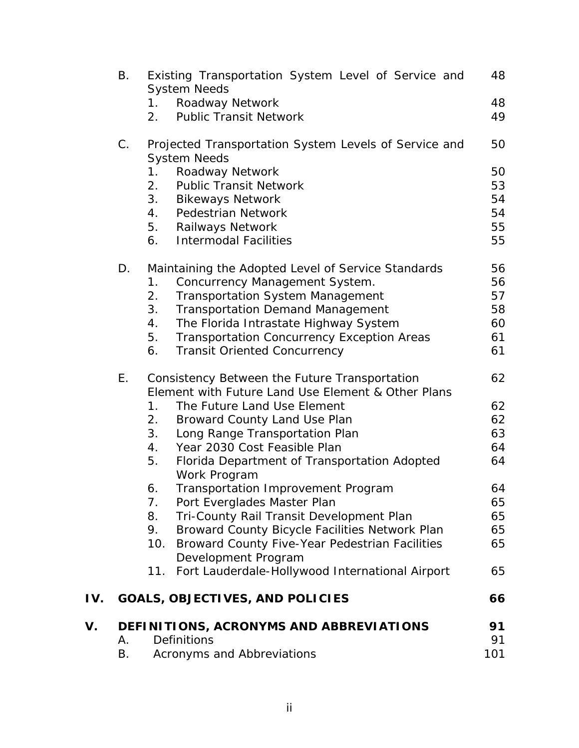| | | | |
|---|---|---|---|
| | B. | Existing Transportation System Level of Service and System Needs | 48 |
| | | 1. Roadway Network | 48 |
| | | 2. Public Transit Network | 49 |
| | C. | Projected Transportation System Levels of Service and System Needs | 50 |
| | | 1. Roadway Network | 50 |
| | | 2. Public Transit Network | 53 |
| | | 3. Bikeways Network | 54 |
| | | 4. Pedestrian Network | 54 |
| | | 5. Railways Network | 55 |
| | | 6. Intermodal Facilities | 55 |
| | D. | Maintaining the Adopted Level of Service Standards | 56 |
| | | 1. Concurrency Management System. | 56 |
| | | 2. Transportation System Management | 57 |
| | | 3. Transportation Demand Management | 58 |
| | | 4. The Florida Intrastate Highway System | 60 |
| | | 5. Transportation Concurrency Exception Areas | 61 |
| | | 6. Transit Oriented Concurrency | 61 |
| | E. | Consistency Between the Future Transportation Element with Future Land Use Element & Other Plans | 62 |
| | | 1. The Future Land Use Element | 62 |
| | | 2. Broward County Land Use Plan | 62 |
| | | 3. Long Range Transportation Plan | 63 |
| | | 4. Year 2030 Cost Feasible Plan | 64 |
| | | 5. Florida Department of Transportation Adopted Work Program | 64 |
| | | 6. Transportation Improvement Program | 64 |
| | | 7. Port Everglades Master Plan | 65 |
| | | 8. Tri-County Rail Transit Development Plan | 65 |
| | | 9. Broward County Bicycle Facilities Network Plan | 65 |
| | | 10. Broward County Five-Year Pedestrian Facilities Development Program | 65 |
| | | 11. Fort Lauderdale-Hollywood International Airport | 65 |
| **IV.** | **GOALS, OBJECTIVES, AND POLICIES** | | **66** |
| **V.** | **DEFINITIONS, ACRONYMS AND ABBREVIATIONS** | | **91** |
| | A. | Definitions | 91 |
| | B. | Acronyms and Abbreviations | 101 |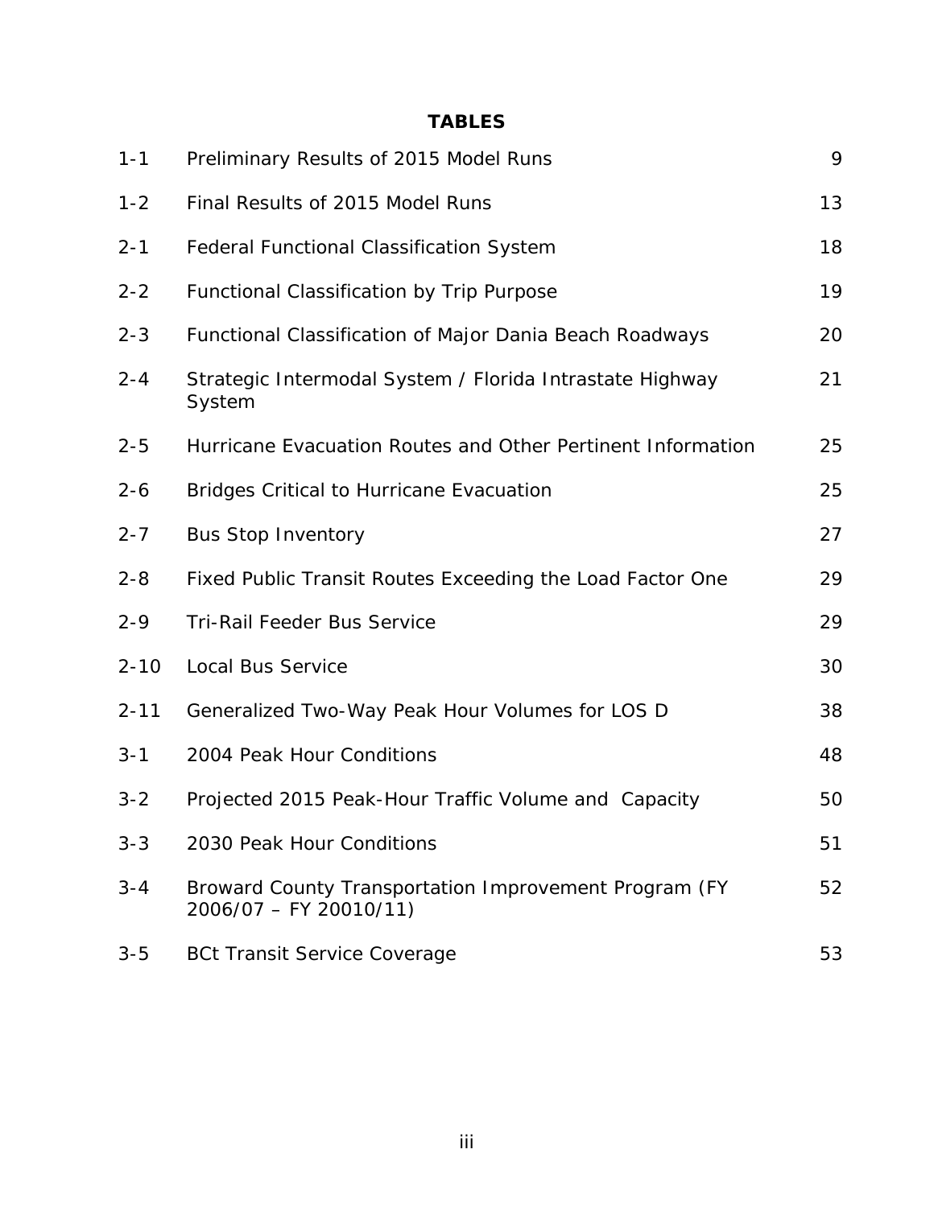# TABLES

| | | |
|---|---|---|
| 1-1 | Preliminary Results of 2015 Model Runs | 9 |
| 1-2 | Final Results of 2015 Model Runs | 13 |
| 2-1 | Federal Functional Classification System | 18 |
| 2-2 | Functional Classification by Trip Purpose | 19 |
| 2-3 | Functional Classification of Major Dania Beach Roadways | 20 |
| 2-4 | Strategic Intermodal System / Florida Intrastate Highway System | 21 |
| 2-5 | Hurricane Evacuation Routes and Other Pertinent Information | 25 |
| 2-6 | Bridges Critical to Hurricane Evacuation | 25 |
| 2-7 | Bus Stop Inventory | 27 |
| 2-8 | Fixed Public Transit Routes Exceeding the Load Factor One | 29 |
| 2-9 | Tri-Rail Feeder Bus Service | 29 |
| 2-10 | Local Bus Service | 30 |
| 2-11 | Generalized Two-Way Peak Hour Volumes for LOS D | 38 |
| 3-1 | 2004 Peak Hour Conditions | 48 |
| 3-2 | Projected 2015 Peak-Hour Traffic Volume and Capacity | 50 |
| 3-3 | 2030 Peak Hour Conditions | 51 |
| 3-4 | Broward County Transportation Improvement Program (FY 2006/07 – FY 20010/11) | 52 |
| 3-5 | BCt Transit Service Coverage | 53 |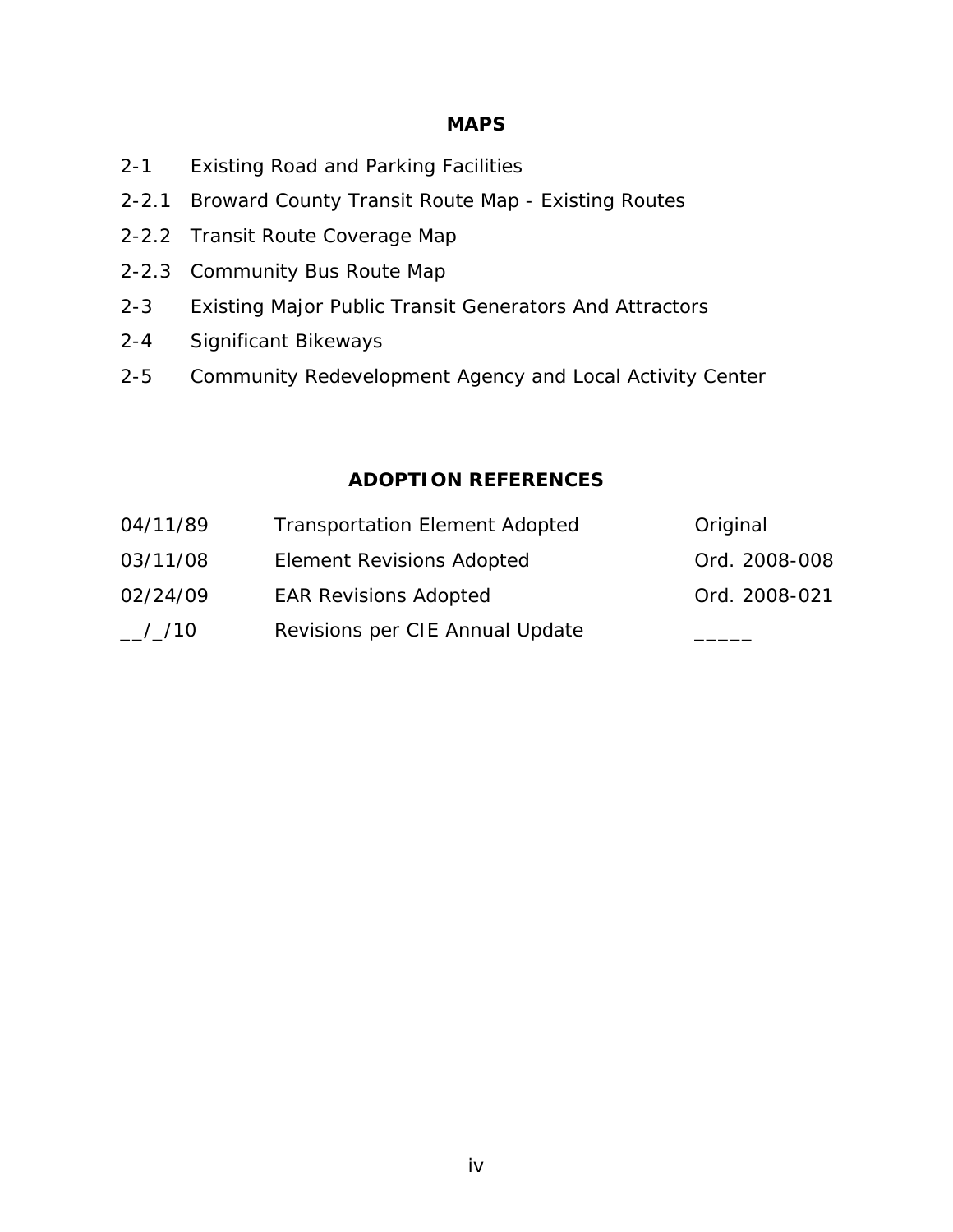## MAPS

2-1 Existing Road and Parking Facilities

2-2.1 Broward County Transit Route Map - Existing Routes

2-2.2 Transit Route Coverage Map

2-2.3 Community Bus Route Map

2-3 Existing Major Public Transit Generators And Attractors

2-4 Significant Bikeways

2-5 Community Redevelopment Agency and Local Activity Center

## ADOPTION REFERENCES

| | | |
|---|---|---|
| 04/11/89 | Transportation Element Adopted | Original |
| 03/11/08 | Element Revisions Adopted | Ord. 2008-008 |
| 02/24/09 | EAR Revisions Adopted | Ord. 2008-021 |
| __/_/10 | Revisions per CIE Annual Update | _____ |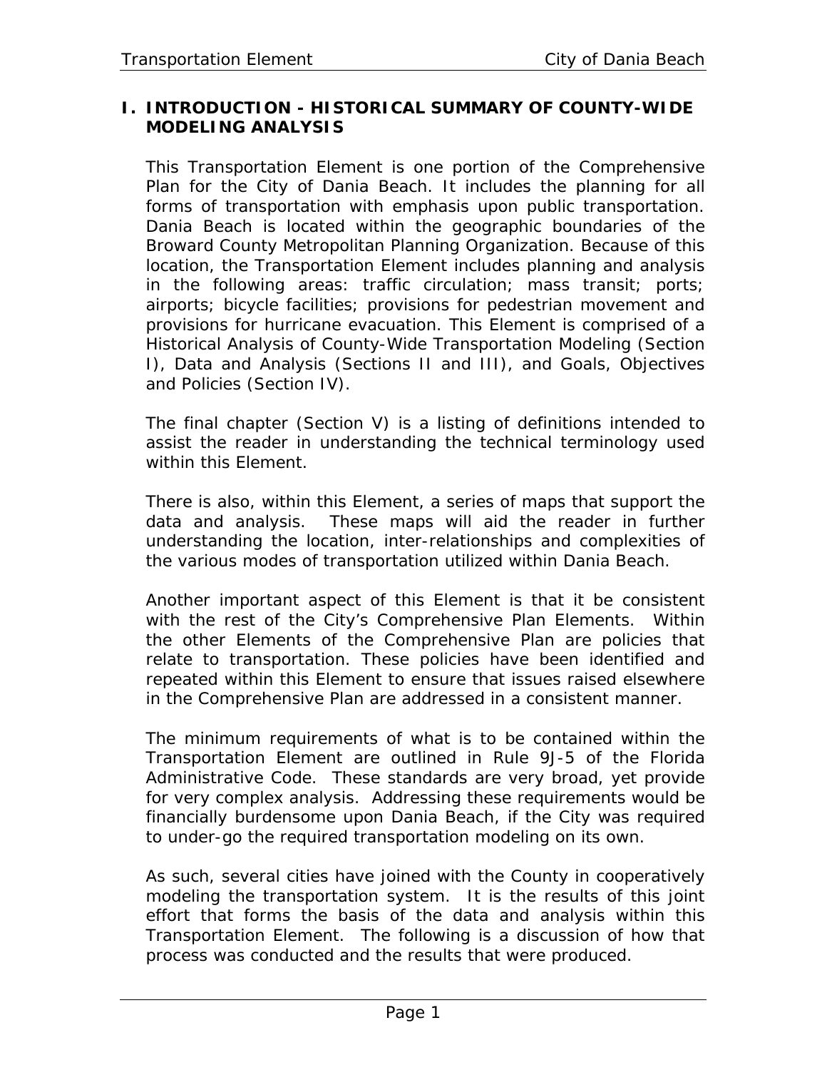# I. INTRODUCTION - HISTORICAL SUMMARY OF COUNTY-WIDE MODELING ANALYSIS

This Transportation Element is one portion of the Comprehensive Plan for the City of Dania Beach. It includes the planning for all forms of transportation with emphasis upon public transportation. Dania Beach is located within the geographic boundaries of the Broward County Metropolitan Planning Organization. Because of this location, the Transportation Element includes planning and analysis in the following areas: traffic circulation; mass transit; ports; airports; bicycle facilities; provisions for pedestrian movement and provisions for hurricane evacuation. This Element is comprised of a Historical Analysis of County-Wide Transportation Modeling (Section I), Data and Analysis (Sections II and III), and Goals, Objectives and Policies (Section IV).

The final chapter (Section V) is a listing of definitions intended to assist the reader in understanding the technical terminology used within this Element.

There is also, within this Element, a series of maps that support the data and analysis. These maps will aid the reader in further understanding the location, inter-relationships and complexities of the various modes of transportation utilized within Dania Beach.

Another important aspect of this Element is that it be consistent with the rest of the City's Comprehensive Plan Elements. Within the other Elements of the Comprehensive Plan are policies that relate to transportation. These policies have been identified and repeated within this Element to ensure that issues raised elsewhere in the Comprehensive Plan are addressed in a consistent manner.

The minimum requirements of what is to be contained within the Transportation Element are outlined in Rule 9J-5 of the Florida Administrative Code. These standards are very broad, yet provide for very complex analysis. Addressing these requirements would be financially burdensome upon Dania Beach, if the City was required to under-go the required transportation modeling on its own.

As such, several cities have joined with the County in cooperatively modeling the transportation system. It is the results of this joint effort that forms the basis of the data and analysis within this Transportation Element. The following is a discussion of how that process was conducted and the results that were produced.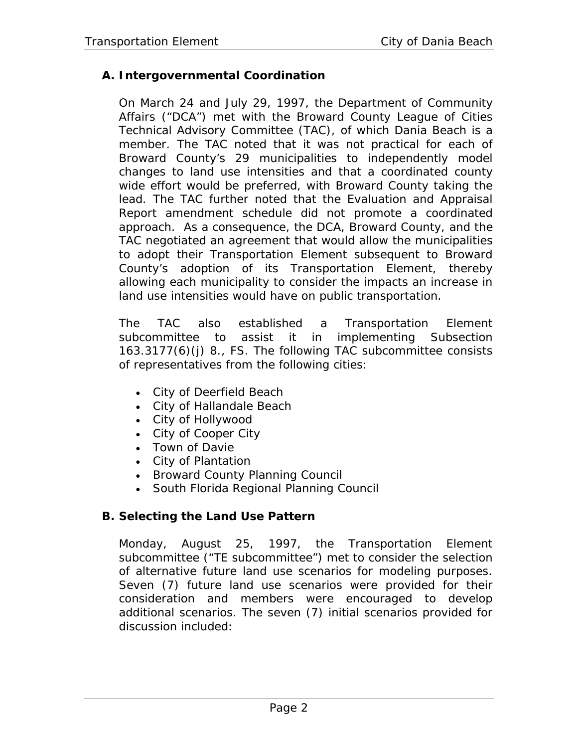## A. Intergovernmental Coordination

On March 24 and July 29, 1997, the Department of Community Affairs ("DCA") met with the Broward County League of Cities Technical Advisory Committee (TAC), of which Dania Beach is a member. The TAC noted that it was not practical for each of Broward County's 29 municipalities to independently model changes to land use intensities and that a coordinated county wide effort would be preferred, with Broward County taking the lead. The TAC further noted that the Evaluation and Appraisal Report amendment schedule did not promote a coordinated approach. As a consequence, the DCA, Broward County, and the TAC negotiated an agreement that would allow the municipalities to adopt their Transportation Element subsequent to Broward County's adoption of its Transportation Element, thereby allowing each municipality to consider the impacts an increase in land use intensities would have on public transportation.

The TAC also established a Transportation Element subcommittee to assist it in implementing Subsection 163.3177(6)(j) 8., FS. The following TAC subcommittee consists of representatives from the following cities:

- City of Deerfield Beach
- City of Hallandale Beach
- City of Hollywood
- City of Cooper City
- Town of Davie
- City of Plantation
- Broward County Planning Council
- South Florida Regional Planning Council

## B. Selecting the Land Use Pattern

Monday, August 25, 1997, the Transportation Element subcommittee ("TE subcommittee") met to consider the selection of alternative future land use scenarios for modeling purposes. Seven (7) future land use scenarios were provided for their consideration and members were encouraged to develop additional scenarios. The seven (7) initial scenarios provided for discussion included: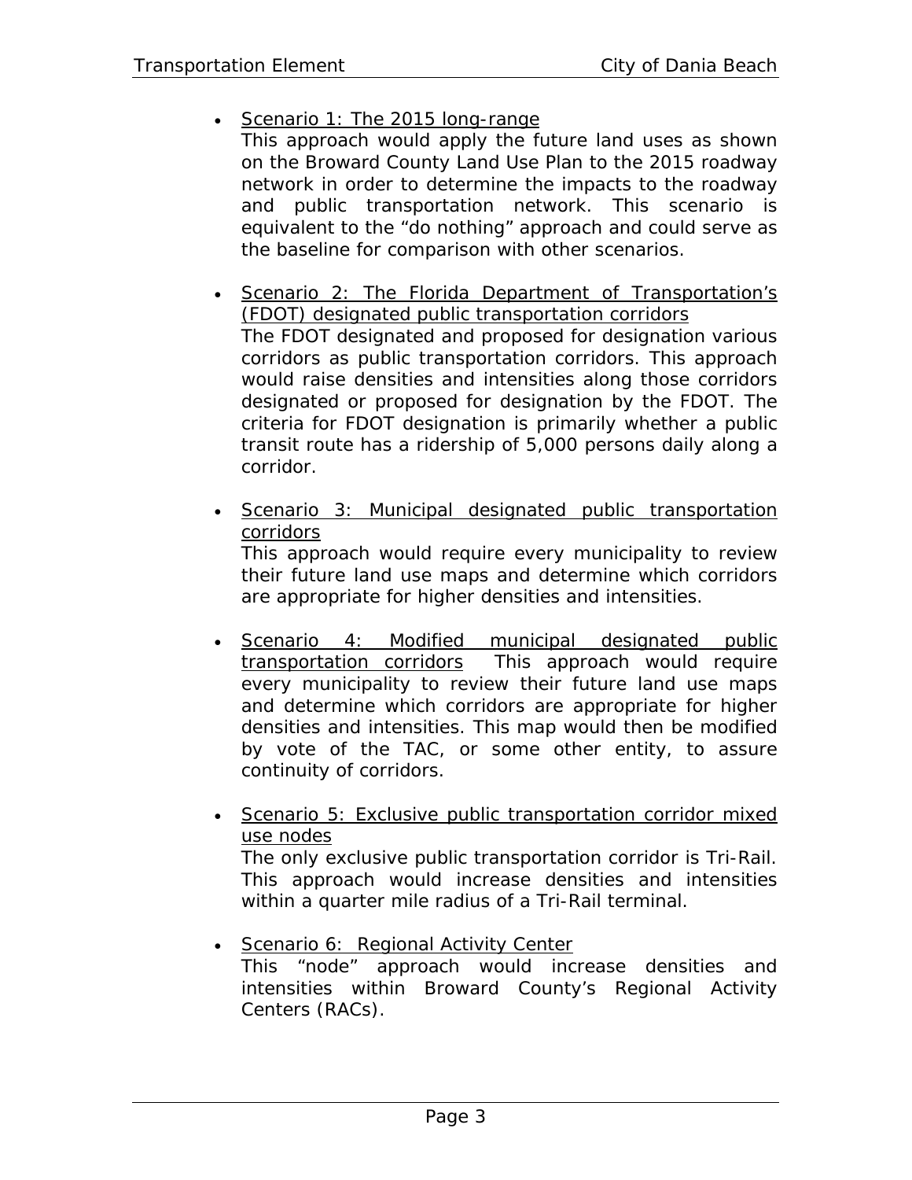- Scenario 1: The 2015 long-range
  This approach would apply the future land uses as shown on the Broward County Land Use Plan to the 2015 roadway network in order to determine the impacts to the roadway and public transportation network. This scenario is equivalent to the "do nothing" approach and could serve as the baseline for comparison with other scenarios.

- Scenario 2: The Florida Department of Transportation's (FDOT) designated public transportation corridors
  The FDOT designated and proposed for designation various corridors as public transportation corridors. This approach would raise densities and intensities along those corridors designated or proposed for designation by the FDOT. The criteria for FDOT designation is primarily whether a public transit route has a ridership of 5,000 persons daily along a corridor.

- Scenario 3: Municipal designated public transportation corridors
  This approach would require every municipality to review their future land use maps and determine which corridors are appropriate for higher densities and intensities.

- Scenario 4: Modified municipal designated public transportation corridors This approach would require every municipality to review their future land use maps and determine which corridors are appropriate for higher densities and intensities. This map would then be modified by vote of the TAC, or some other entity, to assure continuity of corridors.

- Scenario 5: Exclusive public transportation corridor mixed use nodes
  The only exclusive public transportation corridor is Tri-Rail. This approach would increase densities and intensities within a quarter mile radius of a Tri-Rail terminal.

- Scenario 6: Regional Activity Center
  This "node" approach would increase densities and intensities within Broward County's Regional Activity Centers (RACs).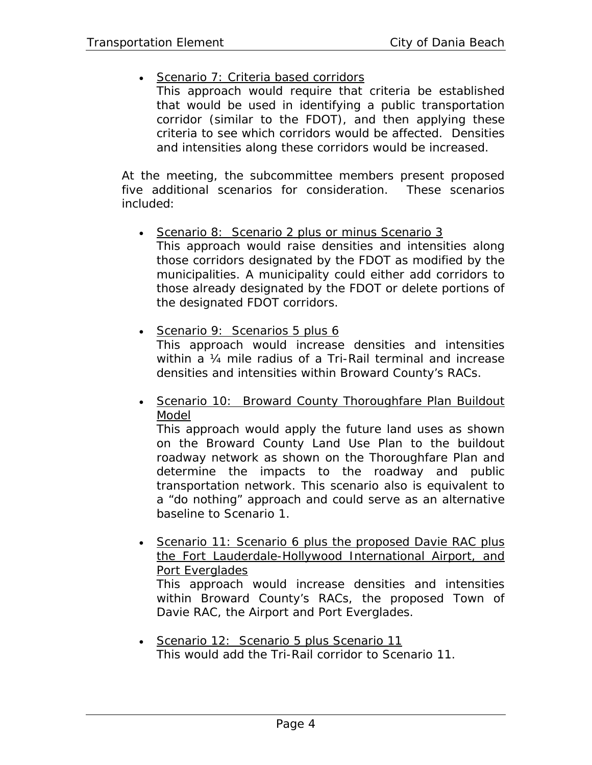- Scenario 7: Criteria based corridors
  This approach would require that criteria be established that would be used in identifying a public transportation corridor (similar to the FDOT), and then applying these criteria to see which corridors would be affected. Densities and intensities along these corridors would be increased.

At the meeting, the subcommittee members present proposed five additional scenarios for consideration. These scenarios included:

- Scenario 8: Scenario 2 plus or minus Scenario 3
  This approach would raise densities and intensities along those corridors designated by the FDOT as modified by the municipalities. A municipality could either add corridors to those already designated by the FDOT or delete portions of the designated FDOT corridors.

- Scenario 9: Scenarios 5 plus 6
  This approach would increase densities and intensities within a ¼ mile radius of a Tri-Rail terminal and increase densities and intensities within Broward County's RACs.

- Scenario 10: Broward County Thoroughfare Plan Buildout Model
  This approach would apply the future land uses as shown on the Broward County Land Use Plan to the buildout roadway network as shown on the Thoroughfare Plan and determine the impacts to the roadway and public transportation network. This scenario also is equivalent to a "do nothing" approach and could serve as an alternative baseline to Scenario 1.

- Scenario 11: Scenario 6 plus the proposed Davie RAC plus the Fort Lauderdale-Hollywood International Airport, and Port Everglades
  This approach would increase densities and intensities within Broward County's RACs, the proposed Town of Davie RAC, the Airport and Port Everglades.

- Scenario 12: Scenario 5 plus Scenario 11
  This would add the Tri-Rail corridor to Scenario 11.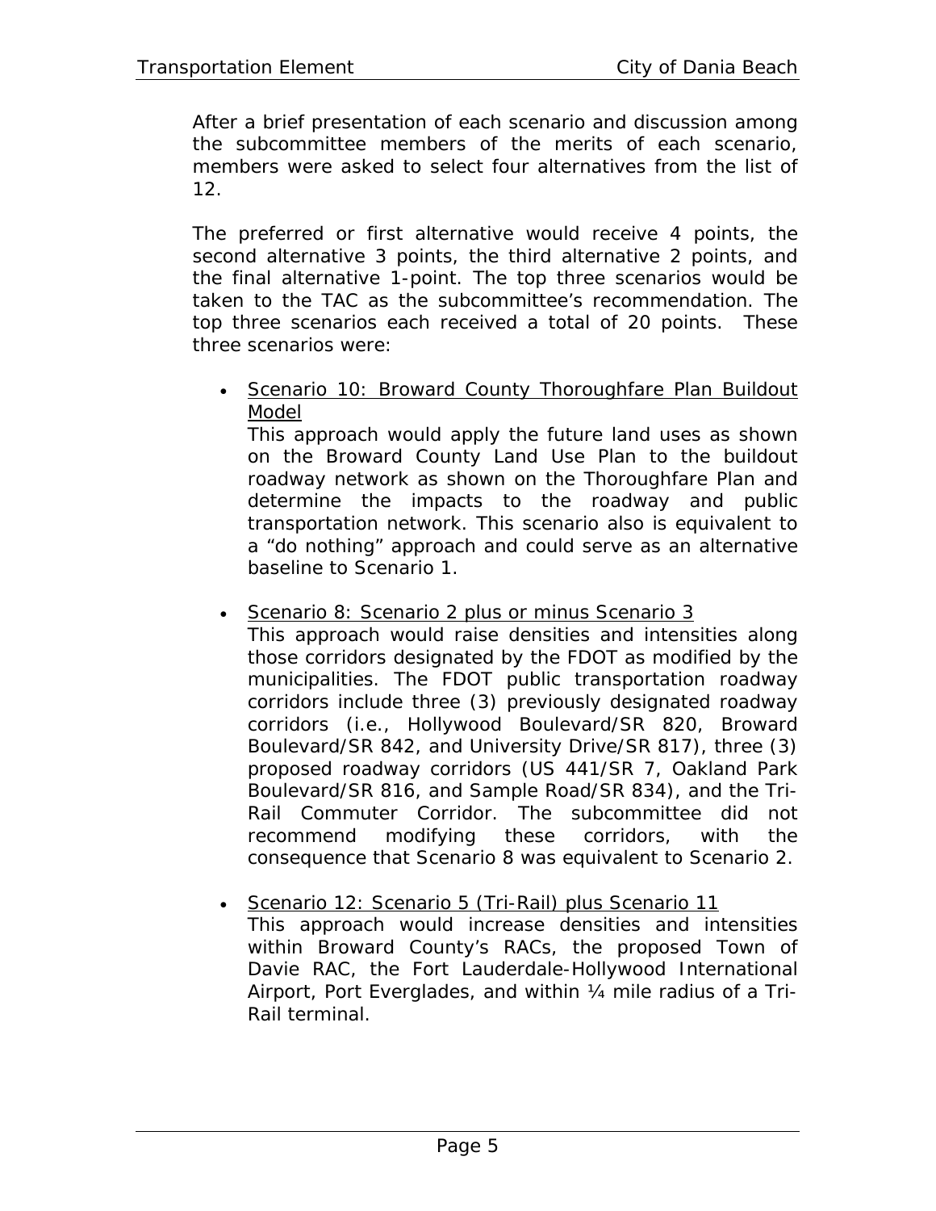After a brief presentation of each scenario and discussion among the subcommittee members of the merits of each scenario, members were asked to select four alternatives from the list of 12.

The preferred or first alternative would receive 4 points, the second alternative 3 points, the third alternative 2 points, and the final alternative 1-point. The top three scenarios would be taken to the TAC as the subcommittee's recommendation. The top three scenarios each received a total of 20 points. These three scenarios were:

- <u>Scenario 10: Broward County Thoroughfare Plan Buildout Model</u>
  This approach would apply the future land uses as shown on the Broward County Land Use Plan to the buildout roadway network as shown on the Thoroughfare Plan and determine the impacts to the roadway and public transportation network. This scenario also is equivalent to a "do nothing" approach and could serve as an alternative baseline to Scenario 1.

- <u>Scenario 8: Scenario 2 plus or minus Scenario 3</u>
  This approach would raise densities and intensities along those corridors designated by the FDOT as modified by the municipalities. The FDOT public transportation roadway corridors include three (3) previously designated roadway corridors (i.e., Hollywood Boulevard/SR 820, Broward Boulevard/SR 842, and University Drive/SR 817), three (3) proposed roadway corridors (US 441/SR 7, Oakland Park Boulevard/SR 816, and Sample Road/SR 834), and the Tri-Rail Commuter Corridor. The subcommittee did not recommend modifying these corridors, with the consequence that Scenario 8 was equivalent to Scenario 2.

- <u>Scenario 12: Scenario 5 (Tri-Rail) plus Scenario 11</u>
  This approach would increase densities and intensities within Broward County's RACs, the proposed Town of Davie RAC, the Fort Lauderdale-Hollywood International Airport, Port Everglades, and within ¼ mile radius of a Tri-Rail terminal.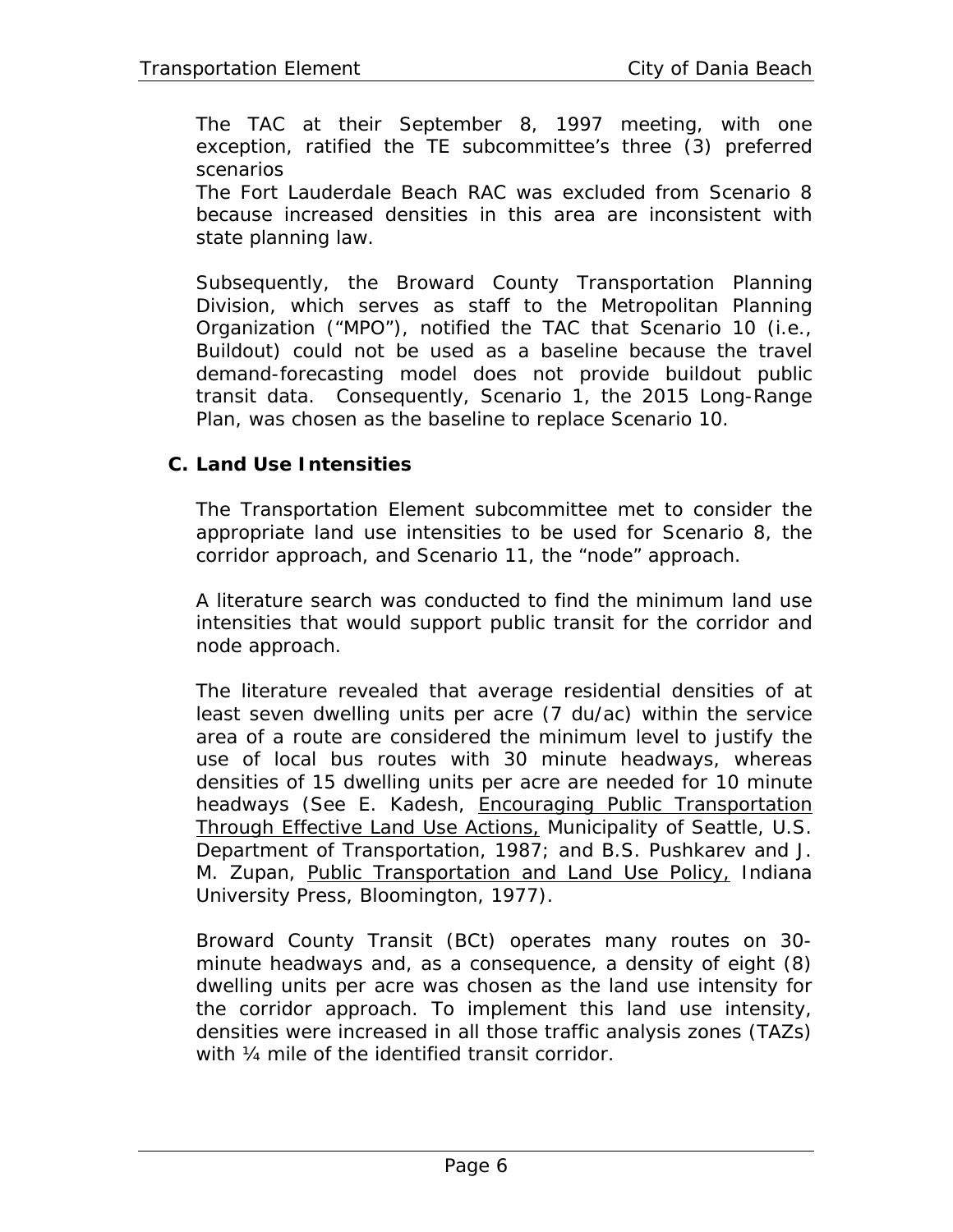The TAC at their September 8, 1997 meeting, with one exception, ratified the TE subcommittee's three (3) preferred scenarios

The Fort Lauderdale Beach RAC was excluded from Scenario 8 because increased densities in this area are inconsistent with state planning law.

Subsequently, the Broward County Transportation Planning Division, which serves as staff to the Metropolitan Planning Organization ("MPO"), notified the TAC that Scenario 10 (i.e., Buildout) could not be used as a baseline because the travel demand-forecasting model does not provide buildout public transit data. Consequently, Scenario 1, the 2015 Long-Range Plan, was chosen as the baseline to replace Scenario 10.

## C. Land Use Intensities

The Transportation Element subcommittee met to consider the appropriate land use intensities to be used for Scenario 8, the corridor approach, and Scenario 11, the "node" approach.

A literature search was conducted to find the minimum land use intensities that would support public transit for the corridor and node approach.

The literature revealed that average residential densities of at least seven dwelling units per acre (7 du/ac) within the service area of a route are considered the minimum level to justify the use of local bus routes with 30 minute headways, whereas densities of 15 dwelling units per acre are needed for 10 minute headways (See E. Kadesh, <u>Encouraging Public Transportation Through Effective Land Use Actions,</u> Municipality of Seattle, U.S. Department of Transportation, 1987; and B.S. Pushkarev and J. M. Zupan, <u>Public Transportation and Land Use Policy,</u> Indiana University Press, Bloomington, 1977).

Broward County Transit (BCt) operates many routes on 30-minute headways and, as a consequence, a density of eight (8) dwelling units per acre was chosen as the land use intensity for the corridor approach. To implement this land use intensity, densities were increased in all those traffic analysis zones (TAZs) with ¼ mile of the identified transit corridor.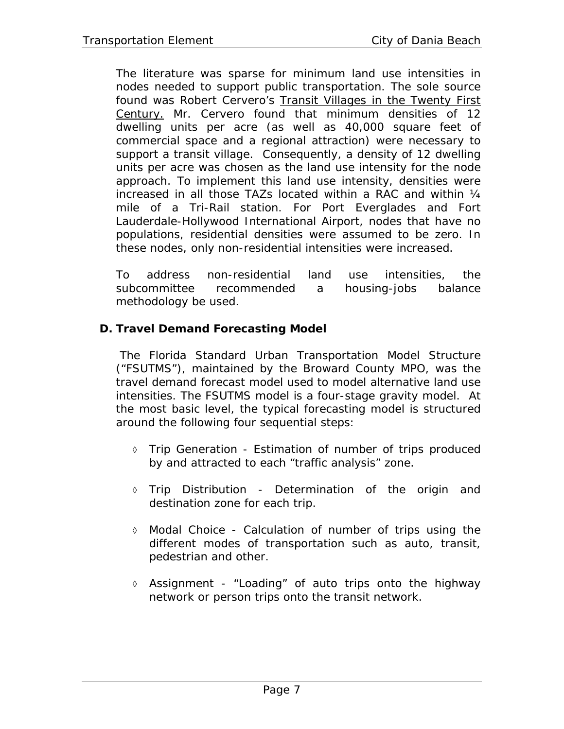The literature was sparse for minimum land use intensities in nodes needed to support public transportation. The sole source found was Robert Cervero's Transit Villages in the Twenty First Century. Mr. Cervero found that minimum densities of 12 dwelling units per acre (as well as 40,000 square feet of commercial space and a regional attraction) were necessary to support a transit village. Consequently, a density of 12 dwelling units per acre was chosen as the land use intensity for the node approach. To implement this land use intensity, densities were increased in all those TAZs located within a RAC and within ¼ mile of a Tri-Rail station. For Port Everglades and Fort Lauderdale-Hollywood International Airport, nodes that have no populations, residential densities were assumed to be zero. In these nodes, only non-residential intensities were increased.

To address non-residential land use intensities, the subcommittee recommended a housing-jobs balance methodology be used.

### D. Travel Demand Forecasting Model

The Florida Standard Urban Transportation Model Structure ("FSUTMS"), maintained by the Broward County MPO, was the travel demand forecast model used to model alternative land use intensities. The FSUTMS model is a four-stage gravity model. At the most basic level, the typical forecasting model is structured around the following four sequential steps:

- ◊ Trip Generation - Estimation of number of trips produced by and attracted to each "traffic analysis" zone.
- ◊ Trip Distribution - Determination of the origin and destination zone for each trip.
- ◊ Modal Choice - Calculation of number of trips using the different modes of transportation such as auto, transit, pedestrian and other.
- ◊ Assignment - "Loading" of auto trips onto the highway network or person trips onto the transit network.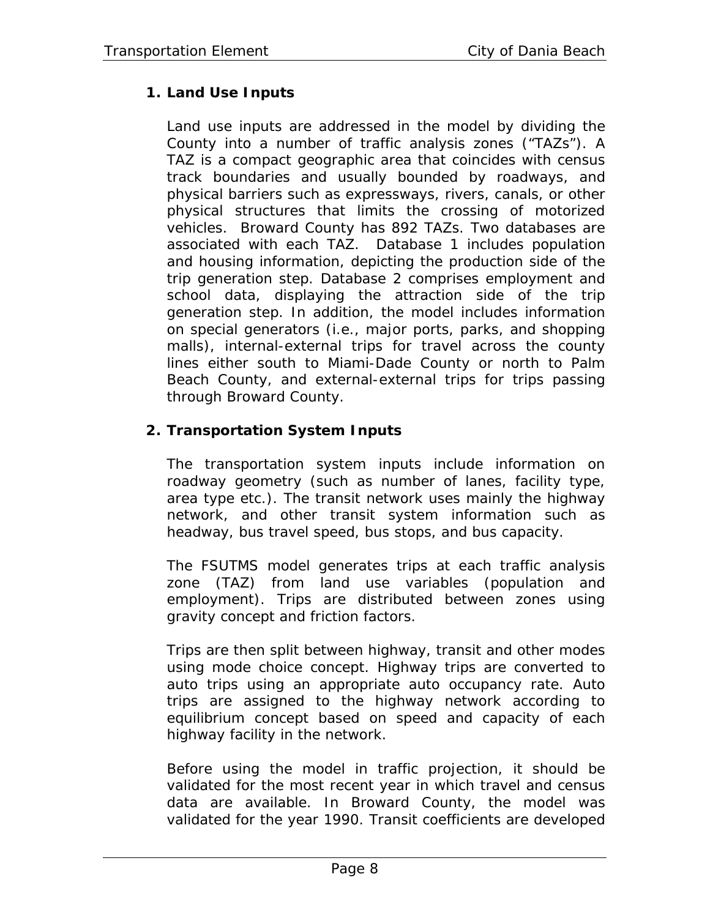1. **Land Use Inputs**

   Land use inputs are addressed in the model by dividing the County into a number of traffic analysis zones ("TAZs"). A TAZ is a compact geographic area that coincides with census track boundaries and usually bounded by roadways, and physical barriers such as expressways, rivers, canals, or other physical structures that limits the crossing of motorized vehicles. Broward County has 892 TAZs. Two databases are associated with each TAZ. Database 1 includes population and housing information, depicting the production side of the trip generation step. Database 2 comprises employment and school data, displaying the attraction side of the trip generation step. In addition, the model includes information on special generators (i.e., major ports, parks, and shopping malls), internal-external trips for travel across the county lines either south to Miami-Dade County or north to Palm Beach County, and external-external trips for trips passing through Broward County.

2. **Transportation System Inputs**

   The transportation system inputs include information on roadway geometry (such as number of lanes, facility type, area type etc.). The transit network uses mainly the highway network, and other transit system information such as headway, bus travel speed, bus stops, and bus capacity.

   The FSUTMS model generates trips at each traffic analysis zone (TAZ) from land use variables (population and employment). Trips are distributed between zones using gravity concept and friction factors.

   Trips are then split between highway, transit and other modes using mode choice concept. Highway trips are converted to auto trips using an appropriate auto occupancy rate. Auto trips are assigned to the highway network according to equilibrium concept based on speed and capacity of each highway facility in the network.

   Before using the model in traffic projection, it should be validated for the most recent year in which travel and census data are available. In Broward County, the model was validated for the year 1990. Transit coefficients are developed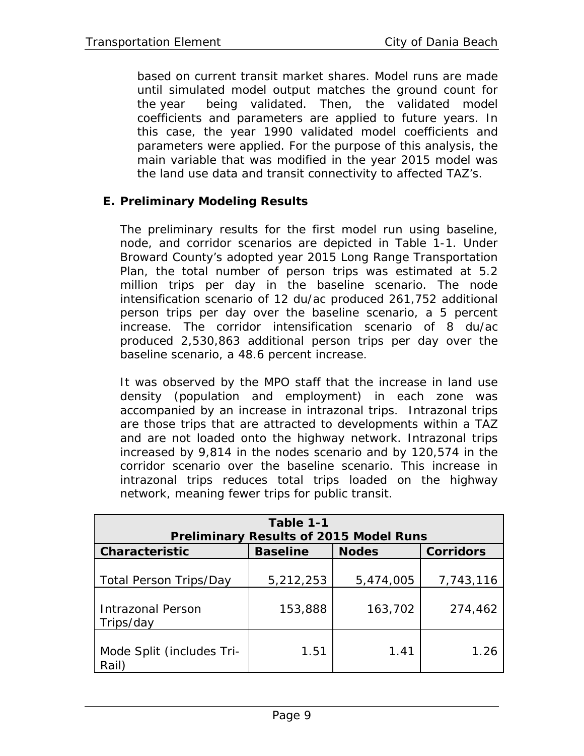based on current transit market shares. Model runs are made until simulated model output matches the ground count for the year being validated. Then, the validated model coefficients and parameters are applied to future years. In this case, the year 1990 validated model coefficients and parameters were applied. For the purpose of this analysis, the main variable that was modified in the year 2015 model was the land use data and transit connectivity to affected TAZ's.

## E. Preliminary Modeling Results

The preliminary results for the first model run using baseline, node, and corridor scenarios are depicted in Table 1-1. Under Broward County's adopted year 2015 Long Range Transportation Plan, the total number of person trips was estimated at 5.2 million trips per day in the baseline scenario. The node intensification scenario of 12 du/ac produced 261,752 additional person trips per day over the baseline scenario, a 5 percent increase. The corridor intensification scenario of 8 du/ac produced 2,530,863 additional person trips per day over the baseline scenario, a 48.6 percent increase.

It was observed by the MPO staff that the increase in land use density (population and employment) in each zone was accompanied by an increase in intrazonal trips. Intrazonal trips are those trips that are attracted to developments within a TAZ and are not loaded onto the highway network. Intrazonal trips increased by 9,814 in the nodes scenario and by 120,574 in the corridor scenario over the baseline scenario. This increase in intrazonal trips reduces total trips loaded on the highway network, meaning fewer trips for public transit.

**Table 1-1**
**Preliminary Results of 2015 Model Runs**

| Characteristic | Baseline | Nodes | Corridors |
|---|---|---|---|
| Total Person Trips/Day | 5,212,253 | 5,474,005 | 7,743,116 |
| Intrazonal Person Trips/day | 153,888 | 163,702 | 274,462 |
| Mode Split (includes Tri-Rail) | 1.51 | 1.41 | 1.26 |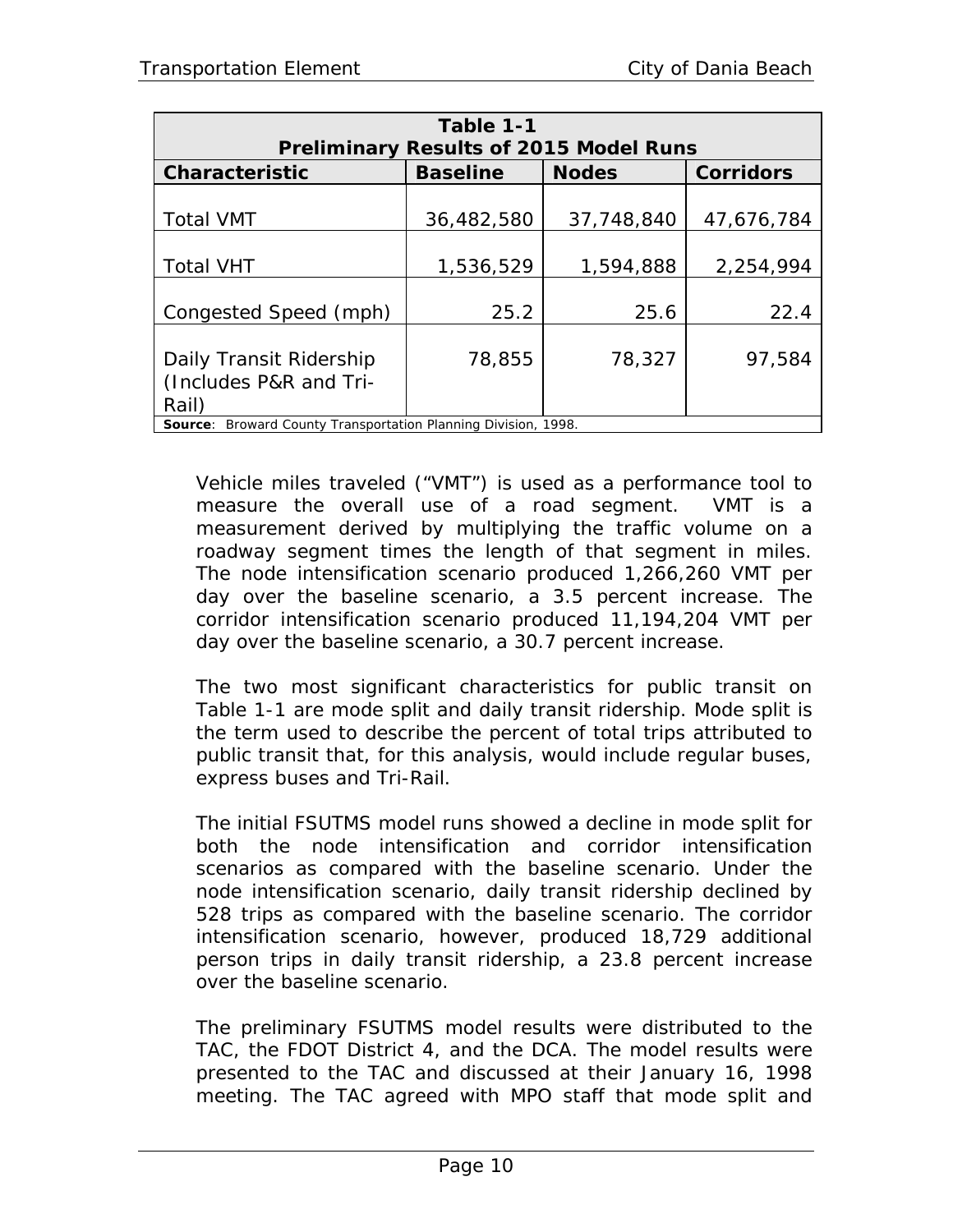| **Table 1-1**<br>**Preliminary Results of 2015 Model Runs** | | | |
|---|---|---|---|
| **Characteristic** | **Baseline** | **Nodes** | **Corridors** |
| Total VMT | 36,482,580 | 37,748,840 | 47,676,784 |
| Total VHT | 1,536,529 | 1,594,888 | 2,254,994 |
| Congested Speed (mph) | 25.2 | 25.6 | 22.4 |
| Daily Transit Ridership (Includes P&R and Tri-Rail) | 78,855 | 78,327 | 97,584 |
| **Source**: Broward County Transportation Planning Division, 1998. | | | |

Vehicle miles traveled ("VMT") is used as a performance tool to measure the overall use of a road segment. VMT is a measurement derived by multiplying the traffic volume on a roadway segment times the length of that segment in miles. The node intensification scenario produced 1,266,260 VMT per day over the baseline scenario, a 3.5 percent increase. The corridor intensification scenario produced 11,194,204 VMT per day over the baseline scenario, a 30.7 percent increase.

The two most significant characteristics for public transit on Table 1-1 are mode split and daily transit ridership. Mode split is the term used to describe the percent of total trips attributed to public transit that, for this analysis, would include regular buses, express buses and Tri-Rail.

The initial FSUTMS model runs showed a decline in mode split for both the node intensification and corridor intensification scenarios as compared with the baseline scenario. Under the node intensification scenario, daily transit ridership declined by 528 trips as compared with the baseline scenario. The corridor intensification scenario, however, produced 18,729 additional person trips in daily transit ridership, a 23.8 percent increase over the baseline scenario.

The preliminary FSUTMS model results were distributed to the TAC, the FDOT District 4, and the DCA. The model results were presented to the TAC and discussed at their January 16, 1998 meeting. The TAC agreed with MPO staff that mode split and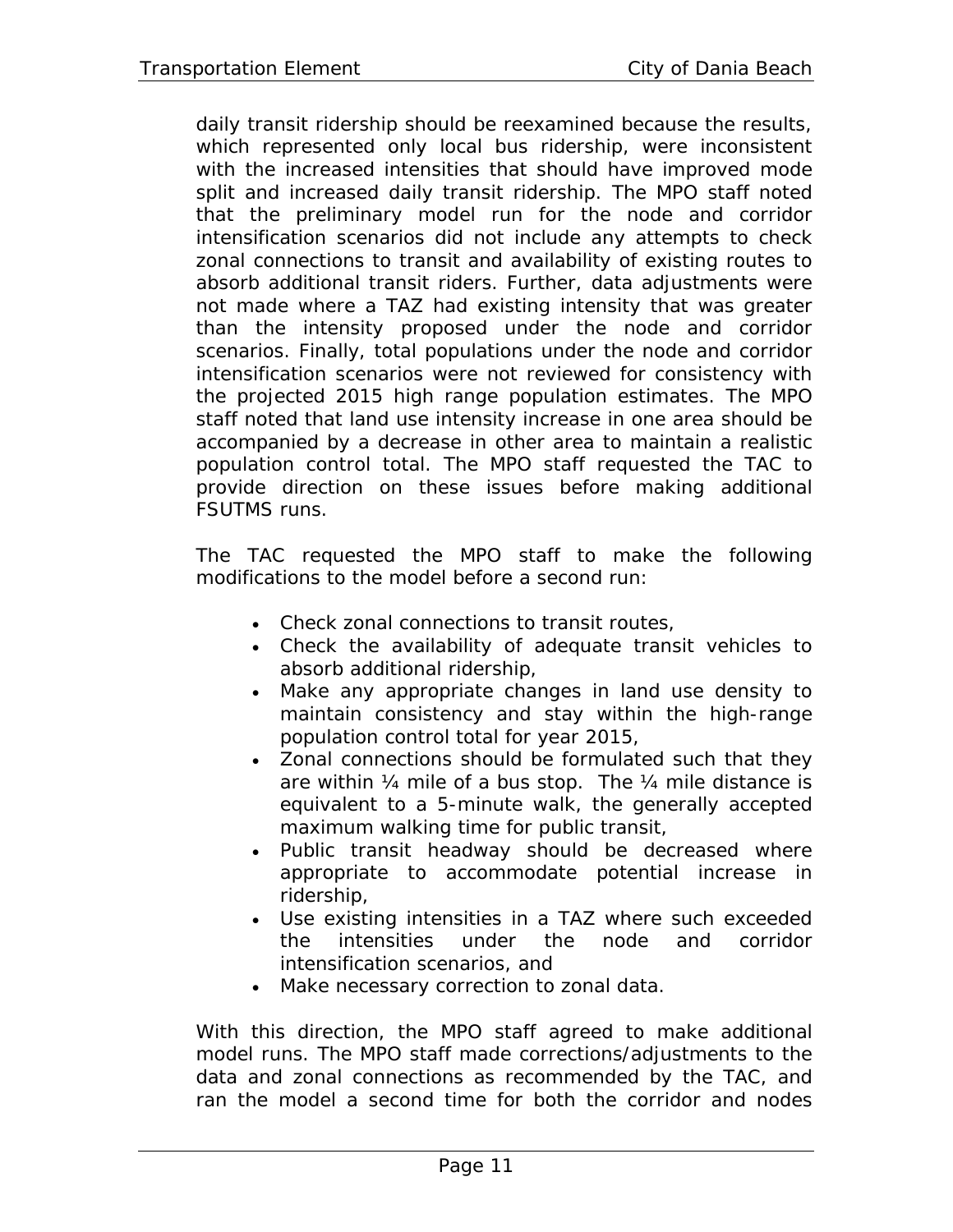daily transit ridership should be reexamined because the results, which represented only local bus ridership, were inconsistent with the increased intensities that should have improved mode split and increased daily transit ridership. The MPO staff noted that the preliminary model run for the node and corridor intensification scenarios did not include any attempts to check zonal connections to transit and availability of existing routes to absorb additional transit riders. Further, data adjustments were not made where a TAZ had existing intensity that was greater than the intensity proposed under the node and corridor scenarios. Finally, total populations under the node and corridor intensification scenarios were not reviewed for consistency with the projected 2015 high range population estimates. The MPO staff noted that land use intensity increase in one area should be accompanied by a decrease in other area to maintain a realistic population control total. The MPO staff requested the TAC to provide direction on these issues before making additional FSUTMS runs.

The TAC requested the MPO staff to make the following modifications to the model before a second run:

- Check zonal connections to transit routes,
- Check the availability of adequate transit vehicles to absorb additional ridership,
- Make any appropriate changes in land use density to maintain consistency and stay within the high-range population control total for year 2015,
- Zonal connections should be formulated such that they are within ¼ mile of a bus stop. The ¼ mile distance is equivalent to a 5-minute walk, the generally accepted maximum walking time for public transit,
- Public transit headway should be decreased where appropriate to accommodate potential increase in ridership,
- Use existing intensities in a TAZ where such exceeded the intensities under the node and corridor intensification scenarios, and
- Make necessary correction to zonal data.

With this direction, the MPO staff agreed to make additional model runs. The MPO staff made corrections/adjustments to the data and zonal connections as recommended by the TAC, and ran the model a second time for both the corridor and nodes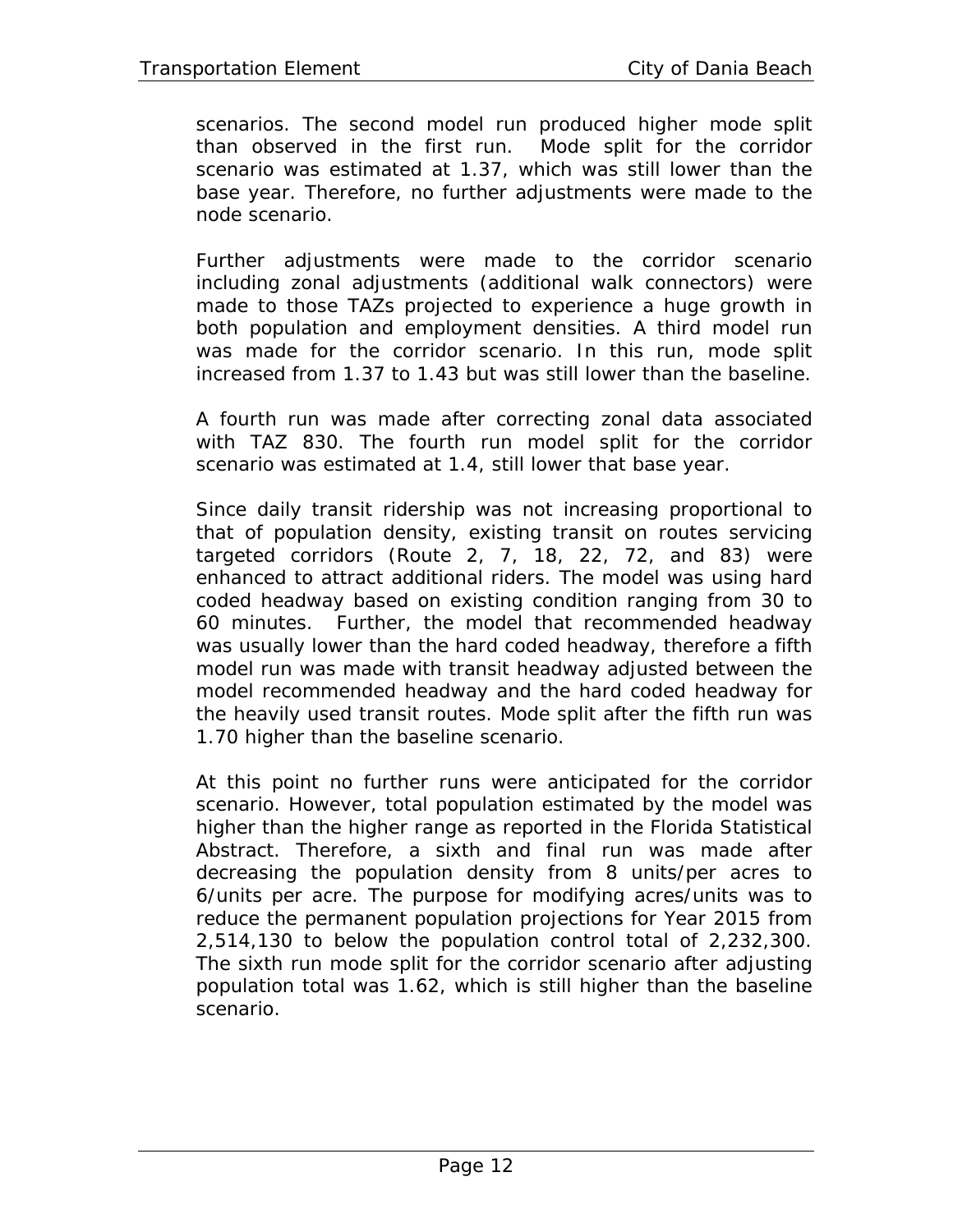scenarios. The second model run produced higher mode split than observed in the first run. Mode split for the corridor scenario was estimated at 1.37, which was still lower than the base year. Therefore, no further adjustments were made to the node scenario.

Further adjustments were made to the corridor scenario including zonal adjustments (additional walk connectors) were made to those TAZs projected to experience a huge growth in both population and employment densities. A third model run was made for the corridor scenario. In this run, mode split increased from 1.37 to 1.43 but was still lower than the baseline.

A fourth run was made after correcting zonal data associated with TAZ 830. The fourth run model split for the corridor scenario was estimated at 1.4, still lower that base year.

Since daily transit ridership was not increasing proportional to that of population density, existing transit on routes servicing targeted corridors (Route 2, 7, 18, 22, 72, and 83) were enhanced to attract additional riders. The model was using hard coded headway based on existing condition ranging from 30 to 60 minutes. Further, the model that recommended headway was usually lower than the hard coded headway, therefore a fifth model run was made with transit headway adjusted between the model recommended headway and the hard coded headway for the heavily used transit routes. Mode split after the fifth run was 1.70 higher than the baseline scenario.

At this point no further runs were anticipated for the corridor scenario. However, total population estimated by the model was higher than the higher range as reported in the Florida Statistical Abstract. Therefore, a sixth and final run was made after decreasing the population density from 8 units/per acres to 6/units per acre. The purpose for modifying acres/units was to reduce the permanent population projections for Year 2015 from 2,514,130 to below the population control total of 2,232,300. The sixth run mode split for the corridor scenario after adjusting population total was 1.62, which is still higher than the baseline scenario.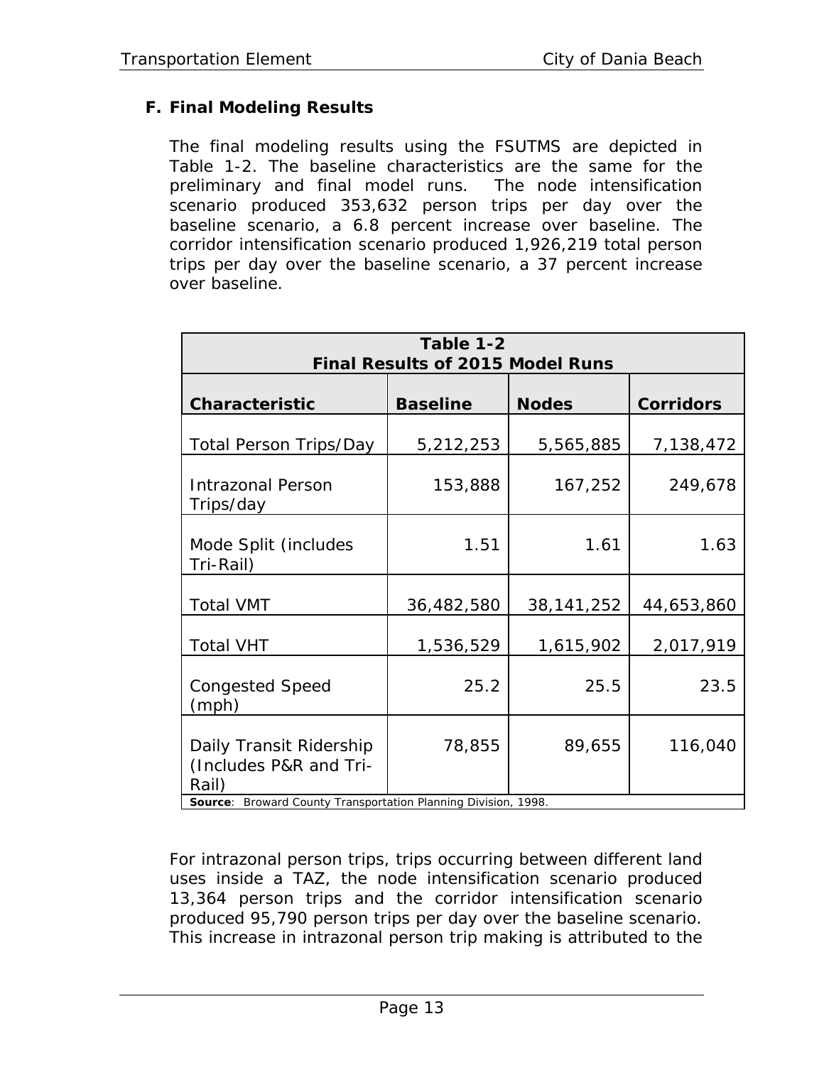## F. Final Modeling Results

The final modeling results using the FSUTMS are depicted in Table 1-2. The baseline characteristics are the same for the preliminary and final model runs. The node intensification scenario produced 353,632 person trips per day over the baseline scenario, a 6.8 percent increase over baseline. The corridor intensification scenario produced 1,926,219 total person trips per day over the baseline scenario, a 37 percent increase over baseline.

**Table 1-2**
**Final Results of 2015 Model Runs**

| Characteristic | Baseline | Nodes | Corridors |
|---|---|---|---|
| Total Person Trips/Day | 5,212,253 | 5,565,885 | 7,138,472 |
| Intrazonal Person Trips/day | 153,888 | 167,252 | 249,678 |
| Mode Split (includes Tri-Rail) | 1.51 | 1.61 | 1.63 |
| Total VMT | 36,482,580 | 38,141,252 | 44,653,860 |
| Total VHT | 1,536,529 | 1,615,902 | 2,017,919 |
| Congested Speed (mph) | 25.2 | 25.5 | 23.5 |
| Daily Transit Ridership (Includes P&R and Tri-Rail) | 78,855 | 89,655 | 116,040 |

**Source**: Broward County Transportation Planning Division, 1998.

For intrazonal person trips, trips occurring between different land uses inside a TAZ, the node intensification scenario produced 13,364 person trips and the corridor intensification scenario produced 95,790 person trips per day over the baseline scenario. This increase in intrazonal person trip making is attributed to the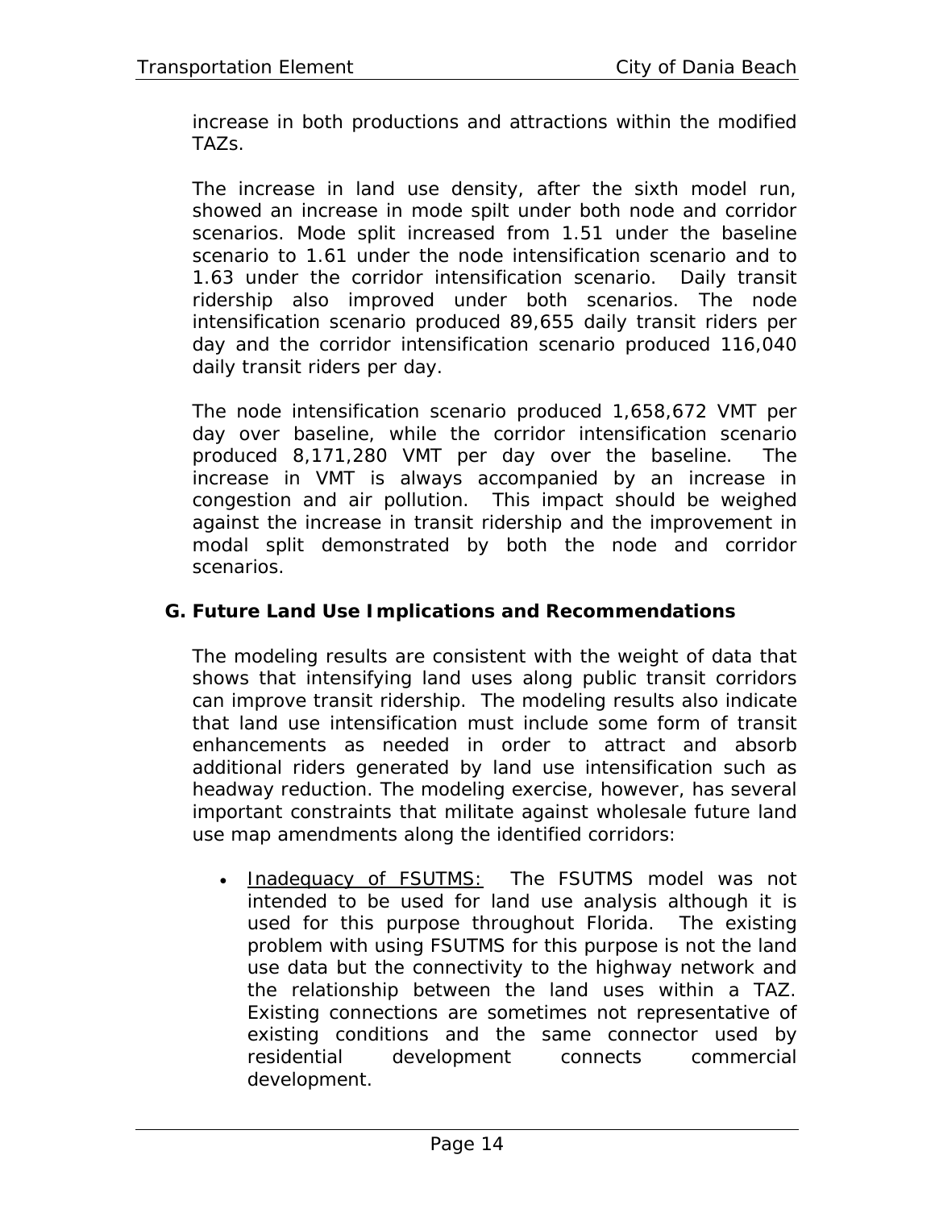increase in both productions and attractions within the modified TAZs.

The increase in land use density, after the sixth model run, showed an increase in mode spilt under both node and corridor scenarios. Mode split increased from 1.51 under the baseline scenario to 1.61 under the node intensification scenario and to 1.63 under the corridor intensification scenario. Daily transit ridership also improved under both scenarios. The node intensification scenario produced 89,655 daily transit riders per day and the corridor intensification scenario produced 116,040 daily transit riders per day.

The node intensification scenario produced 1,658,672 VMT per day over baseline, while the corridor intensification scenario produced 8,171,280 VMT per day over the baseline. The increase in VMT is always accompanied by an increase in congestion and air pollution. This impact should be weighed against the increase in transit ridership and the improvement in modal split demonstrated by both the node and corridor scenarios.

### G. Future Land Use Implications and Recommendations

The modeling results are consistent with the weight of data that shows that intensifying land uses along public transit corridors can improve transit ridership. The modeling results also indicate that land use intensification must include some form of transit enhancements as needed in order to attract and absorb additional riders generated by land use intensification such as headway reduction. The modeling exercise, however, has several important constraints that militate against wholesale future land use map amendments along the identified corridors:

- <u>Inadequacy of FSUTMS:</u> The FSUTMS model was not intended to be used for land use analysis although it is used for this purpose throughout Florida. The existing problem with using FSUTMS for this purpose is not the land use data but the connectivity to the highway network and the relationship between the land uses within a TAZ. Existing connections are sometimes not representative of existing conditions and the same connector used by residential development connects commercial development.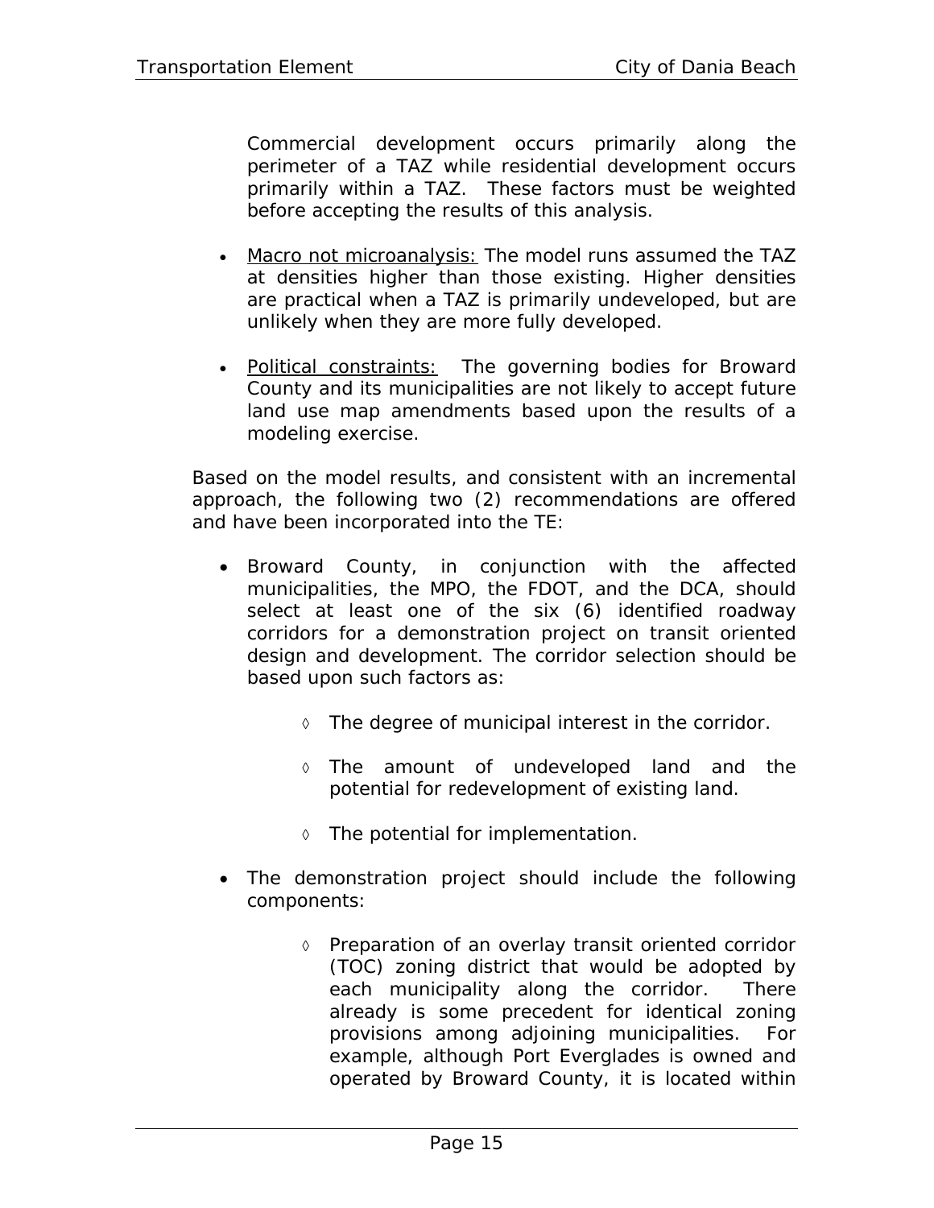Commercial development occurs primarily along the perimeter of a TAZ while residential development occurs primarily within a TAZ. These factors must be weighted before accepting the results of this analysis.

- <u>Macro not microanalysis:</u> The model runs assumed the TAZ at densities higher than those existing. Higher densities are practical when a TAZ is primarily undeveloped, but are unlikely when they are more fully developed.

- <u>Political constraints:</u> The governing bodies for Broward County and its municipalities are not likely to accept future land use map amendments based upon the results of a modeling exercise.

Based on the model results, and consistent with an incremental approach, the following two (2) recommendations are offered and have been incorporated into the TE:

- Broward County, in conjunction with the affected municipalities, the MPO, the FDOT, and the DCA, should select at least one of the six (6) identified roadway corridors for a demonstration project on transit oriented design and development. The corridor selection should be based upon such factors as:

  ◊ The degree of municipal interest in the corridor.

  ◊ The amount of undeveloped land and the potential for redevelopment of existing land.

  ◊ The potential for implementation.

- The demonstration project should include the following components:

  ◊ Preparation of an overlay transit oriented corridor (TOC) zoning district that would be adopted by each municipality along the corridor. There already is some precedent for identical zoning provisions among adjoining municipalities. For example, although Port Everglades is owned and operated by Broward County, it is located within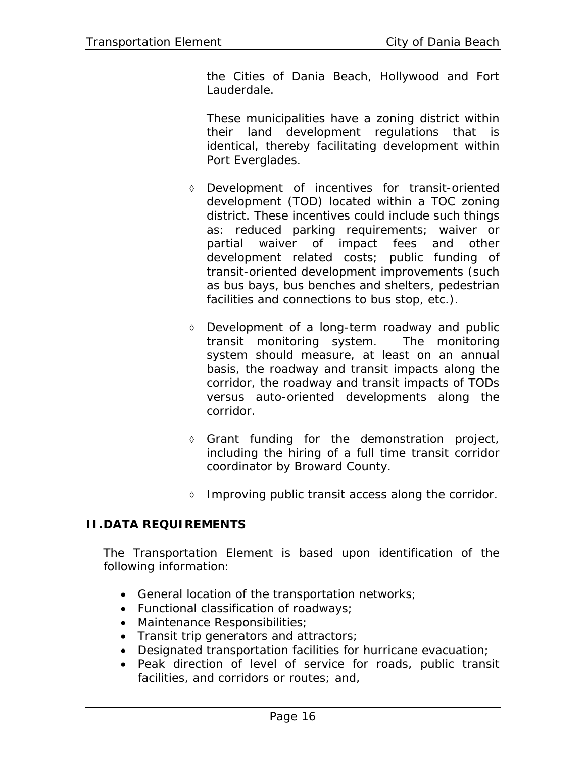the Cities of Dania Beach, Hollywood and Fort Lauderdale.

These municipalities have a zoning district within their land development regulations that is identical, thereby facilitating development within Port Everglades.

◊ Development of incentives for transit-oriented development (TOD) located within a TOC zoning district. These incentives could include such things as: reduced parking requirements; waiver or partial waiver of impact fees and other development related costs; public funding of transit-oriented development improvements (such as bus bays, bus benches and shelters, pedestrian facilities and connections to bus stop, etc.).

◊ Development of a long-term roadway and public transit monitoring system. The monitoring system should measure, at least on an annual basis, the roadway and transit impacts along the corridor, the roadway and transit impacts of TODs versus auto-oriented developments along the corridor.

◊ Grant funding for the demonstration project, including the hiring of a full time transit corridor coordinator by Broward County.

◊ Improving public transit access along the corridor.

## II. DATA REQUIREMENTS

The Transportation Element is based upon identification of the following information:

- General location of the transportation networks;
- Functional classification of roadways;
- Maintenance Responsibilities;
- Transit trip generators and attractors;
- Designated transportation facilities for hurricane evacuation;
- Peak direction of level of service for roads, public transit facilities, and corridors or routes; and,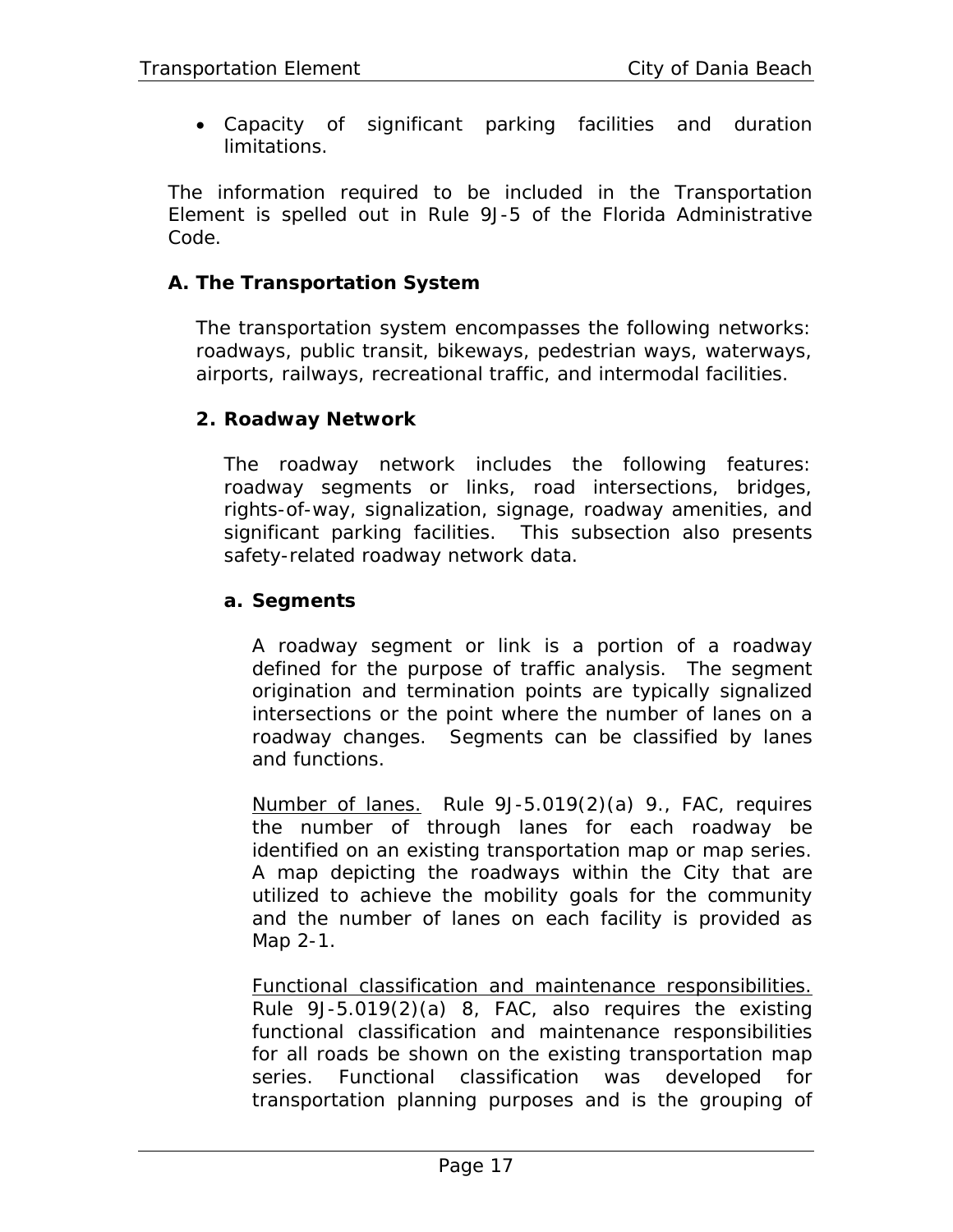- Capacity of significant parking facilities and duration limitations.

The information required to be included in the Transportation Element is spelled out in Rule 9J-5 of the Florida Administrative Code.

## A. The Transportation System

The transportation system encompasses the following networks: roadways, public transit, bikeways, pedestrian ways, waterways, airports, railways, recreational traffic, and intermodal facilities.

### 2. Roadway Network

The roadway network includes the following features: roadway segments or links, road intersections, bridges, rights-of-way, signalization, signage, roadway amenities, and significant parking facilities. This subsection also presents safety-related roadway network data.

#### a. Segments

A roadway segment or link is a portion of a roadway defined for the purpose of traffic analysis. The segment origination and termination points are typically signalized intersections or the point where the number of lanes on a roadway changes. Segments can be classified by lanes and functions.

<u>Number of lanes.</u> Rule 9J-5.019(2)(a) 9., FAC, requires the number of through lanes for each roadway be identified on an existing transportation map or map series. A map depicting the roadways within the City that are utilized to achieve the mobility goals for the community and the number of lanes on each facility is provided as Map 2-1.

<u>Functional classification and maintenance responsibilities.</u> Rule 9J-5.019(2)(a) 8, FAC, also requires the existing functional classification and maintenance responsibilities for all roads be shown on the existing transportation map series. Functional classification was developed for transportation planning purposes and is the grouping of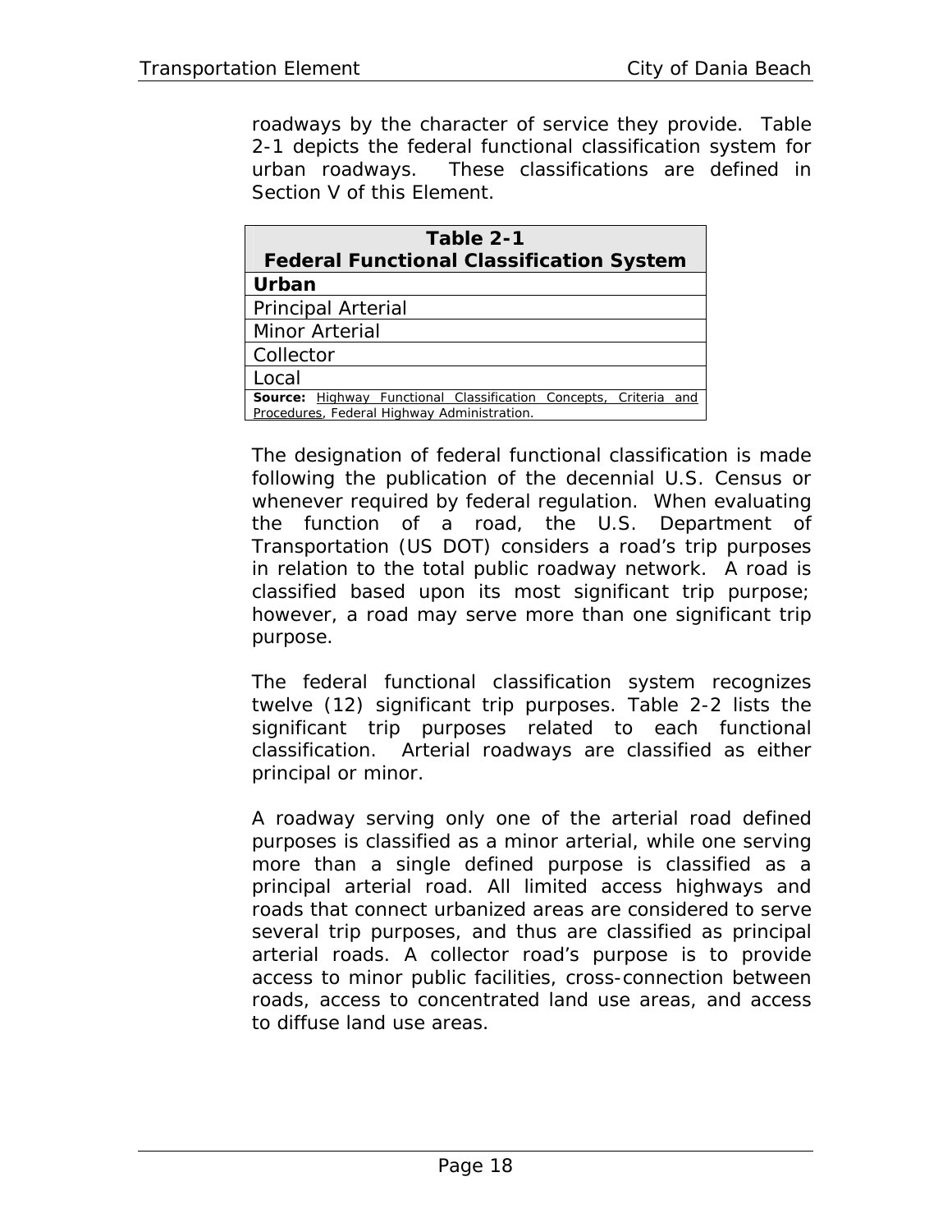roadways by the character of service they provide. Table 2-1 depicts the federal functional classification system for urban roadways. These classifications are defined in Section V of this Element.

| **Table 2-1**<br>**Federal Functional Classification System** |
|---|
| **Urban** |
| Principal Arterial |
| Minor Arterial |
| Collector |
| Local |
| **Source:** Highway Functional Classification Concepts, Criteria and Procedures, Federal Highway Administration. |

The designation of federal functional classification is made following the publication of the decennial U.S. Census or whenever required by federal regulation. When evaluating the function of a road, the U.S. Department of Transportation (US DOT) considers a road's trip purposes in relation to the total public roadway network. A road is classified based upon its most significant trip purpose; however, a road may serve more than one significant trip purpose.

The federal functional classification system recognizes twelve (12) significant trip purposes. Table 2-2 lists the significant trip purposes related to each functional classification. Arterial roadways are classified as either principal or minor.

A roadway serving only one of the arterial road defined purposes is classified as a minor arterial, while one serving more than a single defined purpose is classified as a principal arterial road. All limited access highways and roads that connect urbanized areas are considered to serve several trip purposes, and thus are classified as principal arterial roads. A collector road's purpose is to provide access to minor public facilities, cross-connection between roads, access to concentrated land use areas, and access to diffuse land use areas.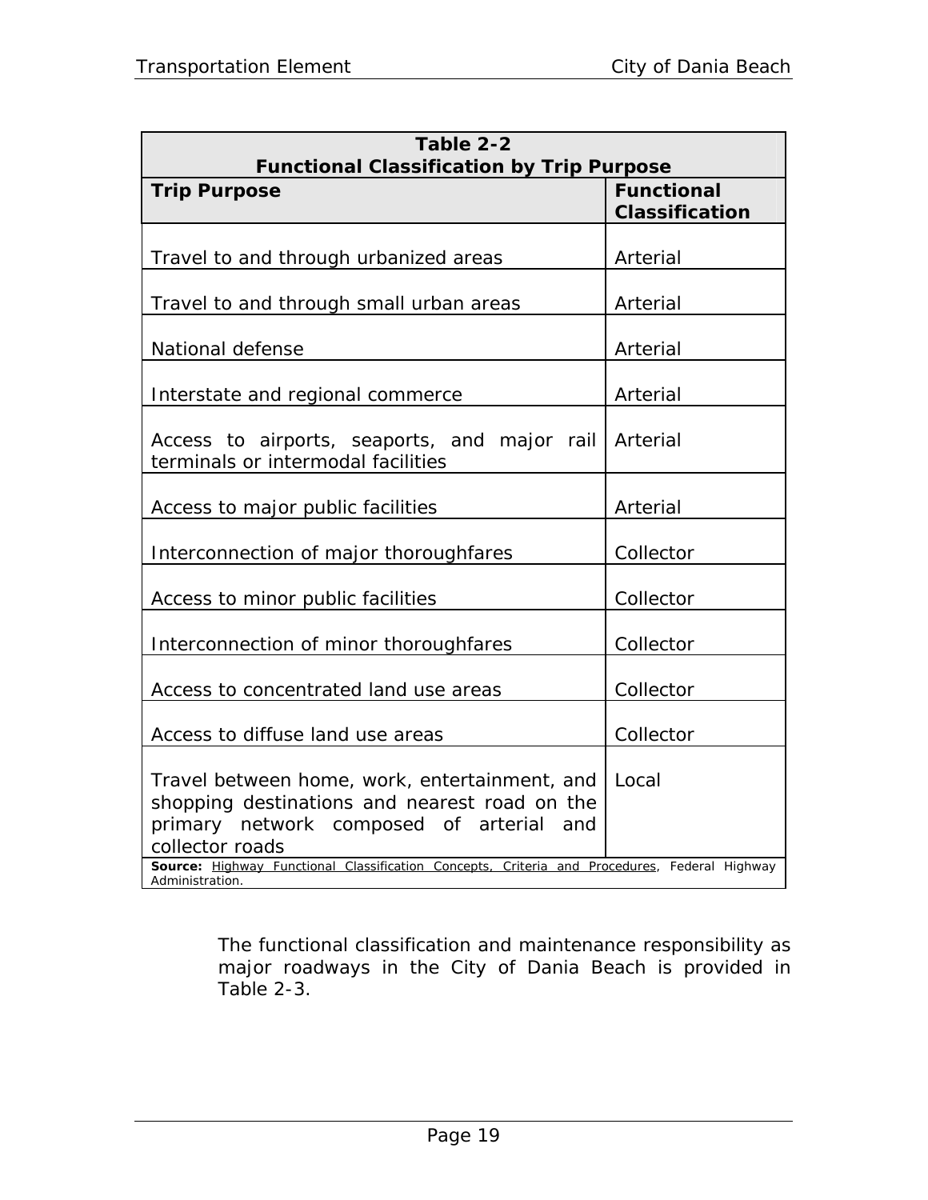**Table 2-2**
**Functional Classification by Trip Purpose**

| Trip Purpose | Functional Classification |
|---|---|
| Travel to and through urbanized areas | Arterial |
| Travel to and through small urban areas | Arterial |
| National defense | Arterial |
| Interstate and regional commerce | Arterial |
| Access to airports, seaports, and major rail terminals or intermodal facilities | Arterial |
| Access to major public facilities | Arterial |
| Interconnection of major thoroughfares | Collector |
| Access to minor public facilities | Collector |
| Interconnection of minor thoroughfares | Collector |
| Access to concentrated land use areas | Collector |
| Access to diffuse land use areas | Collector |
| Travel between home, work, entertainment, and shopping destinations and nearest road on the primary network composed of arterial and collector roads | Local |

**Source:** Highway Functional Classification Concepts, Criteria and Procedures, Federal Highway Administration.

The functional classification and maintenance responsibility as major roadways in the City of Dania Beach is provided in Table 2-3.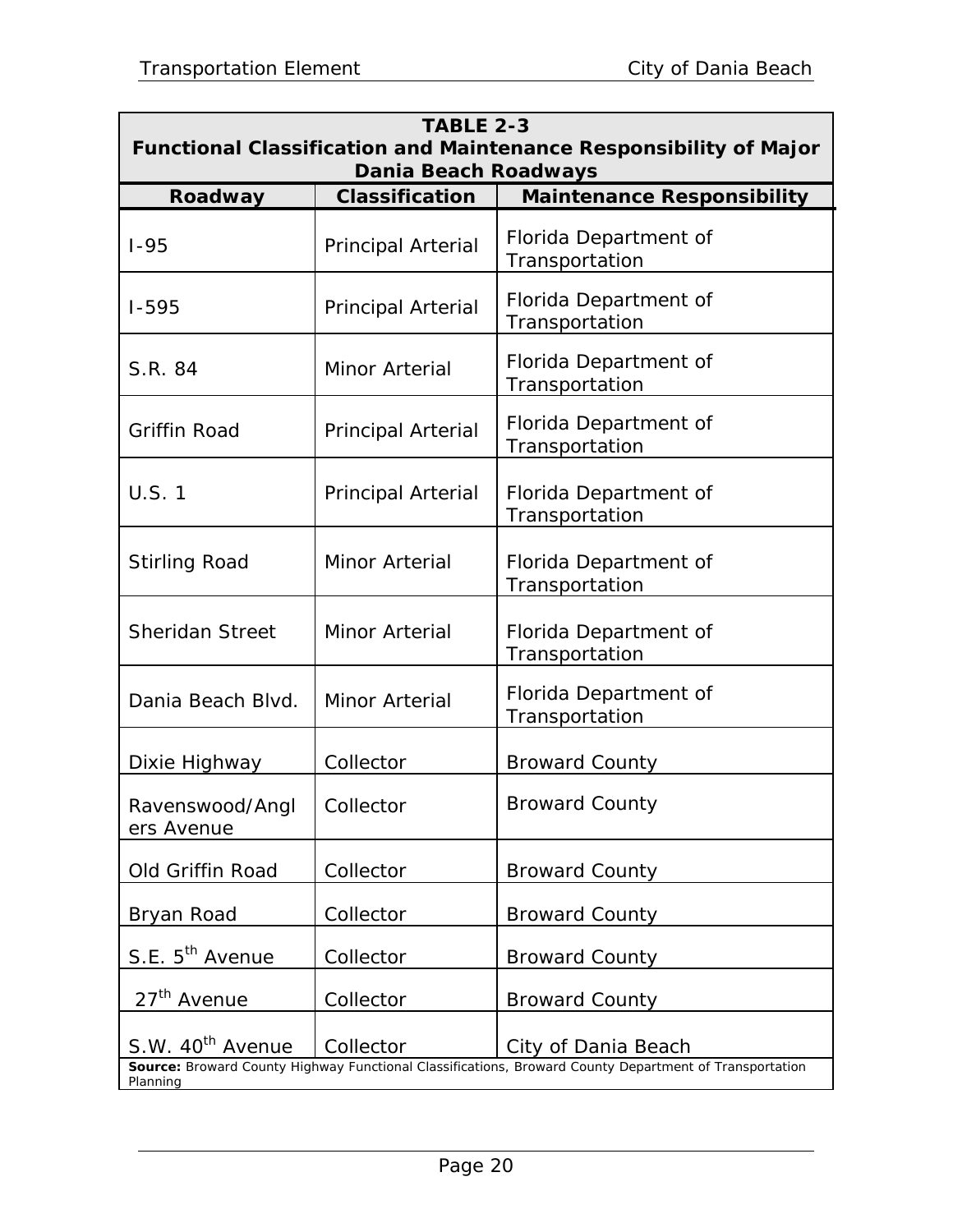**TABLE 2-3**
**Functional Classification and Maintenance Responsibility of Major Dania Beach Roadways**

| Roadway | Classification | Maintenance Responsibility |
|---|---|---|
| I-95 | Principal Arterial | Florida Department of Transportation |
| I-595 | Principal Arterial | Florida Department of Transportation |
| S.R. 84 | Minor Arterial | Florida Department of Transportation |
| Griffin Road | Principal Arterial | Florida Department of Transportation |
| U.S. 1 | Principal Arterial | Florida Department of Transportation |
| Stirling Road | Minor Arterial | Florida Department of Transportation |
| Sheridan Street | Minor Arterial | Florida Department of Transportation |
| Dania Beach Blvd. | Minor Arterial | Florida Department of Transportation |
| Dixie Highway | Collector | Broward County |
| Ravenswood/Anglers Avenue | Collector | Broward County |
| Old Griffin Road | Collector | Broward County |
| Bryan Road | Collector | Broward County |
| S.E. 5th Avenue | Collector | Broward County |
| 27th Avenue | Collector | Broward County |
| S.W. 40th Avenue | Collector | City of Dania Beach |

**Source:** Broward County Highway Functional Classifications, Broward County Department of Transportation Planning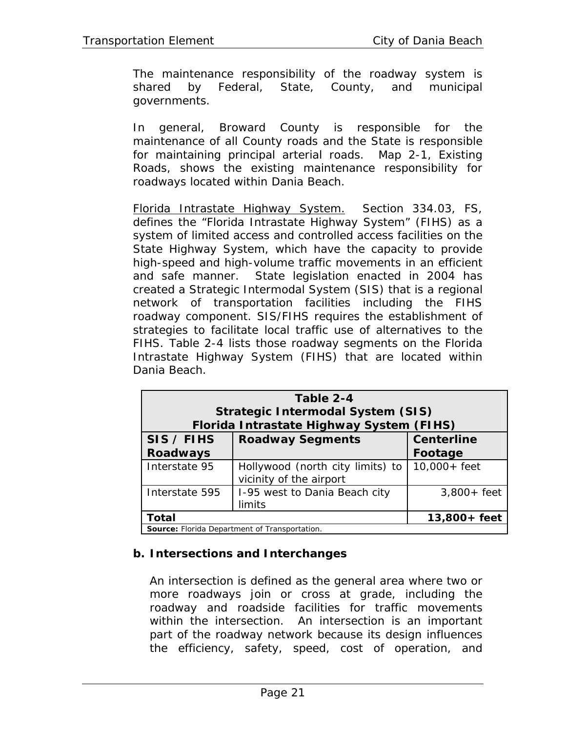The maintenance responsibility of the roadway system is shared by Federal, State, County, and municipal governments.

In general, Broward County is responsible for the maintenance of all County roads and the State is responsible for maintaining principal arterial roads. Map 2-1, Existing Roads, shows the existing maintenance responsibility for roadways located within Dania Beach.

Florida Intrastate Highway System. Section 334.03, FS, defines the "Florida Intrastate Highway System" (FIHS) as a system of limited access and controlled access facilities on the State Highway System, which have the capacity to provide high-speed and high-volume traffic movements in an efficient and safe manner. State legislation enacted in 2004 has created a Strategic Intermodal System (SIS) that is a regional network of transportation facilities including the FIHS roadway component. SIS/FIHS requires the establishment of strategies to facilitate local traffic use of alternatives to the FIHS. Table 2-4 lists those roadway segments on the Florida Intrastate Highway System (FIHS) that are located within Dania Beach.

**Table 2-4**
**Strategic Intermodal System (SIS)**
**Florida Intrastate Highway System (FIHS)**

| SIS / FIHS Roadways | Roadway Segments | Centerline Footage |
|---|---|---|
| Interstate 95 | Hollywood (north city limits) to vicinity of the airport | 10,000+ feet |
| Interstate 595 | I-95 west to Dania Beach city limits | 3,800+ feet |
| **Total** | | **13,800+ feet** |

**Source:** Florida Department of Transportation.

## b. Intersections and Interchanges

An intersection is defined as the general area where two or more roadways join or cross at grade, including the roadway and roadside facilities for traffic movements within the intersection. An intersection is an important part of the roadway network because its design influences the efficiency, safety, speed, cost of operation, and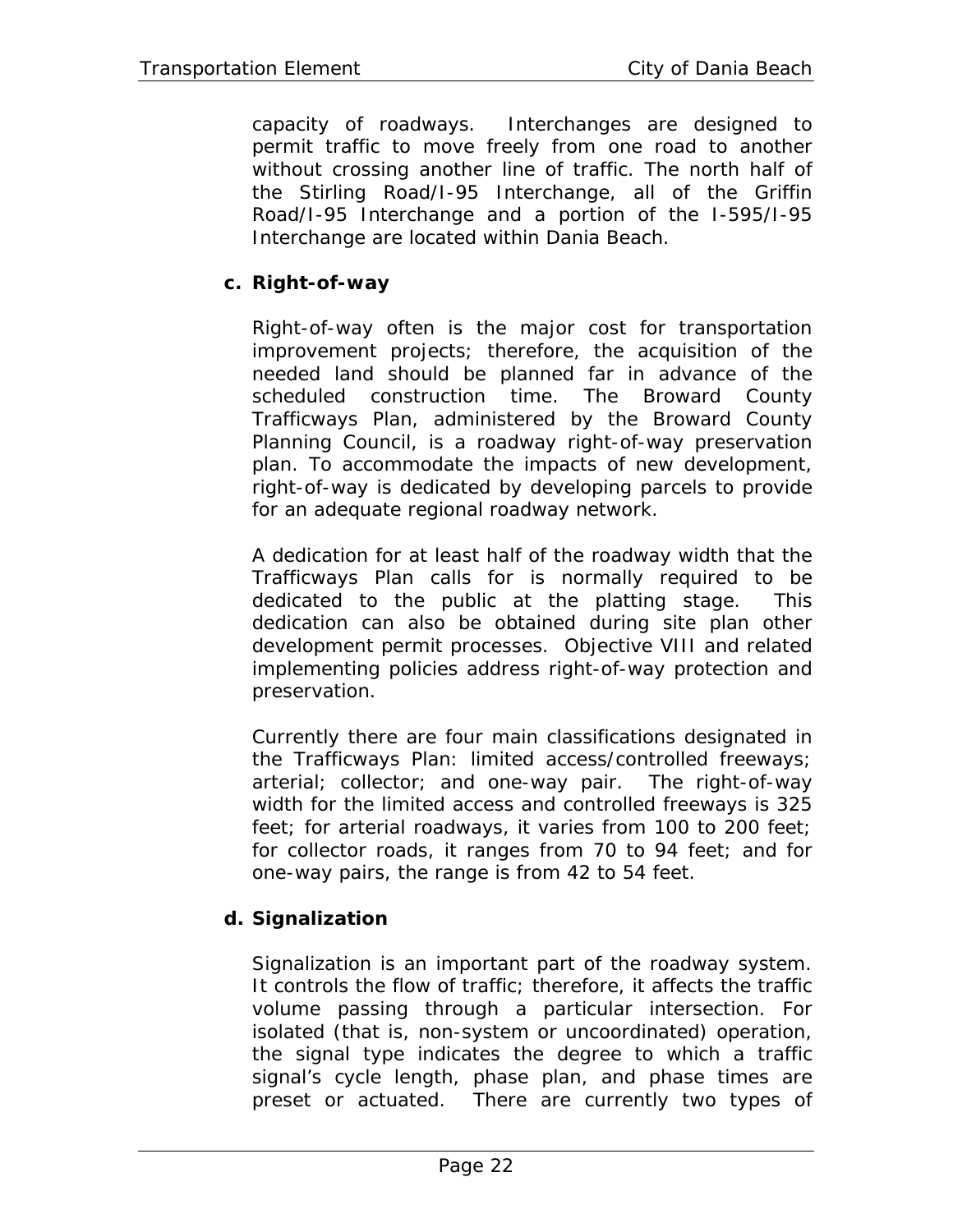capacity of roadways. Interchanges are designed to permit traffic to move freely from one road to another without crossing another line of traffic. The north half of the Stirling Road/I-95 Interchange, all of the Griffin Road/I-95 Interchange and a portion of the I-595/I-95 Interchange are located within Dania Beach.

**c. Right-of-way**

Right-of-way often is the major cost for transportation improvement projects; therefore, the acquisition of the needed land should be planned far in advance of the scheduled construction time. The Broward County Trafficways Plan, administered by the Broward County Planning Council, is a roadway right-of-way preservation plan. To accommodate the impacts of new development, right-of-way is dedicated by developing parcels to provide for an adequate regional roadway network.

A dedication for at least half of the roadway width that the Trafficways Plan calls for is normally required to be dedicated to the public at the platting stage. This dedication can also be obtained during site plan other development permit processes. Objective VIII and related implementing policies address right-of-way protection and preservation.

Currently there are four main classifications designated in the Trafficways Plan: limited access/controlled freeways; arterial; collector; and one-way pair. The right-of-way width for the limited access and controlled freeways is 325 feet; for arterial roadways, it varies from 100 to 200 feet; for collector roads, it ranges from 70 to 94 feet; and for one-way pairs, the range is from 42 to 54 feet.

**d. Signalization**

Signalization is an important part of the roadway system. It controls the flow of traffic; therefore, it affects the traffic volume passing through a particular intersection. For isolated (that is, non-system or uncoordinated) operation, the signal type indicates the degree to which a traffic signal's cycle length, phase plan, and phase times are preset or actuated. There are currently two types of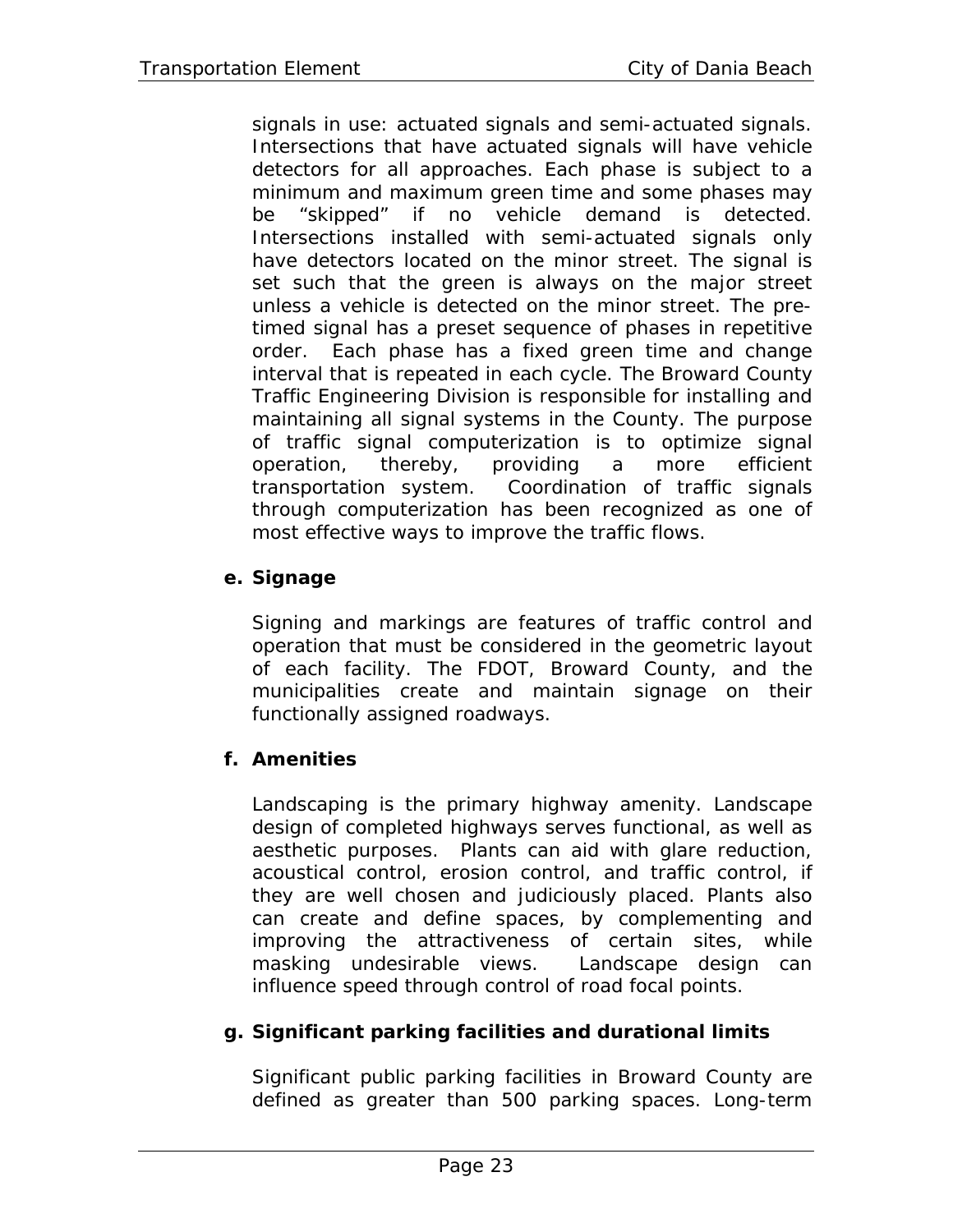signals in use: actuated signals and semi-actuated signals. Intersections that have actuated signals will have vehicle detectors for all approaches. Each phase is subject to a minimum and maximum green time and some phases may be "skipped" if no vehicle demand is detected. Intersections installed with semi-actuated signals only have detectors located on the minor street. The signal is set such that the green is always on the major street unless a vehicle is detected on the minor street. The pre-timed signal has a preset sequence of phases in repetitive order. Each phase has a fixed green time and change interval that is repeated in each cycle. The Broward County Traffic Engineering Division is responsible for installing and maintaining all signal systems in the County. The purpose of traffic signal computerization is to optimize signal operation, thereby, providing a more efficient transportation system. Coordination of traffic signals through computerization has been recognized as one of most effective ways to improve the traffic flows.

**e. Signage**

Signing and markings are features of traffic control and operation that must be considered in the geometric layout of each facility. The FDOT, Broward County, and the municipalities create and maintain signage on their functionally assigned roadways.

**f. Amenities**

Landscaping is the primary highway amenity. Landscape design of completed highways serves functional, as well as aesthetic purposes. Plants can aid with glare reduction, acoustical control, erosion control, and traffic control, if they are well chosen and judiciously placed. Plants also can create and define spaces, by complementing and improving the attractiveness of certain sites, while masking undesirable views. Landscape design can influence speed through control of road focal points.

**g. Significant parking facilities and durational limits**

Significant public parking facilities in Broward County are defined as greater than 500 parking spaces. Long-term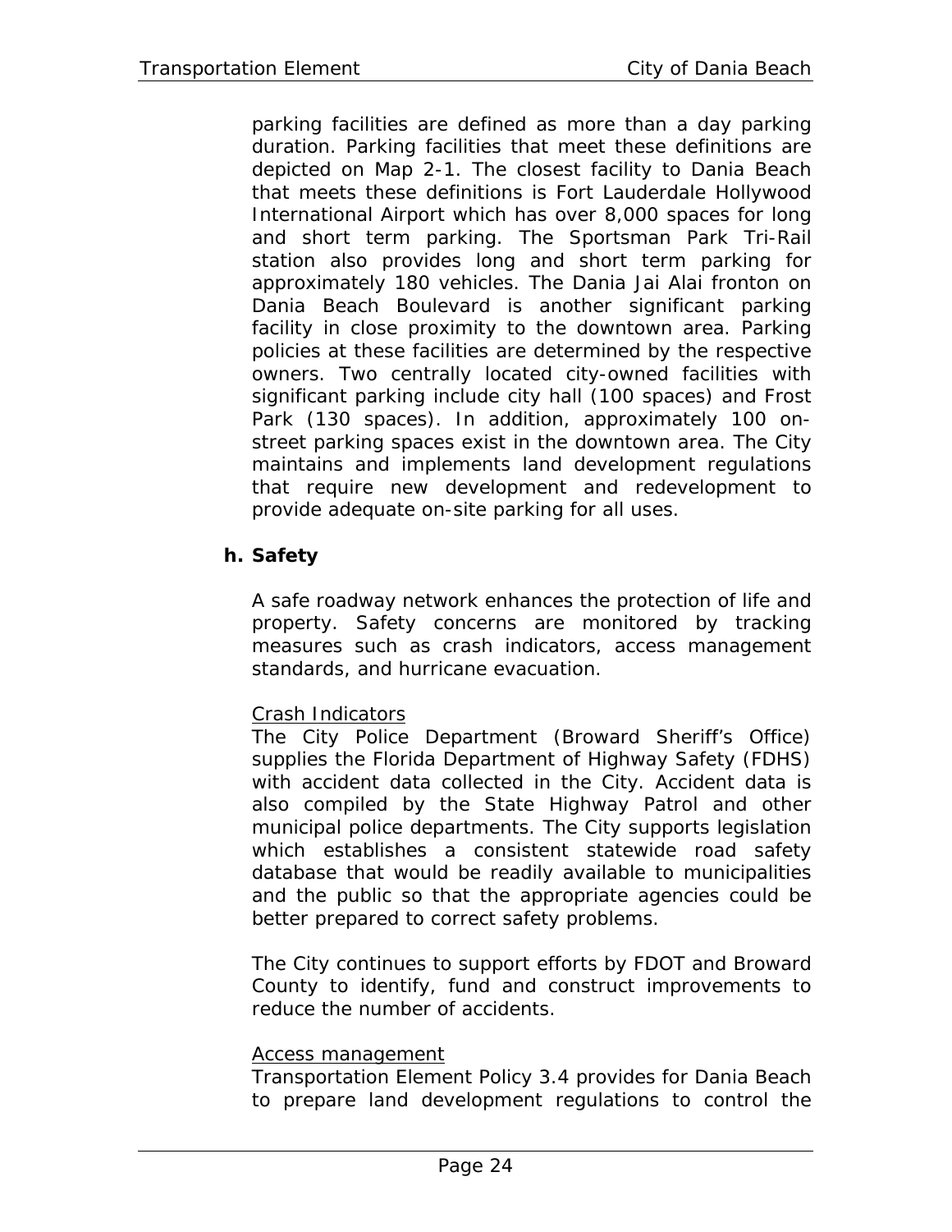parking facilities are defined as more than a day parking duration. Parking facilities that meet these definitions are depicted on Map 2-1. The closest facility to Dania Beach that meets these definitions is Fort Lauderdale Hollywood International Airport which has over 8,000 spaces for long and short term parking. The Sportsman Park Tri-Rail station also provides long and short term parking for approximately 180 vehicles. The Dania Jai Alai fronton on Dania Beach Boulevard is another significant parking facility in close proximity to the downtown area. Parking policies at these facilities are determined by the respective owners. Two centrally located city-owned facilities with significant parking include city hall (100 spaces) and Frost Park (130 spaces). In addition, approximately 100 on-street parking spaces exist in the downtown area. The City maintains and implements land development regulations that require new development and redevelopment to provide adequate on-site parking for all uses.

**h. Safety**

A safe roadway network enhances the protection of life and property. Safety concerns are monitored by tracking measures such as crash indicators, access management standards, and hurricane evacuation.

Crash Indicators

The City Police Department (Broward Sheriff's Office) supplies the Florida Department of Highway Safety (FDHS) with accident data collected in the City. Accident data is also compiled by the State Highway Patrol and other municipal police departments. The City supports legislation which establishes a consistent statewide road safety database that would be readily available to municipalities and the public so that the appropriate agencies could be better prepared to correct safety problems.

The City continues to support efforts by FDOT and Broward County to identify, fund and construct improvements to reduce the number of accidents.

Access management

Transportation Element Policy 3.4 provides for Dania Beach to prepare land development regulations to control the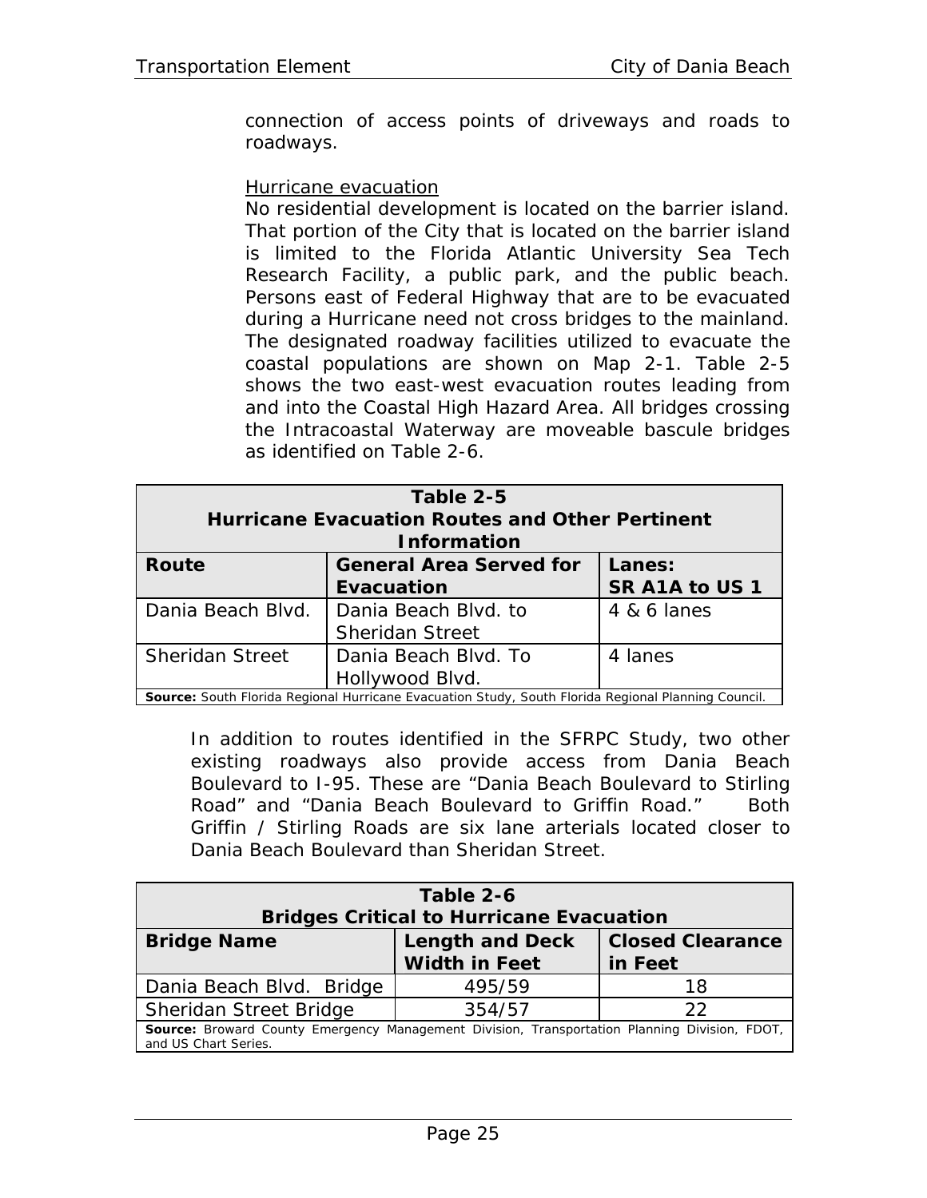connection of access points of driveways and roads to roadways.

<u>Hurricane evacuation</u>

No residential development is located on the barrier island. That portion of the City that is located on the barrier island is limited to the Florida Atlantic University Sea Tech Research Facility, a public park, and the public beach. Persons east of Federal Highway that are to be evacuated during a Hurricane need not cross bridges to the mainland. The designated roadway facilities utilized to evacuate the coastal populations are shown on Map 2-1. Table 2-5 shows the two east-west evacuation routes leading from and into the Coastal High Hazard Area. All bridges crossing the Intracoastal Waterway are moveable bascule bridges as identified on Table 2-6.

**Table 2-5**
**Hurricane Evacuation Routes and Other Pertinent Information**

| Route | General Area Served for Evacuation | Lanes: SR A1A to US 1 |
|---|---|---|
| Dania Beach Blvd. | Dania Beach Blvd. to Sheridan Street | 4 & 6 lanes |
| Sheridan Street | Dania Beach Blvd. To Hollywood Blvd. | 4 lanes |

**Source:** South Florida Regional Hurricane Evacuation Study, South Florida Regional Planning Council.

In addition to routes identified in the SFRPC Study, two other existing roadways also provide access from Dania Beach Boulevard to I-95. These are “Dania Beach Boulevard to Stirling Road” and “Dania Beach Boulevard to Griffin Road.” Both Griffin / Stirling Roads are six lane arterials located closer to Dania Beach Boulevard than Sheridan Street.

**Table 2-6**
**Bridges Critical to Hurricane Evacuation**

| Bridge Name | Length and Deck Width in Feet | Closed Clearance in Feet |
|---|---|---|
| Dania Beach Blvd. Bridge | 495/59 | 18 |
| Sheridan Street Bridge | 354/57 | 22 |

**Source:** Broward County Emergency Management Division, Transportation Planning Division, FDOT, and US Chart Series.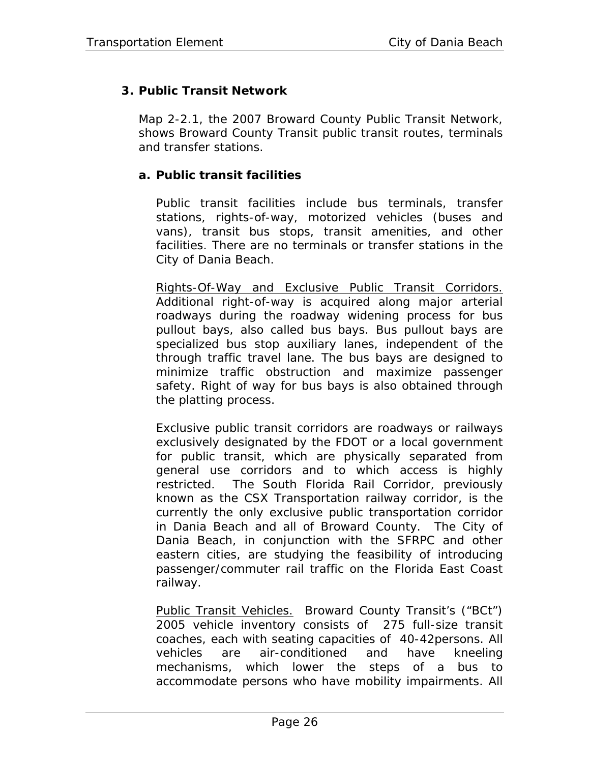### 3. Public Transit Network

Map 2-2.1, the 2007 Broward County Public Transit Network, shows Broward County Transit public transit routes, terminals and transfer stations.

#### a. Public transit facilities

Public transit facilities include bus terminals, transfer stations, rights-of-way, motorized vehicles (buses and vans), transit bus stops, transit amenities, and other facilities. There are no terminals or transfer stations in the City of Dania Beach.

Rights-Of-Way and Exclusive Public Transit Corridors. Additional right-of-way is acquired along major arterial roadways during the roadway widening process for bus pullout bays, also called bus bays. Bus pullout bays are specialized bus stop auxiliary lanes, independent of the through traffic travel lane. The bus bays are designed to minimize traffic obstruction and maximize passenger safety. Right of way for bus bays is also obtained through the platting process.

Exclusive public transit corridors are roadways or railways exclusively designated by the FDOT or a local government for public transit, which are physically separated from general use corridors and to which access is highly restricted. The South Florida Rail Corridor, previously known as the CSX Transportation railway corridor, is the currently the only exclusive public transportation corridor in Dania Beach and all of Broward County. The City of Dania Beach, in conjunction with the SFRPC and other eastern cities, are studying the feasibility of introducing passenger/commuter rail traffic on the Florida East Coast railway.

Public Transit Vehicles. Broward County Transit's ("BCt") 2005 vehicle inventory consists of 275 full-size transit coaches, each with seating capacities of 40-42persons. All vehicles are air-conditioned and have kneeling mechanisms, which lower the steps of a bus to accommodate persons who have mobility impairments. All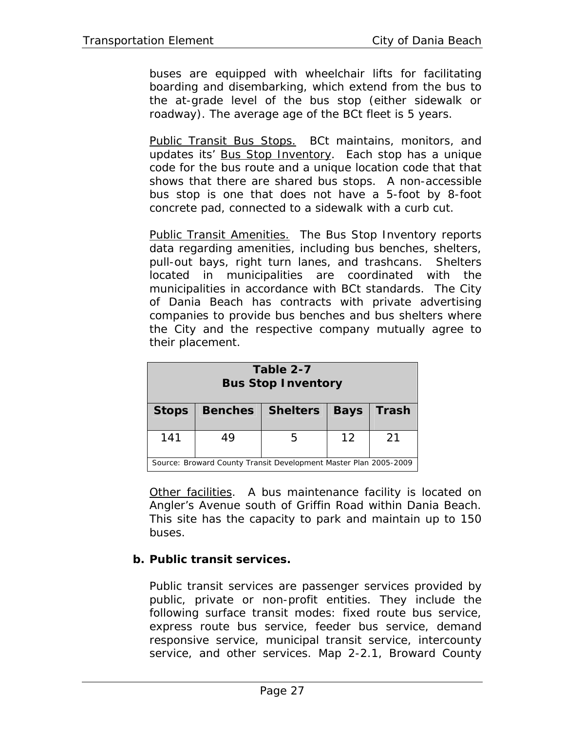buses are equipped with wheelchair lifts for facilitating boarding and disembarking, which extend from the bus to the at-grade level of the bus stop (either sidewalk or roadway). The average age of the BCt fleet is 5 years.

Public Transit Bus Stops. BCt maintains, monitors, and updates its' Bus Stop Inventory. Each stop has a unique code for the bus route and a unique location code that that shows that there are shared bus stops. A non-accessible bus stop is one that does not have a 5-foot by 8-foot concrete pad, connected to a sidewalk with a curb cut.

Public Transit Amenities. The Bus Stop Inventory reports data regarding amenities, including bus benches, shelters, pull-out bays, right turn lanes, and trashcans. Shelters located in municipalities are coordinated with the municipalities in accordance with BCt standards. The City of Dania Beach has contracts with private advertising companies to provide bus benches and bus shelters where the City and the respective company mutually agree to their placement.

**Table 2-7**
**Bus Stop Inventory**

| Stops | Benches | Shelters | Bays | Trash |
|---|---|---|---|---|
| 141 | 49 | 5 | 12 | 21 |

Source: Broward County Transit Development Master Plan 2005-2009

Other facilities. A bus maintenance facility is located on Angler's Avenue south of Griffin Road within Dania Beach. This site has the capacity to park and maintain up to 150 buses.

**b. Public transit services.**

Public transit services are passenger services provided by public, private or non-profit entities. They include the following surface transit modes: fixed route bus service, express route bus service, feeder bus service, demand responsive service, municipal transit service, intercounty service, and other services. Map 2-2.1, Broward County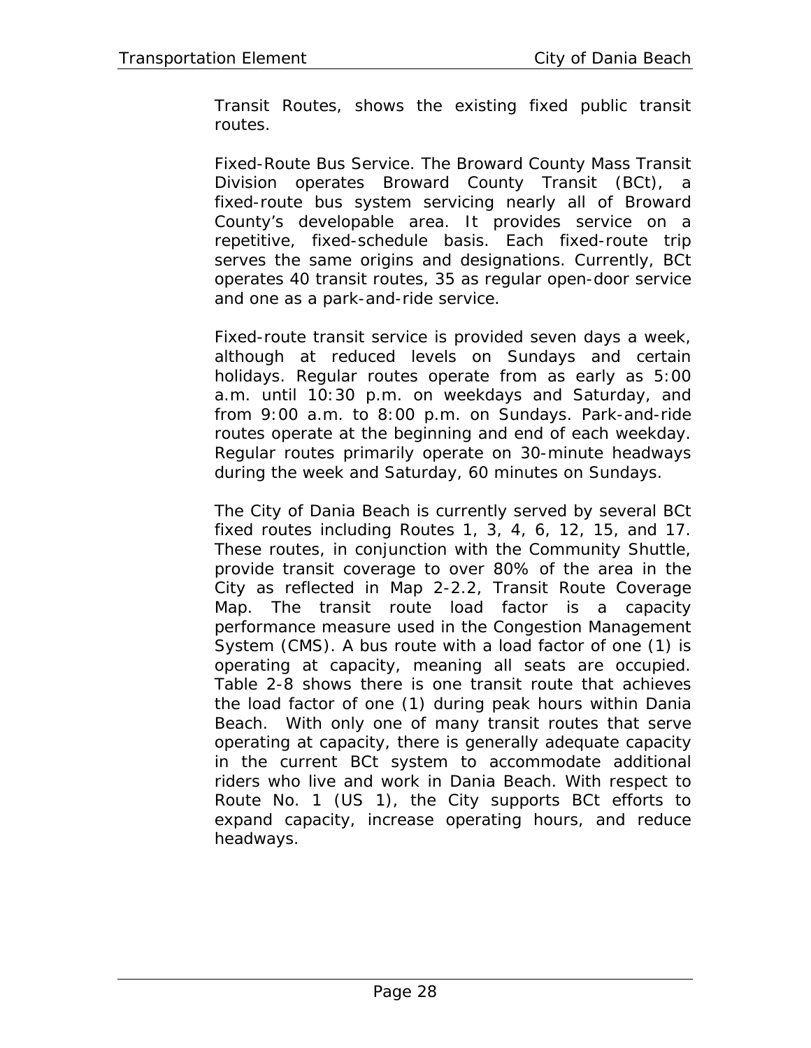Transit Routes, shows the existing fixed public transit routes.

Fixed-Route Bus Service. The Broward County Mass Transit Division operates Broward County Transit (BCt), a fixed-route bus system servicing nearly all of Broward County's developable area. It provides service on a repetitive, fixed-schedule basis. Each fixed-route trip serves the same origins and designations. Currently, BCt operates 40 transit routes, 35 as regular open-door service and one as a park-and-ride service.

Fixed-route transit service is provided seven days a week, although at reduced levels on Sundays and certain holidays. Regular routes operate from as early as 5:00 a.m. until 10:30 p.m. on weekdays and Saturday, and from 9:00 a.m. to 8:00 p.m. on Sundays. Park-and-ride routes operate at the beginning and end of each weekday. Regular routes primarily operate on 30-minute headways during the week and Saturday, 60 minutes on Sundays.

The City of Dania Beach is currently served by several BCt fixed routes including Routes 1, 3, 4, 6, 12, 15, and 17. These routes, in conjunction with the Community Shuttle, provide transit coverage to over 80% of the area in the City as reflected in Map 2-2.2, Transit Route Coverage Map. The transit route load factor is a capacity performance measure used in the Congestion Management System (CMS). A bus route with a load factor of one (1) is operating at capacity, meaning all seats are occupied. Table 2-8 shows there is one transit route that achieves the load factor of one (1) during peak hours within Dania Beach. With only one of many transit routes that serve operating at capacity, there is generally adequate capacity in the current BCt system to accommodate additional riders who live and work in Dania Beach. With respect to Route No. 1 (US 1), the City supports BCt efforts to expand capacity, increase operating hours, and reduce headways.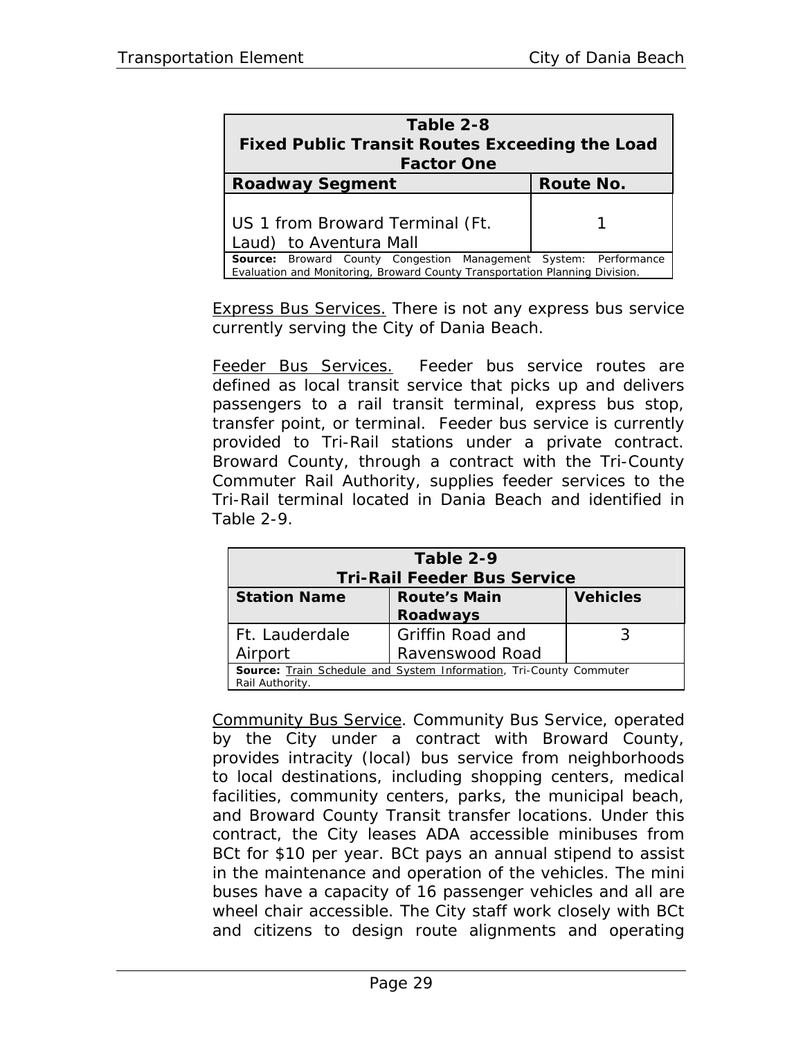| Table 2-8<br>Fixed Public Transit Routes Exceeding the Load Factor One | |
|---|---|
| **Roadway Segment** | **Route No.** |
| US 1 from Broward Terminal (Ft. Laud) to Aventura Mall | 1 |
| **Source:** Broward County Congestion Management System: Performance Evaluation and Monitoring, Broward County Transportation Planning Division. | |

Express Bus Services. There is not any express bus service currently serving the City of Dania Beach.

Feeder Bus Services. Feeder bus service routes are defined as local transit service that picks up and delivers passengers to a rail transit terminal, express bus stop, transfer point, or terminal. Feeder bus service is currently provided to Tri-Rail stations under a private contract. Broward County, through a contract with the Tri-County Commuter Rail Authority, supplies feeder services to the Tri-Rail terminal located in Dania Beach and identified in Table 2-9.

| Table 2-9<br>Tri-Rail Feeder Bus Service | | |
|---|---|---|
| **Station Name** | **Route's Main Roadways** | **Vehicles** |
| Ft. Lauderdale Airport | Griffin Road and Ravenswood Road | 3 |
| **Source:** Train Schedule and System Information, Tri-County Commuter Rail Authority. | | |

Community Bus Service. Community Bus Service, operated by the City under a contract with Broward County, provides intracity (local) bus service from neighborhoods to local destinations, including shopping centers, medical facilities, community centers, parks, the municipal beach, and Broward County Transit transfer locations. Under this contract, the City leases ADA accessible minibuses from BCt for $10 per year. BCt pays an annual stipend to assist in the maintenance and operation of the vehicles. The mini buses have a capacity of 16 passenger vehicles and all are wheel chair accessible. The City staff work closely with BCt and citizens to design route alignments and operating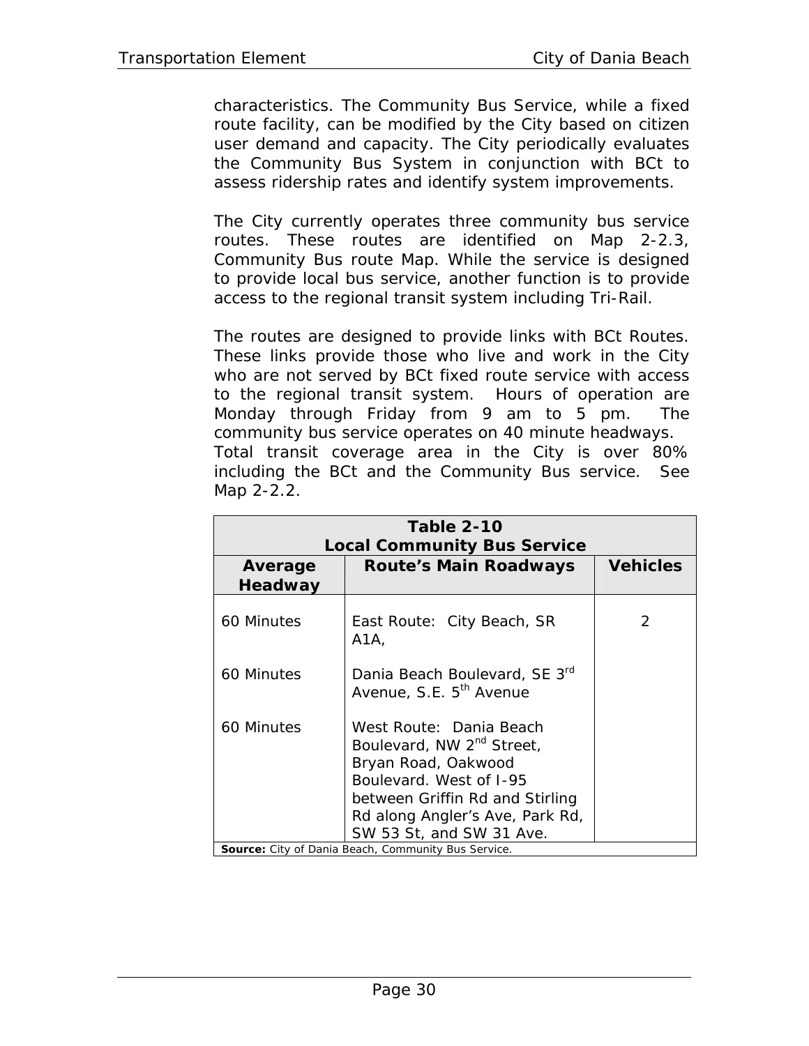characteristics. The Community Bus Service, while a fixed route facility, can be modified by the City based on citizen user demand and capacity. The City periodically evaluates the Community Bus System in conjunction with BCt to assess ridership rates and identify system improvements.

The City currently operates three community bus service routes. These routes are identified on Map 2-2.3, Community Bus route Map. While the service is designed to provide local bus service, another function is to provide access to the regional transit system including Tri-Rail.

The routes are designed to provide links with BCt Routes. These links provide those who live and work in the City who are not served by BCt fixed route service with access to the regional transit system. Hours of operation are Monday through Friday from 9 am to 5 pm. The community bus service operates on 40 minute headways.
Total transit coverage area in the City is over 80% including the BCt and the Community Bus service. See Map 2-2.2.

| **Table 2-10 Local Community Bus Service** | | |
|---|---|---|
| **Average Headway** | **Route's Main Roadways** | **Vehicles** |
| 60 Minutes | East Route: City Beach, SR A1A, | 2 |
| 60 Minutes | Dania Beach Boulevard, SE 3rd Avenue, S.E. 5th Avenue | |
| 60 Minutes | West Route: Dania Beach Boulevard, NW 2nd Street, Bryan Road, Oakwood Boulevard. West of I-95 between Griffin Rd and Stirling Rd along Angler's Ave, Park Rd, SW 53 St, and SW 31 Ave. | |
| **Source:** City of Dania Beach, Community Bus Service. | | |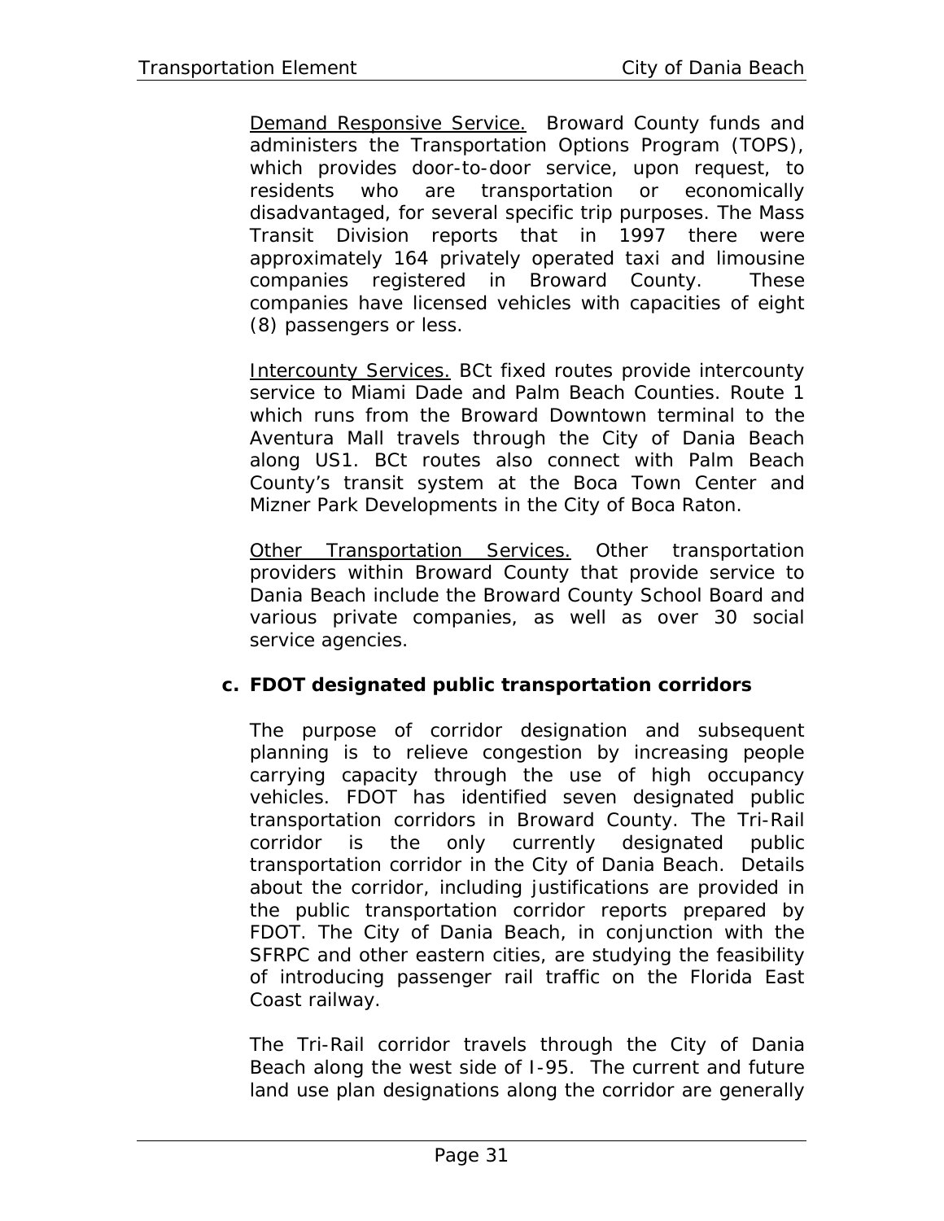Demand Responsive Service. Broward County funds and administers the Transportation Options Program (TOPS), which provides door-to-door service, upon request, to residents who are transportation or economically disadvantaged, for several specific trip purposes. The Mass Transit Division reports that in 1997 there were approximately 164 privately operated taxi and limousine companies registered in Broward County. These companies have licensed vehicles with capacities of eight (8) passengers or less.

Intercounty Services. BCt fixed routes provide intercounty service to Miami Dade and Palm Beach Counties. Route 1 which runs from the Broward Downtown terminal to the Aventura Mall travels through the City of Dania Beach along US1. BCt routes also connect with Palm Beach County's transit system at the Boca Town Center and Mizner Park Developments in the City of Boca Raton.

Other Transportation Services. Other transportation providers within Broward County that provide service to Dania Beach include the Broward County School Board and various private companies, as well as over 30 social service agencies.

**c. FDOT designated public transportation corridors**

The purpose of corridor designation and subsequent planning is to relieve congestion by increasing people carrying capacity through the use of high occupancy vehicles. FDOT has identified seven designated public transportation corridors in Broward County. The Tri-Rail corridor is the only currently designated public transportation corridor in the City of Dania Beach. Details about the corridor, including justifications are provided in the public transportation corridor reports prepared by FDOT. The City of Dania Beach, in conjunction with the SFRPC and other eastern cities, are studying the feasibility of introducing passenger rail traffic on the Florida East Coast railway.

The Tri-Rail corridor travels through the City of Dania Beach along the west side of I-95. The current and future land use plan designations along the corridor are generally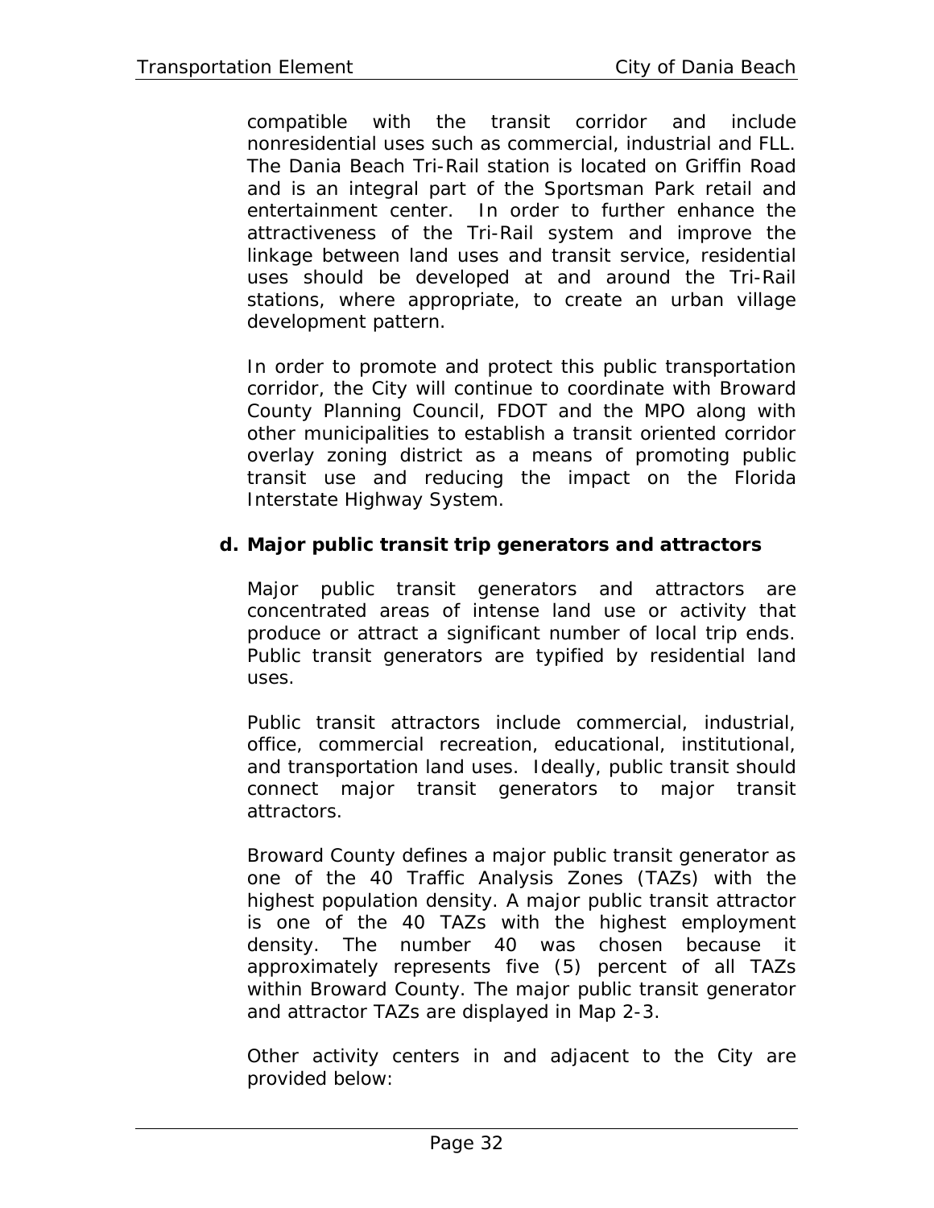compatible with the transit corridor and include nonresidential uses such as commercial, industrial and FLL. The Dania Beach Tri-Rail station is located on Griffin Road and is an integral part of the Sportsman Park retail and entertainment center. In order to further enhance the attractiveness of the Tri-Rail system and improve the linkage between land uses and transit service, residential uses should be developed at and around the Tri-Rail stations, where appropriate, to create an urban village development pattern.

In order to promote and protect this public transportation corridor, the City will continue to coordinate with Broward County Planning Council, FDOT and the MPO along with other municipalities to establish a transit oriented corridor overlay zoning district as a means of promoting public transit use and reducing the impact on the Florida Interstate Highway System.

**d. Major public transit trip generators and attractors**

Major public transit generators and attractors are concentrated areas of intense land use or activity that produce or attract a significant number of local trip ends. Public transit generators are typified by residential land uses.

Public transit attractors include commercial, industrial, office, commercial recreation, educational, institutional, and transportation land uses. Ideally, public transit should connect major transit generators to major transit attractors.

Broward County defines a major public transit generator as one of the 40 Traffic Analysis Zones (TAZs) with the highest population density. A major public transit attractor is one of the 40 TAZs with the highest employment density. The number 40 was chosen because it approximately represents five (5) percent of all TAZs within Broward County. The major public transit generator and attractor TAZs are displayed in Map 2-3.

Other activity centers in and adjacent to the City are provided below: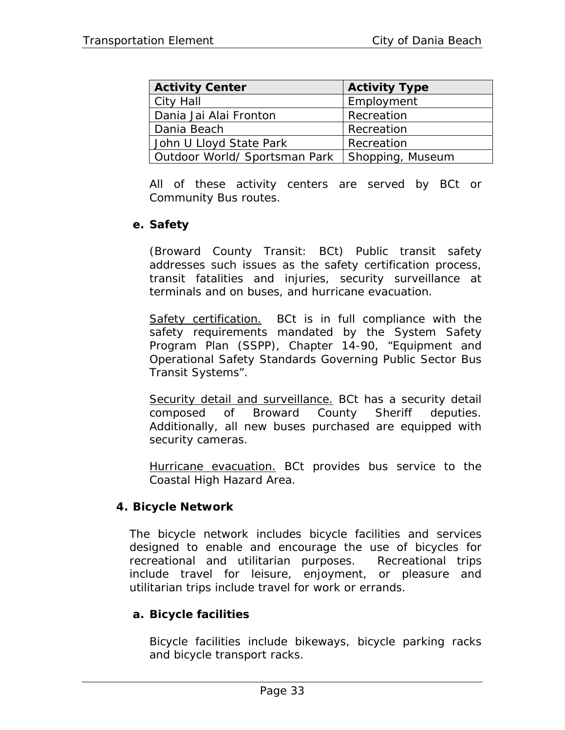| Activity Center | Activity Type |
|---|---|
| City Hall | Employment |
| Dania Jai Alai Fronton | Recreation |
| Dania Beach | Recreation |
| John U Lloyd State Park | Recreation |
| Outdoor World/ Sportsman Park | Shopping, Museum |

All of these activity centers are served by BCt or Community Bus routes.

**e. Safety**

(Broward County Transit: BCt) Public transit safety addresses such issues as the safety certification process, transit fatalities and injuries, security surveillance at terminals and on buses, and hurricane evacuation.

<u>Safety certification.</u> BCt is in full compliance with the safety requirements mandated by the System Safety Program Plan (SSPP), Chapter 14-90, "Equipment and Operational Safety Standards Governing Public Sector Bus Transit Systems".

<u>Security detail and surveillance.</u> BCt has a security detail composed of Broward County Sheriff deputies. Additionally, all new buses purchased are equipped with security cameras.

<u>Hurricane evacuation.</u> BCt provides bus service to the Coastal High Hazard Area.

### 4. Bicycle Network

The bicycle network includes bicycle facilities and services designed to enable and encourage the use of bicycles for recreational and utilitarian purposes. Recreational trips include travel for leisure, enjoyment, or pleasure and utilitarian trips include travel for work or errands.

**a. Bicycle facilities**

Bicycle facilities include bikeways, bicycle parking racks and bicycle transport racks.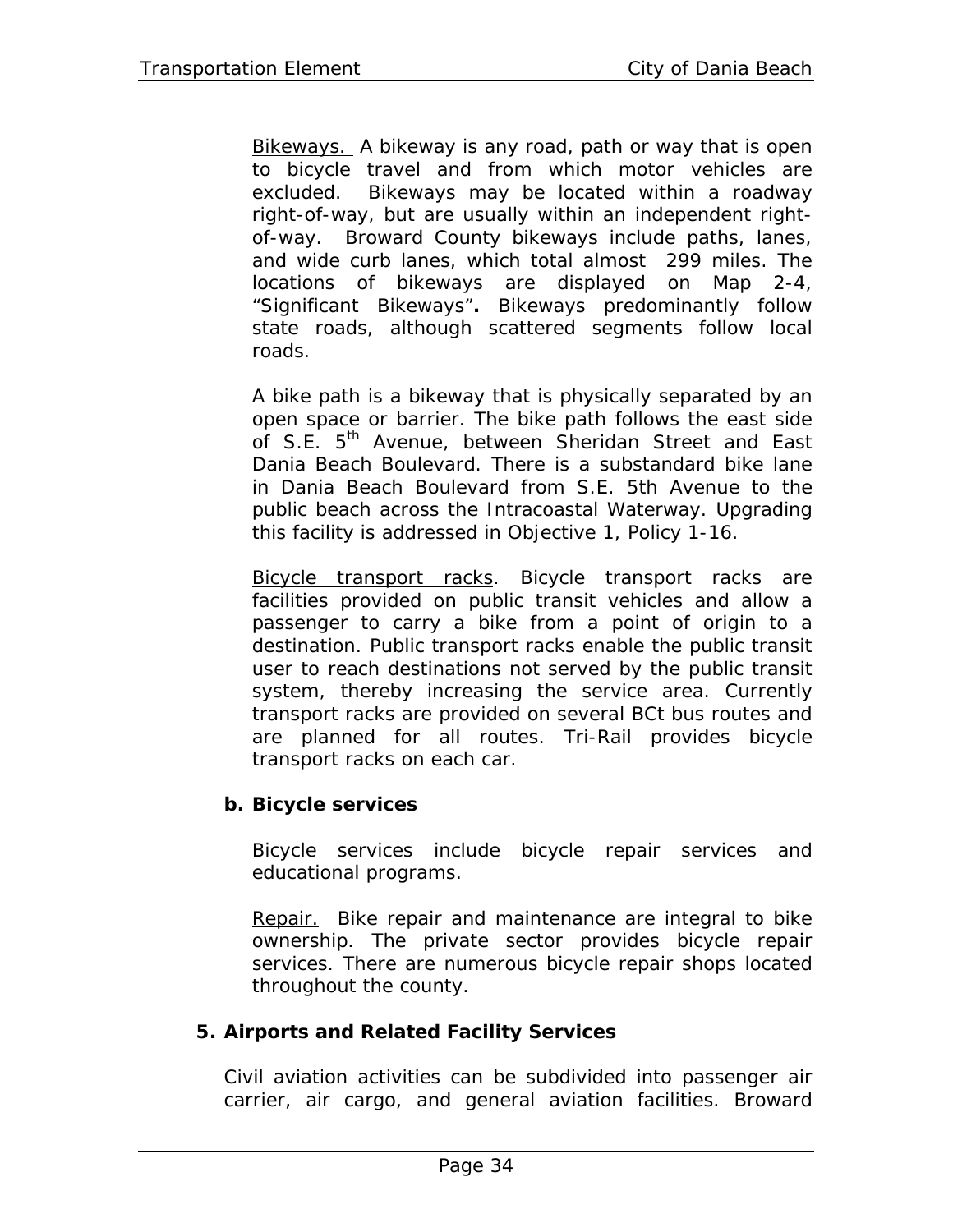Bikeways. A bikeway is any road, path or way that is open to bicycle travel and from which motor vehicles are excluded. Bikeways may be located within a roadway right-of-way, but are usually within an independent right-of-way. Broward County bikeways include paths, lanes, and wide curb lanes, which total almost 299 miles. The locations of bikeways are displayed on Map 2-4, "Significant Bikeways"**.** Bikeways predominantly follow state roads, although scattered segments follow local roads.

A bike path is a bikeway that is physically separated by an open space or barrier. The bike path follows the east side of S.E. 5th Avenue, between Sheridan Street and East Dania Beach Boulevard. There is a substandard bike lane in Dania Beach Boulevard from S.E. 5th Avenue to the public beach across the Intracoastal Waterway. Upgrading this facility is addressed in Objective 1, Policy 1-16.

Bicycle transport racks. Bicycle transport racks are facilities provided on public transit vehicles and allow a passenger to carry a bike from a point of origin to a destination. Public transport racks enable the public transit user to reach destinations not served by the public transit system, thereby increasing the service area. Currently transport racks are provided on several BCt bus routes and are planned for all routes. Tri-Rail provides bicycle transport racks on each car.

**b. Bicycle services**

Bicycle services include bicycle repair services and educational programs.

Repair. Bike repair and maintenance are integral to bike ownership. The private sector provides bicycle repair services. There are numerous bicycle repair shops located throughout the county.

**5. Airports and Related Facility Services**

Civil aviation activities can be subdivided into passenger air carrier, air cargo, and general aviation facilities. Broward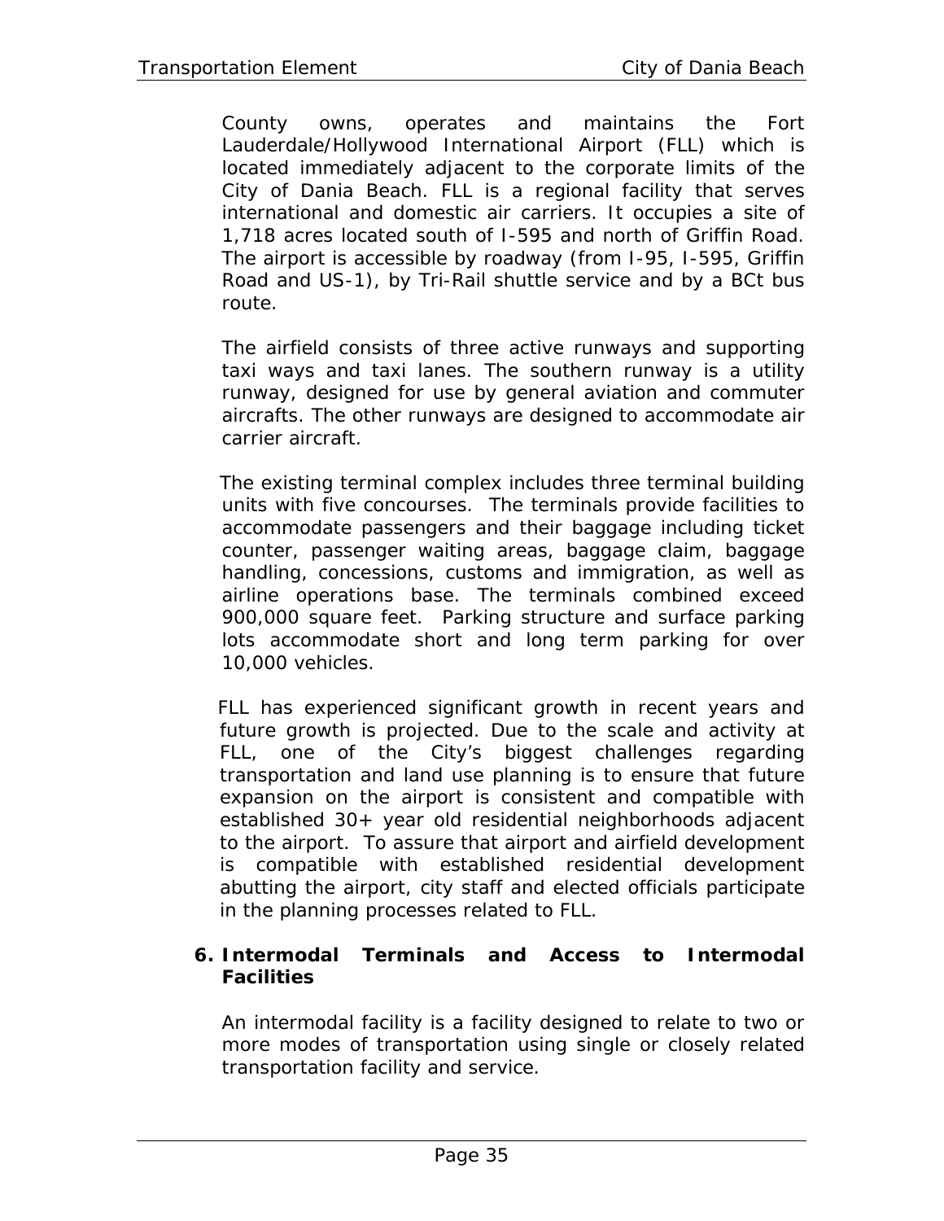County owns, operates and maintains the Fort Lauderdale/Hollywood International Airport (FLL) which is located immediately adjacent to the corporate limits of the City of Dania Beach. FLL is a regional facility that serves international and domestic air carriers. It occupies a site of 1,718 acres located south of I-595 and north of Griffin Road. The airport is accessible by roadway (from I-95, I-595, Griffin Road and US-1), by Tri-Rail shuttle service and by a BCt bus route.

The airfield consists of three active runways and supporting taxi ways and taxi lanes. The southern runway is a utility runway, designed for use by general aviation and commuter aircrafts. The other runways are designed to accommodate air carrier aircraft.

The existing terminal complex includes three terminal building units with five concourses. The terminals provide facilities to accommodate passengers and their baggage including ticket counter, passenger waiting areas, baggage claim, baggage handling, concessions, customs and immigration, as well as airline operations base. The terminals combined exceed 900,000 square feet. Parking structure and surface parking lots accommodate short and long term parking for over 10,000 vehicles.

FLL has experienced significant growth in recent years and future growth is projected. Due to the scale and activity at FLL, one of the City's biggest challenges regarding transportation and land use planning is to ensure that future expansion on the airport is consistent and compatible with established 30+ year old residential neighborhoods adjacent to the airport. To assure that airport and airfield development is compatible with established residential development abutting the airport, city staff and elected officials participate in the planning processes related to FLL.

**6. Intermodal Terminals and Access to Intermodal Facilities**

An intermodal facility is a facility designed to relate to two or more modes of transportation using single or closely related transportation facility and service.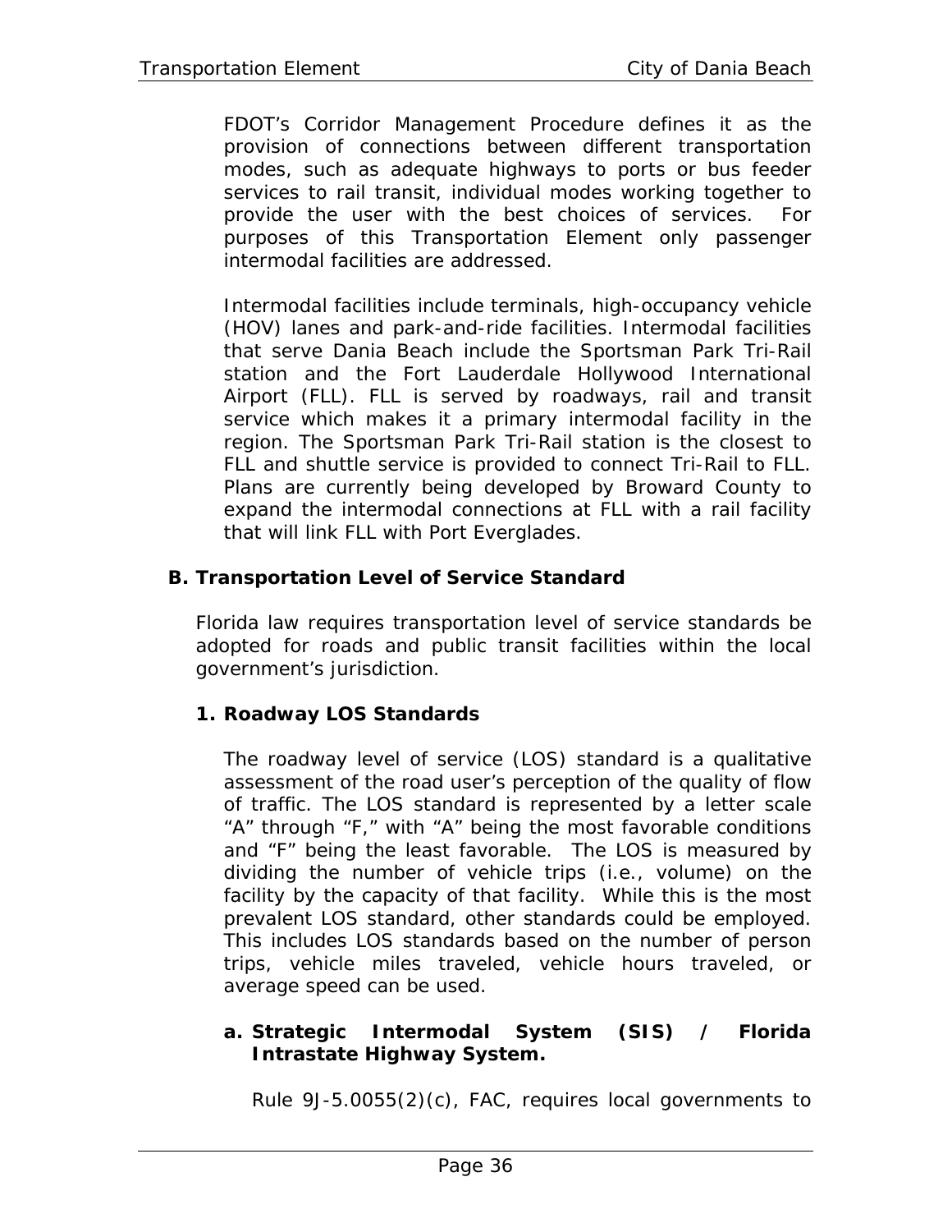FDOT's Corridor Management Procedure defines it as the provision of connections between different transportation modes, such as adequate highways to ports or bus feeder services to rail transit, individual modes working together to provide the user with the best choices of services. For purposes of this Transportation Element only passenger intermodal facilities are addressed.

Intermodal facilities include terminals, high-occupancy vehicle (HOV) lanes and park-and-ride facilities. Intermodal facilities that serve Dania Beach include the Sportsman Park Tri-Rail station and the Fort Lauderdale Hollywood International Airport (FLL). FLL is served by roadways, rail and transit service which makes it a primary intermodal facility in the region. The Sportsman Park Tri-Rail station is the closest to FLL and shuttle service is provided to connect Tri-Rail to FLL. Plans are currently being developed by Broward County to expand the intermodal connections at FLL with a rail facility that will link FLL with Port Everglades.

## B. Transportation Level of Service Standard

Florida law requires transportation level of service standards be adopted for roads and public transit facilities within the local government's jurisdiction.

### 1. Roadway LOS Standards

The roadway level of service (LOS) standard is a qualitative assessment of the road user's perception of the quality of flow of traffic. The LOS standard is represented by a letter scale "A" through "F," with "A" being the most favorable conditions and "F" being the least favorable. The LOS is measured by dividing the number of vehicle trips (i.e., volume) on the facility by the capacity of that facility. While this is the most prevalent LOS standard, other standards could be employed. This includes LOS standards based on the number of person trips, vehicle miles traveled, vehicle hours traveled, or average speed can be used.

#### a. Strategic Intermodal System (SIS) / Florida Intrastate Highway System.

Rule 9J-5.0055(2)(c), FAC, requires local governments to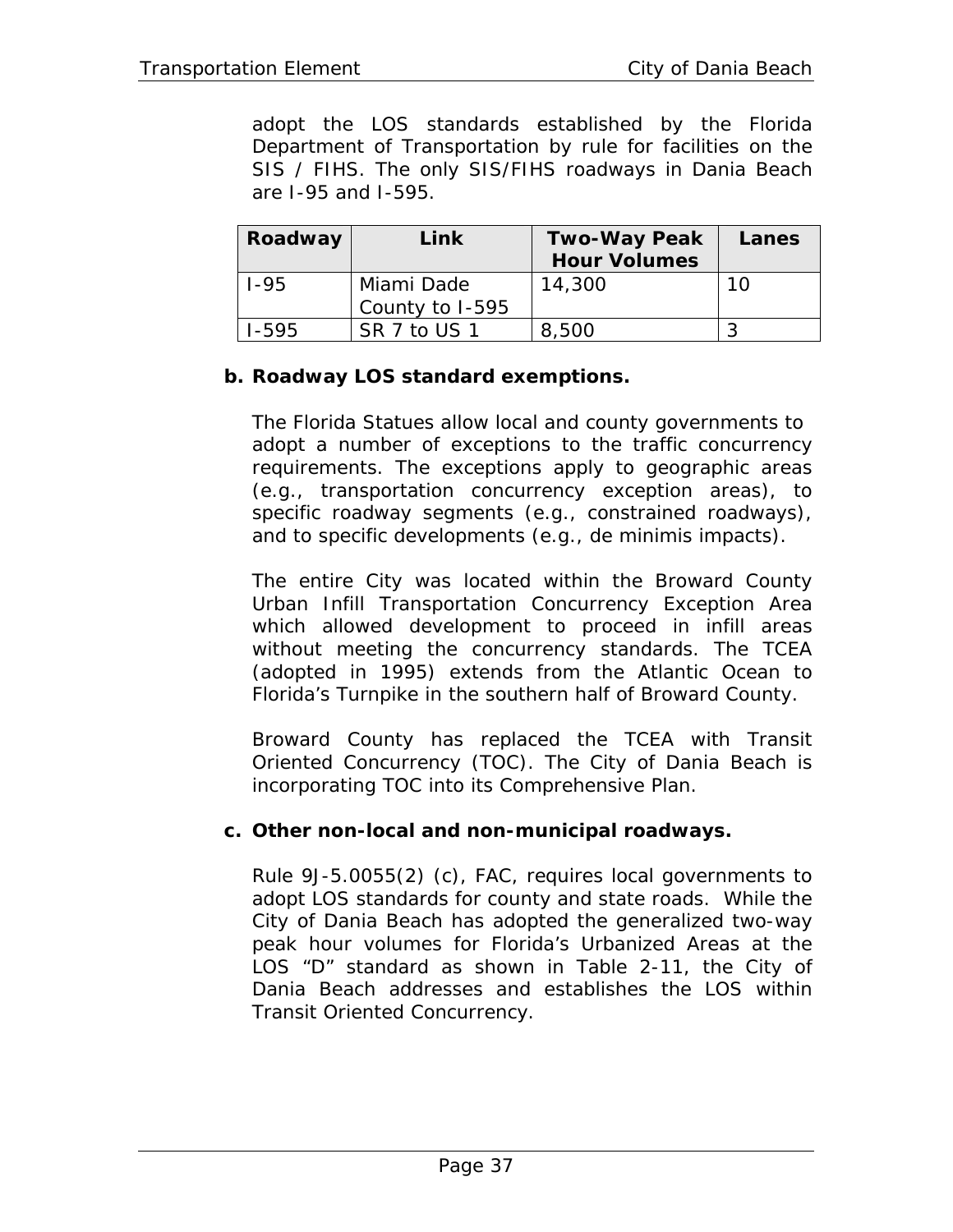adopt the LOS standards established by the Florida Department of Transportation by rule for facilities on the SIS / FIHS. The only SIS/FIHS roadways in Dania Beach are I-95 and I-595.

| Roadway | Link | Two-Way Peak Hour Volumes | Lanes |
|---|---|---|---|
| I-95 | Miami Dade County to I-595 | 14,300 | 10 |
| I-595 | SR 7 to US 1 | 8,500 | 3 |

**b. Roadway LOS standard exemptions.**

The Florida Statues allow local and county governments to adopt a number of exceptions to the traffic concurrency requirements. The exceptions apply to geographic areas (e.g., transportation concurrency exception areas), to specific roadway segments (e.g., constrained roadways), and to specific developments (e.g., de minimis impacts).

The entire City was located within the Broward County Urban Infill Transportation Concurrency Exception Area which allowed development to proceed in infill areas without meeting the concurrency standards. The TCEA (adopted in 1995) extends from the Atlantic Ocean to Florida's Turnpike in the southern half of Broward County.

Broward County has replaced the TCEA with Transit Oriented Concurrency (TOC). The City of Dania Beach is incorporating TOC into its Comprehensive Plan.

**c. Other non-local and non-municipal roadways.**

Rule 9J-5.0055(2) (c), FAC, requires local governments to adopt LOS standards for county and state roads. While the City of Dania Beach has adopted the generalized two-way peak hour volumes for Florida's Urbanized Areas at the LOS "D" standard as shown in Table 2-11, the City of Dania Beach addresses and establishes the LOS within Transit Oriented Concurrency.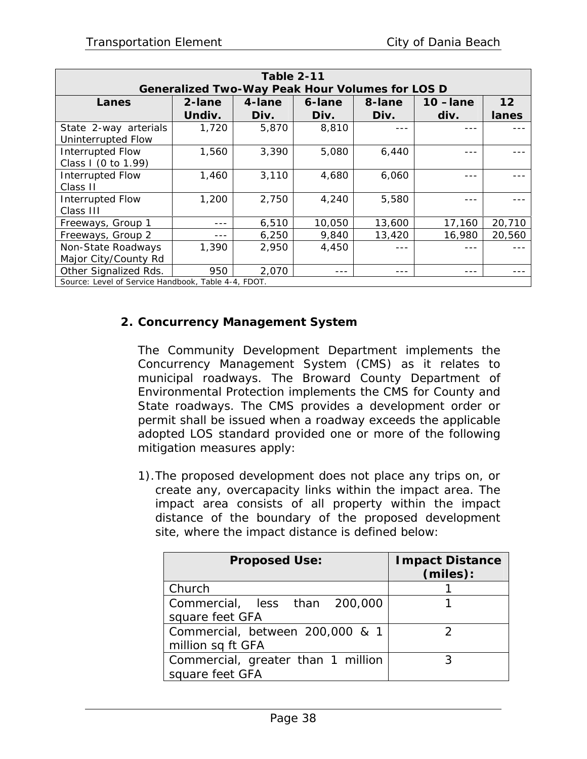| Table 2-11 Generalized Two-Way Peak Hour Volumes for LOS D | | | | | | |
|---|---|---|---|---|---|---|
| **Lanes** | **2-lane Undiv.** | **4-lane Div.** | **6-lane Div.** | **8-lane Div.** | **10 –lane div.** | **12 lanes** |
| State 2-way arterials Uninterrupted Flow | 1,720 | 5,870 | 8,810 | --- | --- | --- |
| Interrupted Flow Class I (0 to 1.99) | 1,560 | 3,390 | 5,080 | 6,440 | --- | --- |
| Interrupted Flow Class II | 1,460 | 3,110 | 4,680 | 6,060 | --- | --- |
| Interrupted Flow Class III | 1,200 | 2,750 | 4,240 | 5,580 | --- | --- |
| Freeways, Group 1 | --- | 6,510 | 10,050 | 13,600 | 17,160 | 20,710 |
| Freeways, Group 2 | --- | 6,250 | 9,840 | 13,420 | 16,980 | 20,560 |
| Non-State Roadways Major City/County Rd | 1,390 | 2,950 | 4,450 | --- | --- | --- |
| Other Signalized Rds. | 950 | 2,070 | --- | --- | --- | --- |
| Source: Level of Service Handbook, Table 4-4, FDOT. | | | | | | |

**2. Concurrency Management System**

The Community Development Department implements the Concurrency Management System (CMS) as it relates to municipal roadways. The Broward County Department of Environmental Protection implements the CMS for County and State roadways. The CMS provides a development order or permit shall be issued when a roadway exceeds the applicable adopted LOS standard provided one or more of the following mitigation measures apply:

1). The proposed development does not place any trips on, or create any, overcapacity links within the impact area. The impact area consists of all property within the impact distance of the boundary of the proposed development site, where the impact distance is defined below:

| Proposed Use: | Impact Distance (miles): |
|---|---|
| Church | 1 |
| Commercial, less than 200,000 square feet GFA | 1 |
| Commercial, between 200,000 & 1 million sq ft GFA | 2 |
| Commercial, greater than 1 million square feet GFA | 3 |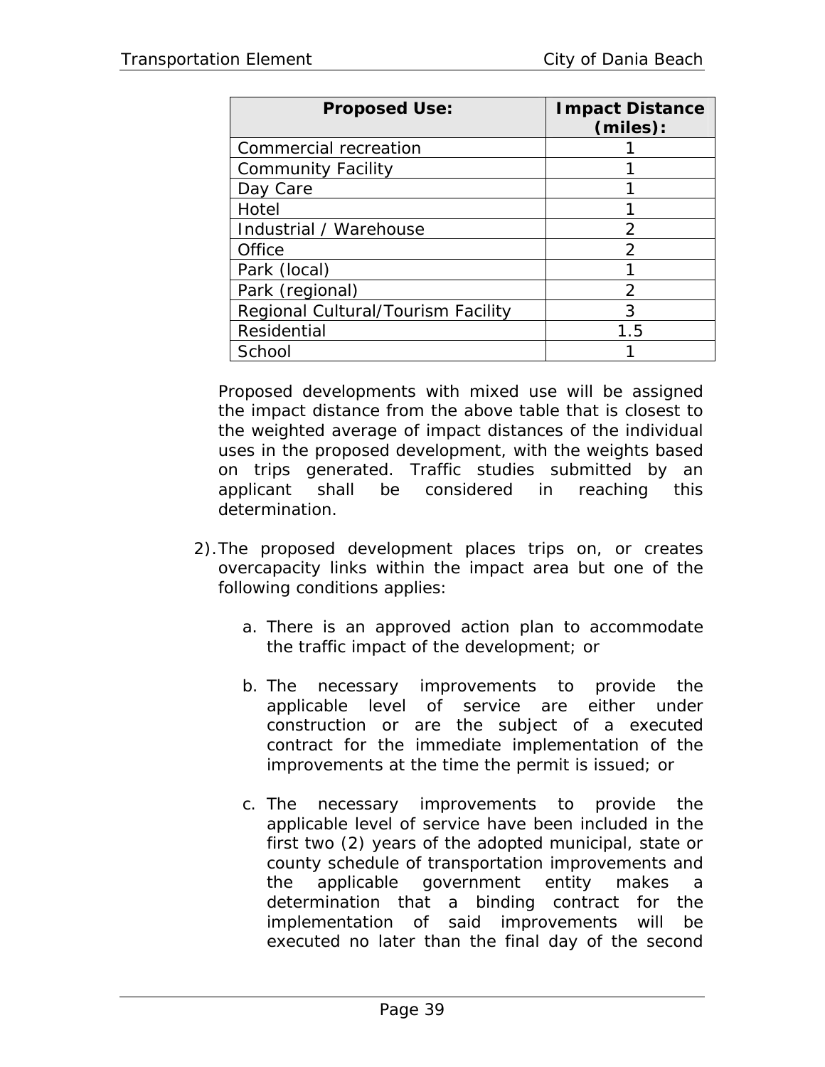| Proposed Use: | Impact Distance (miles): |
|---|---|
| Commercial recreation | 1 |
| Community Facility | 1 |
| Day Care | 1 |
| Hotel | 1 |
| Industrial / Warehouse | 2 |
| Office | 2 |
| Park (local) | 1 |
| Park (regional) | 2 |
| Regional Cultural/Tourism Facility | 3 |
| Residential | 1.5 |
| School | 1 |

Proposed developments with mixed use will be assigned the impact distance from the above table that is closest to the weighted average of impact distances of the individual uses in the proposed development, with the weights based on trips generated. Traffic studies submitted by an applicant shall be considered in reaching this determination.

2). The proposed development places trips on, or creates overcapacity links within the impact area but one of the following conditions applies:

a. There is an approved action plan to accommodate the traffic impact of the development; or

b. The necessary improvements to provide the applicable level of service are either under construction or are the subject of a executed contract for the immediate implementation of the improvements at the time the permit is issued; or

c. The necessary improvements to provide the applicable level of service have been included in the first two (2) years of the adopted municipal, state or county schedule of transportation improvements and the applicable government entity makes a determination that a binding contract for the implementation of said improvements will be executed no later than the final day of the second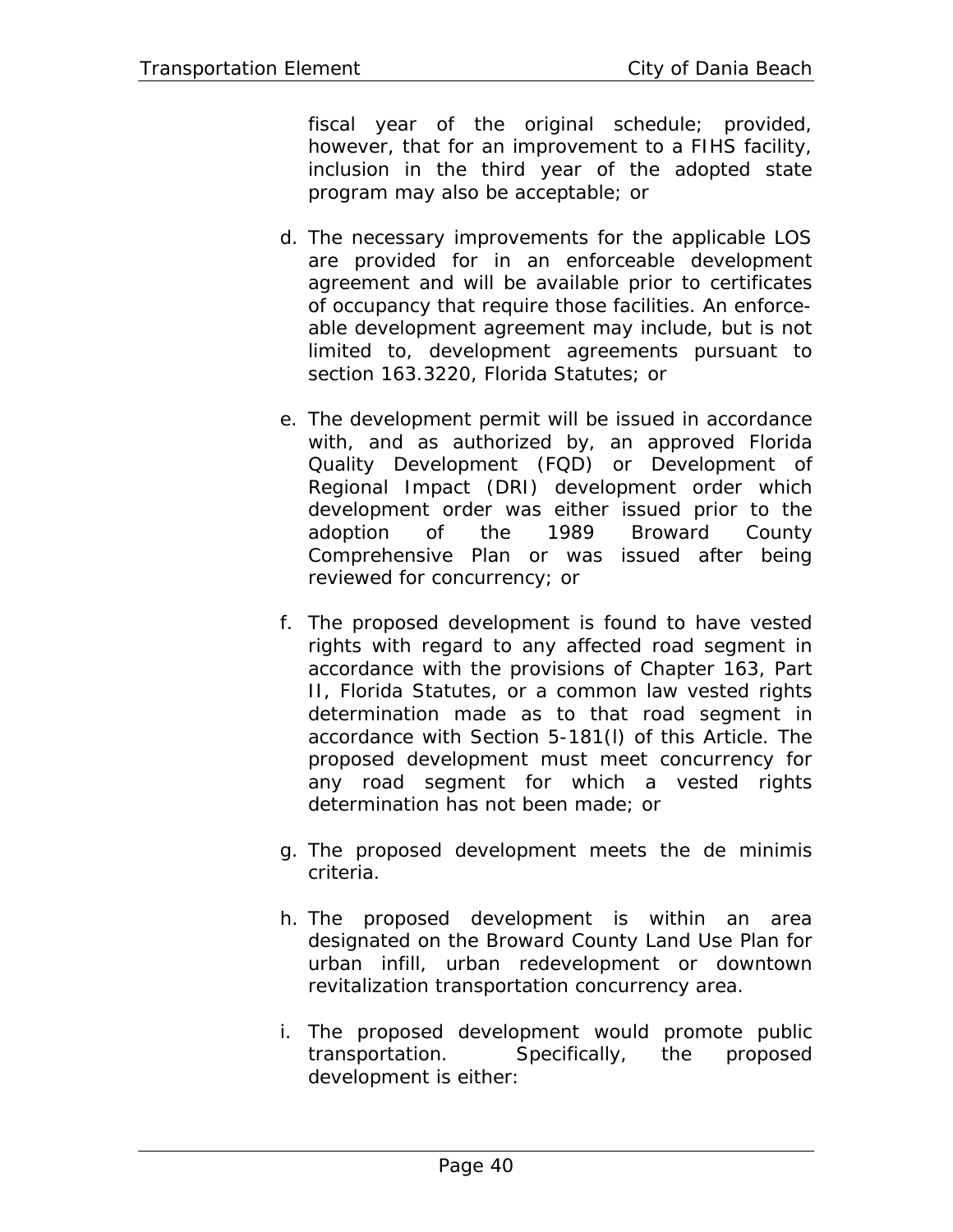fiscal year of the original schedule; provided, however, that for an improvement to a FIHS facility, inclusion in the third year of the adopted state program may also be acceptable; or

d. The necessary improvements for the applicable LOS are provided for in an enforceable development agreement and will be available prior to certificates of occupancy that require those facilities. An enforce-able development agreement may include, but is not limited to, development agreements pursuant to section 163.3220, Florida Statutes; or

e. The development permit will be issued in accordance with, and as authorized by, an approved Florida Quality Development (FQD) or Development of Regional Impact (DRI) development order which development order was either issued prior to the adoption of the 1989 Broward County Comprehensive Plan or was issued after being reviewed for concurrency; or

f. The proposed development is found to have vested rights with regard to any affected road segment in accordance with the provisions of Chapter 163, Part II, Florida Statutes, or a common law vested rights determination made as to that road segment in accordance with Section 5-181(l) of this Article. The proposed development must meet concurrency for any road segment for which a vested rights determination has not been made; or

g. The proposed development meets the de minimis criteria.

h. The proposed development is within an area designated on the Broward County Land Use Plan for urban infill, urban redevelopment or downtown revitalization transportation concurrency area.

i. The proposed development would promote public transportation. Specifically, the proposed development is either: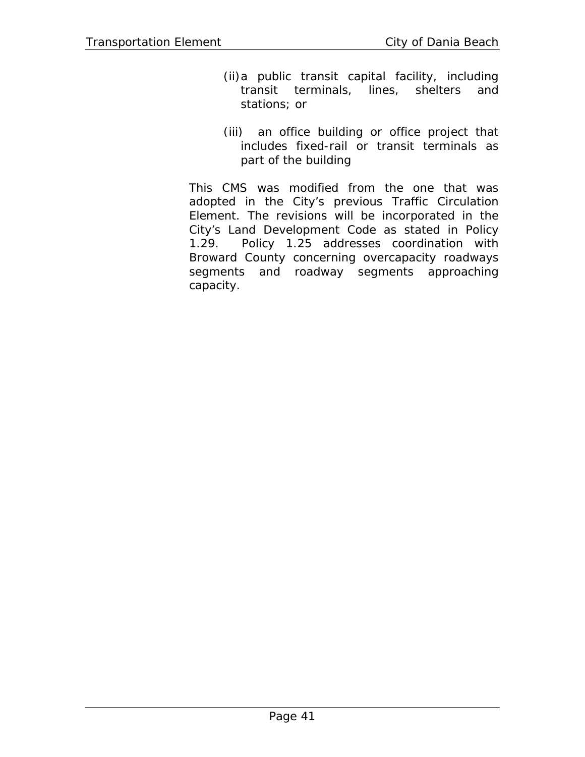(ii) a public transit capital facility, including transit terminals, lines, shelters and stations; or

(iii) an office building or office project that includes fixed-rail or transit terminals as part of the building

This CMS was modified from the one that was adopted in the City's previous Traffic Circulation Element. The revisions will be incorporated in the City's Land Development Code as stated in Policy 1.29. Policy 1.25 addresses coordination with Broward County concerning overcapacity roadways segments and roadway segments approaching capacity.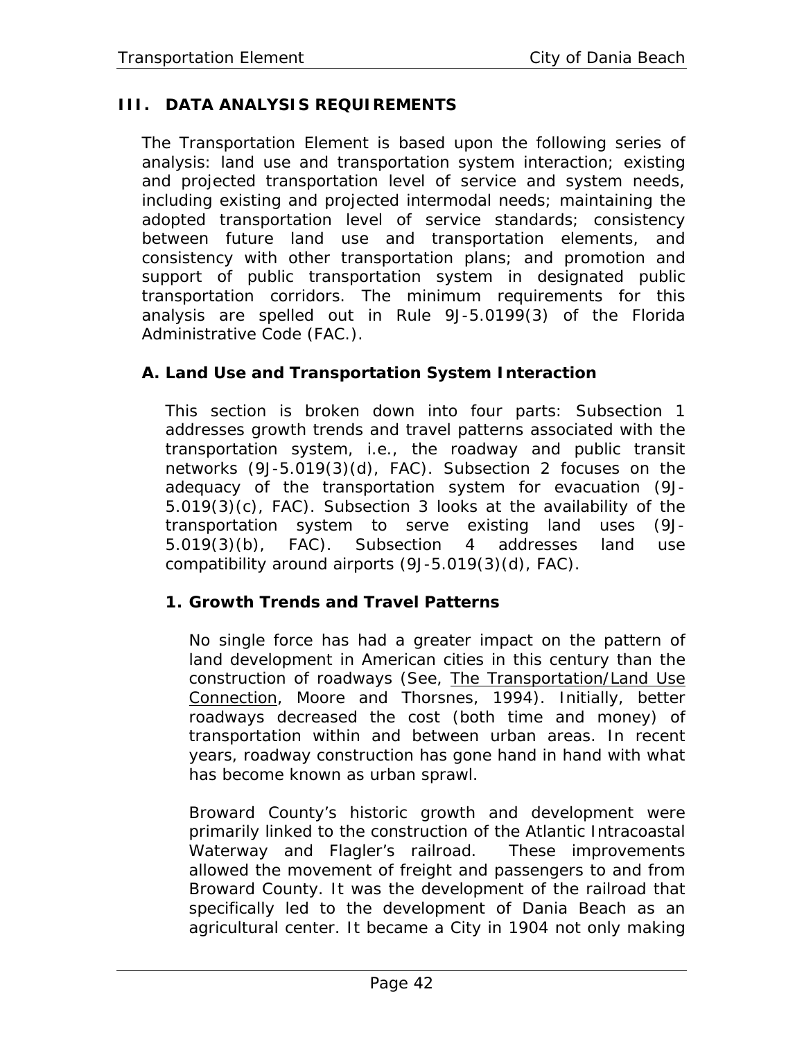## III. DATA ANALYSIS REQUIREMENTS

The Transportation Element is based upon the following series of analysis: land use and transportation system interaction; existing and projected transportation level of service and system needs, including existing and projected intermodal needs; maintaining the adopted transportation level of service standards; consistency between future land use and transportation elements, and consistency with other transportation plans; and promotion and support of public transportation system in designated public transportation corridors. The minimum requirements for this analysis are spelled out in Rule 9J-5.0199(3) of the Florida Administrative Code (FAC.).

### A. Land Use and Transportation System Interaction

This section is broken down into four parts: Subsection 1 addresses growth trends and travel patterns associated with the transportation system, i.e., the roadway and public transit networks (9J-5.019(3)(d), FAC). Subsection 2 focuses on the adequacy of the transportation system for evacuation (9J-5.019(3)(c), FAC). Subsection 3 looks at the availability of the transportation system to serve existing land uses (9J-5.019(3)(b), FAC). Subsection 4 addresses land use compatibility around airports (9J-5.019(3)(d), FAC).

#### 1. Growth Trends and Travel Patterns

No single force has had a greater impact on the pattern of land development in American cities in this century than the construction of roadways (See, The Transportation/Land Use Connection, Moore and Thorsnes, 1994). Initially, better roadways decreased the cost (both time and money) of transportation within and between urban areas. In recent years, roadway construction has gone hand in hand with what has become known as urban sprawl.

Broward County's historic growth and development were primarily linked to the construction of the Atlantic Intracoastal Waterway and Flagler's railroad. These improvements allowed the movement of freight and passengers to and from Broward County. It was the development of the railroad that specifically led to the development of Dania Beach as an agricultural center. It became a City in 1904 not only making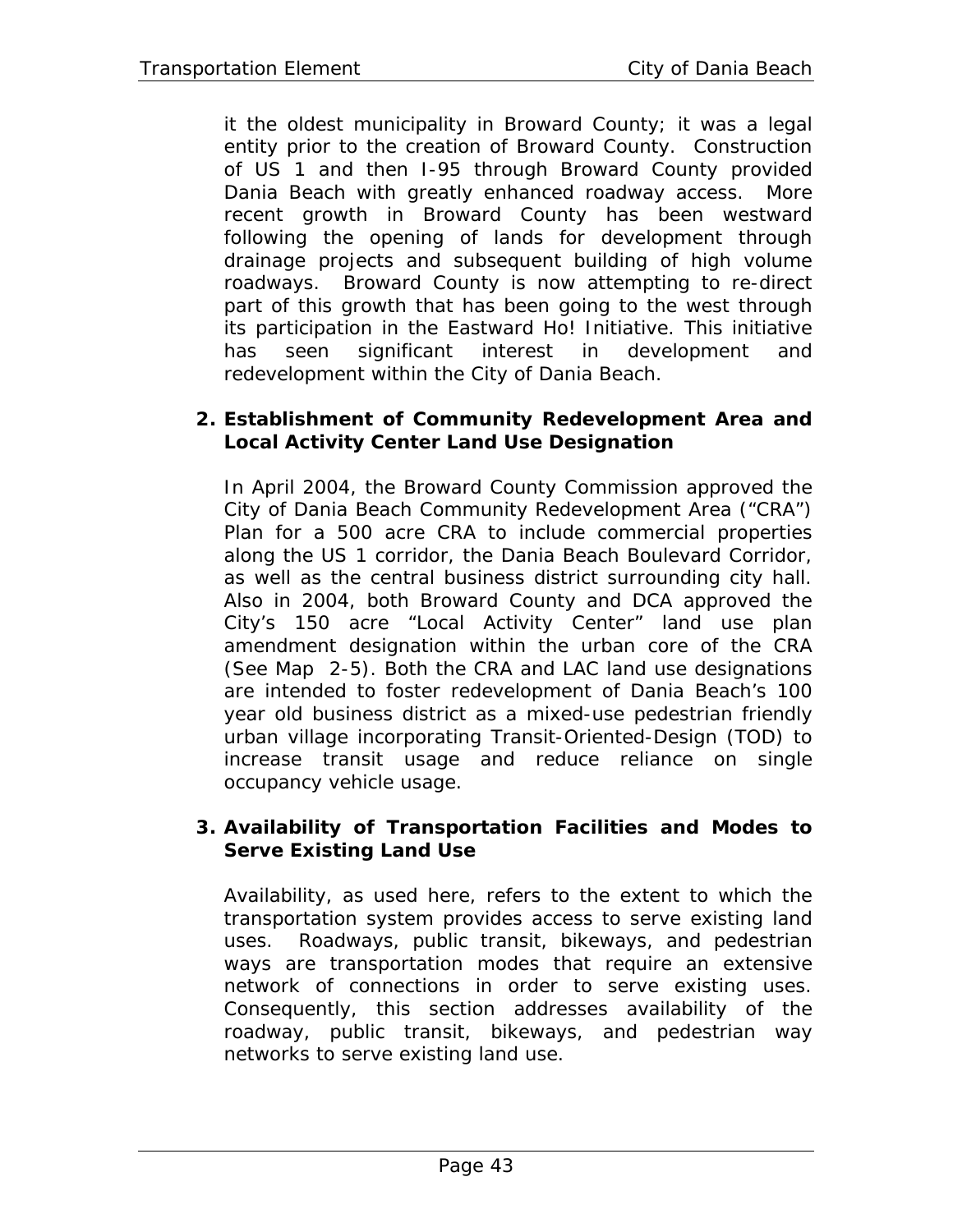it the oldest municipality in Broward County; it was a legal entity prior to the creation of Broward County. Construction of US 1 and then I-95 through Broward County provided Dania Beach with greatly enhanced roadway access. More recent growth in Broward County has been westward following the opening of lands for development through drainage projects and subsequent building of high volume roadways. Broward County is now attempting to re-direct part of this growth that has been going to the west through its participation in the Eastward Ho! Initiative. This initiative has seen significant interest in development and redevelopment within the City of Dania Beach.

**2. Establishment of Community Redevelopment Area and Local Activity Center Land Use Designation**

In April 2004, the Broward County Commission approved the City of Dania Beach Community Redevelopment Area ("CRA") Plan for a 500 acre CRA to include commercial properties along the US 1 corridor, the Dania Beach Boulevard Corridor, as well as the central business district surrounding city hall. Also in 2004, both Broward County and DCA approved the City's 150 acre "Local Activity Center" land use plan amendment designation within the urban core of the CRA (See Map 2-5). Both the CRA and LAC land use designations are intended to foster redevelopment of Dania Beach's 100 year old business district as a mixed-use pedestrian friendly urban village incorporating Transit-Oriented-Design (TOD) to increase transit usage and reduce reliance on single occupancy vehicle usage.

**3. Availability of Transportation Facilities and Modes to Serve Existing Land Use**

Availability, as used here, refers to the extent to which the transportation system provides access to serve existing land uses. Roadways, public transit, bikeways, and pedestrian ways are transportation modes that require an extensive network of connections in order to serve existing uses. Consequently, this section addresses availability of the roadway, public transit, bikeways, and pedestrian way networks to serve existing land use.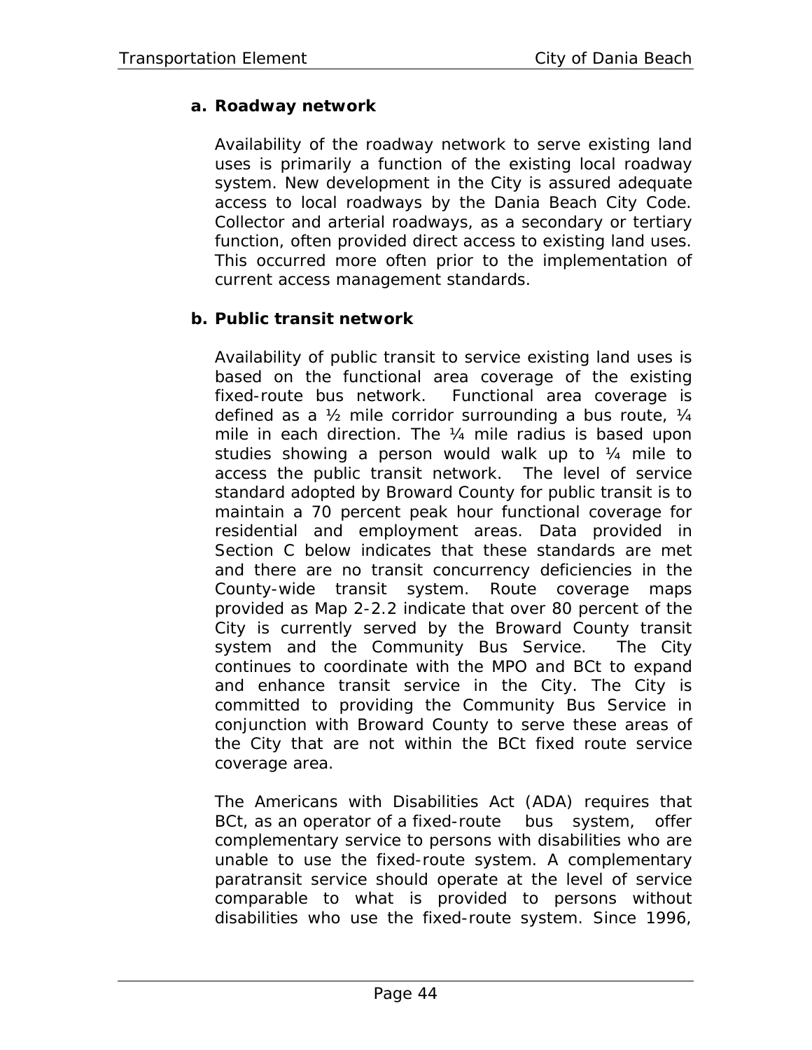**a. Roadway network**

Availability of the roadway network to serve existing land uses is primarily a function of the existing local roadway system. New development in the City is assured adequate access to local roadways by the Dania Beach City Code. Collector and arterial roadways, as a secondary or tertiary function, often provided direct access to existing land uses. This occurred more often prior to the implementation of current access management standards.

**b. Public transit network**

Availability of public transit to service existing land uses is based on the functional area coverage of the existing fixed-route bus network. Functional area coverage is defined as a ½ mile corridor surrounding a bus route, ¼ mile in each direction. The ¼ mile radius is based upon studies showing a person would walk up to ¼ mile to access the public transit network. The level of service standard adopted by Broward County for public transit is to maintain a 70 percent peak hour functional coverage for residential and employment areas. Data provided in Section C below indicates that these standards are met and there are no transit concurrency deficiencies in the County-wide transit system. Route coverage maps provided as Map 2-2.2 indicate that over 80 percent of the City is currently served by the Broward County transit system and the Community Bus Service. The City continues to coordinate with the MPO and BCt to expand and enhance transit service in the City. The City is committed to providing the Community Bus Service in conjunction with Broward County to serve these areas of the City that are not within the BCt fixed route service coverage area.

The Americans with Disabilities Act (ADA) requires that BCt, as an operator of a fixed-route bus system, offer complementary service to persons with disabilities who are unable to use the fixed-route system. A complementary paratransit service should operate at the level of service comparable to what is provided to persons without disabilities who use the fixed-route system. Since 1996,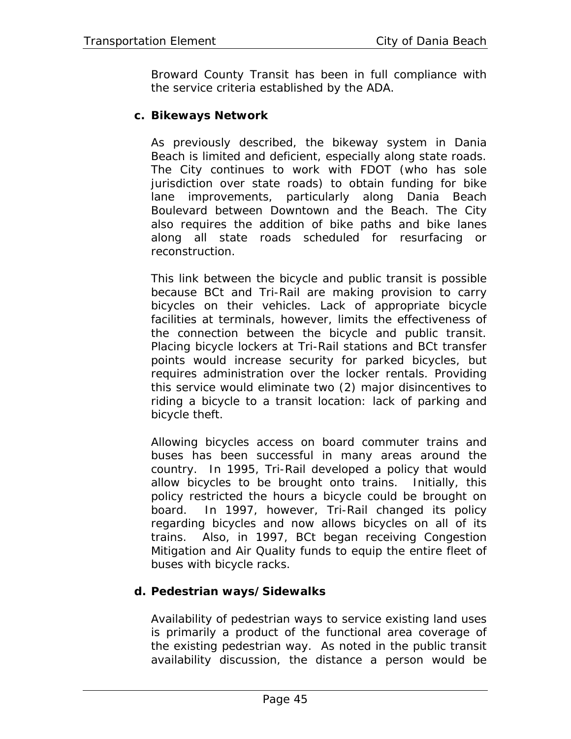Broward County Transit has been in full compliance with the service criteria established by the ADA.

**c. Bikeways Network**

As previously described, the bikeway system in Dania Beach is limited and deficient, especially along state roads. The City continues to work with FDOT (who has sole jurisdiction over state roads) to obtain funding for bike lane improvements, particularly along Dania Beach Boulevard between Downtown and the Beach. The City also requires the addition of bike paths and bike lanes along all state roads scheduled for resurfacing or reconstruction.

This link between the bicycle and public transit is possible because BCt and Tri-Rail are making provision to carry bicycles on their vehicles. Lack of appropriate bicycle facilities at terminals, however, limits the effectiveness of the connection between the bicycle and public transit. Placing bicycle lockers at Tri-Rail stations and BCt transfer points would increase security for parked bicycles, but requires administration over the locker rentals. Providing this service would eliminate two (2) major disincentives to riding a bicycle to a transit location: lack of parking and bicycle theft.

Allowing bicycles access on board commuter trains and buses has been successful in many areas around the country. In 1995, Tri-Rail developed a policy that would allow bicycles to be brought onto trains. Initially, this policy restricted the hours a bicycle could be brought on board. In 1997, however, Tri-Rail changed its policy regarding bicycles and now allows bicycles on all of its trains. Also, in 1997, BCt began receiving Congestion Mitigation and Air Quality funds to equip the entire fleet of buses with bicycle racks.

**d. Pedestrian ways/Sidewalks**

Availability of pedestrian ways to service existing land uses is primarily a product of the functional area coverage of the existing pedestrian way. As noted in the public transit availability discussion, the distance a person would be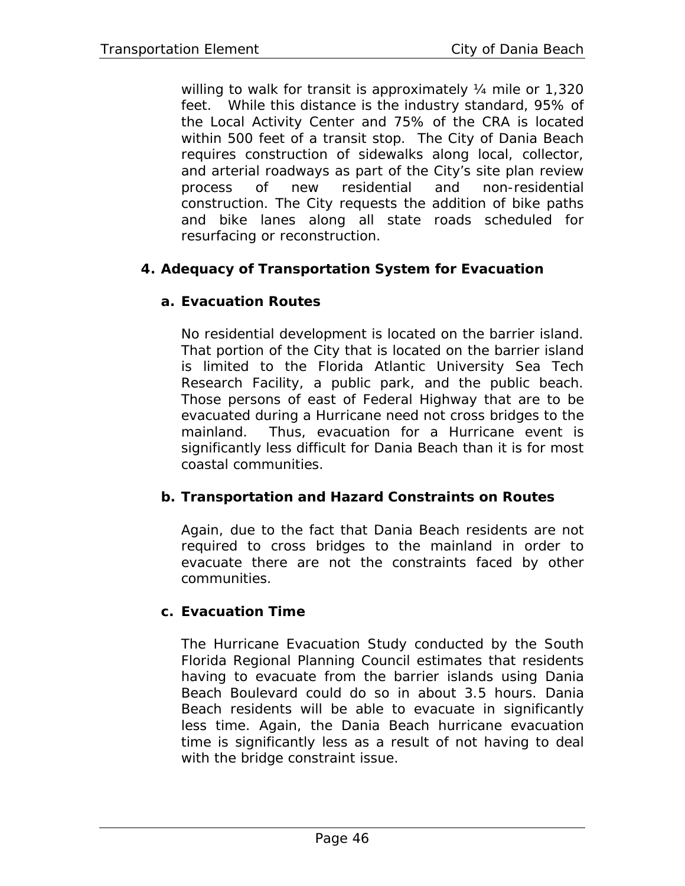willing to walk for transit is approximately ¼ mile or 1,320 feet. While this distance is the industry standard, 95% of the Local Activity Center and 75% of the CRA is located within 500 feet of a transit stop. The City of Dania Beach requires construction of sidewalks along local, collector, and arterial roadways as part of the City's site plan review process of new residential and non-residential construction. The City requests the addition of bike paths and bike lanes along all state roads scheduled for resurfacing or reconstruction.

## 4. Adequacy of Transportation System for Evacuation

### a. Evacuation Routes

No residential development is located on the barrier island. That portion of the City that is located on the barrier island is limited to the Florida Atlantic University Sea Tech Research Facility, a public park, and the public beach. Those persons of east of Federal Highway that are to be evacuated during a Hurricane need not cross bridges to the mainland. Thus, evacuation for a Hurricane event is significantly less difficult for Dania Beach than it is for most coastal communities.

### b. Transportation and Hazard Constraints on Routes

Again, due to the fact that Dania Beach residents are not required to cross bridges to the mainland in order to evacuate there are not the constraints faced by other communities.

### c. Evacuation Time

The Hurricane Evacuation Study conducted by the South Florida Regional Planning Council estimates that residents having to evacuate from the barrier islands using Dania Beach Boulevard could do so in about 3.5 hours. Dania Beach residents will be able to evacuate in significantly less time. Again, the Dania Beach hurricane evacuation time is significantly less as a result of not having to deal with the bridge constraint issue.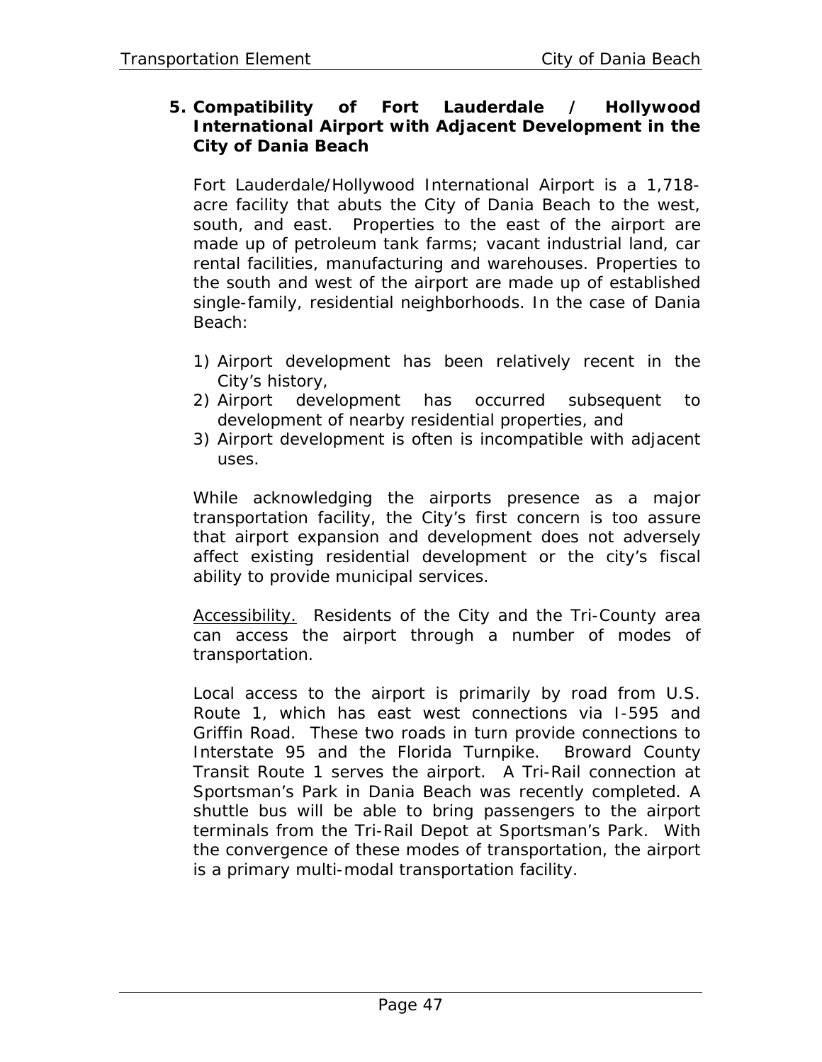### 5. Compatibility of Fort Lauderdale / Hollywood International Airport with Adjacent Development in the City of Dania Beach

Fort Lauderdale/Hollywood International Airport is a 1,718-acre facility that abuts the City of Dania Beach to the west, south, and east. Properties to the east of the airport are made up of petroleum tank farms; vacant industrial land, car rental facilities, manufacturing and warehouses. Properties to the south and west of the airport are made up of established single-family, residential neighborhoods. In the case of Dania Beach:

1) Airport development has been relatively recent in the City's history,
2) Airport development has occurred subsequent to development of nearby residential properties, and
3) Airport development is often is incompatible with adjacent uses.

While acknowledging the airports presence as a major transportation facility, the City's first concern is too assure that airport expansion and development does not adversely affect existing residential development or the city's fiscal ability to provide municipal services.

Accessibility. Residents of the City and the Tri-County area can access the airport through a number of modes of transportation.

Local access to the airport is primarily by road from U.S. Route 1, which has east west connections via I-595 and Griffin Road. These two roads in turn provide connections to Interstate 95 and the Florida Turnpike. Broward County Transit Route 1 serves the airport. A Tri-Rail connection at Sportsman's Park in Dania Beach was recently completed. A shuttle bus will be able to bring passengers to the airport terminals from the Tri-Rail Depot at Sportsman's Park. With the convergence of these modes of transportation, the airport is a primary multi-modal transportation facility.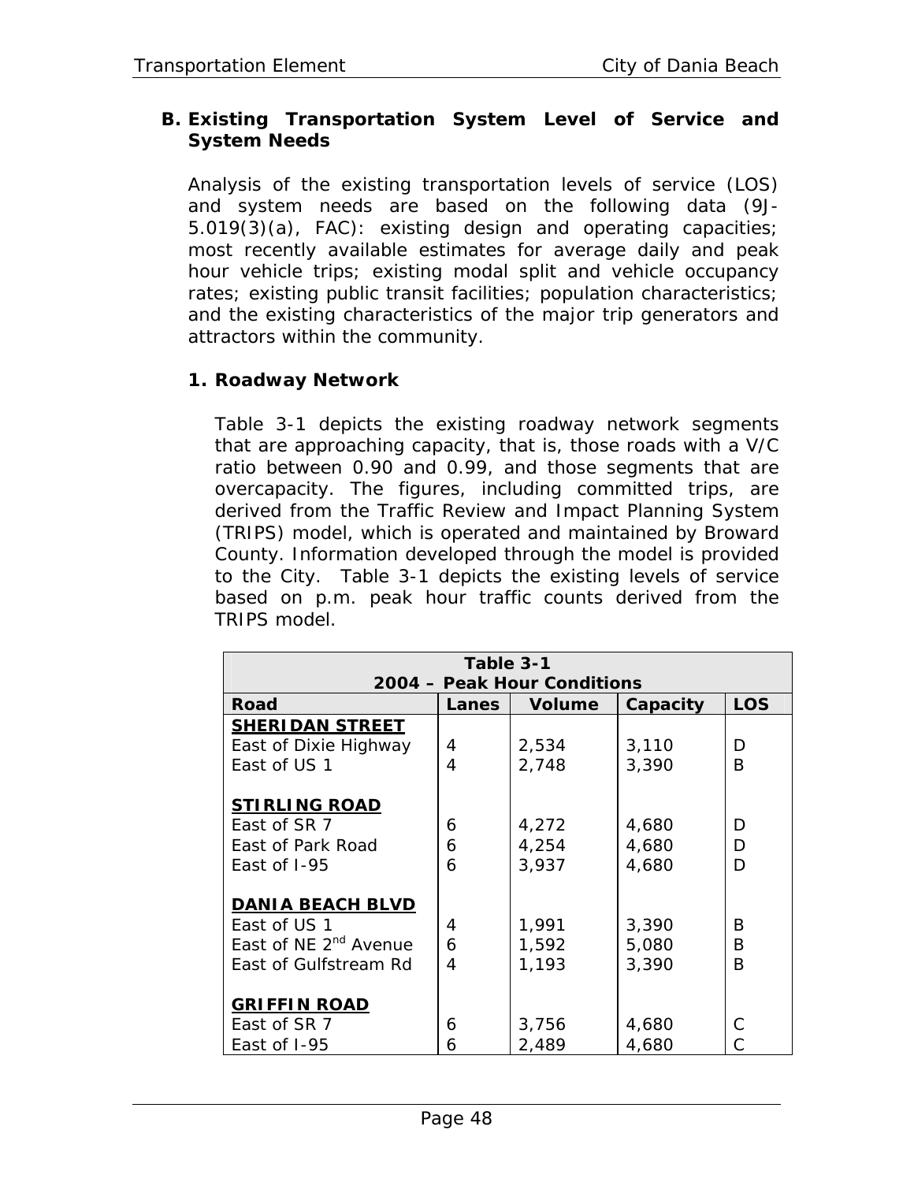## B. Existing Transportation System Level of Service and System Needs

Analysis of the existing transportation levels of service (LOS) and system needs are based on the following data (9J-5.019(3)(a), FAC): existing design and operating capacities; most recently available estimates for average daily and peak hour vehicle trips; existing modal split and vehicle occupancy rates; existing public transit facilities; population characteristics; and the existing characteristics of the major trip generators and attractors within the community.

### 1. Roadway Network

Table 3-1 depicts the existing roadway network segments that are approaching capacity, that is, those roads with a V/C ratio between 0.90 and 0.99, and those segments that are overcapacity. The figures, including committed trips, are derived from the Traffic Review and Impact Planning System (TRIPS) model, which is operated and maintained by Broward County. Information developed through the model is provided to the City. Table 3-1 depicts the existing levels of service based on p.m. peak hour traffic counts derived from the TRIPS model.

**Table 3-1**
**2004 – Peak Hour Conditions**

| Road | Lanes | Volume | Capacity | LOS |
|---|---|---|---|---|
| **SHERIDAN STREET** | | | | |
| East of Dixie Highway | 4 | 2,534 | 3,110 | D |
| East of US 1 | 4 | 2,748 | 3,390 | B |
| **STIRLING ROAD** | | | | |
| East of SR 7 | 6 | 4,272 | 4,680 | D |
| East of Park Road | 6 | 4,254 | 4,680 | D |
| East of I-95 | 6 | 3,937 | 4,680 | D |
| **DANIA BEACH BLVD** | | | | |
| East of US 1 | 4 | 1,991 | 3,390 | B |
| East of NE 2nd Avenue | 6 | 1,592 | 5,080 | B |
| East of Gulfstream Rd | 4 | 1,193 | 3,390 | B |
| **GRIFFIN ROAD** | | | | |
| East of SR 7 | 6 | 3,756 | 4,680 | C |
| East of I-95 | 6 | 2,489 | 4,680 | C |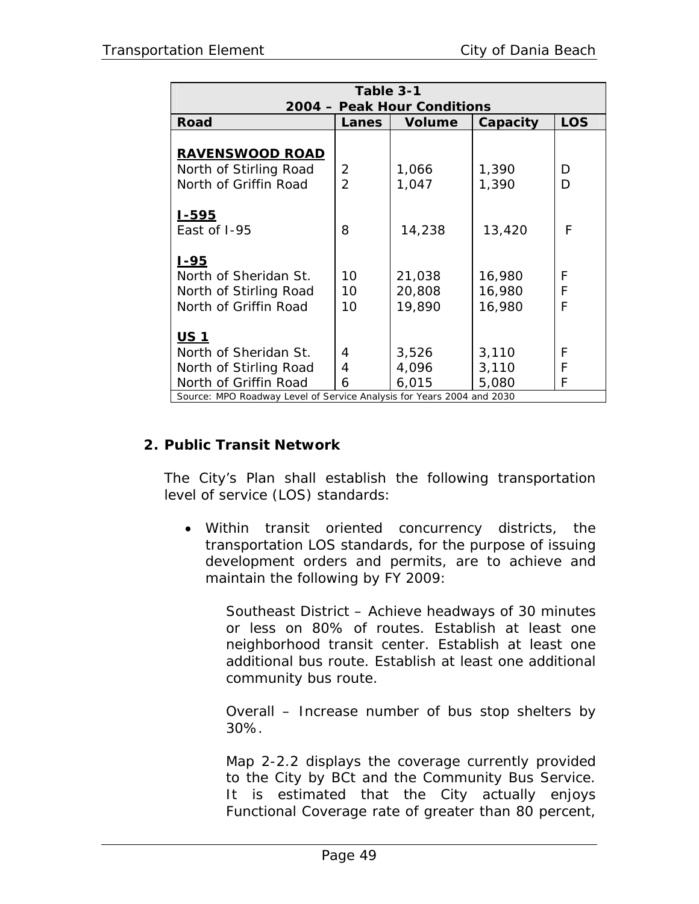| Table 3-1<br>2004 – Peak Hour Conditions | | | | |
|---|---|---|---|---|
| **Road** | **Lanes** | **Volume** | **Capacity** | **LOS** |
| **RAVENSWOOD ROAD** | | | | |
| North of Stirling Road | 2 | 1,066 | 1,390 | D |
| North of Griffin Road | 2 | 1,047 | 1,390 | D |
| **I-595** | | | | |
| East of I-95 | 8 | 14,238 | 13,420 | F |
| **I-95** | | | | |
| North of Sheridan St. | 10 | 21,038 | 16,980 | F |
| North of Stirling Road | 10 | 20,808 | 16,980 | F |
| North of Griffin Road | 10 | 19,890 | 16,980 | F |
| **US 1** | | | | |
| North of Sheridan St. | 4 | 3,526 | 3,110 | F |
| North of Stirling Road | 4 | 4,096 | 3,110 | F |
| North of Griffin Road | 6 | 6,015 | 5,080 | F |
| Source: MPO Roadway Level of Service Analysis for Years 2004 and 2030 | | | | |

## 2. Public Transit Network

The City's Plan shall establish the following transportation level of service (LOS) standards:

- Within transit oriented concurrency districts, the transportation LOS standards, for the purpose of issuing development orders and permits, are to achieve and maintain the following by FY 2009:

  Southeast District – Achieve headways of 30 minutes or less on 80% of routes. Establish at least one neighborhood transit center. Establish at least one additional bus route. Establish at least one additional community bus route.

  Overall – Increase number of bus stop shelters by 30%.

  Map 2-2.2 displays the coverage currently provided to the City by BCt and the Community Bus Service. It is estimated that the City actually enjoys Functional Coverage rate of greater than 80 percent,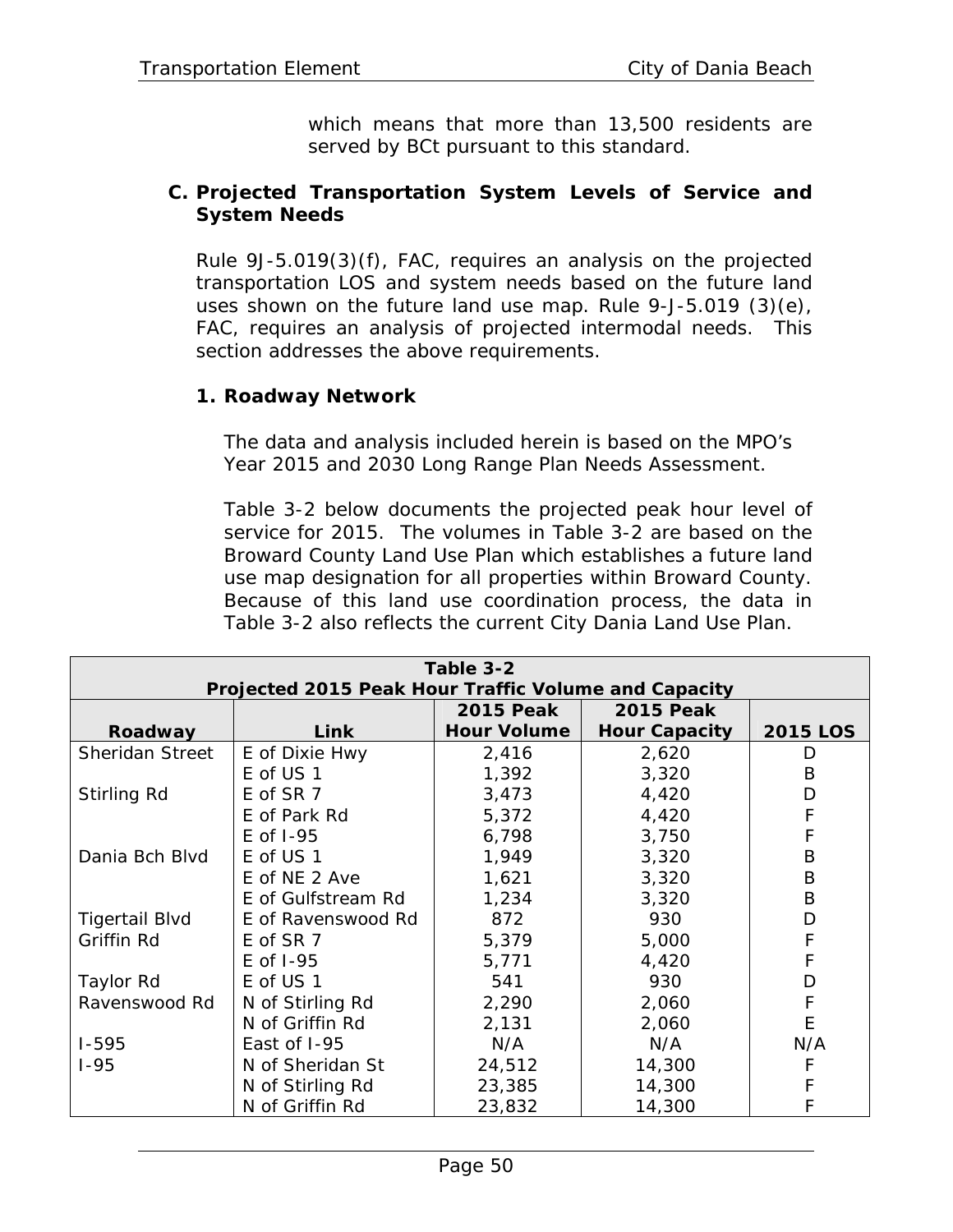which means that more than 13,500 residents are served by BCt pursuant to this standard.

## C. Projected Transportation System Levels of Service and System Needs

Rule 9J-5.019(3)(f), FAC, requires an analysis on the projected transportation LOS and system needs based on the future land uses shown on the future land use map. Rule 9-J-5.019 (3)(e), FAC, requires an analysis of projected intermodal needs. This section addresses the above requirements.

### 1. Roadway Network

The data and analysis included herein is based on the MPO's Year 2015 and 2030 Long Range Plan Needs Assessment.

Table 3-2 below documents the projected peak hour level of service for 2015. The volumes in Table 3-2 are based on the Broward County Land Use Plan which establishes a future land use map designation for all properties within Broward County. Because of this land use coordination process, the data in Table 3-2 also reflects the current City Dania Land Use Plan.

**Table 3-2**
**Projected 2015 Peak Hour Traffic Volume and Capacity**

| Roadway | Link | 2015 Peak Hour Volume | 2015 Peak Hour Capacity | 2015 LOS |
|---|---|---|---|---|
| Sheridan Street | E of Dixie Hwy | 2,416 | 2,620 | D |
| | E of US 1 | 1,392 | 3,320 | B |
| Stirling Rd | E of SR 7 | 3,473 | 4,420 | D |
| | E of Park Rd | 5,372 | 4,420 | F |
| | E of I-95 | 6,798 | 3,750 | F |
| Dania Bch Blvd | E of US 1 | 1,949 | 3,320 | B |
| | E of NE 2 Ave | 1,621 | 3,320 | B |
| | E of Gulfstream Rd | 1,234 | 3,320 | B |
| Tigertail Blvd | E of Ravenswood Rd | 872 | 930 | D |
| Griffin Rd | E of SR 7 | 5,379 | 5,000 | F |
| | E of I-95 | 5,771 | 4,420 | F |
| Taylor Rd | E of US 1 | 541 | 930 | D |
| Ravenswood Rd | N of Stirling Rd | 2,290 | 2,060 | F |
| | N of Griffin Rd | 2,131 | 2,060 | E |
| I-595 | East of I-95 | N/A | N/A | N/A |
| I-95 | N of Sheridan St | 24,512 | 14,300 | F |
| | N of Stirling Rd | 23,385 | 14,300 | F |
| | N of Griffin Rd | 23,832 | 14,300 | F |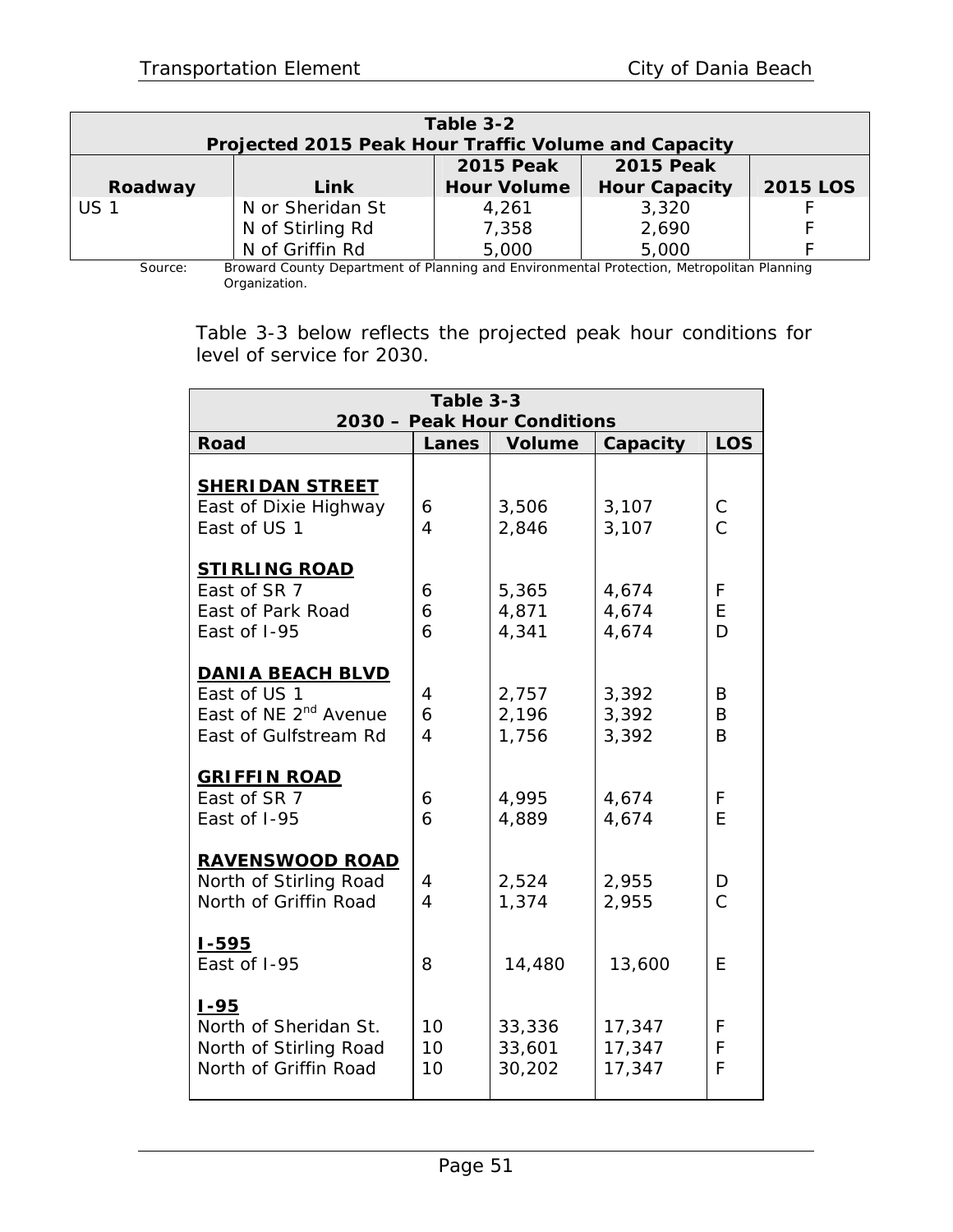| Table 3-2<br>Projected 2015 Peak Hour Traffic Volume and Capacity | | | | |
|---|---|---|---|---|
| Roadway | Link | 2015 Peak Hour Volume | 2015 Peak Hour Capacity | 2015 LOS |
| US 1 | N or Sheridan St | 4,261 | 3,320 | F |
| | N of Stirling Rd | 7,358 | 2,690 | F |
| | N of Griffin Rd | 5,000 | 5,000 | F |

Source: Broward County Department of Planning and Environmental Protection, Metropolitan Planning Organization.

Table 3-3 below reflects the projected peak hour conditions for level of service for 2030.

| Table 3-3<br>2030 – Peak Hour Conditions | | | | |
|---|---|---|---|---|
| Road | Lanes | Volume | Capacity | LOS |
| **SHERIDAN STREET** | | | | |
| East of Dixie Highway | 6 | 3,506 | 3,107 | C |
| East of US 1 | 4 | 2,846 | 3,107 | C |
| **STIRLING ROAD** | | | | |
| East of SR 7 | 6 | 5,365 | 4,674 | F |
| East of Park Road | 6 | 4,871 | 4,674 | E |
| East of I-95 | 6 | 4,341 | 4,674 | D |
| **DANIA BEACH BLVD** | | | | |
| East of US 1 | 4 | 2,757 | 3,392 | B |
| East of NE 2nd Avenue | 6 | 2,196 | 3,392 | B |
| East of Gulfstream Rd | 4 | 1,756 | 3,392 | B |
| **GRIFFIN ROAD** | | | | |
| East of SR 7 | 6 | 4,995 | 4,674 | F |
| East of I-95 | 6 | 4,889 | 4,674 | E |
| **RAVENSWOOD ROAD** | | | | |
| North of Stirling Road | 4 | 2,524 | 2,955 | D |
| North of Griffin Road | 4 | 1,374 | 2,955 | C |
| **I-595** | | | | |
| East of I-95 | 8 | 14,480 | 13,600 | E |
| **I-95** | | | | |
| North of Sheridan St. | 10 | 33,336 | 17,347 | F |
| North of Stirling Road | 10 | 33,601 | 17,347 | F |
| North of Griffin Road | 10 | 30,202 | 17,347 | F |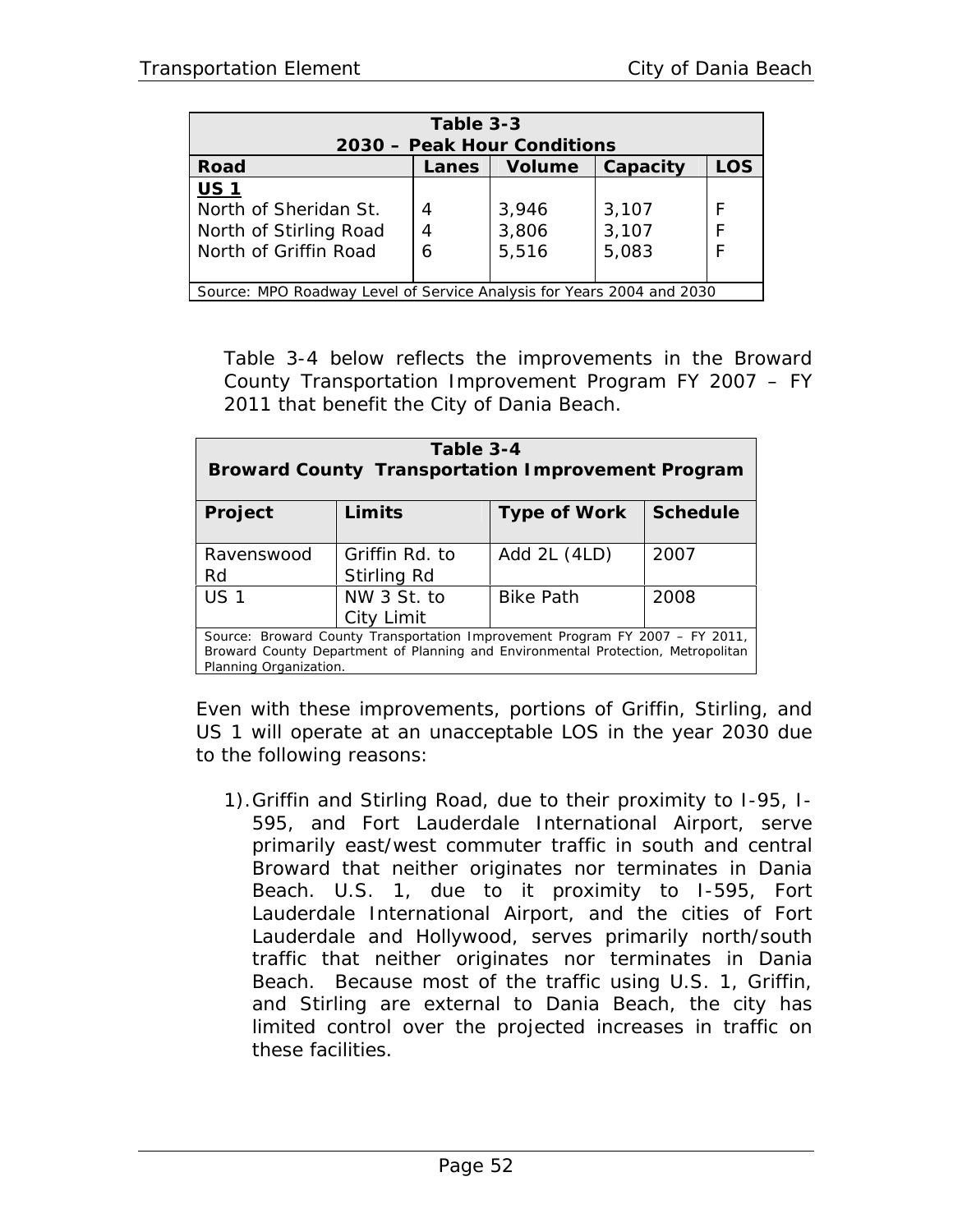| Table 3-3<br>2030 – Peak Hour Conditions | | | | |
|---|---|---|---|---|
| **Road** | **Lanes** | **Volume** | **Capacity** | **LOS** |
| **US 1** | | | | |
| North of Sheridan St. | 4 | 3,946 | 3,107 | F |
| North of Stirling Road | 4 | 3,806 | 3,107 | F |
| North of Griffin Road | 6 | 5,516 | 5,083 | F |
| Source: MPO Roadway Level of Service Analysis for Years 2004 and 2030 | | | | |

Table 3-4 below reflects the improvements in the Broward County Transportation Improvement Program FY 2007 – FY 2011 that benefit the City of Dania Beach.

| Table 3-4<br>Broward County Transportation Improvement Program | | | |
|---|---|---|---|
| **Project** | **Limits** | **Type of Work** | **Schedule** |
| Ravenswood Rd | Griffin Rd. to Stirling Rd | Add 2L (4LD) | 2007 |
| US 1 | NW 3 St. to City Limit | Bike Path | 2008 |
| Source: Broward County Transportation Improvement Program FY 2007 – FY 2011, Broward County Department of Planning and Environmental Protection, Metropolitan Planning Organization. | | | |

Even with these improvements, portions of Griffin, Stirling, and US 1 will operate at an unacceptable LOS in the year 2030 due to the following reasons:

1). Griffin and Stirling Road, due to their proximity to I-95, I-595, and Fort Lauderdale International Airport, serve primarily east/west commuter traffic in south and central Broward that neither originates nor terminates in Dania Beach. U.S. 1, due to it proximity to I-595, Fort Lauderdale International Airport, and the cities of Fort Lauderdale and Hollywood, serves primarily north/south traffic that neither originates nor terminates in Dania Beach. Because most of the traffic using U.S. 1, Griffin, and Stirling are external to Dania Beach, the city has limited control over the projected increases in traffic on these facilities.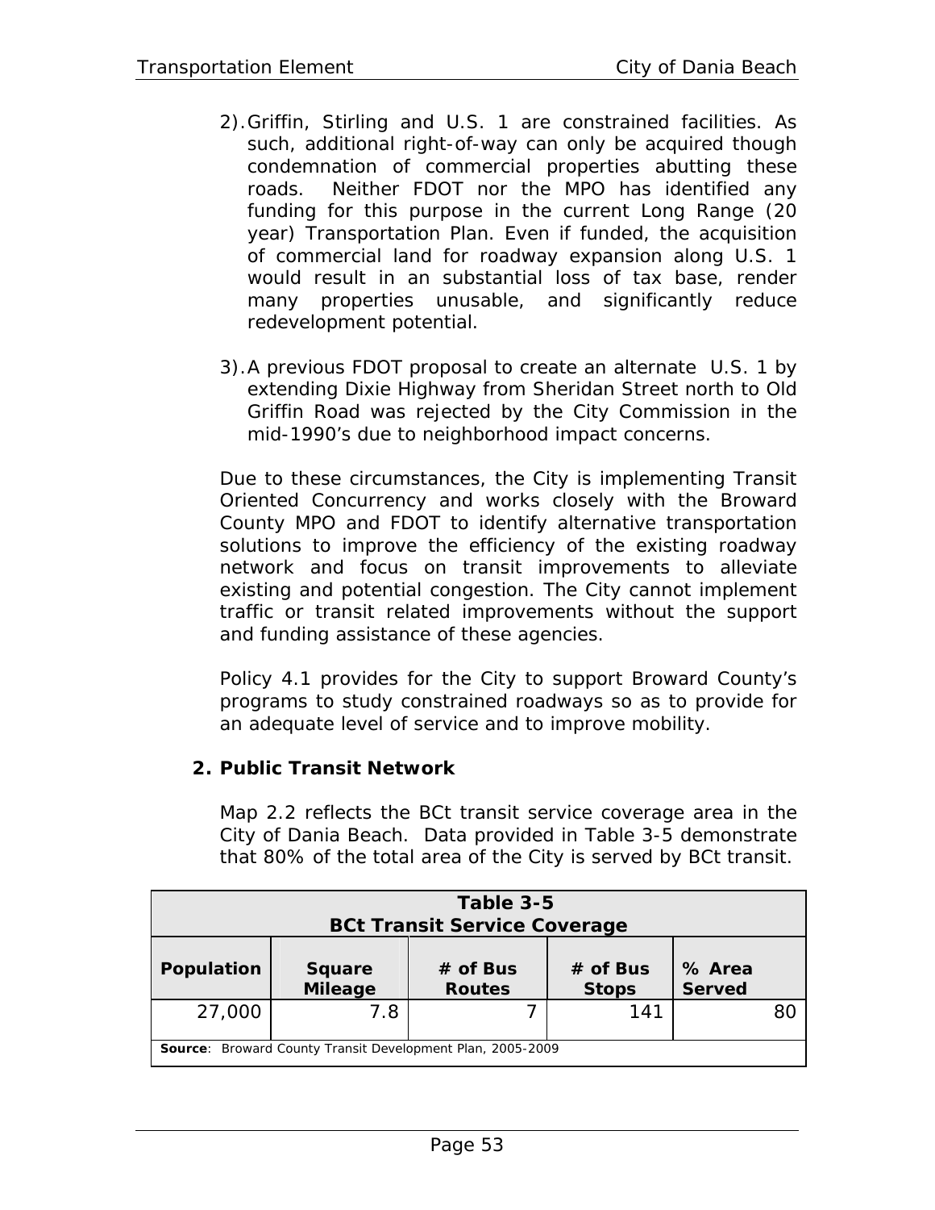2). Griffin, Stirling and U.S. 1 are constrained facilities. As such, additional right-of-way can only be acquired though condemnation of commercial properties abutting these roads. Neither FDOT nor the MPO has identified any funding for this purpose in the current Long Range (20 year) Transportation Plan. Even if funded, the acquisition of commercial land for roadway expansion along U.S. 1 would result in an substantial loss of tax base, render many properties unusable, and significantly reduce redevelopment potential.

3). A previous FDOT proposal to create an alternate U.S. 1 by extending Dixie Highway from Sheridan Street north to Old Griffin Road was rejected by the City Commission in the mid-1990's due to neighborhood impact concerns.

Due to these circumstances, the City is implementing Transit Oriented Concurrency and works closely with the Broward County MPO and FDOT to identify alternative transportation solutions to improve the efficiency of the existing roadway network and focus on transit improvements to alleviate existing and potential congestion. The City cannot implement traffic or transit related improvements without the support and funding assistance of these agencies.

Policy 4.1 provides for the City to support Broward County's programs to study constrained roadways so as to provide for an adequate level of service and to improve mobility.

### 2. Public Transit Network

Map 2.2 reflects the BCt transit service coverage area in the City of Dania Beach. Data provided in Table 3-5 demonstrate that 80% of the total area of the City is served by BCt transit.

**Table 3-5**
**BCt Transit Service Coverage**

| Population | Square Mileage | # of Bus Routes | # of Bus Stops | % Area Served |
|---|---|---|---|---|
| 27,000 | 7.8 | 7 | 141 | 80 |

**Source**: Broward County Transit Development Plan, 2005-2009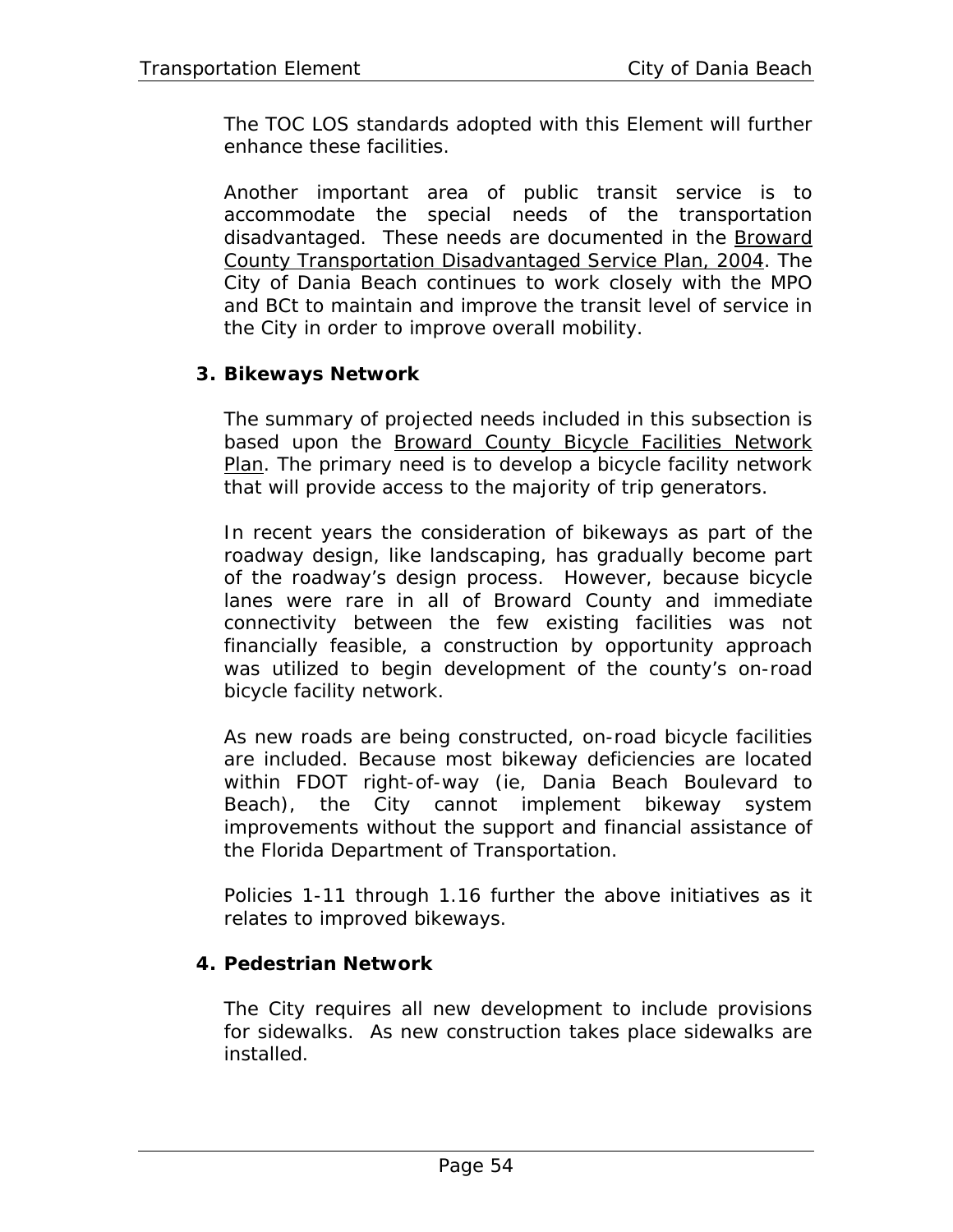The TOC LOS standards adopted with this Element will further enhance these facilities.

Another important area of public transit service is to accommodate the special needs of the transportation disadvantaged. These needs are documented in the Broward County Transportation Disadvantaged Service Plan, 2004. The City of Dania Beach continues to work closely with the MPO and BCt to maintain and improve the transit level of service in the City in order to improve overall mobility.

### 3. Bikeways Network

The summary of projected needs included in this subsection is based upon the Broward County Bicycle Facilities Network Plan. The primary need is to develop a bicycle facility network that will provide access to the majority of trip generators.

In recent years the consideration of bikeways as part of the roadway design, like landscaping, has gradually become part of the roadway's design process. However, because bicycle lanes were rare in all of Broward County and immediate connectivity between the few existing facilities was not financially feasible, a construction by opportunity approach was utilized to begin development of the county's on-road bicycle facility network.

As new roads are being constructed, on-road bicycle facilities are included. Because most bikeway deficiencies are located within FDOT right-of-way (ie, Dania Beach Boulevard to Beach), the City cannot implement bikeway system improvements without the support and financial assistance of the Florida Department of Transportation.

Policies 1-11 through 1.16 further the above initiatives as it relates to improved bikeways.

### 4. Pedestrian Network

The City requires all new development to include provisions for sidewalks. As new construction takes place sidewalks are installed.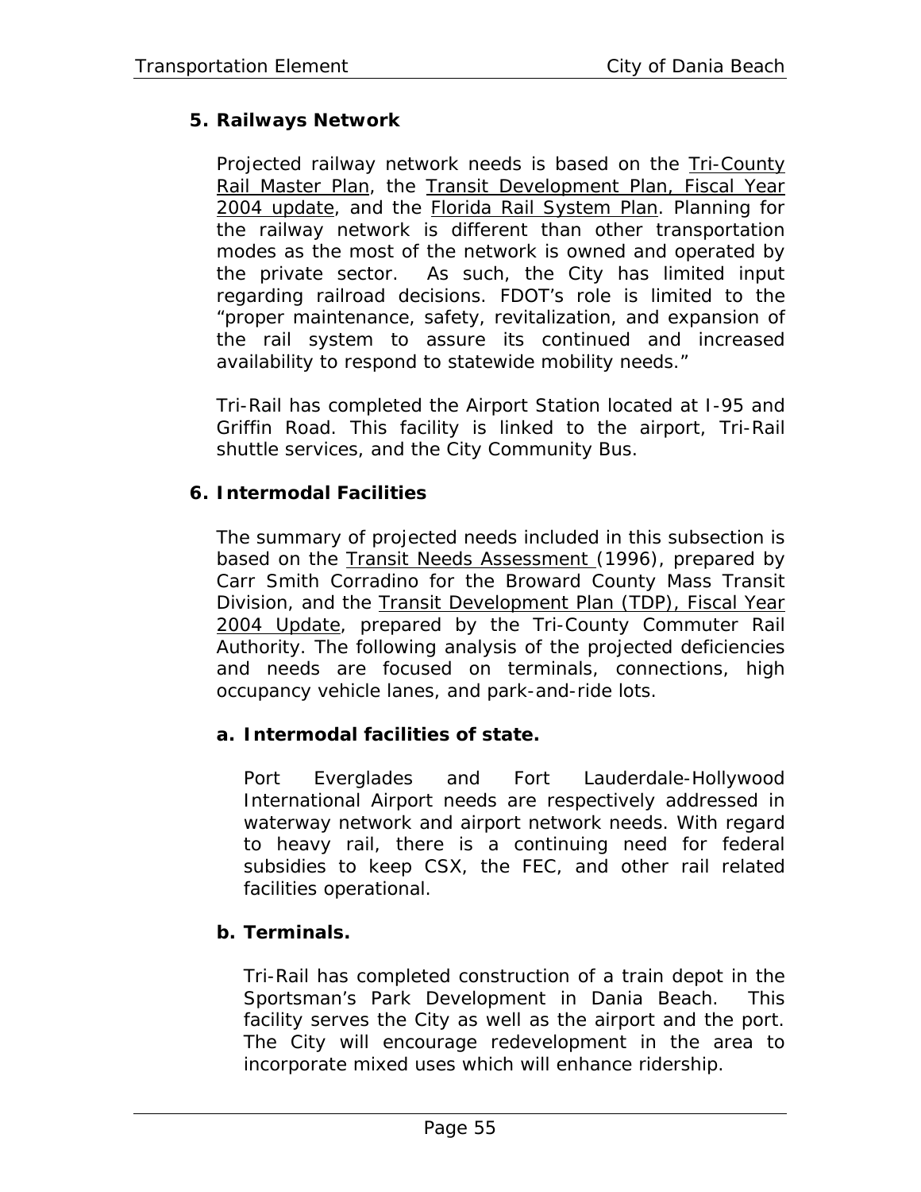**5. Railways Network**

Projected railway network needs is based on the Tri-County Rail Master Plan, the Transit Development Plan, Fiscal Year 2004 update, and the Florida Rail System Plan. Planning for the railway network is different than other transportation modes as the most of the network is owned and operated by the private sector. As such, the City has limited input regarding railroad decisions. FDOT's role is limited to the "proper maintenance, safety, revitalization, and expansion of the rail system to assure its continued and increased availability to respond to statewide mobility needs."

Tri-Rail has completed the Airport Station located at I-95 and Griffin Road. This facility is linked to the airport, Tri-Rail shuttle services, and the City Community Bus.

**6. Intermodal Facilities**

The summary of projected needs included in this subsection is based on the Transit Needs Assessment (1996), prepared by Carr Smith Corradino for the Broward County Mass Transit Division, and the Transit Development Plan (TDP), Fiscal Year 2004 Update, prepared by the Tri-County Commuter Rail Authority. The following analysis of the projected deficiencies and needs are focused on terminals, connections, high occupancy vehicle lanes, and park-and-ride lots.

**a. Intermodal facilities of state.**

Port Everglades and Fort Lauderdale-Hollywood International Airport needs are respectively addressed in waterway network and airport network needs. With regard to heavy rail, there is a continuing need for federal subsidies to keep CSX, the FEC, and other rail related facilities operational.

**b. Terminals.**

Tri-Rail has completed construction of a train depot in the Sportsman's Park Development in Dania Beach. This facility serves the City as well as the airport and the port. The City will encourage redevelopment in the area to incorporate mixed uses which will enhance ridership.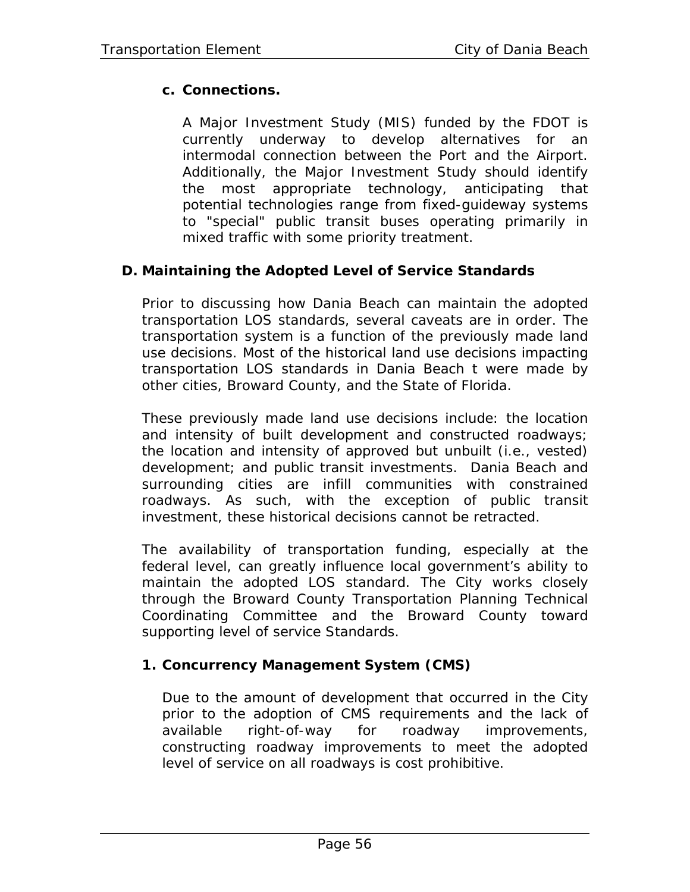#### c. Connections.

A Major Investment Study (MIS) funded by the FDOT is currently underway to develop alternatives for an intermodal connection between the Port and the Airport. Additionally, the Major Investment Study should identify the most appropriate technology, anticipating that potential technologies range from fixed-guideway systems to "special" public transit buses operating primarily in mixed traffic with some priority treatment.

## D. Maintaining the Adopted Level of Service Standards

Prior to discussing how Dania Beach can maintain the adopted transportation LOS standards, several caveats are in order. The transportation system is a function of the previously made land use decisions. Most of the historical land use decisions impacting transportation LOS standards in Dania Beach t were made by other cities, Broward County, and the State of Florida.

These previously made land use decisions include: the location and intensity of built development and constructed roadways; the location and intensity of approved but unbuilt (i.e., vested) development; and public transit investments. Dania Beach and surrounding cities are infill communities with constrained roadways. As such, with the exception of public transit investment, these historical decisions cannot be retracted.

The availability of transportation funding, especially at the federal level, can greatly influence local government's ability to maintain the adopted LOS standard. The City works closely through the Broward County Transportation Planning Technical Coordinating Committee and the Broward County toward supporting level of service Standards.

### 1. Concurrency Management System (CMS)

Due to the amount of development that occurred in the City prior to the adoption of CMS requirements and the lack of available right-of-way for roadway improvements, constructing roadway improvements to meet the adopted level of service on all roadways is cost prohibitive.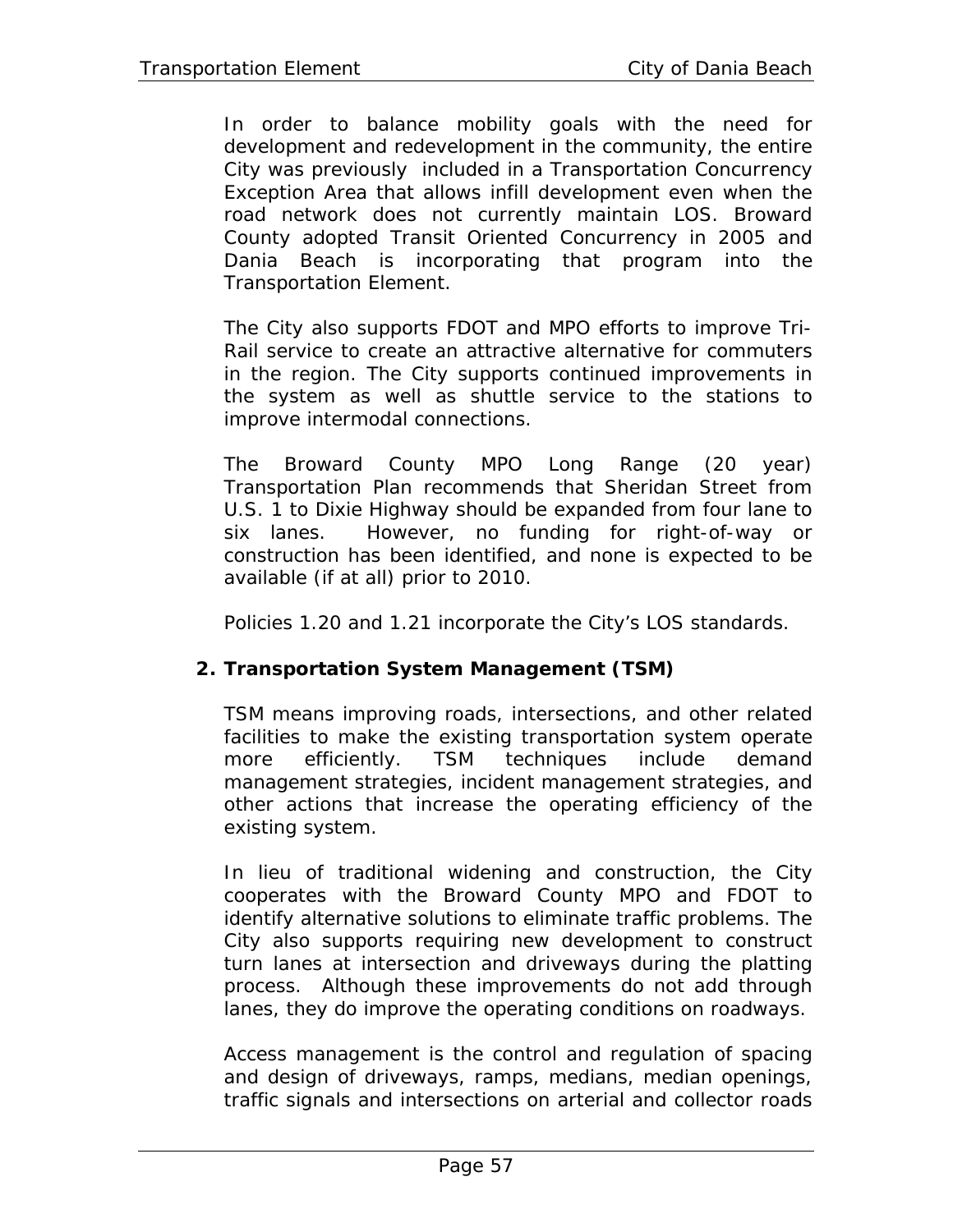In order to balance mobility goals with the need for development and redevelopment in the community, the entire City was previously included in a Transportation Concurrency Exception Area that allows infill development even when the road network does not currently maintain LOS. Broward County adopted Transit Oriented Concurrency in 2005 and Dania Beach is incorporating that program into the Transportation Element.

The City also supports FDOT and MPO efforts to improve Tri-Rail service to create an attractive alternative for commuters in the region. The City supports continued improvements in the system as well as shuttle service to the stations to improve intermodal connections.

The Broward County MPO Long Range (20 year) Transportation Plan recommends that Sheridan Street from U.S. 1 to Dixie Highway should be expanded from four lane to six lanes. However, no funding for right-of-way or construction has been identified, and none is expected to be available (if at all) prior to 2010.

Policies 1.20 and 1.21 incorporate the City's LOS standards.

**2. Transportation System Management (TSM)**

TSM means improving roads, intersections, and other related facilities to make the existing transportation system operate more efficiently. TSM techniques include demand management strategies, incident management strategies, and other actions that increase the operating efficiency of the existing system.

In lieu of traditional widening and construction, the City cooperates with the Broward County MPO and FDOT to identify alternative solutions to eliminate traffic problems. The City also supports requiring new development to construct turn lanes at intersection and driveways during the platting process. Although these improvements do not add through lanes, they do improve the operating conditions on roadways.

Access management is the control and regulation of spacing and design of driveways, ramps, medians, median openings, traffic signals and intersections on arterial and collector roads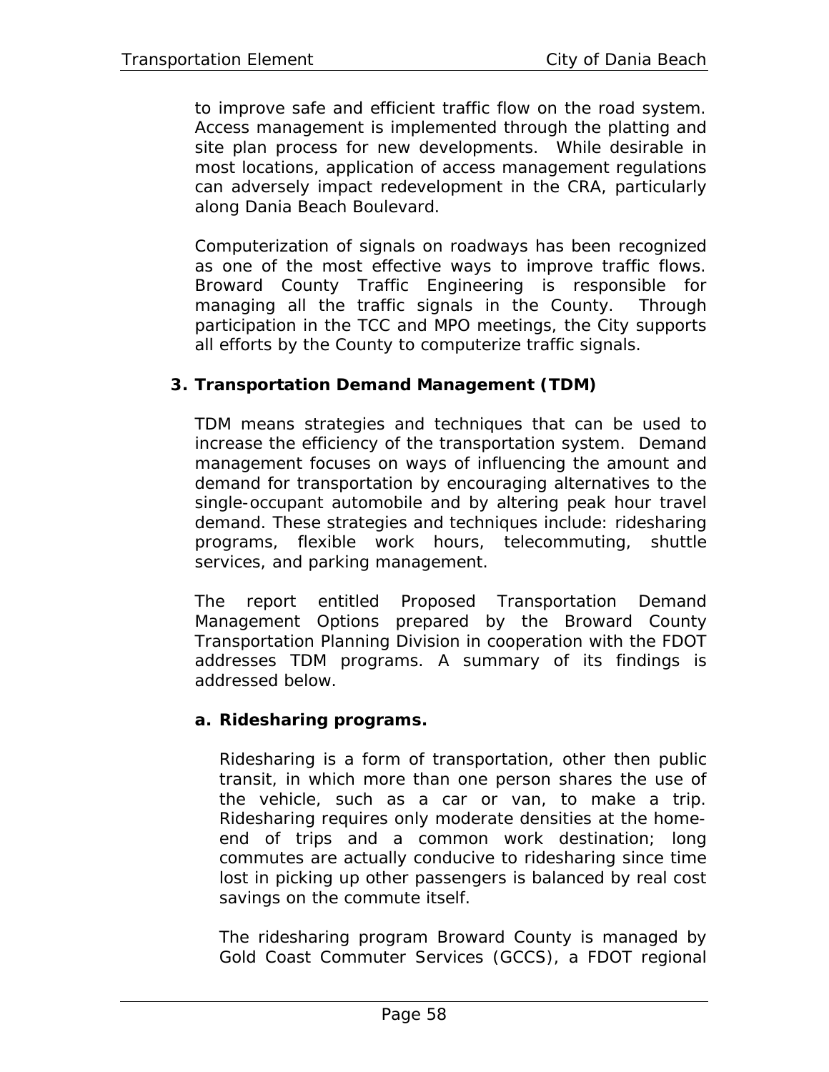to improve safe and efficient traffic flow on the road system. Access management is implemented through the platting and site plan process for new developments. While desirable in most locations, application of access management regulations can adversely impact redevelopment in the CRA, particularly along Dania Beach Boulevard.

Computerization of signals on roadways has been recognized as one of the most effective ways to improve traffic flows. Broward County Traffic Engineering is responsible for managing all the traffic signals in the County. Through participation in the TCC and MPO meetings, the City supports all efforts by the County to computerize traffic signals.

### 3. Transportation Demand Management (TDM)

TDM means strategies and techniques that can be used to increase the efficiency of the transportation system. Demand management focuses on ways of influencing the amount and demand for transportation by encouraging alternatives to the single-occupant automobile and by altering peak hour travel demand. These strategies and techniques include: ridesharing programs, flexible work hours, telecommuting, shuttle services, and parking management.

The report entitled Proposed Transportation Demand Management Options prepared by the Broward County Transportation Planning Division in cooperation with the FDOT addresses TDM programs. A summary of its findings is addressed below.

#### a. Ridesharing programs.

Ridesharing is a form of transportation, other then public transit, in which more than one person shares the use of the vehicle, such as a car or van, to make a trip. Ridesharing requires only moderate densities at the home-end of trips and a common work destination; long commutes are actually conducive to ridesharing since time lost in picking up other passengers is balanced by real cost savings on the commute itself.

The ridesharing program Broward County is managed by Gold Coast Commuter Services (GCCS), a FDOT regional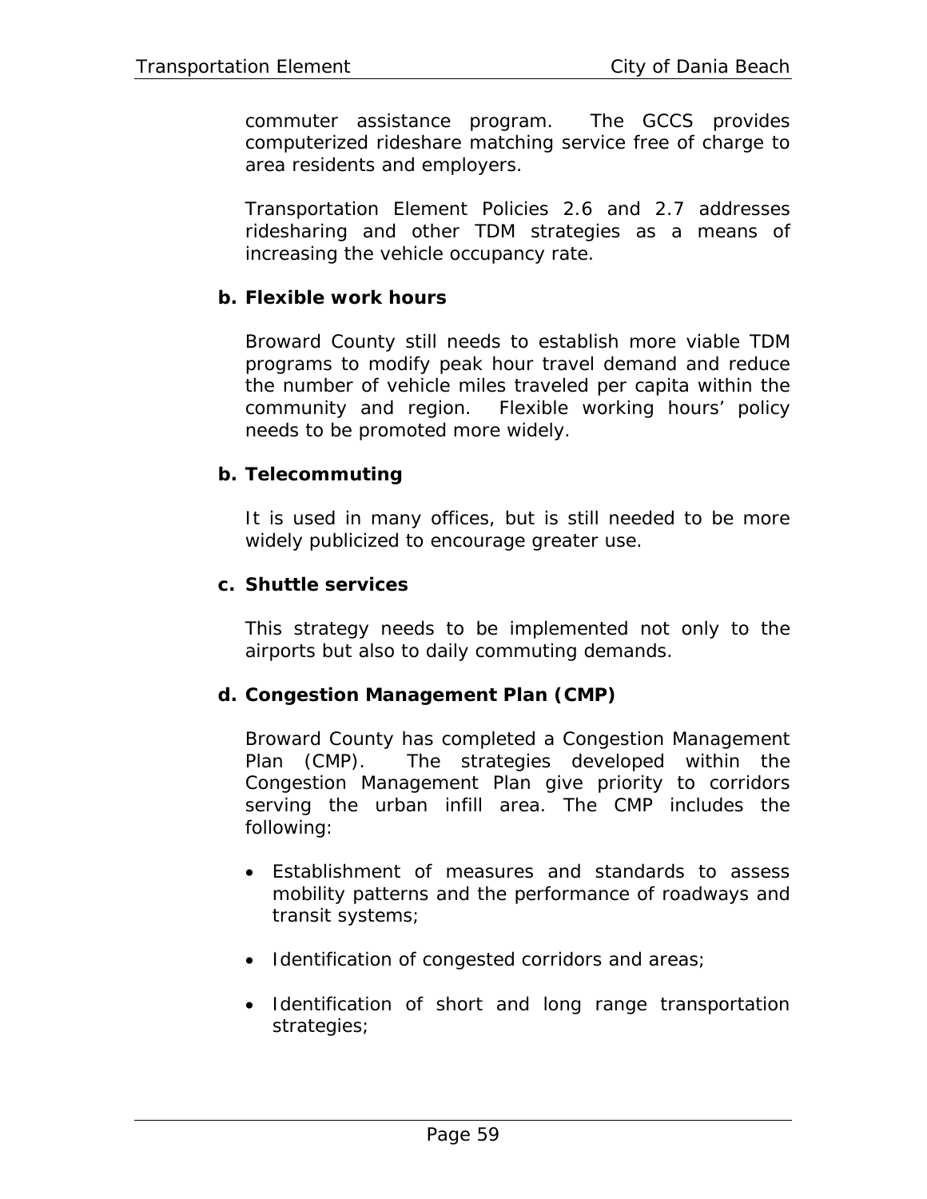commuter assistance program. The GCCS provides computerized rideshare matching service free of charge to area residents and employers.

Transportation Element Policies 2.6 and 2.7 addresses ridesharing and other TDM strategies as a means of increasing the vehicle occupancy rate.

**b. Flexible work hours**

Broward County still needs to establish more viable TDM programs to modify peak hour travel demand and reduce the number of vehicle miles traveled per capita within the community and region. Flexible working hours' policy needs to be promoted more widely.

**b. Telecommuting**

It is used in many offices, but is still needed to be more widely publicized to encourage greater use.

**c. Shuttle services**

This strategy needs to be implemented not only to the airports but also to daily commuting demands.

**d. Congestion Management Plan (CMP)**

Broward County has completed a Congestion Management Plan (CMP). The strategies developed within the Congestion Management Plan give priority to corridors serving the urban infill area. The CMP includes the following:

- Establishment of measures and standards to assess mobility patterns and the performance of roadways and transit systems;
- Identification of congested corridors and areas;
- Identification of short and long range transportation strategies;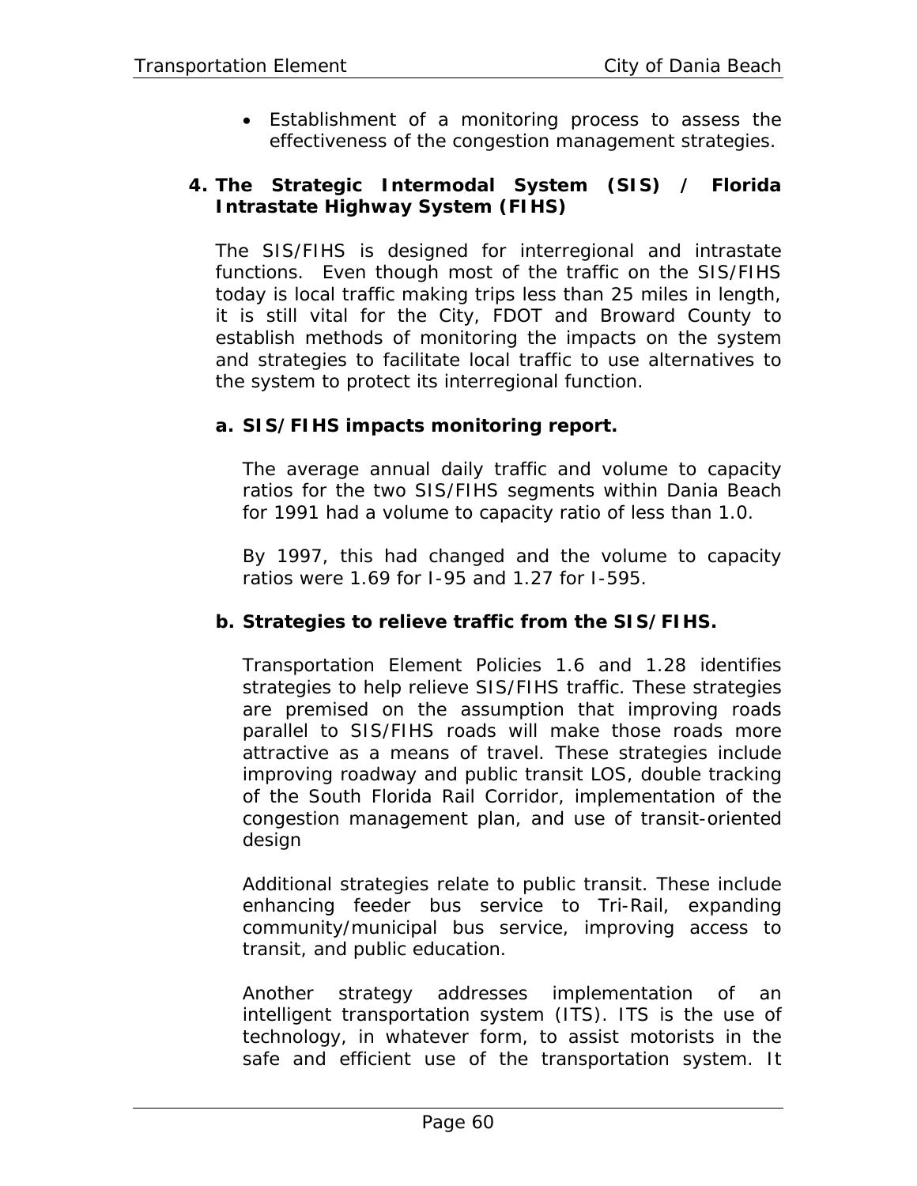- Establishment of a monitoring process to assess the effectiveness of the congestion management strategies.

**4. The Strategic Intermodal System (SIS) / Florida Intrastate Highway System (FIHS)**

The SIS/FIHS is designed for interregional and intrastate functions. Even though most of the traffic on the SIS/FIHS today is local traffic making trips less than 25 miles in length, it is still vital for the City, FDOT and Broward County to establish methods of monitoring the impacts on the system and strategies to facilitate local traffic to use alternatives to the system to protect its interregional function.

**a. SIS/FIHS impacts monitoring report.**

The average annual daily traffic and volume to capacity ratios for the two SIS/FIHS segments within Dania Beach for 1991 had a volume to capacity ratio of less than 1.0.

By 1997, this had changed and the volume to capacity ratios were 1.69 for I-95 and 1.27 for I-595.

**b. Strategies to relieve traffic from the SIS/FIHS.**

Transportation Element Policies 1.6 and 1.28 identifies strategies to help relieve SIS/FIHS traffic. These strategies are premised on the assumption that improving roads parallel to SIS/FIHS roads will make those roads more attractive as a means of travel. These strategies include improving roadway and public transit LOS, double tracking of the South Florida Rail Corridor, implementation of the congestion management plan, and use of transit-oriented design

Additional strategies relate to public transit. These include enhancing feeder bus service to Tri-Rail, expanding community/municipal bus service, improving access to transit, and public education.

Another strategy addresses implementation of an intelligent transportation system (ITS). ITS is the use of technology, in whatever form, to assist motorists in the safe and efficient use of the transportation system. It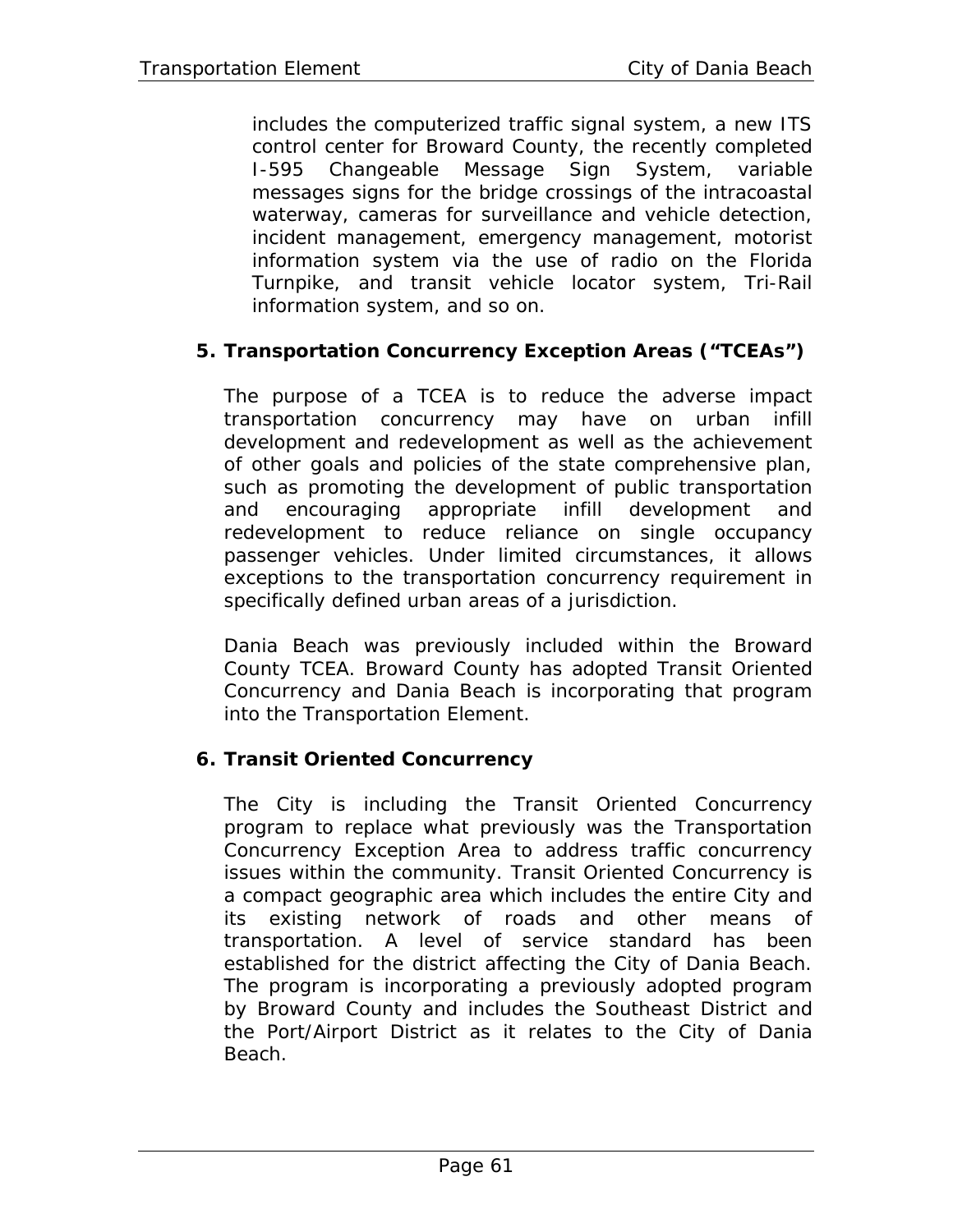includes the computerized traffic signal system, a new ITS control center for Broward County, the recently completed I-595 Changeable Message Sign System, variable messages signs for the bridge crossings of the intracoastal waterway, cameras for surveillance and vehicle detection, incident management, emergency management, motorist information system via the use of radio on the Florida Turnpike, and transit vehicle locator system, Tri-Rail information system, and so on.

**5. Transportation Concurrency Exception Areas ("TCEAs")**

The purpose of a TCEA is to reduce the adverse impact transportation concurrency may have on urban infill development and redevelopment as well as the achievement of other goals and policies of the state comprehensive plan, such as promoting the development of public transportation and encouraging appropriate infill development and redevelopment to reduce reliance on single occupancy passenger vehicles. Under limited circumstances, it allows exceptions to the transportation concurrency requirement in specifically defined urban areas of a jurisdiction.

Dania Beach was previously included within the Broward County TCEA. Broward County has adopted Transit Oriented Concurrency and Dania Beach is incorporating that program into the Transportation Element.

**6. Transit Oriented Concurrency**

The City is including the Transit Oriented Concurrency program to replace what previously was the Transportation Concurrency Exception Area to address traffic concurrency issues within the community. Transit Oriented Concurrency is a compact geographic area which includes the entire City and its existing network of roads and other means of transportation. A level of service standard has been established for the district affecting the City of Dania Beach. The program is incorporating a previously adopted program by Broward County and includes the Southeast District and the Port/Airport District as it relates to the City of Dania Beach.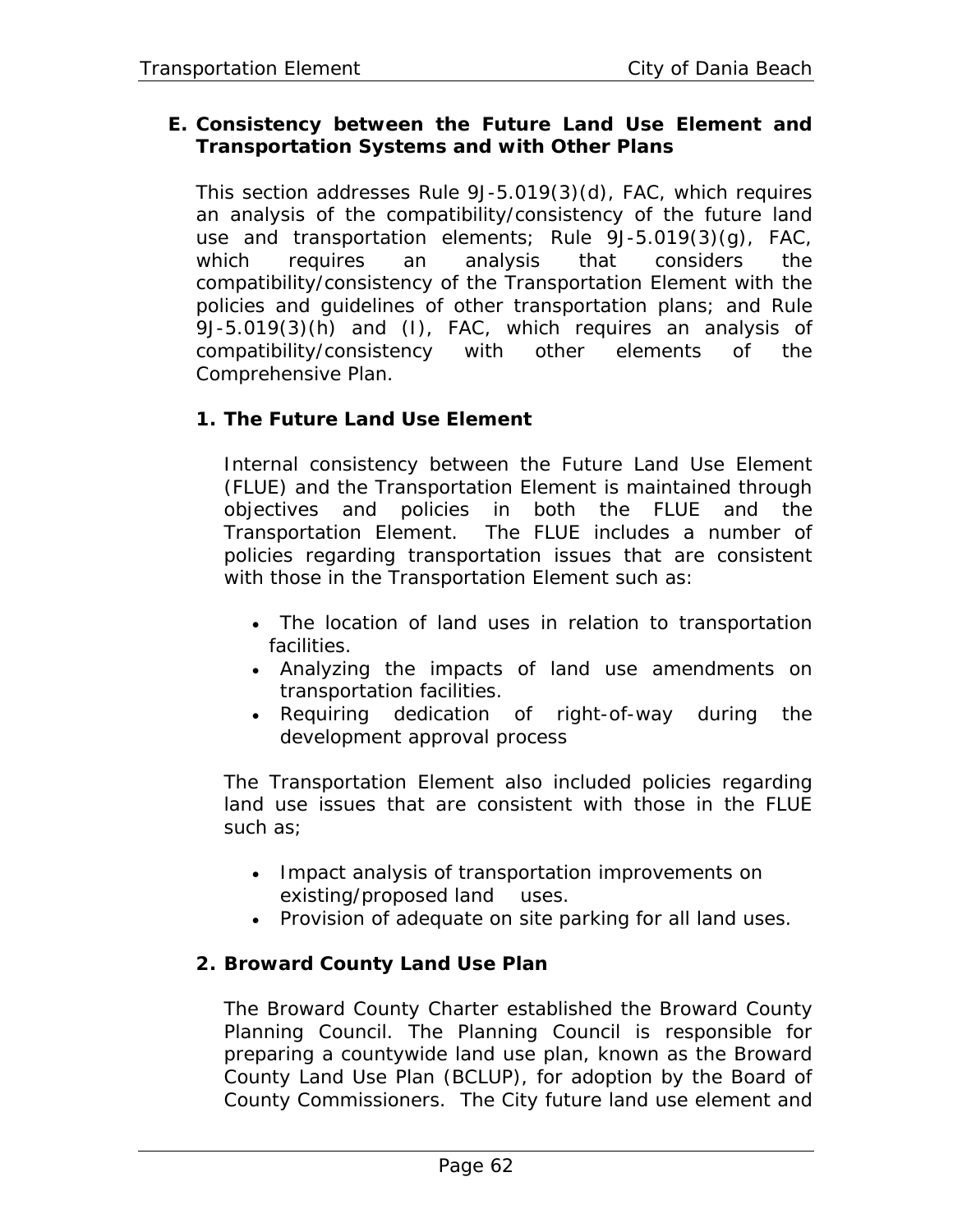## E. Consistency between the Future Land Use Element and Transportation Systems and with Other Plans

This section addresses Rule 9J-5.019(3)(d), FAC, which requires an analysis of the compatibility/consistency of the future land use and transportation elements; Rule 9J-5.019(3)(g), FAC, which requires an analysis that considers the compatibility/consistency of the Transportation Element with the policies and guidelines of other transportation plans; and Rule 9J-5.019(3)(h) and (I), FAC, which requires an analysis of compatibility/consistency with other elements of the Comprehensive Plan.

### 1. The Future Land Use Element

Internal consistency between the Future Land Use Element (FLUE) and the Transportation Element is maintained through objectives and policies in both the FLUE and the Transportation Element. The FLUE includes a number of policies regarding transportation issues that are consistent with those in the Transportation Element such as:

- The location of land uses in relation to transportation facilities.
- Analyzing the impacts of land use amendments on transportation facilities.
- Requiring dedication of right-of-way during the development approval process

The Transportation Element also included policies regarding land use issues that are consistent with those in the FLUE such as;

- Impact analysis of transportation improvements on existing/proposed land uses.
- Provision of adequate on site parking for all land uses.

### 2. Broward County Land Use Plan

The Broward County Charter established the Broward County Planning Council. The Planning Council is responsible for preparing a countywide land use plan, known as the Broward County Land Use Plan (BCLUP), for adoption by the Board of County Commissioners. The City future land use element and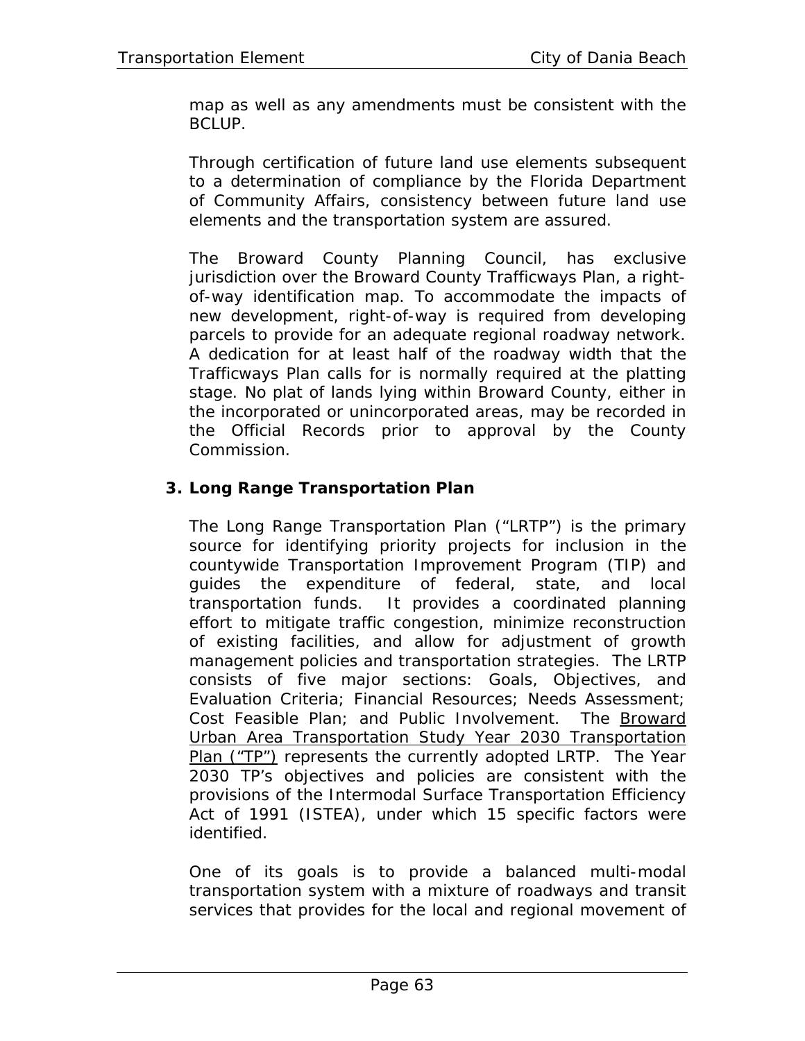map as well as any amendments must be consistent with the BCLUP.

Through certification of future land use elements subsequent to a determination of compliance by the Florida Department of Community Affairs, consistency between future land use elements and the transportation system are assured.

The Broward County Planning Council, has exclusive jurisdiction over the Broward County Trafficways Plan, a right-of-way identification map. To accommodate the impacts of new development, right-of-way is required from developing parcels to provide for an adequate regional roadway network. A dedication for at least half of the roadway width that the Trafficways Plan calls for is normally required at the platting stage. No plat of lands lying within Broward County, either in the incorporated or unincorporated areas, may be recorded in the Official Records prior to approval by the County Commission.

### 3. Long Range Transportation Plan

The Long Range Transportation Plan ("LRTP") is the primary source for identifying priority projects for inclusion in the countywide Transportation Improvement Program (TIP) and guides the expenditure of federal, state, and local transportation funds. It provides a coordinated planning effort to mitigate traffic congestion, minimize reconstruction of existing facilities, and allow for adjustment of growth management policies and transportation strategies. The LRTP consists of five major sections: Goals, Objectives, and Evaluation Criteria; Financial Resources; Needs Assessment; Cost Feasible Plan; and Public Involvement. The <u>Broward Urban Area Transportation Study Year 2030 Transportation Plan ("TP")</u> represents the currently adopted LRTP. The Year 2030 TP's objectives and policies are consistent with the provisions of the Intermodal Surface Transportation Efficiency Act of 1991 (ISTEA), under which 15 specific factors were identified.

One of its goals is to provide a balanced multi-modal transportation system with a mixture of roadways and transit services that provides for the local and regional movement of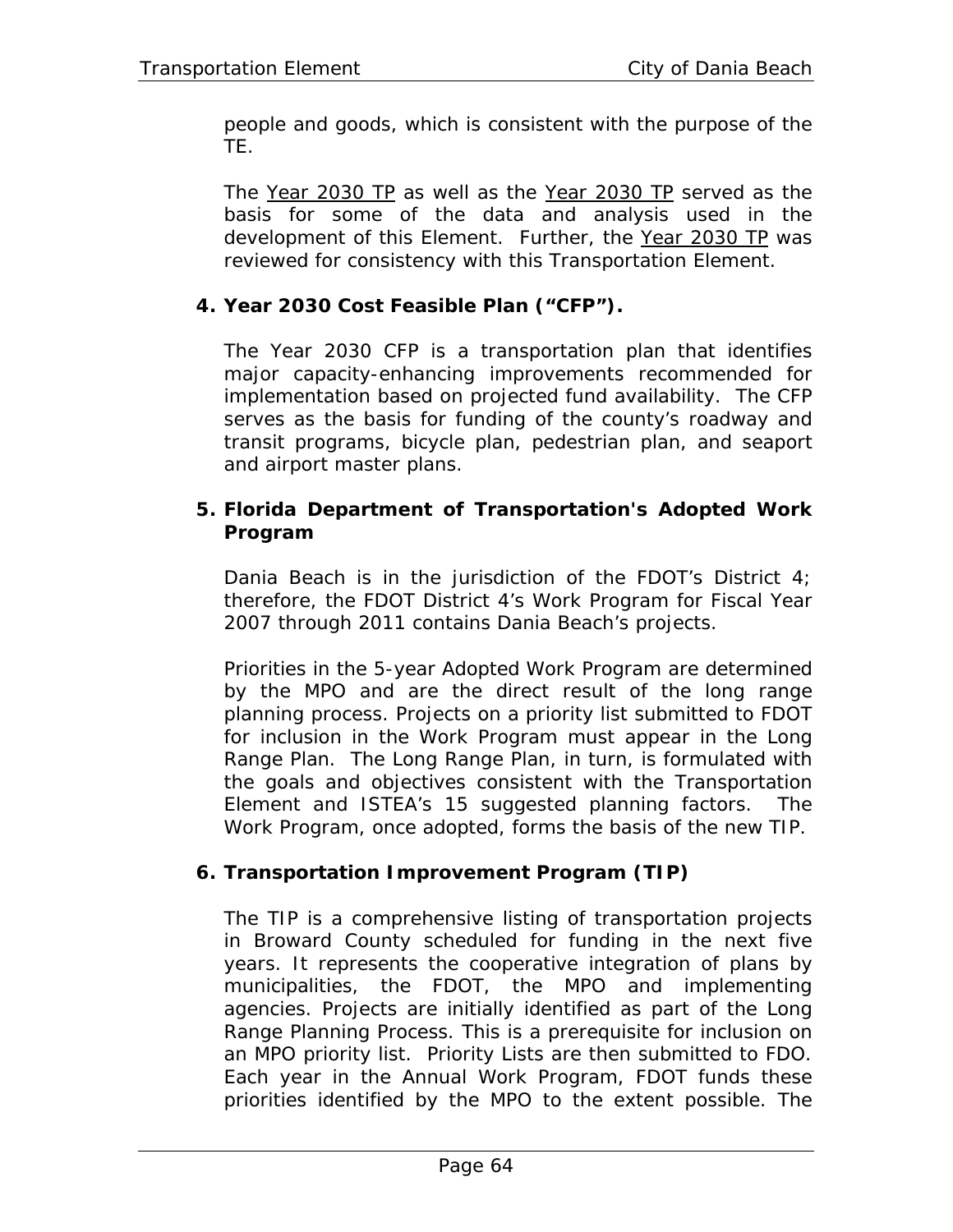people and goods, which is consistent with the purpose of the TE.

The Year 2030 TP as well as the Year 2030 TP served as the basis for some of the data and analysis used in the development of this Element. Further, the Year 2030 TP was reviewed for consistency with this Transportation Element.

**4. Year 2030 Cost Feasible Plan ("CFP").**

The Year 2030 CFP is a transportation plan that identifies major capacity-enhancing improvements recommended for implementation based on projected fund availability. The CFP serves as the basis for funding of the county's roadway and transit programs, bicycle plan, pedestrian plan, and seaport and airport master plans.

**5. Florida Department of Transportation's Adopted Work Program**

Dania Beach is in the jurisdiction of the FDOT's District 4; therefore, the FDOT District 4's Work Program for Fiscal Year 2007 through 2011 contains Dania Beach's projects.

Priorities in the 5-year Adopted Work Program are determined by the MPO and are the direct result of the long range planning process. Projects on a priority list submitted to FDOT for inclusion in the Work Program must appear in the Long Range Plan. The Long Range Plan, in turn, is formulated with the goals and objectives consistent with the Transportation Element and ISTEA's 15 suggested planning factors. The Work Program, once adopted, forms the basis of the new TIP.

**6. Transportation Improvement Program (TIP)**

The TIP is a comprehensive listing of transportation projects in Broward County scheduled for funding in the next five years. It represents the cooperative integration of plans by municipalities, the FDOT, the MPO and implementing agencies. Projects are initially identified as part of the Long Range Planning Process. This is a prerequisite for inclusion on an MPO priority list. Priority Lists are then submitted to FDO. Each year in the Annual Work Program, FDOT funds these priorities identified by the MPO to the extent possible. The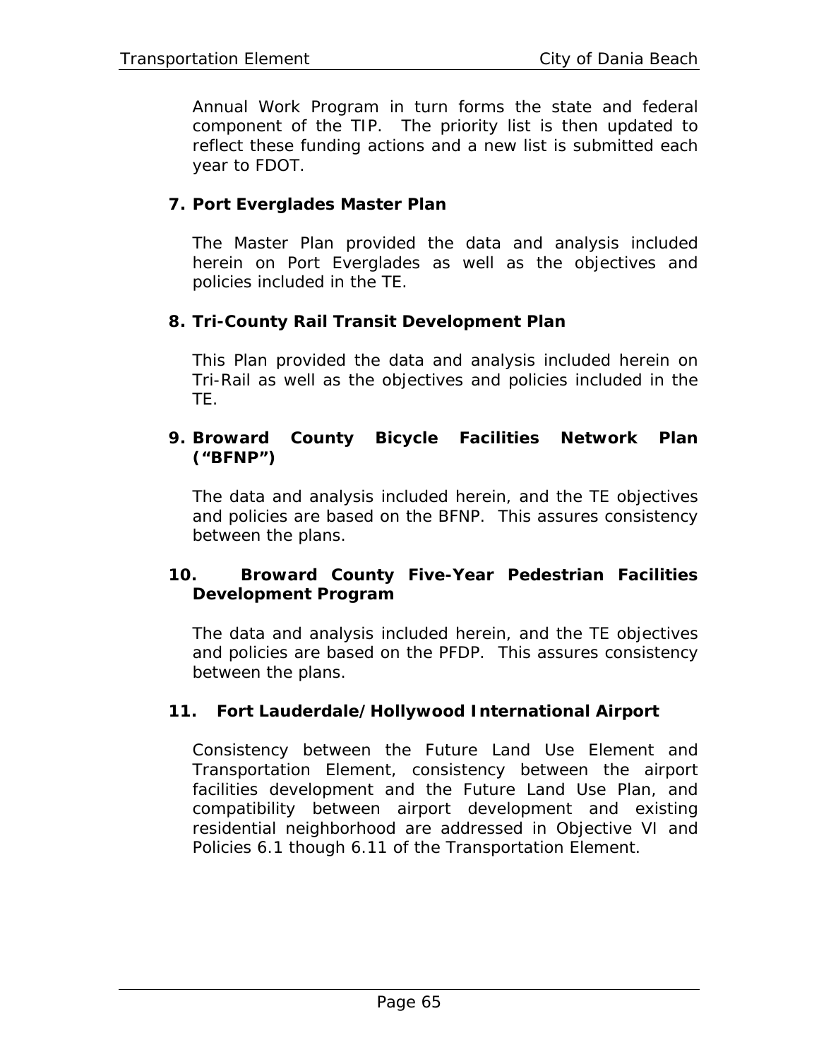Annual Work Program in turn forms the state and federal component of the TIP. The priority list is then updated to reflect these funding actions and a new list is submitted each year to FDOT.

**7. Port Everglades Master Plan**

The Master Plan provided the data and analysis included herein on Port Everglades as well as the objectives and policies included in the TE.

**8. Tri-County Rail Transit Development Plan**

This Plan provided the data and analysis included herein on Tri-Rail as well as the objectives and policies included in the TE.

**9. Broward County Bicycle Facilities Network Plan ("BFNP")**

The data and analysis included herein, and the TE objectives and policies are based on the BFNP. This assures consistency between the plans.

**10. Broward County Five-Year Pedestrian Facilities Development Program**

The data and analysis included herein, and the TE objectives and policies are based on the PFDP. This assures consistency between the plans.

**11. Fort Lauderdale/Hollywood International Airport**

Consistency between the Future Land Use Element and Transportation Element, consistency between the airport facilities development and the Future Land Use Plan, and compatibility between airport development and existing residential neighborhood are addressed in Objective VI and Policies 6.1 though 6.11 of the Transportation Element.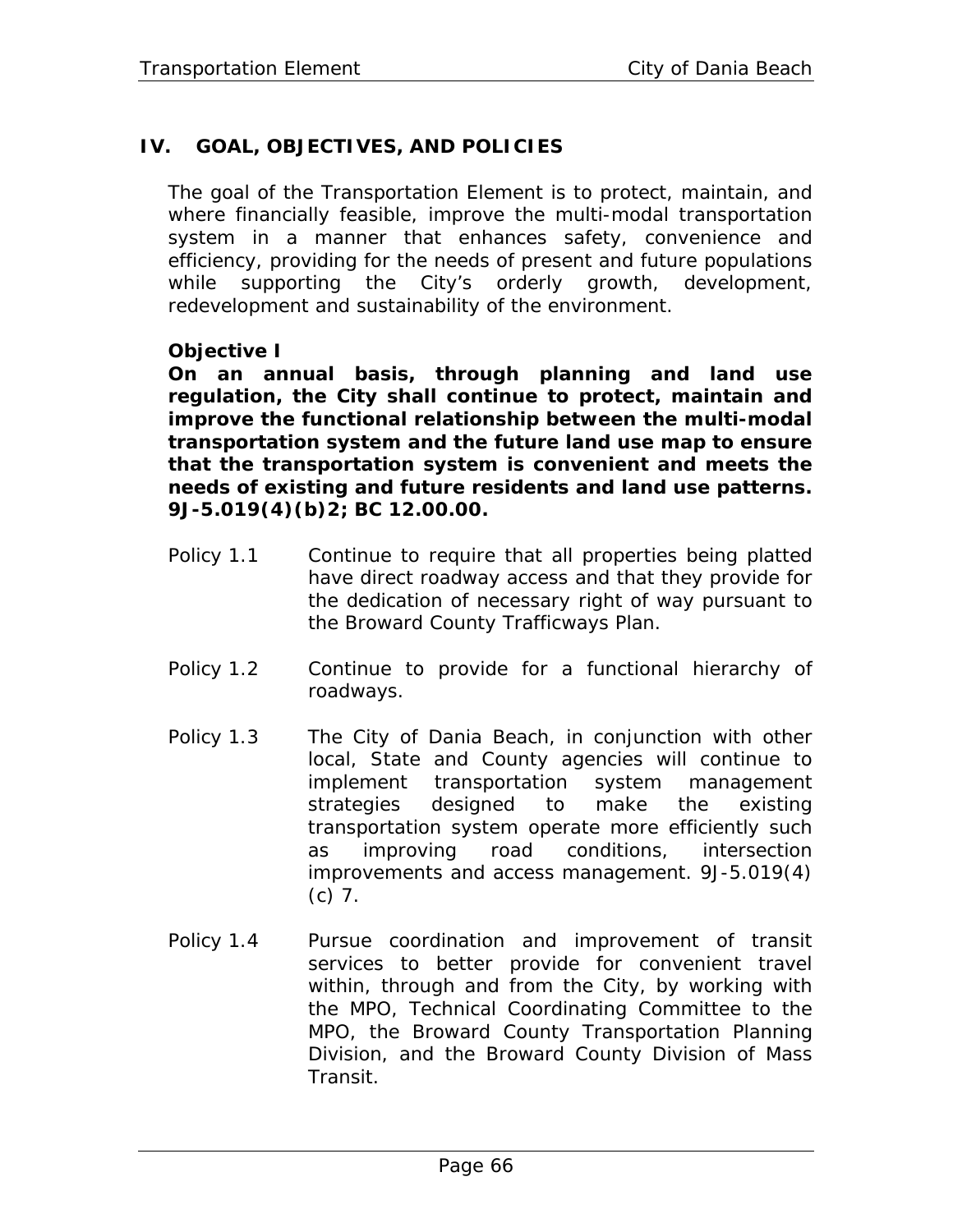## IV. GOAL, OBJECTIVES, AND POLICIES

The goal of the Transportation Element is to protect, maintain, and where financially feasible, improve the multi-modal transportation system in a manner that enhances safety, convenience and efficiency, providing for the needs of present and future populations while supporting the City's orderly growth, development, redevelopment and sustainability of the environment.

**Objective I**
**On an annual basis, through planning and land use regulation, the City shall continue to protect, maintain and improve the functional relationship between the multi-modal transportation system and the future land use map to ensure that the transportation system is convenient and meets the needs of existing and future residents and land use patterns. 9J-5.019(4)(b)2; BC 12.00.00.**

Policy 1.1 Continue to require that all properties being platted have direct roadway access and that they provide for the dedication of necessary right of way pursuant to the Broward County Trafficways Plan.

Policy 1.2 Continue to provide for a functional hierarchy of roadways.

Policy 1.3 The City of Dania Beach, in conjunction with other local, State and County agencies will continue to implement transportation system management strategies designed to make the existing transportation system operate more efficiently such as improving road conditions, intersection improvements and access management. 9J-5.019(4)(c) 7.

Policy 1.4 Pursue coordination and improvement of transit services to better provide for convenient travel within, through and from the City, by working with the MPO, Technical Coordinating Committee to the MPO, the Broward County Transportation Planning Division, and the Broward County Division of Mass Transit.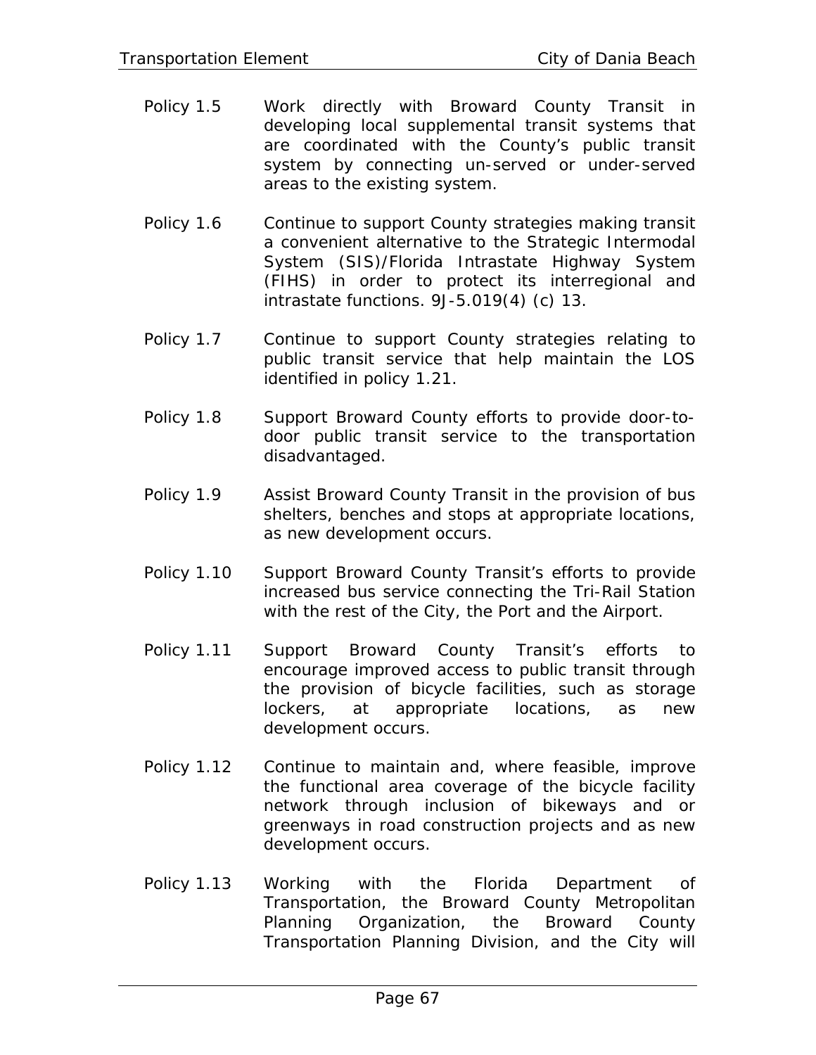Policy 1.5 Work directly with Broward County Transit in developing local supplemental transit systems that are coordinated with the County's public transit system by connecting un-served or under-served areas to the existing system.

Policy 1.6 Continue to support County strategies making transit a convenient alternative to the Strategic Intermodal System (SIS)/Florida Intrastate Highway System (FIHS) in order to protect its interregional and intrastate functions. 9J-5.019(4) (c) 13.

Policy 1.7 Continue to support County strategies relating to public transit service that help maintain the LOS identified in policy 1.21.

Policy 1.8 Support Broward County efforts to provide door-to-door public transit service to the transportation disadvantaged.

Policy 1.9 Assist Broward County Transit in the provision of bus shelters, benches and stops at appropriate locations, as new development occurs.

Policy 1.10 Support Broward County Transit's efforts to provide increased bus service connecting the Tri-Rail Station with the rest of the City, the Port and the Airport.

Policy 1.11 Support Broward County Transit's efforts to encourage improved access to public transit through the provision of bicycle facilities, such as storage lockers, at appropriate locations, as new development occurs.

Policy 1.12 Continue to maintain and, where feasible, improve the functional area coverage of the bicycle facility network through inclusion of bikeways and or greenways in road construction projects and as new development occurs.

Policy 1.13 Working with the Florida Department of Transportation, the Broward County Metropolitan Planning Organization, the Broward County Transportation Planning Division, and the City will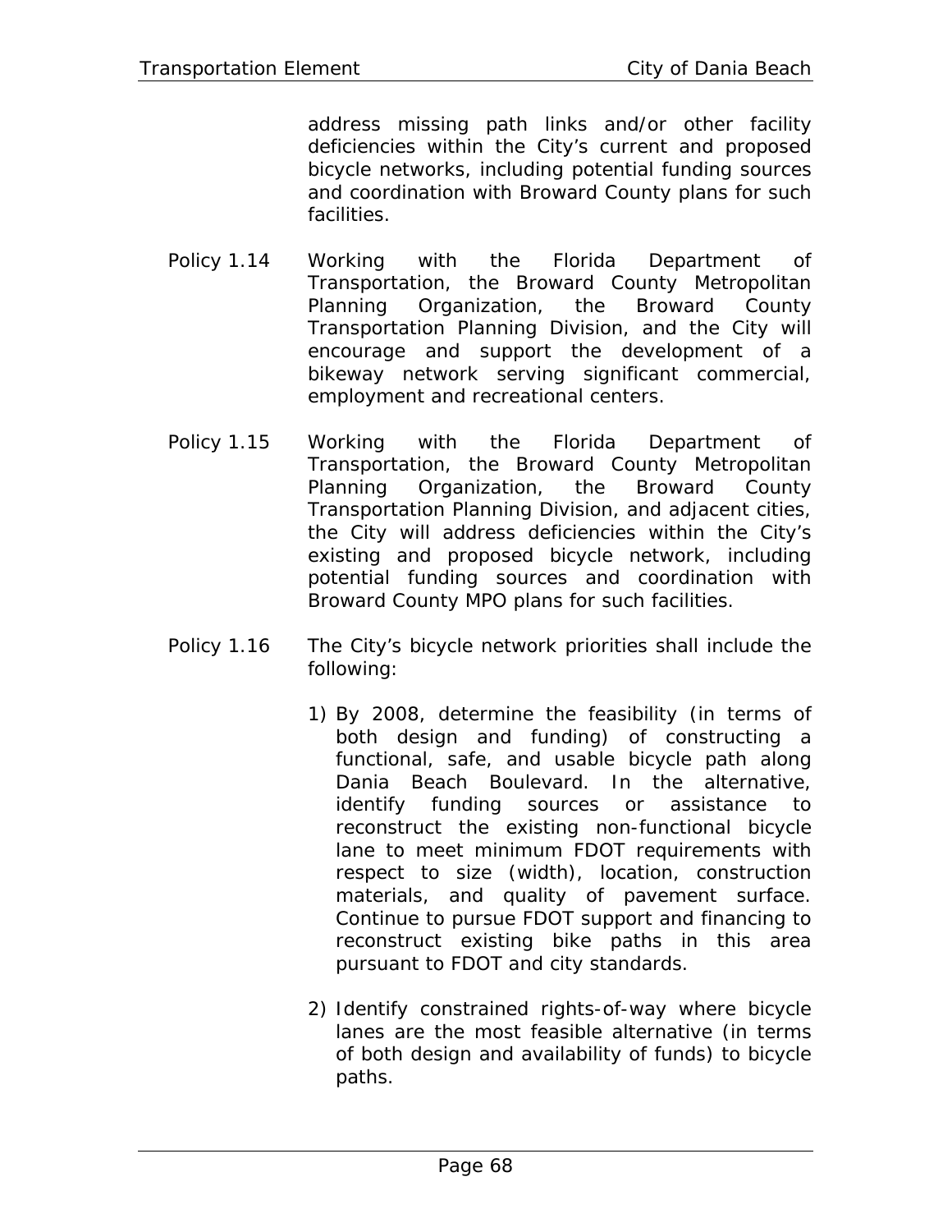address missing path links and/or other facility deficiencies within the City's current and proposed bicycle networks, including potential funding sources and coordination with Broward County plans for such facilities.

Policy 1.14 Working with the Florida Department of Transportation, the Broward County Metropolitan Planning Organization, the Broward County Transportation Planning Division, and the City will encourage and support the development of a bikeway network serving significant commercial, employment and recreational centers.

Policy 1.15 Working with the Florida Department of Transportation, the Broward County Metropolitan Planning Organization, the Broward County Transportation Planning Division, and adjacent cities, the City will address deficiencies within the City's existing and proposed bicycle network, including potential funding sources and coordination with Broward County MPO plans for such facilities.

Policy 1.16 The City's bicycle network priorities shall include the following:

1) By 2008, determine the feasibility (in terms of both design and funding) of constructing a functional, safe, and usable bicycle path along Dania Beach Boulevard. In the alternative, identify funding sources or assistance to reconstruct the existing non-functional bicycle lane to meet minimum FDOT requirements with respect to size (width), location, construction materials, and quality of pavement surface. Continue to pursue FDOT support and financing to reconstruct existing bike paths in this area pursuant to FDOT and city standards.

2) Identify constrained rights-of-way where bicycle lanes are the most feasible alternative (in terms of both design and availability of funds) to bicycle paths.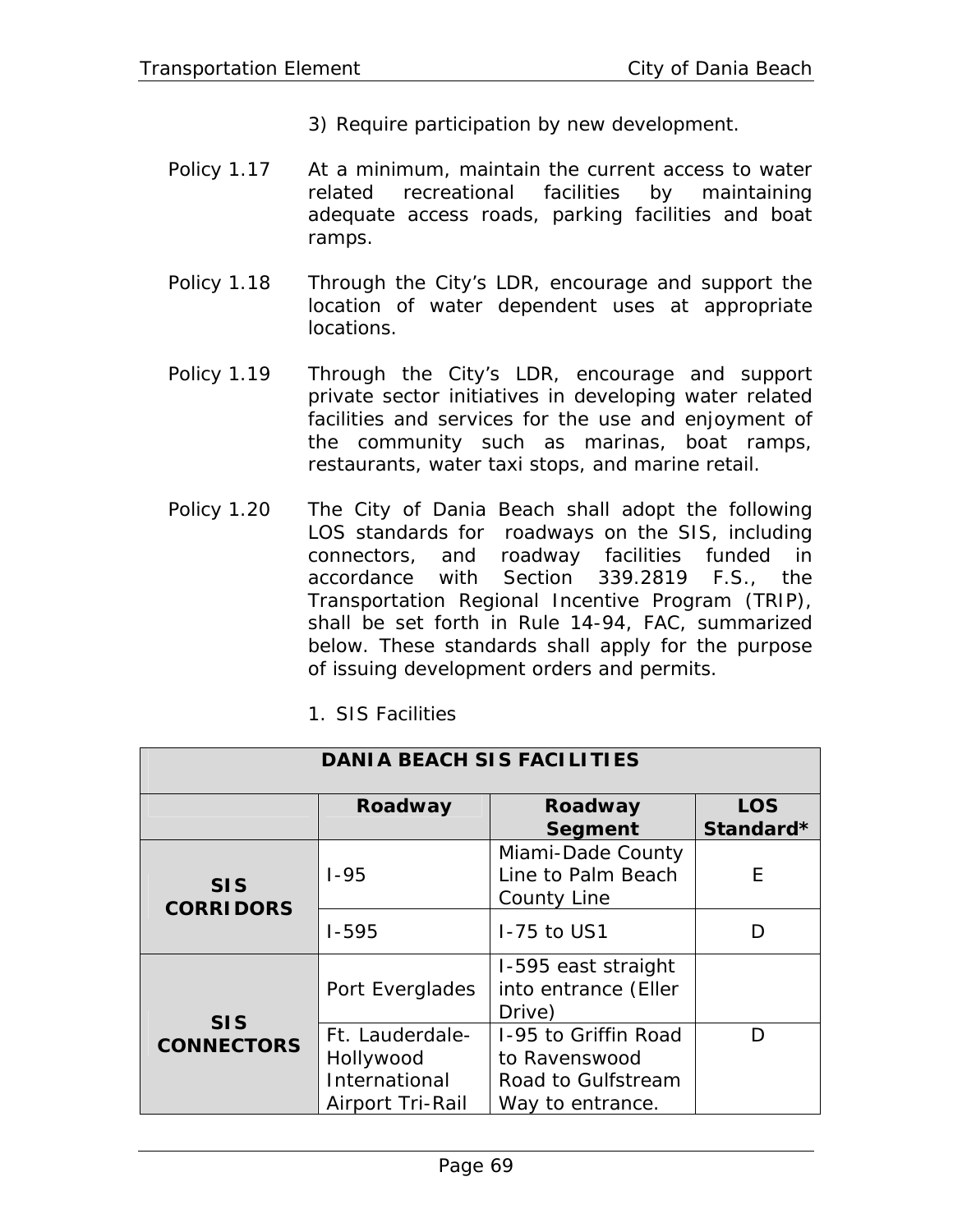3) Require participation by new development.

Policy 1.17 At a minimum, maintain the current access to water related recreational facilities by maintaining adequate access roads, parking facilities and boat ramps.

Policy 1.18 Through the City's LDR, encourage and support the location of water dependent uses at appropriate locations.

Policy 1.19 Through the City's LDR, encourage and support private sector initiatives in developing water related facilities and services for the use and enjoyment of the community such as marinas, boat ramps, restaurants, water taxi stops, and marine retail.

Policy 1.20 The City of Dania Beach shall adopt the following LOS standards for roadways on the SIS, including connectors, and roadway facilities funded in accordance with Section 339.2819 F.S., the Transportation Regional Incentive Program (TRIP), shall be set forth in Rule 14-94, FAC, summarized below. These standards shall apply for the purpose of issuing development orders and permits.

1. SIS Facilities

| DANIA BEACH SIS FACILITIES | | | |
|---|---|---|---|
| | **Roadway** | **Roadway Segment** | **LOS Standard*** |
| **SIS CORRIDORS** | I-95 | Miami-Dade County Line to Palm Beach County Line | E |
| | I-595 | I-75 to US1 | D |
| **SIS CONNECTORS** | Port Everglades | I-595 east straight into entrance (Eller Drive) | D |
| | Ft. Lauderdale-Hollywood International Airport Tri-Rail | I-95 to Griffin Road to Ravenswood Road to Gulfstream Way to entrance. | |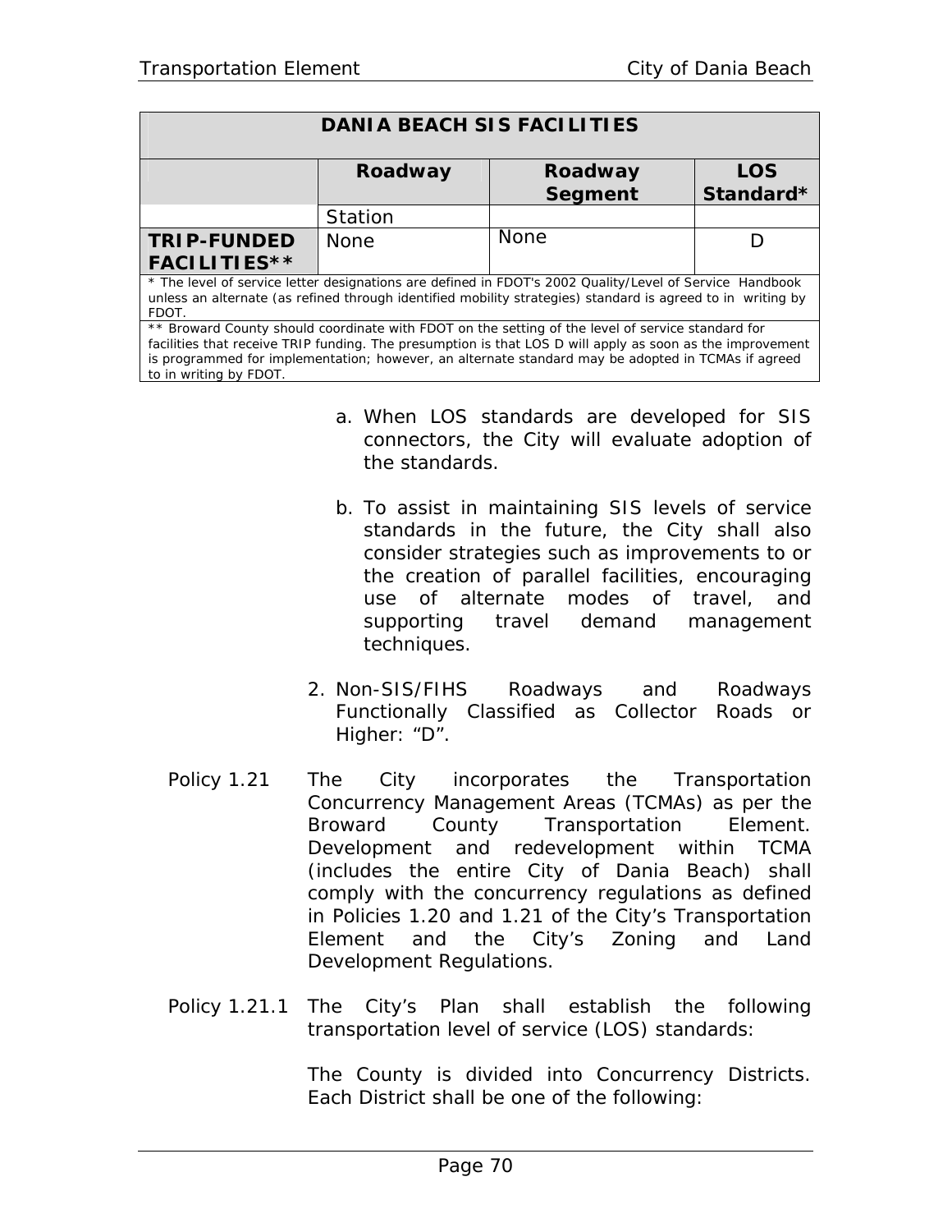| DANIA BEACH SIS FACILITIES | | | |
|---|---|---|---|
| | **Roadway** | **Roadway Segment** | **LOS Standard*** |
| | Station | | |
| **TRIP-FUNDED FACILITIES**** | None | None | D |
| * The level of service letter designations are defined in FDOT's 2002 Quality/Level of Service Handbook unless an alternate (as refined through identified mobility strategies) standard is agreed to in writing by FDOT. | | | |
| ** Broward County should coordinate with FDOT on the setting of the level of service standard for facilities that receive TRIP funding. The presumption is that LOS D will apply as soon as the improvement is programmed for implementation; however, an alternate standard may be adopted in TCMAs if agreed to in writing by FDOT. | | | |

a. When LOS standards are developed for SIS connectors, the City will evaluate adoption of the standards.

b. To assist in maintaining SIS levels of service standards in the future, the City shall also consider strategies such as improvements to or the creation of parallel facilities, encouraging use of alternate modes of travel, and supporting travel demand management techniques.

2. Non-SIS/FIHS Roadways and Roadways Functionally Classified as Collector Roads or Higher: "D".

Policy 1.21 The City incorporates the Transportation Concurrency Management Areas (TCMAs) as per the Broward County Transportation Element. Development and redevelopment within TCMA (includes the entire City of Dania Beach) shall comply with the concurrency regulations as defined in Policies 1.20 and 1.21 of the City's Transportation Element and the City's Zoning and Land Development Regulations.

Policy 1.21.1 The City's Plan shall establish the following transportation level of service (LOS) standards:

The County is divided into Concurrency Districts. Each District shall be one of the following: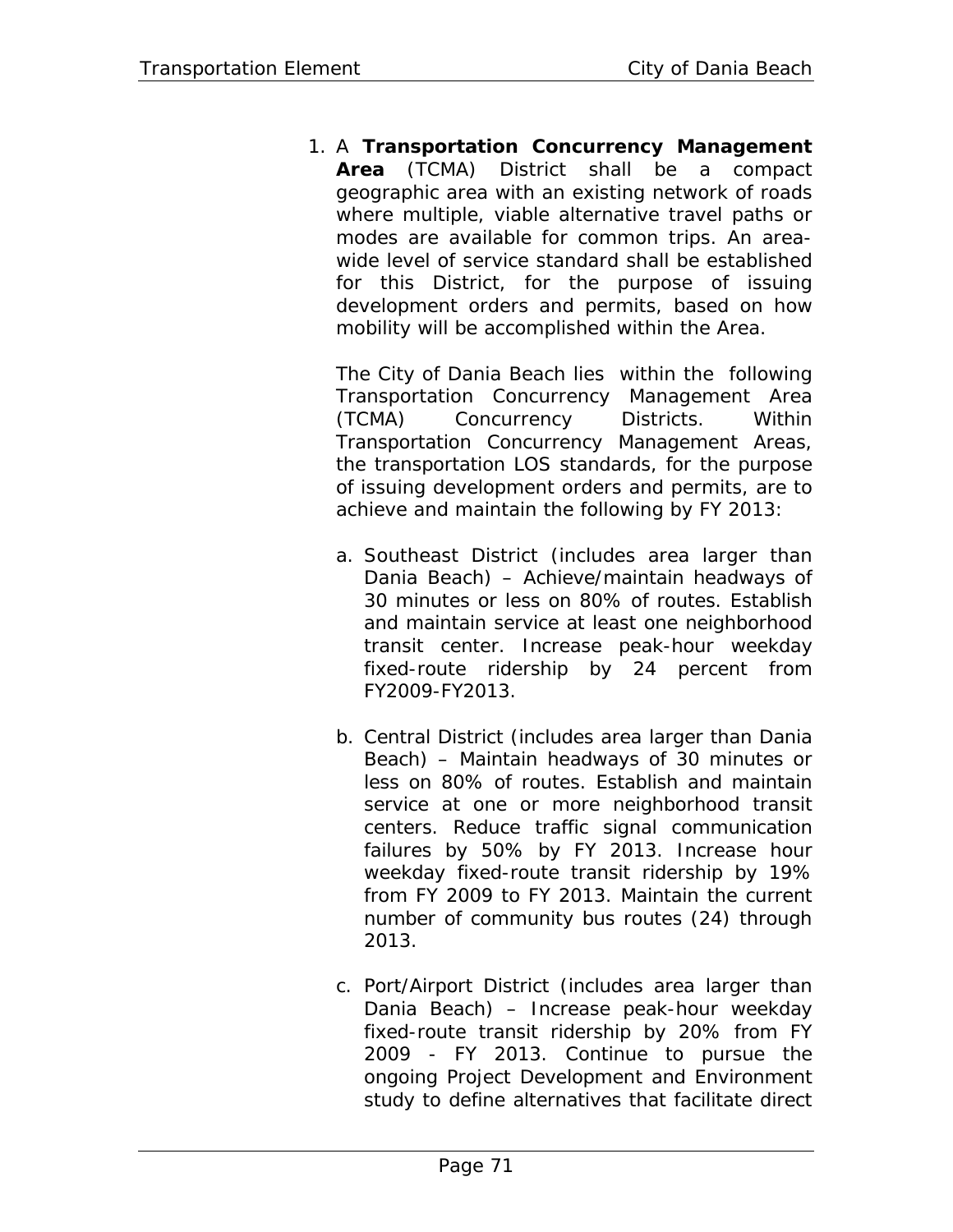1. A **Transportation Concurrency Management Area** (TCMA) District shall be a compact geographic area with an existing network of roads where multiple, viable alternative travel paths or modes are available for common trips. An area-wide level of service standard shall be established for this District, for the purpose of issuing development orders and permits, based on how mobility will be accomplished within the Area.

   The City of Dania Beach lies within the following Transportation Concurrency Management Area (TCMA) Concurrency Districts. Within Transportation Concurrency Management Areas, the transportation LOS standards, for the purpose of issuing development orders and permits, are to achieve and maintain the following by FY 2013:

   a. Southeast District (includes area larger than Dania Beach) – Achieve/maintain headways of 30 minutes or less on 80% of routes. Establish and maintain service at least one neighborhood transit center. Increase peak-hour weekday fixed-route ridership by 24 percent from FY2009-FY2013.

   b. Central District (includes area larger than Dania Beach) – Maintain headways of 30 minutes or less on 80% of routes. Establish and maintain service at one or more neighborhood transit centers. Reduce traffic signal communication failures by 50% by FY 2013. Increase hour weekday fixed-route transit ridership by 19% from FY 2009 to FY 2013. Maintain the current number of community bus routes (24) through 2013.

   c. Port/Airport District (includes area larger than Dania Beach) – Increase peak-hour weekday fixed-route transit ridership by 20% from FY 2009 - FY 2013. Continue to pursue the ongoing Project Development and Environment study to define alternatives that facilitate direct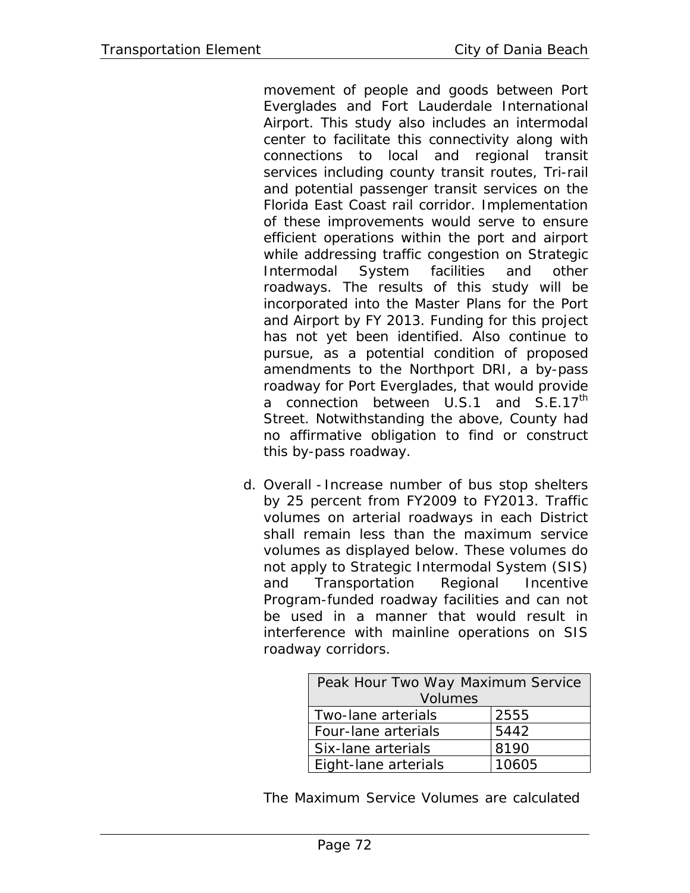movement of people and goods between Port Everglades and Fort Lauderdale International Airport. This study also includes an intermodal center to facilitate this connectivity along with connections to local and regional transit services including county transit routes, Tri-rail and potential passenger transit services on the Florida East Coast rail corridor. Implementation of these improvements would serve to ensure efficient operations within the port and airport while addressing traffic congestion on Strategic Intermodal System facilities and other roadways. The results of this study will be incorporated into the Master Plans for the Port and Airport by FY 2013. Funding for this project has not yet been identified. Also continue to pursue, as a potential condition of proposed amendments to the Northport DRI, a by-pass roadway for Port Everglades, that would provide a connection between U.S.1 and S.E.17th Street. Notwithstanding the above, County had no affirmative obligation to find or construct this by-pass roadway.

d. Overall - Increase number of bus stop shelters by 25 percent from FY2009 to FY2013. Traffic volumes on arterial roadways in each District shall remain less than the maximum service volumes as displayed below. These volumes do not apply to Strategic Intermodal System (SIS) and Transportation Regional Incentive Program-funded roadway facilities and can not be used in a manner that would result in interference with mainline operations on SIS roadway corridors.

| Peak Hour Two Way Maximum Service Volumes | |
|---|---|
| Two-lane arterials | 2555 |
| Four-lane arterials | 5442 |
| Six-lane arterials | 8190 |
| Eight-lane arterials | 10605 |

The Maximum Service Volumes are calculated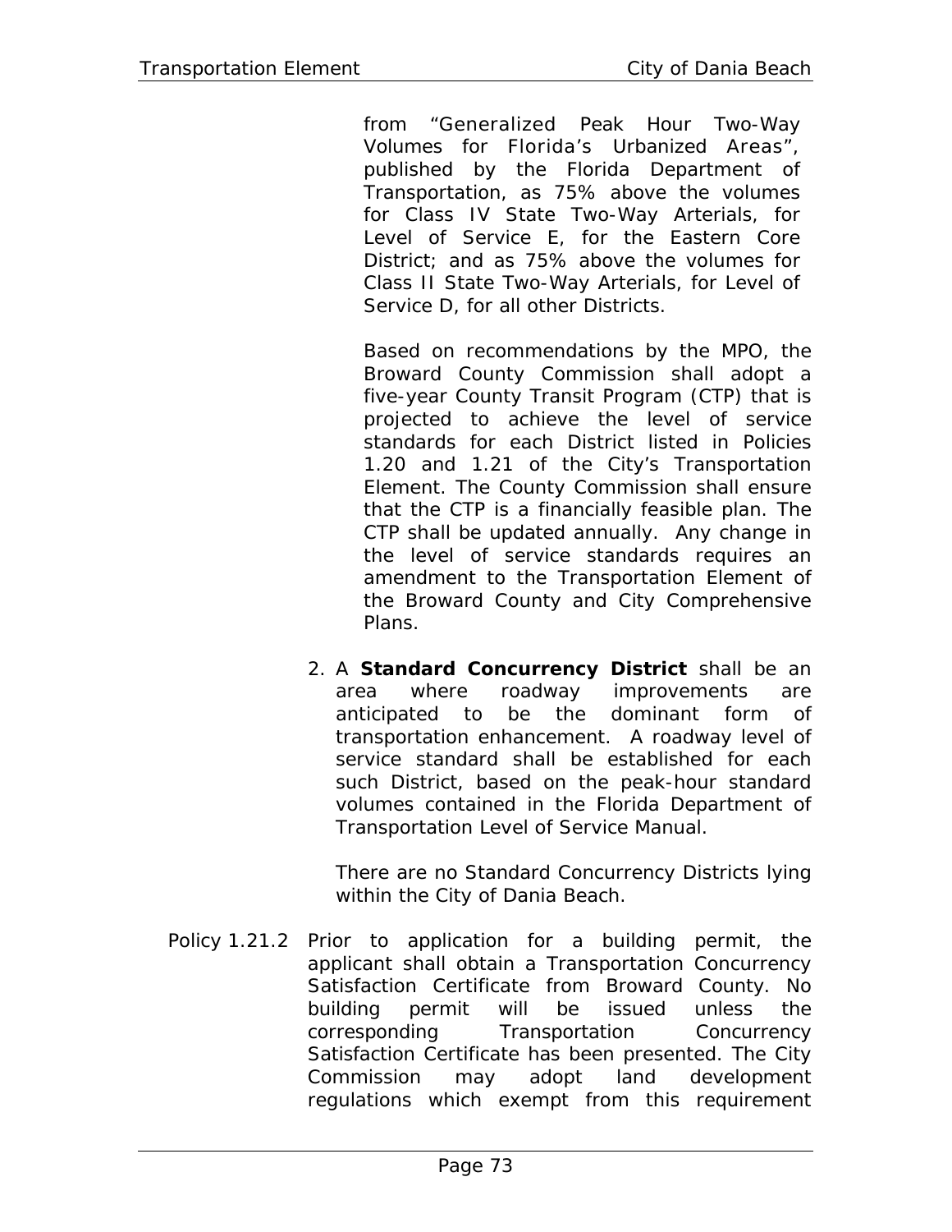from "Generalized Peak Hour Two-Way Volumes for Florida's Urbanized Areas", published by the Florida Department of Transportation, as 75% above the volumes for Class IV State Two-Way Arterials, for Level of Service E, for the Eastern Core District; and as 75% above the volumes for Class II State Two-Way Arterials, for Level of Service D, for all other Districts.

Based on recommendations by the MPO, the Broward County Commission shall adopt a five-year County Transit Program (CTP) that is projected to achieve the level of service standards for each District listed in Policies 1.20 and 1.21 of the City's Transportation Element. The County Commission shall ensure that the CTP is a financially feasible plan. The CTP shall be updated annually. Any change in the level of service standards requires an amendment to the Transportation Element of the Broward County and City Comprehensive Plans.

2. A **Standard Concurrency District** shall be an area where roadway improvements are anticipated to be the dominant form of transportation enhancement. A roadway level of service standard shall be established for each such District, based on the peak-hour standard volumes contained in the Florida Department of Transportation Level of Service Manual.

   There are no Standard Concurrency Districts lying within the City of Dania Beach.

Policy 1.21.2 Prior to application for a building permit, the applicant shall obtain a Transportation Concurrency Satisfaction Certificate from Broward County. No building permit will be issued unless the corresponding Transportation Concurrency Satisfaction Certificate has been presented. The City Commission may adopt land development regulations which exempt from this requirement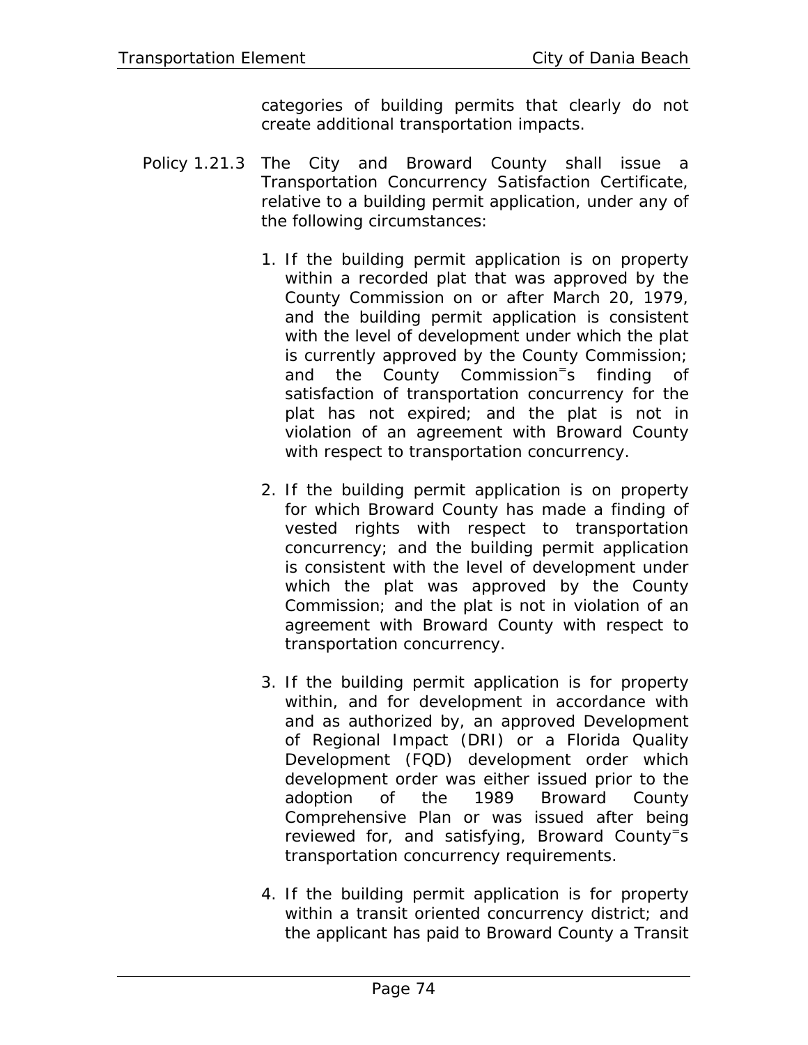categories of building permits that clearly do not create additional transportation impacts.

Policy 1.21.3 The City and Broward County shall issue a Transportation Concurrency Satisfaction Certificate, relative to a building permit application, under any of the following circumstances:

1. If the building permit application is on property within a recorded plat that was approved by the County Commission on or after March 20, 1979, and the building permit application is consistent with the level of development under which the plat is currently approved by the County Commission; and the County Commission=s finding of satisfaction of transportation concurrency for the plat has not expired; and the plat is not in violation of an agreement with Broward County with respect to transportation concurrency.

2. If the building permit application is on property for which Broward County has made a finding of vested rights with respect to transportation concurrency; and the building permit application is consistent with the level of development under which the plat was approved by the County Commission; and the plat is not in violation of an agreement with Broward County with respect to transportation concurrency.

3. If the building permit application is for property within, and for development in accordance with and as authorized by, an approved Development of Regional Impact (DRI) or a Florida Quality Development (FQD) development order which development order was either issued prior to the adoption of the 1989 Broward County Comprehensive Plan or was issued after being reviewed for, and satisfying, Broward County=s transportation concurrency requirements.

4. If the building permit application is for property within a transit oriented concurrency district; and the applicant has paid to Broward County a Transit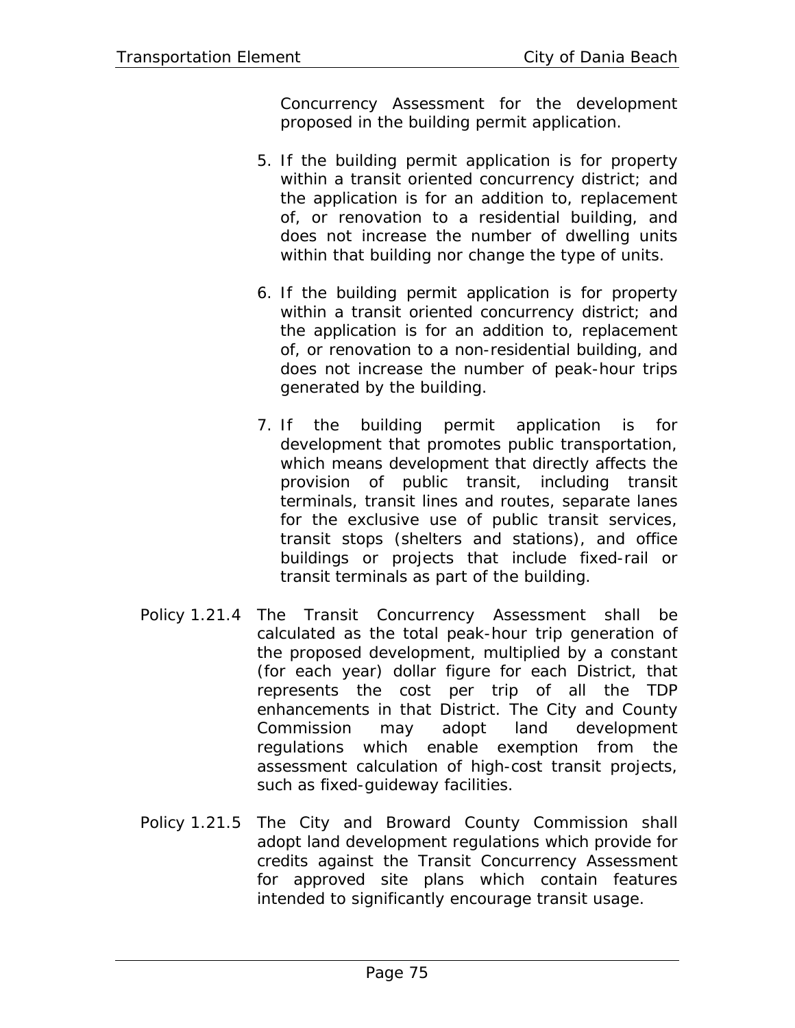Concurrency Assessment for the development proposed in the building permit application.

5. If the building permit application is for property within a transit oriented concurrency district; and the application is for an addition to, replacement of, or renovation to a residential building, and does not increase the number of dwelling units within that building nor change the type of units.

6. If the building permit application is for property within a transit oriented concurrency district; and the application is for an addition to, replacement of, or renovation to a non-residential building, and does not increase the number of peak-hour trips generated by the building.

7. If the building permit application is for development that promotes public transportation, which means development that directly affects the provision of public transit, including transit terminals, transit lines and routes, separate lanes for the exclusive use of public transit services, transit stops (shelters and stations), and office buildings or projects that include fixed-rail or transit terminals as part of the building.

Policy 1.21.4 The Transit Concurrency Assessment shall be calculated as the total peak-hour trip generation of the proposed development, multiplied by a constant (for each year) dollar figure for each District, that represents the cost per trip of all the TDP enhancements in that District. The City and County Commission may adopt land development regulations which enable exemption from the assessment calculation of high-cost transit projects, such as fixed-guideway facilities.

Policy 1.21.5 The City and Broward County Commission shall adopt land development regulations which provide for credits against the Transit Concurrency Assessment for approved site plans which contain features intended to significantly encourage transit usage.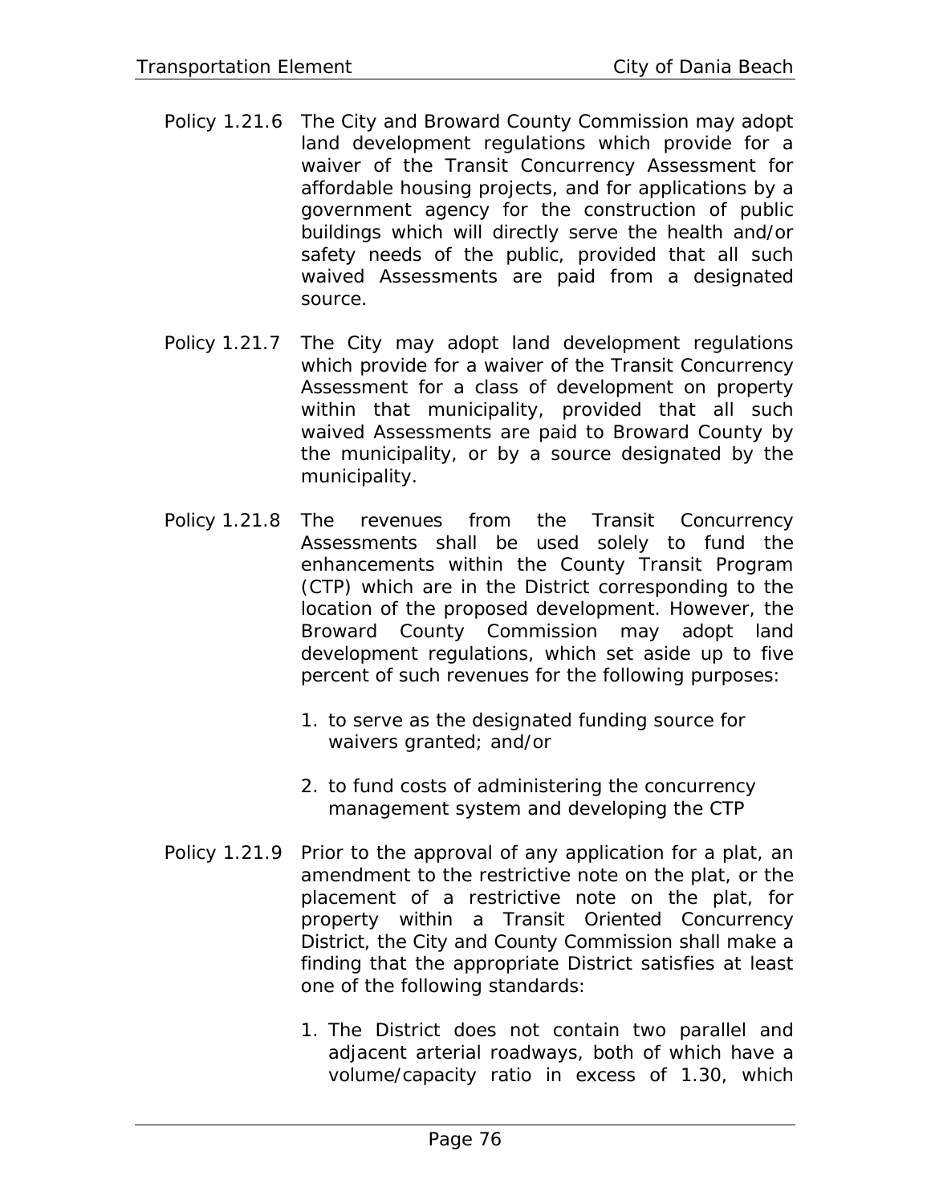Policy 1.21.6 The City and Broward County Commission may adopt land development regulations which provide for a waiver of the Transit Concurrency Assessment for affordable housing projects, and for applications by a government agency for the construction of public buildings which will directly serve the health and/or safety needs of the public, provided that all such waived Assessments are paid from a designated source.

Policy 1.21.7 The City may adopt land development regulations which provide for a waiver of the Transit Concurrency Assessment for a class of development on property within that municipality, provided that all such waived Assessments are paid to Broward County by the municipality, or by a source designated by the municipality.

Policy 1.21.8 The revenues from the Transit Concurrency Assessments shall be used solely to fund the enhancements within the County Transit Program (CTP) which are in the District corresponding to the location of the proposed development. However, the Broward County Commission may adopt land development regulations, which set aside up to five percent of such revenues for the following purposes:

1. to serve as the designated funding source for waivers granted; and/or

2. to fund costs of administering the concurrency management system and developing the CTP

Policy 1.21.9 Prior to the approval of any application for a plat, an amendment to the restrictive note on the plat, or the placement of a restrictive note on the plat, for property within a Transit Oriented Concurrency District, the City and County Commission shall make a finding that the appropriate District satisfies at least one of the following standards:

1. The District does not contain two parallel and adjacent arterial roadways, both of which have a volume/capacity ratio in excess of 1.30, which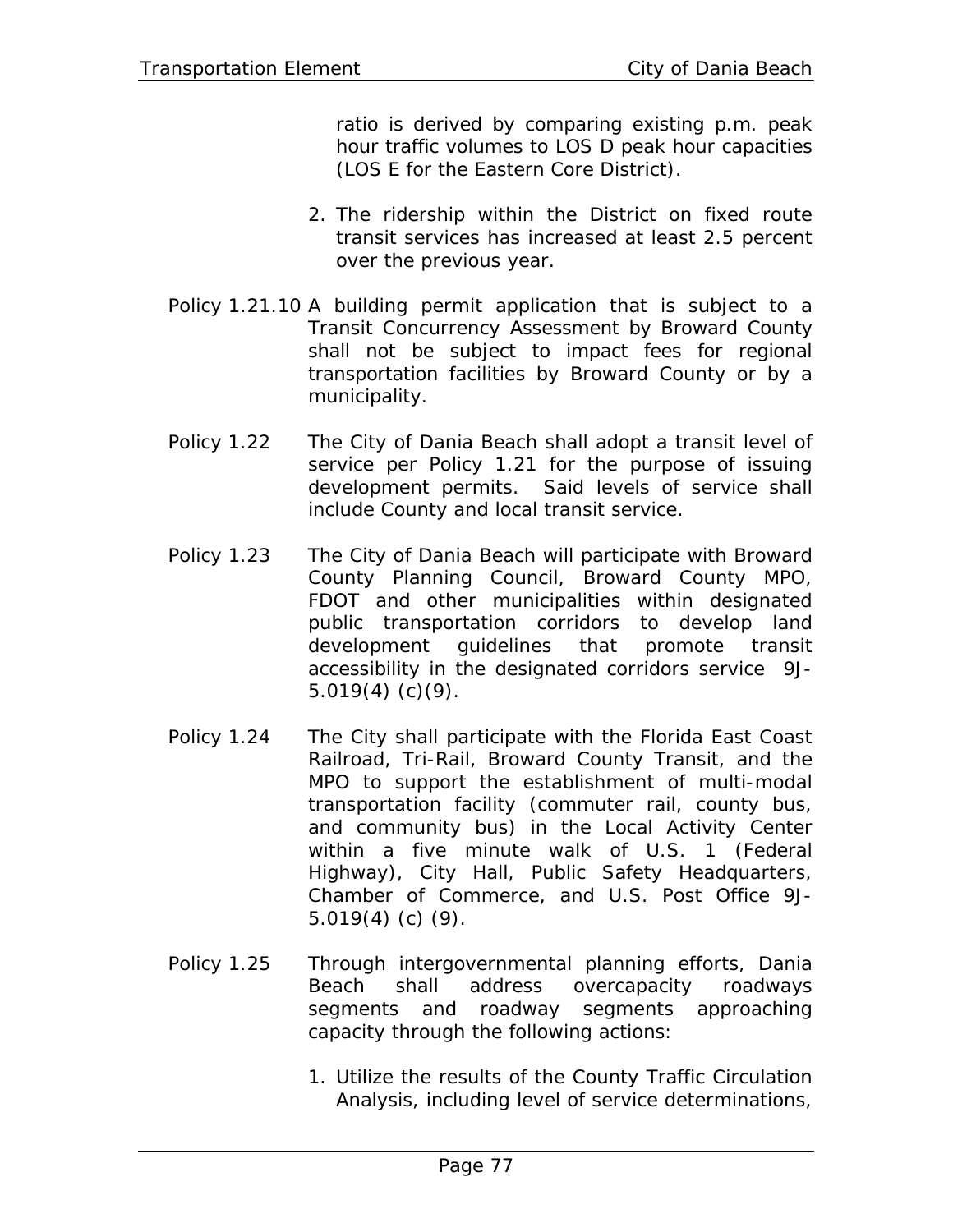ratio is derived by comparing existing p.m. peak hour traffic volumes to LOS D peak hour capacities (LOS E for the Eastern Core District).

2. The ridership within the District on fixed route transit services has increased at least 2.5 percent over the previous year.

Policy 1.21.10 A building permit application that is subject to a Transit Concurrency Assessment by Broward County shall not be subject to impact fees for regional transportation facilities by Broward County or by a municipality.

Policy 1.22 The City of Dania Beach shall adopt a transit level of service per Policy 1.21 for the purpose of issuing development permits. Said levels of service shall include County and local transit service.

Policy 1.23 The City of Dania Beach will participate with Broward County Planning Council, Broward County MPO, FDOT and other municipalities within designated public transportation corridors to develop land development guidelines that promote transit accessibility in the designated corridors service 9J-5.019(4) (c)(9).

Policy 1.24 The City shall participate with the Florida East Coast Railroad, Tri-Rail, Broward County Transit, and the MPO to support the establishment of multi-modal transportation facility (commuter rail, county bus, and community bus) in the Local Activity Center within a five minute walk of U.S. 1 (Federal Highway), City Hall, Public Safety Headquarters, Chamber of Commerce, and U.S. Post Office 9J-5.019(4) (c) (9).

Policy 1.25 Through intergovernmental planning efforts, Dania Beach shall address overcapacity roadways segments and roadway segments approaching capacity through the following actions:

1. Utilize the results of the County Traffic Circulation Analysis, including level of service determinations,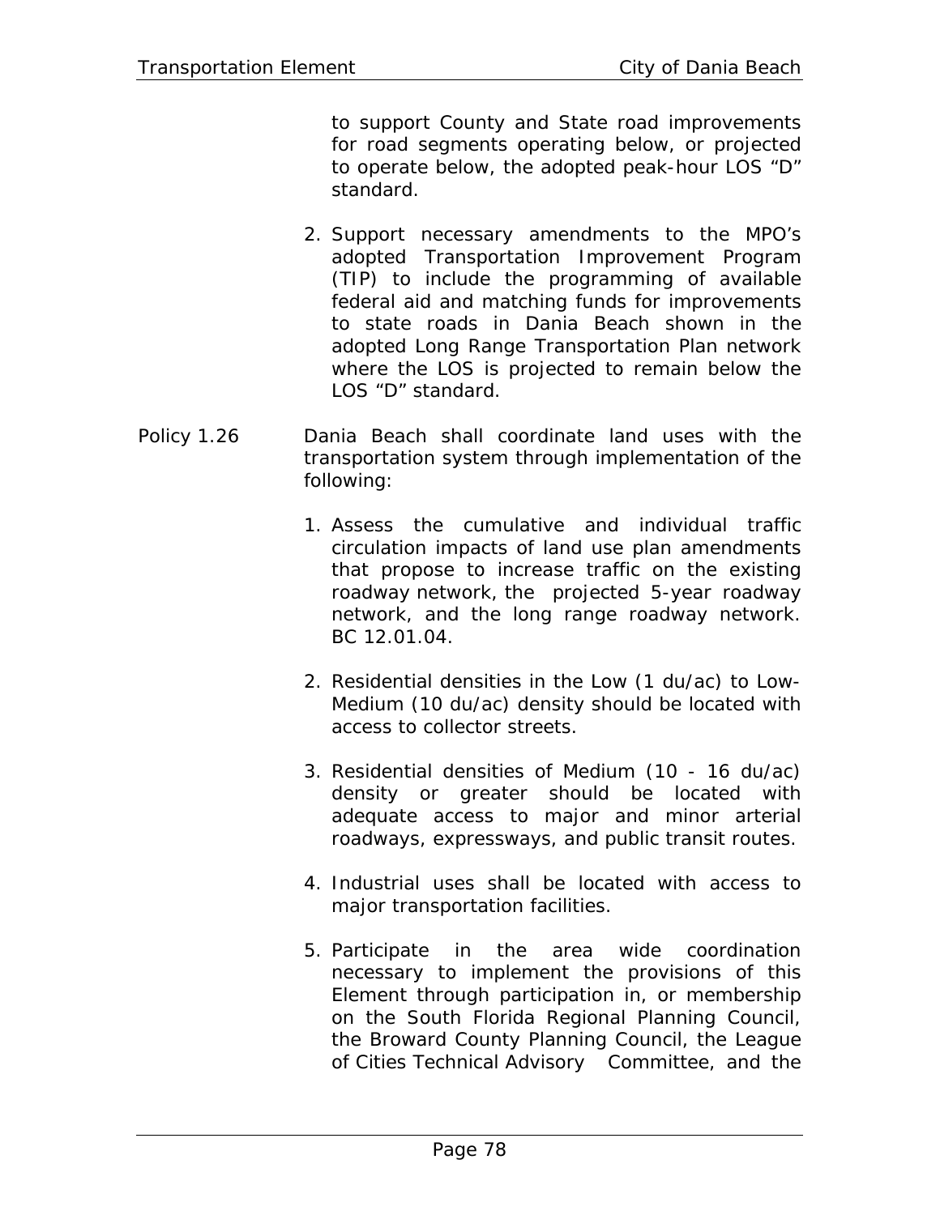to support County and State road improvements for road segments operating below, or projected to operate below, the adopted peak-hour LOS "D" standard.

2. Support necessary amendments to the MPO's adopted Transportation Improvement Program (TIP) to include the programming of available federal aid and matching funds for improvements to state roads in Dania Beach shown in the adopted Long Range Transportation Plan network where the LOS is projected to remain below the LOS "D" standard.

Policy 1.26 Dania Beach shall coordinate land uses with the transportation system through implementation of the following:

1. Assess the cumulative and individual traffic circulation impacts of land use plan amendments that propose to increase traffic on the existing roadway network, the projected 5-year roadway network, and the long range roadway network. BC 12.01.04.

2. Residential densities in the Low (1 du/ac) to Low-Medium (10 du/ac) density should be located with access to collector streets.

3. Residential densities of Medium (10 - 16 du/ac) density or greater should be located with adequate access to major and minor arterial roadways, expressways, and public transit routes.

4. Industrial uses shall be located with access to major transportation facilities.

5. Participate in the area wide coordination necessary to implement the provisions of this Element through participation in, or membership on the South Florida Regional Planning Council, the Broward County Planning Council, the League of Cities Technical Advisory Committee, and the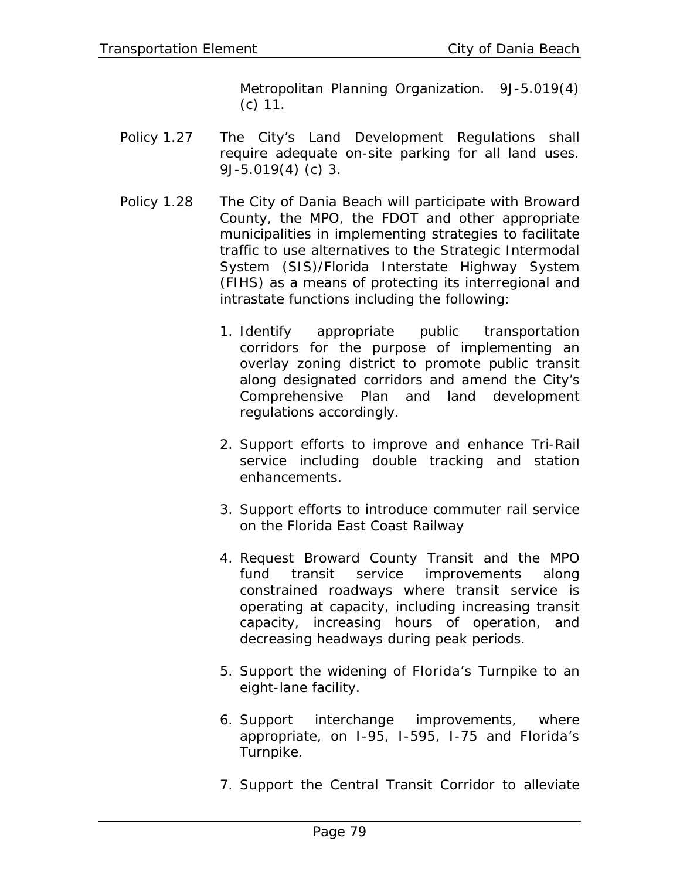Metropolitan Planning Organization. 9J-5.019(4) (c) 11.

Policy 1.27 The City's Land Development Regulations shall require adequate on-site parking for all land uses. 9J-5.019(4) (c) 3.

Policy 1.28 The City of Dania Beach will participate with Broward County, the MPO, the FDOT and other appropriate municipalities in implementing strategies to facilitate traffic to use alternatives to the Strategic Intermodal System (SIS)/Florida Interstate Highway System (FIHS) as a means of protecting its interregional and intrastate functions including the following:

1. Identify appropriate public transportation corridors for the purpose of implementing an overlay zoning district to promote public transit along designated corridors and amend the City's Comprehensive Plan and land development regulations accordingly.

2. Support efforts to improve and enhance Tri-Rail service including double tracking and station enhancements.

3. Support efforts to introduce commuter rail service on the Florida East Coast Railway

4. Request Broward County Transit and the MPO fund transit service improvements along constrained roadways where transit service is operating at capacity, including increasing transit capacity, increasing hours of operation, and decreasing headways during peak periods.

5. Support the widening of Florida's Turnpike to an eight-lane facility.

6. Support interchange improvements, where appropriate, on I-95, I-595, I-75 and Florida's Turnpike.

7. Support the Central Transit Corridor to alleviate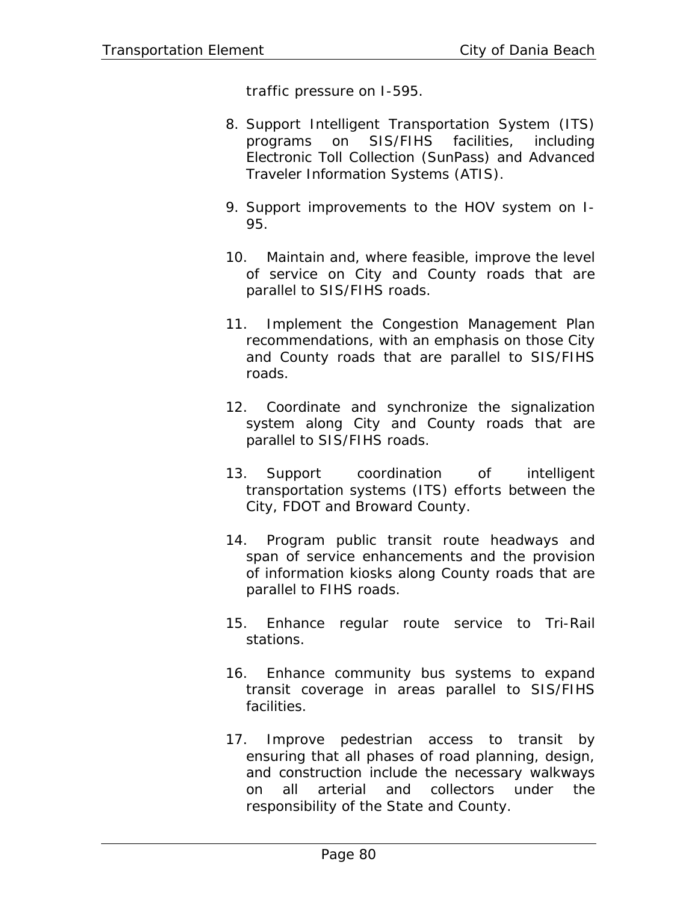traffic pressure on I-595.

8. Support Intelligent Transportation System (ITS) programs on SIS/FIHS facilities, including Electronic Toll Collection (SunPass) and Advanced Traveler Information Systems (ATIS).

9. Support improvements to the HOV system on I-95.

10. Maintain and, where feasible, improve the level of service on City and County roads that are parallel to SIS/FIHS roads.

11. Implement the Congestion Management Plan recommendations, with an emphasis on those City and County roads that are parallel to SIS/FIHS roads.

12. Coordinate and synchronize the signalization system along City and County roads that are parallel to SIS/FIHS roads.

13. Support coordination of intelligent transportation systems (ITS) efforts between the City, FDOT and Broward County.

14. Program public transit route headways and span of service enhancements and the provision of information kiosks along County roads that are parallel to FIHS roads.

15. Enhance regular route service to Tri-Rail stations.

16. Enhance community bus systems to expand transit coverage in areas parallel to SIS/FIHS facilities.

17. Improve pedestrian access to transit by ensuring that all phases of road planning, design, and construction include the necessary walkways on all arterial and collectors under the responsibility of the State and County.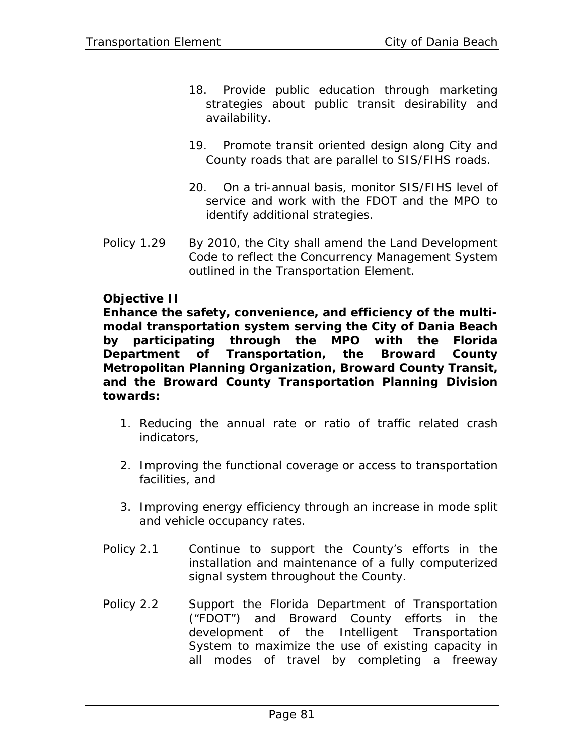18. Provide public education through marketing strategies about public transit desirability and availability.

19. Promote transit oriented design along City and County roads that are parallel to SIS/FIHS roads.

20. On a tri-annual basis, monitor SIS/FIHS level of service and work with the FDOT and the MPO to identify additional strategies.

Policy 1.29 By 2010, the City shall amend the Land Development Code to reflect the Concurrency Management System outlined in the Transportation Element.

**Objective II**
**Enhance the safety, convenience, and efficiency of the multi-modal transportation system serving the City of Dania Beach by participating through the MPO with the Florida Department of Transportation, the Broward County Metropolitan Planning Organization, Broward County Transit, and the Broward County Transportation Planning Division towards:**

1. Reducing the annual rate or ratio of traffic related crash indicators,
2. Improving the functional coverage or access to transportation facilities, and
3. Improving energy efficiency through an increase in mode split and vehicle occupancy rates.

Policy 2.1 Continue to support the County's efforts in the installation and maintenance of a fully computerized signal system throughout the County.

Policy 2.2 Support the Florida Department of Transportation ("FDOT") and Broward County efforts in the development of the Intelligent Transportation System to maximize the use of existing capacity in all modes of travel by completing a freeway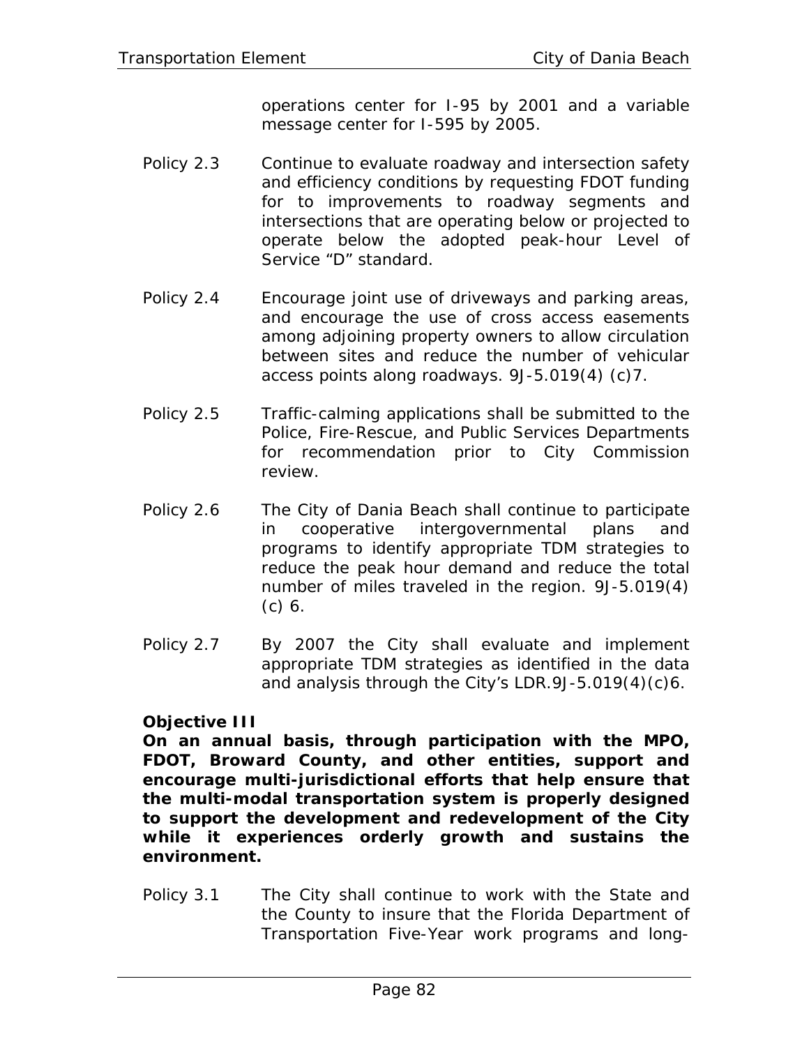operations center for I-95 by 2001 and a variable message center for I-595 by 2005.

Policy 2.3 Continue to evaluate roadway and intersection safety and efficiency conditions by requesting FDOT funding for to improvements to roadway segments and intersections that are operating below or projected to operate below the adopted peak-hour Level of Service "D" standard.

Policy 2.4 Encourage joint use of driveways and parking areas, and encourage the use of cross access easements among adjoining property owners to allow circulation between sites and reduce the number of vehicular access points along roadways. 9J-5.019(4) (c)7.

Policy 2.5 Traffic-calming applications shall be submitted to the Police, Fire-Rescue, and Public Services Departments for recommendation prior to City Commission review.

Policy 2.6 The City of Dania Beach shall continue to participate in cooperative intergovernmental plans and programs to identify appropriate TDM strategies to reduce the peak hour demand and reduce the total number of miles traveled in the region. 9J-5.019(4) (c) 6.

Policy 2.7 By 2007 the City shall evaluate and implement appropriate TDM strategies as identified in the data and analysis through the City's LDR.9J-5.019(4)(c)6.

**Objective III**
**On an annual basis, through participation with the MPO, FDOT, Broward County, and other entities, support and encourage multi-jurisdictional efforts that help ensure that the multi-modal transportation system is properly designed to support the development and redevelopment of the City while it experiences orderly growth and sustains the environment.**

Policy 3.1 The City shall continue to work with the State and the County to insure that the Florida Department of Transportation Five-Year work programs and long-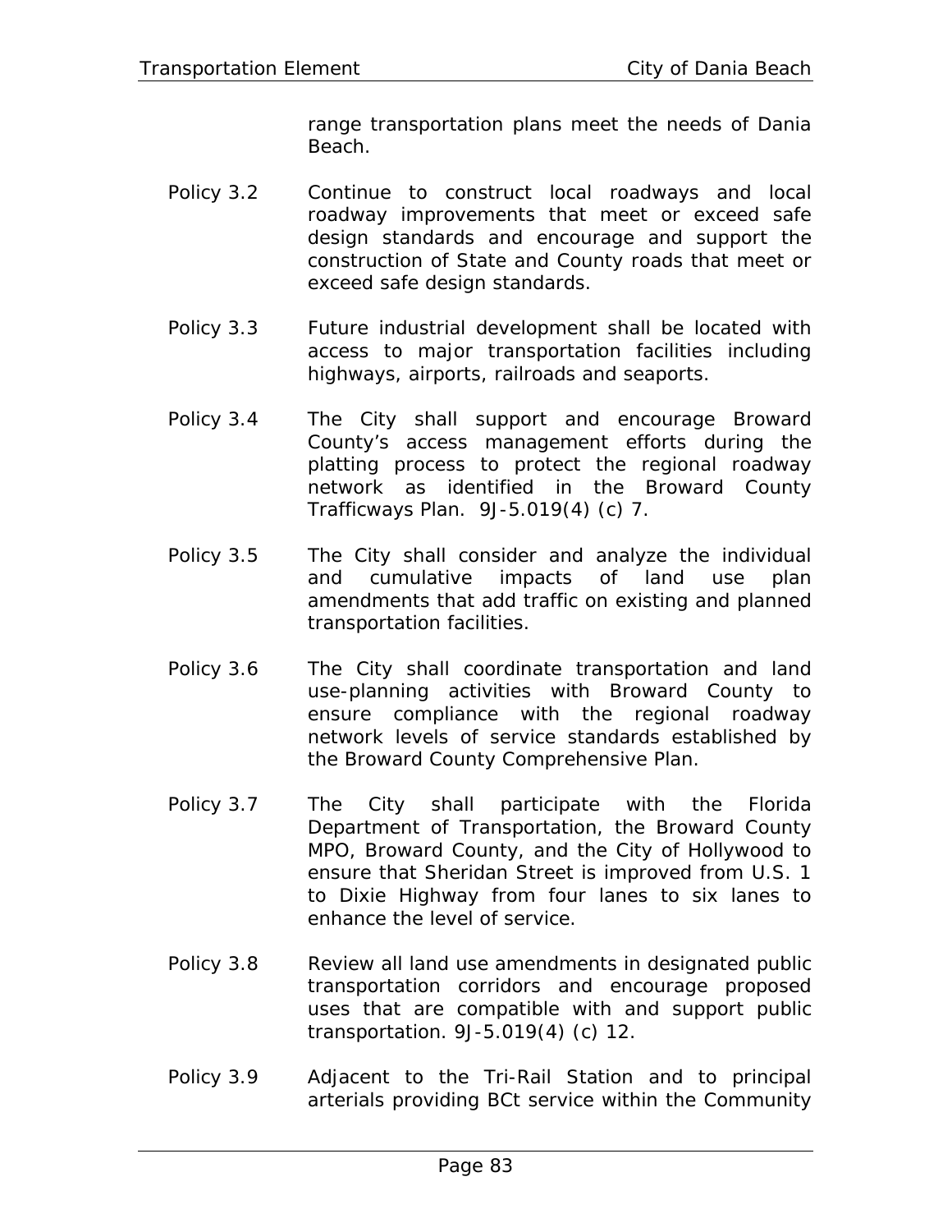range transportation plans meet the needs of Dania Beach.

Policy 3.2 Continue to construct local roadways and local roadway improvements that meet or exceed safe design standards and encourage and support the construction of State and County roads that meet or exceed safe design standards.

Policy 3.3 Future industrial development shall be located with access to major transportation facilities including highways, airports, railroads and seaports.

Policy 3.4 The City shall support and encourage Broward County's access management efforts during the platting process to protect the regional roadway network as identified in the Broward County Trafficways Plan. 9J-5.019(4) (c) 7.

Policy 3.5 The City shall consider and analyze the individual and cumulative impacts of land use plan amendments that add traffic on existing and planned transportation facilities.

Policy 3.6 The City shall coordinate transportation and land use-planning activities with Broward County to ensure compliance with the regional roadway network levels of service standards established by the Broward County Comprehensive Plan.

Policy 3.7 The City shall participate with the Florida Department of Transportation, the Broward County MPO, Broward County, and the City of Hollywood to ensure that Sheridan Street is improved from U.S. 1 to Dixie Highway from four lanes to six lanes to enhance the level of service.

Policy 3.8 Review all land use amendments in designated public transportation corridors and encourage proposed uses that are compatible with and support public transportation. 9J-5.019(4) (c) 12.

Policy 3.9 Adjacent to the Tri-Rail Station and to principal arterials providing BCt service within the Community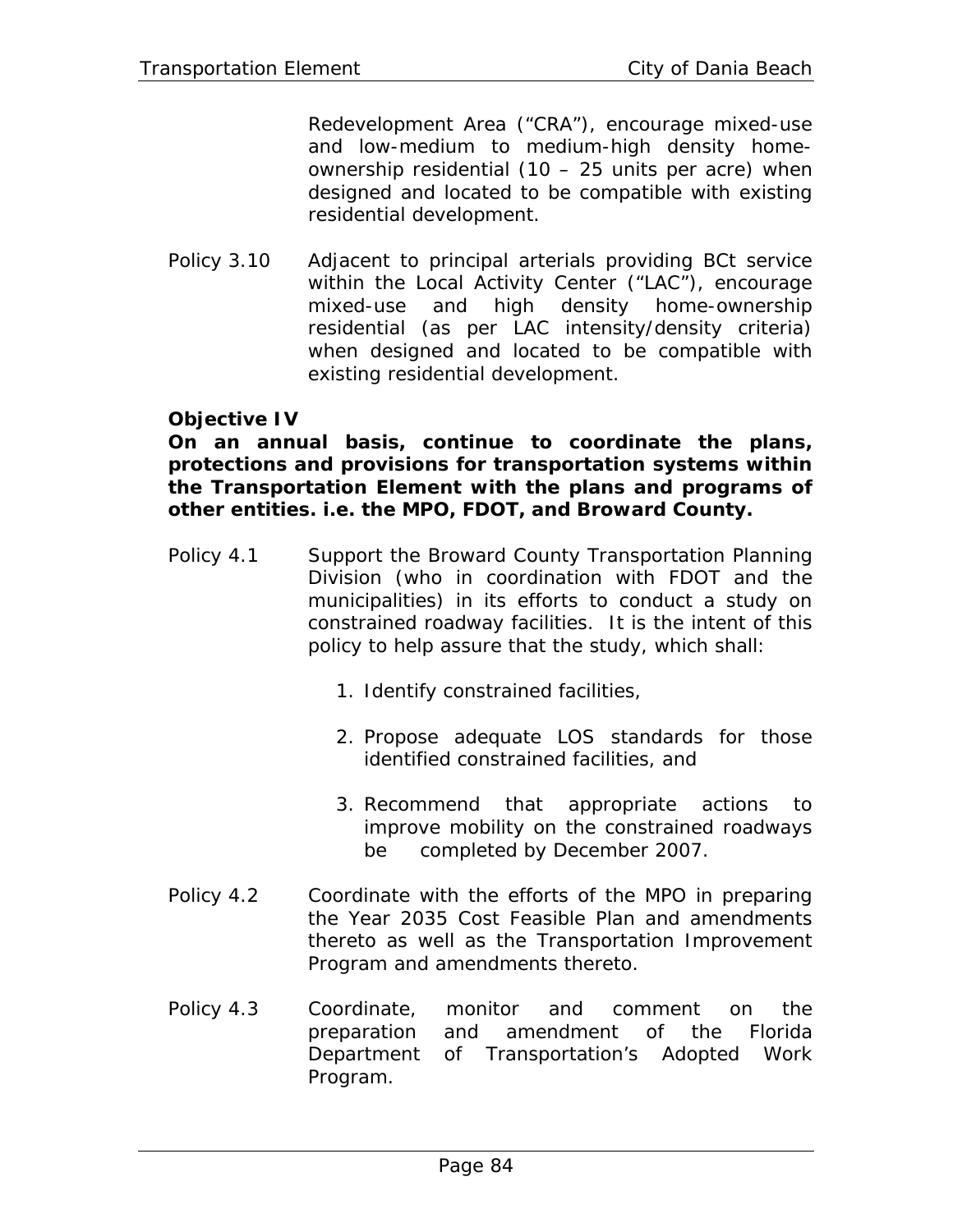Redevelopment Area ("CRA"), encourage mixed-use and low-medium to medium-high density home-ownership residential (10 – 25 units per acre) when designed and located to be compatible with existing residential development.

Policy 3.10 Adjacent to principal arterials providing BCt service within the Local Activity Center ("LAC"), encourage mixed-use and high density home-ownership residential (as per LAC intensity/density criteria) when designed and located to be compatible with existing residential development.

**Objective IV**
**On an annual basis, continue to coordinate the plans, protections and provisions for transportation systems within the Transportation Element with the plans and programs of other entities. i.e. the MPO, FDOT, and Broward County.**

Policy 4.1 Support the Broward County Transportation Planning Division (who in coordination with FDOT and the municipalities) in its efforts to conduct a study on constrained roadway facilities. It is the intent of this policy to help assure that the study, which shall:

1. Identify constrained facilities,

2. Propose adequate LOS standards for those identified constrained facilities, and

3. Recommend that appropriate actions to improve mobility on the constrained roadways be completed by December 2007.

Policy 4.2 Coordinate with the efforts of the MPO in preparing the Year 2035 Cost Feasible Plan and amendments thereto as well as the Transportation Improvement Program and amendments thereto.

Policy 4.3 Coordinate, monitor and comment on the preparation and amendment of the Florida Department of Transportation's Adopted Work Program.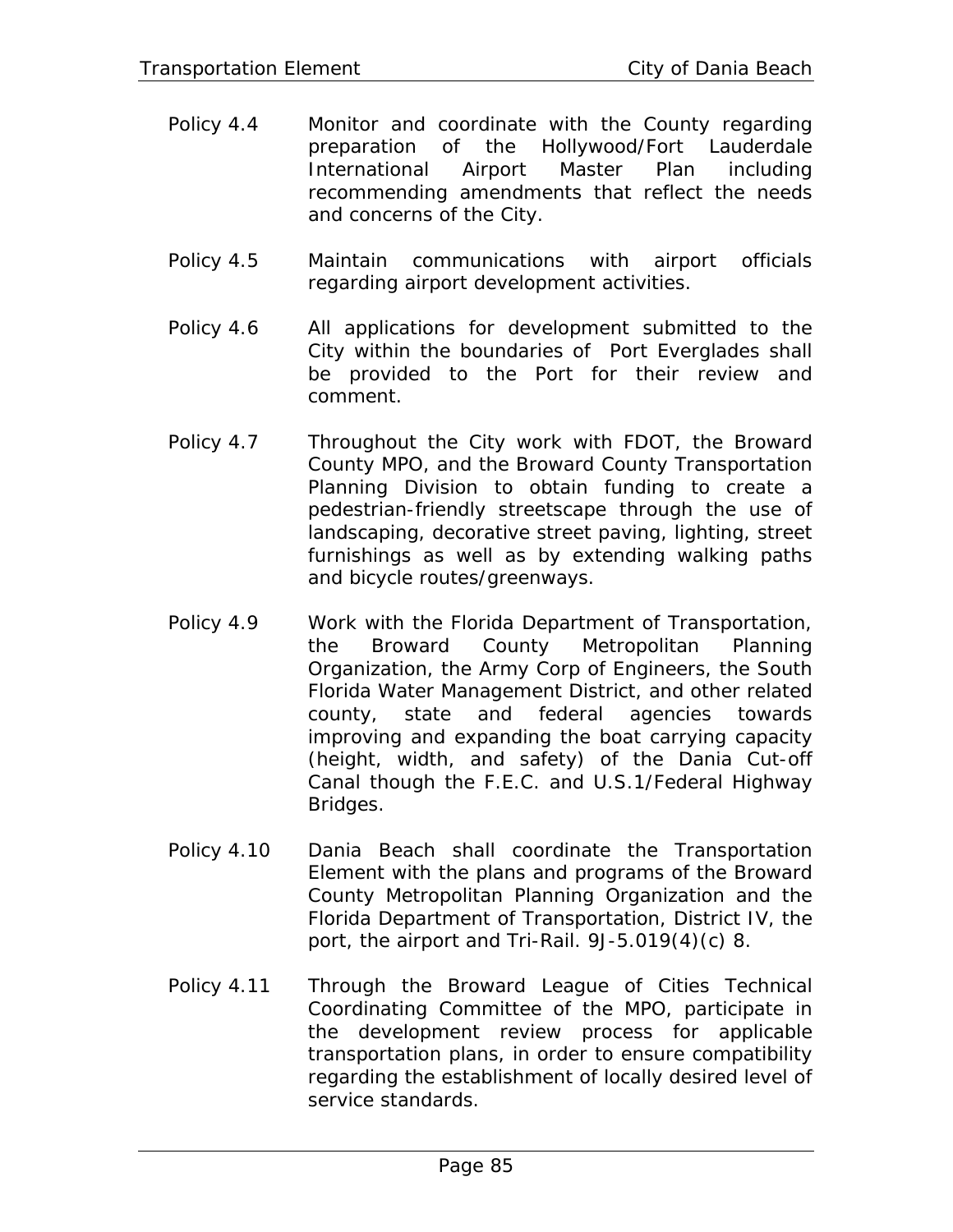Policy 4.4 Monitor and coordinate with the County regarding preparation of the Hollywood/Fort Lauderdale International Airport Master Plan including recommending amendments that reflect the needs and concerns of the City.

Policy 4.5 Maintain communications with airport officials regarding airport development activities.

Policy 4.6 All applications for development submitted to the City within the boundaries of Port Everglades shall be provided to the Port for their review and comment.

Policy 4.7 Throughout the City work with FDOT, the Broward County MPO, and the Broward County Transportation Planning Division to obtain funding to create a pedestrian-friendly streetscape through the use of landscaping, decorative street paving, lighting, street furnishings as well as by extending walking paths and bicycle routes/greenways.

Policy 4.9 Work with the Florida Department of Transportation, the Broward County Metropolitan Planning Organization, the Army Corp of Engineers, the South Florida Water Management District, and other related county, state and federal agencies towards improving and expanding the boat carrying capacity (height, width, and safety) of the Dania Cut-off Canal though the F.E.C. and U.S.1/Federal Highway Bridges.

Policy 4.10 Dania Beach shall coordinate the Transportation Element with the plans and programs of the Broward County Metropolitan Planning Organization and the Florida Department of Transportation, District IV, the port, the airport and Tri-Rail. 9J-5.019(4)(c) 8.

Policy 4.11 Through the Broward League of Cities Technical Coordinating Committee of the MPO, participate in the development review process for applicable transportation plans, in order to ensure compatibility regarding the establishment of locally desired level of service standards.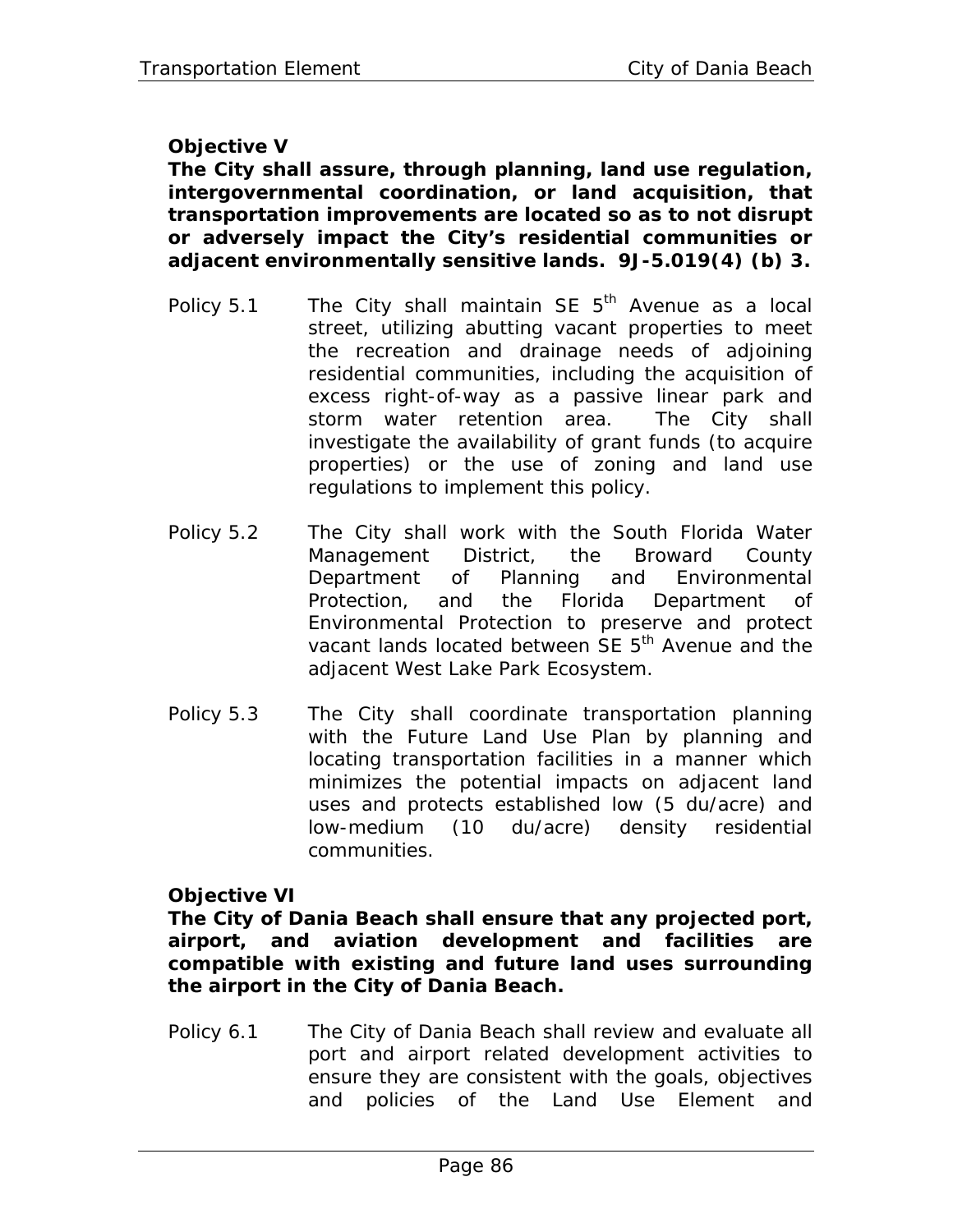**Objective V**

**The City shall assure, through planning, land use regulation, intergovernmental coordination, or land acquisition, that transportation improvements are located so as to not disrupt or adversely impact the City's residential communities or adjacent environmentally sensitive lands. 9J-5.019(4) (b) 3.**

Policy 5.1 The City shall maintain SE 5th Avenue as a local street, utilizing abutting vacant properties to meet the recreation and drainage needs of adjoining residential communities, including the acquisition of excess right-of-way as a passive linear park and storm water retention area. The City shall investigate the availability of grant funds (to acquire properties) or the use of zoning and land use regulations to implement this policy.

Policy 5.2 The City shall work with the South Florida Water Management District, the Broward County Department of Planning and Environmental Protection, and the Florida Department of Environmental Protection to preserve and protect vacant lands located between SE 5th Avenue and the adjacent West Lake Park Ecosystem.

Policy 5.3 The City shall coordinate transportation planning with the Future Land Use Plan by planning and locating transportation facilities in a manner which minimizes the potential impacts on adjacent land uses and protects established low (5 du/acre) and low-medium (10 du/acre) density residential communities.

**Objective VI**

**The City of Dania Beach shall ensure that any projected port, airport, and aviation development and facilities are compatible with existing and future land uses surrounding the airport in the City of Dania Beach.**

Policy 6.1 The City of Dania Beach shall review and evaluate all port and airport related development activities to ensure they are consistent with the goals, objectives and policies of the Land Use Element and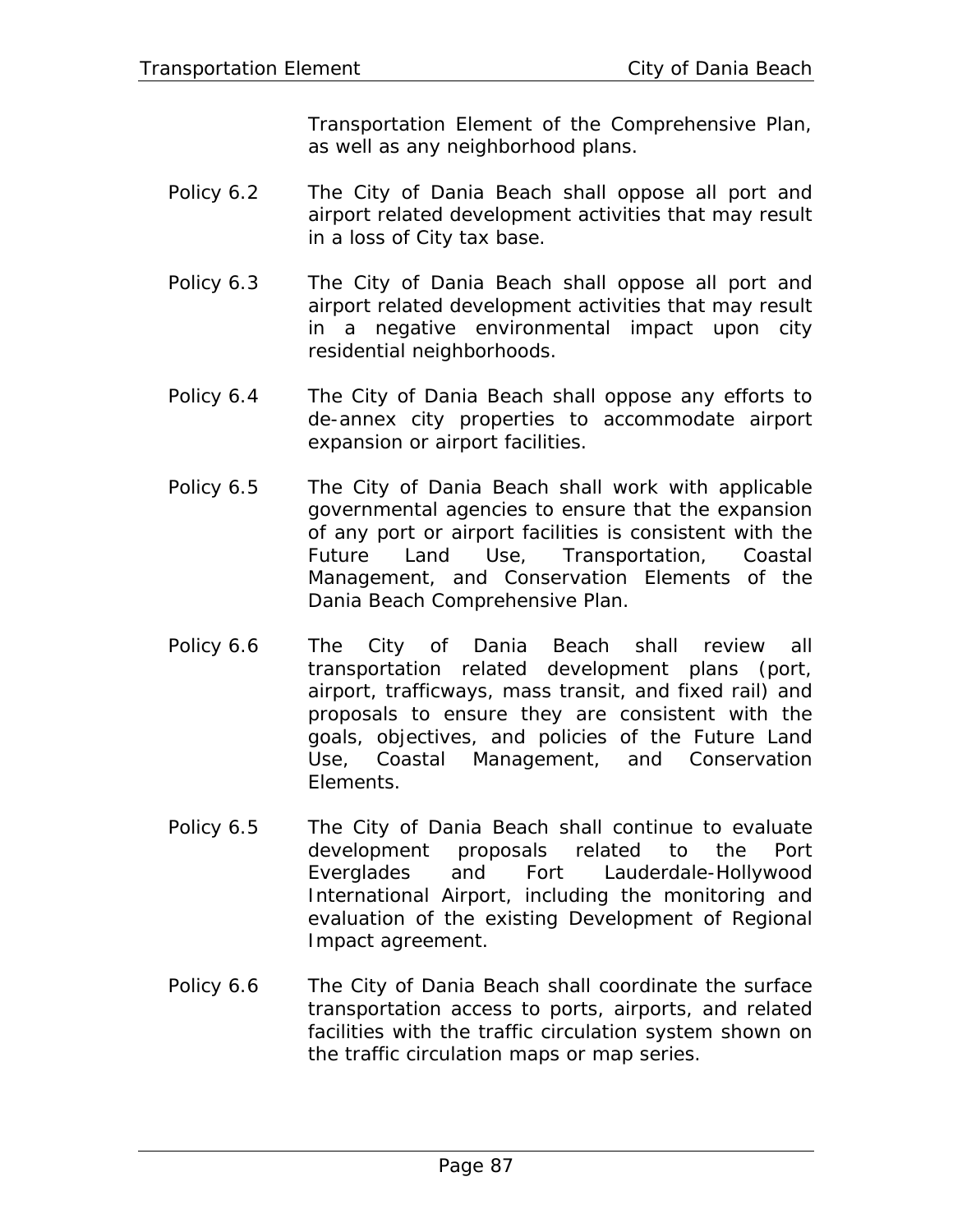Transportation Element of the Comprehensive Plan, as well as any neighborhood plans.

Policy 6.2 The City of Dania Beach shall oppose all port and airport related development activities that may result in a loss of City tax base.

Policy 6.3 The City of Dania Beach shall oppose all port and airport related development activities that may result in a negative environmental impact upon city residential neighborhoods.

Policy 6.4 The City of Dania Beach shall oppose any efforts to de-annex city properties to accommodate airport expansion or airport facilities.

Policy 6.5 The City of Dania Beach shall work with applicable governmental agencies to ensure that the expansion of any port or airport facilities is consistent with the Future Land Use, Transportation, Coastal Management, and Conservation Elements of the Dania Beach Comprehensive Plan.

Policy 6.6 The City of Dania Beach shall review all transportation related development plans (port, airport, trafficways, mass transit, and fixed rail) and proposals to ensure they are consistent with the goals, objectives, and policies of the Future Land Use, Coastal Management, and Conservation Elements.

Policy 6.5 The City of Dania Beach shall continue to evaluate development proposals related to the Port Everglades and Fort Lauderdale-Hollywood International Airport, including the monitoring and evaluation of the existing Development of Regional Impact agreement.

Policy 6.6 The City of Dania Beach shall coordinate the surface transportation access to ports, airports, and related facilities with the traffic circulation system shown on the traffic circulation maps or map series.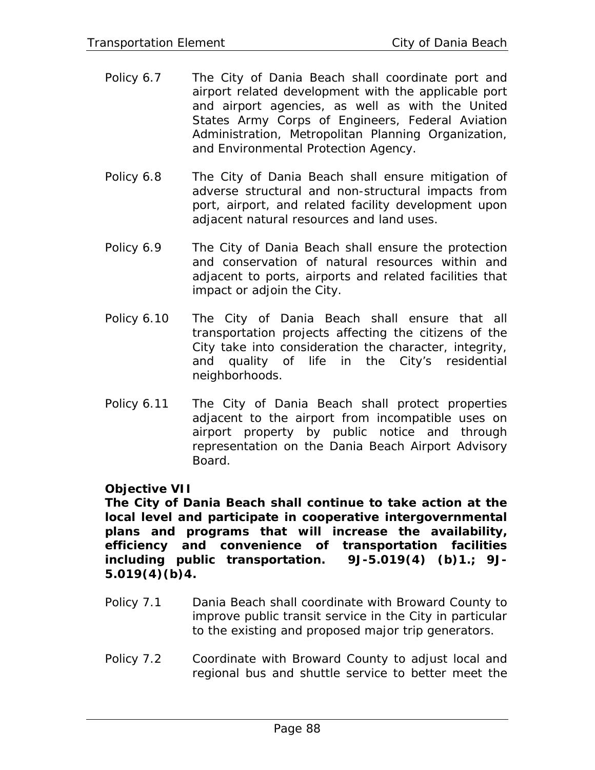Policy 6.7 The City of Dania Beach shall coordinate port and airport related development with the applicable port and airport agencies, as well as with the United States Army Corps of Engineers, Federal Aviation Administration, Metropolitan Planning Organization, and Environmental Protection Agency.

Policy 6.8 The City of Dania Beach shall ensure mitigation of adverse structural and non-structural impacts from port, airport, and related facility development upon adjacent natural resources and land uses.

Policy 6.9 The City of Dania Beach shall ensure the protection and conservation of natural resources within and adjacent to ports, airports and related facilities that impact or adjoin the City.

Policy 6.10 The City of Dania Beach shall ensure that all transportation projects affecting the citizens of the City take into consideration the character, integrity, and quality of life in the City's residential neighborhoods.

Policy 6.11 The City of Dania Beach shall protect properties adjacent to the airport from incompatible uses on airport property by public notice and through representation on the Dania Beach Airport Advisory Board.

**Objective VII**

**The City of Dania Beach shall continue to take action at the local level and participate in cooperative intergovernmental plans and programs that will increase the availability, efficiency and convenience of transportation facilities including public transportation. 9J-5.019(4) (b)1.; 9J-5.019(4)(b)4.**

Policy 7.1 Dania Beach shall coordinate with Broward County to improve public transit service in the City in particular to the existing and proposed major trip generators.

Policy 7.2 Coordinate with Broward County to adjust local and regional bus and shuttle service to better meet the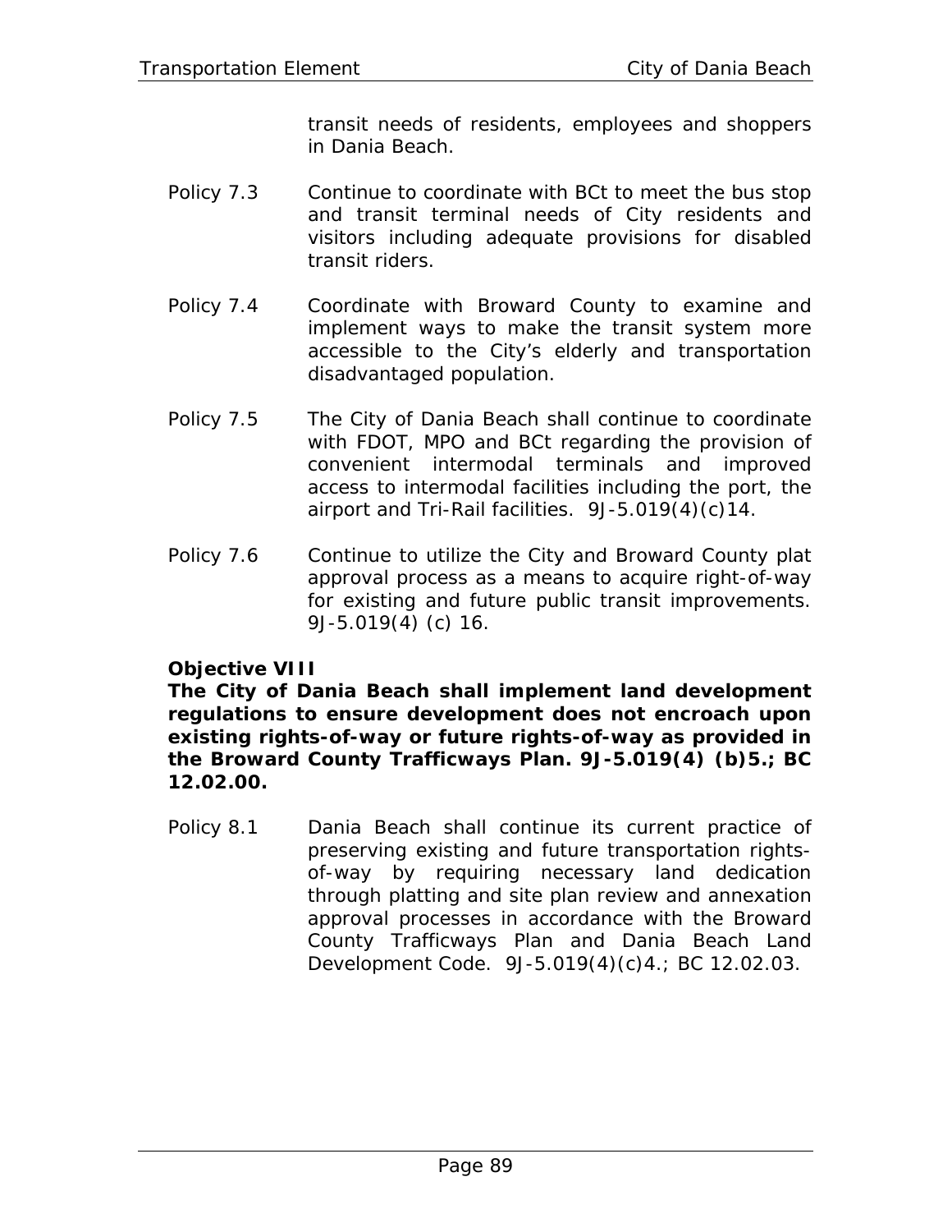transit needs of residents, employees and shoppers in Dania Beach.

Policy 7.3 Continue to coordinate with BCt to meet the bus stop and transit terminal needs of City residents and visitors including adequate provisions for disabled transit riders.

Policy 7.4 Coordinate with Broward County to examine and implement ways to make the transit system more accessible to the City's elderly and transportation disadvantaged population.

Policy 7.5 The City of Dania Beach shall continue to coordinate with FDOT, MPO and BCt regarding the provision of convenient intermodal terminals and improved access to intermodal facilities including the port, the airport and Tri-Rail facilities. 9J-5.019(4)(c)14.

Policy 7.6 Continue to utilize the City and Broward County plat approval process as a means to acquire right-of-way for existing and future public transit improvements. 9J-5.019(4) (c) 16.

**Objective VIII**
**The City of Dania Beach shall implement land development regulations to ensure development does not encroach upon existing rights-of-way or future rights-of-way as provided in the Broward County Trafficways Plan. 9J-5.019(4) (b)5.; BC 12.02.00.**

Policy 8.1 Dania Beach shall continue its current practice of preserving existing and future transportation rights-of-way by requiring necessary land dedication through platting and site plan review and annexation approval processes in accordance with the Broward County Trafficways Plan and Dania Beach Land Development Code. 9J-5.019(4)(c)4.; BC 12.02.03.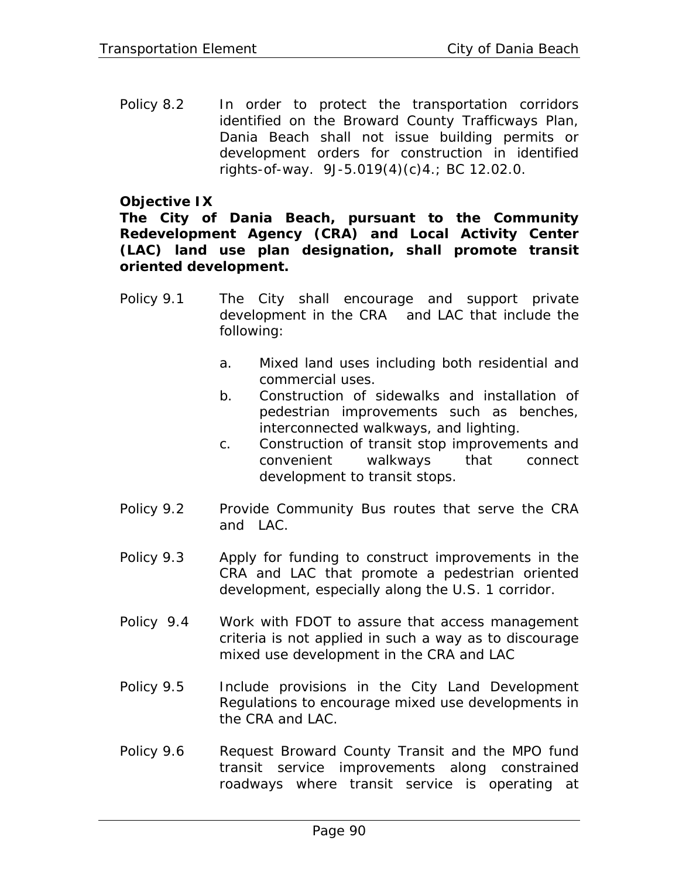Policy 8.2 In order to protect the transportation corridors identified on the Broward County Trafficways Plan, Dania Beach shall not issue building permits or development orders for construction in identified rights-of-way. 9J-5.019(4)(c)4.; BC 12.02.0.

**Objective IX**
**The City of Dania Beach, pursuant to the Community Redevelopment Agency (CRA) and Local Activity Center (LAC) land use plan designation, shall promote transit oriented development.**

Policy 9.1 The City shall encourage and support private development in the CRA and LAC that include the following:

a. Mixed land uses including both residential and commercial uses.
b. Construction of sidewalks and installation of pedestrian improvements such as benches, interconnected walkways, and lighting.
c. Construction of transit stop improvements and convenient walkways that connect development to transit stops.

Policy 9.2 Provide Community Bus routes that serve the CRA and LAC.

Policy 9.3 Apply for funding to construct improvements in the CRA and LAC that promote a pedestrian oriented development, especially along the U.S. 1 corridor.

Policy 9.4 Work with FDOT to assure that access management criteria is not applied in such a way as to discourage mixed use development in the CRA and LAC

Policy 9.5 Include provisions in the City Land Development Regulations to encourage mixed use developments in the CRA and LAC.

Policy 9.6 Request Broward County Transit and the MPO fund transit service improvements along constrained roadways where transit service is operating at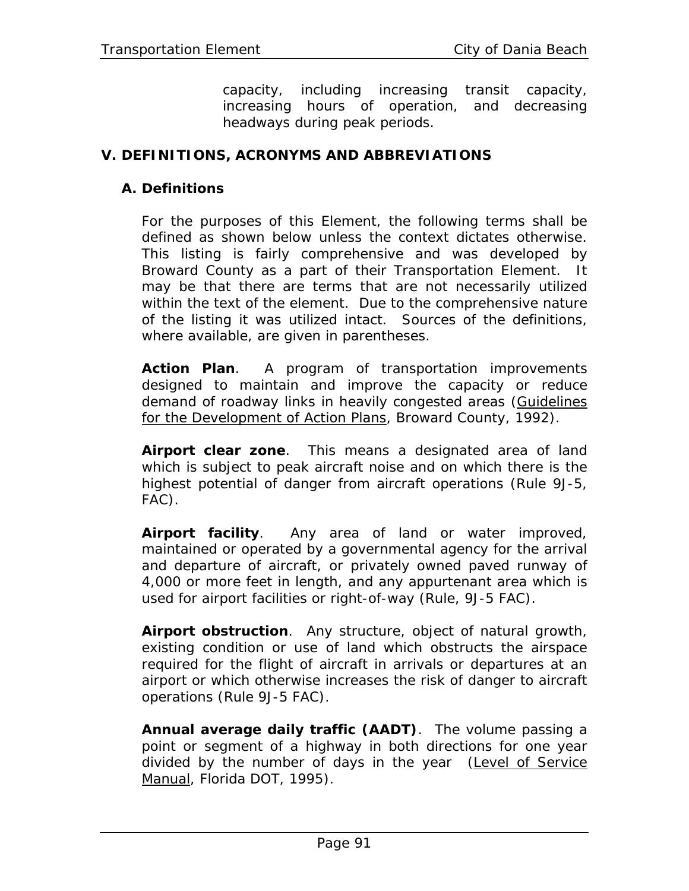capacity, including increasing transit capacity, increasing hours of operation, and decreasing headways during peak periods.

## V. DEFINITIONS, ACRONYMS AND ABBREVIATIONS

### A. Definitions

For the purposes of this Element, the following terms shall be defined as shown below unless the context dictates otherwise. This listing is fairly comprehensive and was developed by Broward County as a part of their Transportation Element. It may be that there are terms that are not necessarily utilized within the text of the element. Due to the comprehensive nature of the listing it was utilized intact. Sources of the definitions, where available, are given in parentheses.

**Action Plan**. A program of transportation improvements designed to maintain and improve the capacity or reduce demand of roadway links in heavily congested areas (Guidelines for the Development of Action Plans, Broward County, 1992).

**Airport clear zone**. This means a designated area of land which is subject to peak aircraft noise and on which there is the highest potential of danger from aircraft operations (Rule 9J-5, FAC).

**Airport facility**. Any area of land or water improved, maintained or operated by a governmental agency for the arrival and departure of aircraft, or privately owned paved runway of 4,000 or more feet in length, and any appurtenant area which is used for airport facilities or right-of-way (Rule, 9J-5 FAC).

**Airport obstruction**. Any structure, object of natural growth, existing condition or use of land which obstructs the airspace required for the flight of aircraft in arrivals or departures at an airport or which otherwise increases the risk of danger to aircraft operations (Rule 9J-5 FAC).

**Annual average daily traffic (AADT)**. The volume passing a point or segment of a highway in both directions for one year divided by the number of days in the year (Level of Service Manual, Florida DOT, 1995).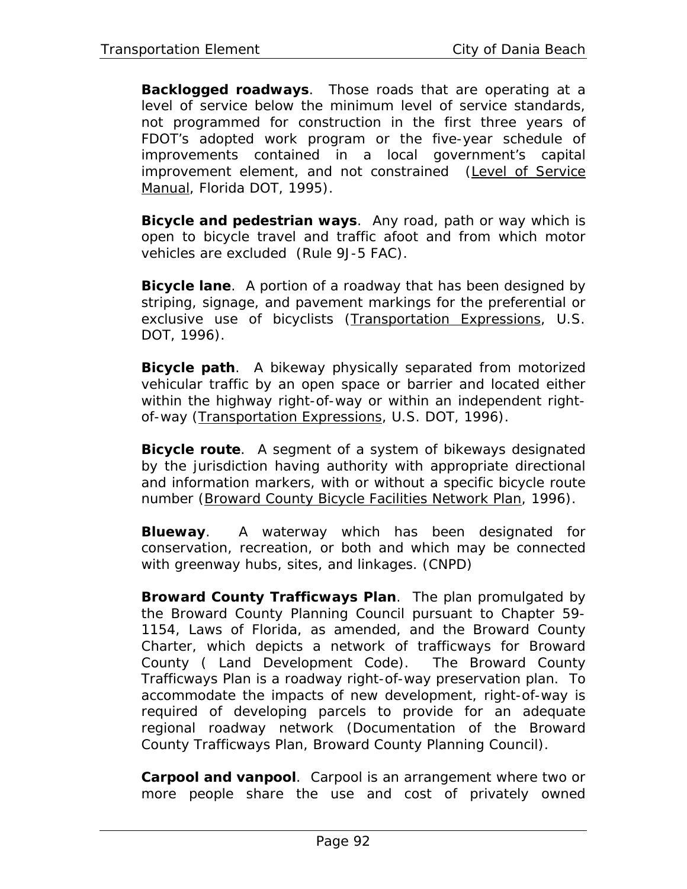**Backlogged roadways**. Those roads that are operating at a level of service below the minimum level of service standards, not programmed for construction in the first three years of FDOT's adopted work program or the five-year schedule of improvements contained in a local government's capital improvement element, and not constrained (Level of Service Manual, Florida DOT, 1995).

**Bicycle and pedestrian ways**. Any road, path or way which is open to bicycle travel and traffic afoot and from which motor vehicles are excluded (Rule 9J-5 FAC).

**Bicycle lane**. A portion of a roadway that has been designed by striping, signage, and pavement markings for the preferential or exclusive use of bicyclists (Transportation Expressions, U.S. DOT, 1996).

**Bicycle path**. A bikeway physically separated from motorized vehicular traffic by an open space or barrier and located either within the highway right-of-way or within an independent right-of-way (Transportation Expressions, U.S. DOT, 1996).

**Bicycle route**. A segment of a system of bikeways designated by the jurisdiction having authority with appropriate directional and information markers, with or without a specific bicycle route number (Broward County Bicycle Facilities Network Plan, 1996).

**Blueway**. A waterway which has been designated for conservation, recreation, or both and which may be connected with greenway hubs, sites, and linkages. (CNPD)

**Broward County Trafficways Plan**. The plan promulgated by the Broward County Planning Council pursuant to Chapter 59-1154, Laws of Florida, as amended, and the Broward County Charter, which depicts a network of trafficways for Broward County ( Land Development Code). The Broward County Trafficways Plan is a roadway right-of-way preservation plan. To accommodate the impacts of new development, right-of-way is required of developing parcels to provide for an adequate regional roadway network (Documentation of the Broward County Trafficways Plan, Broward County Planning Council).

**Carpool and vanpool**. Carpool is an arrangement where two or more people share the use and cost of privately owned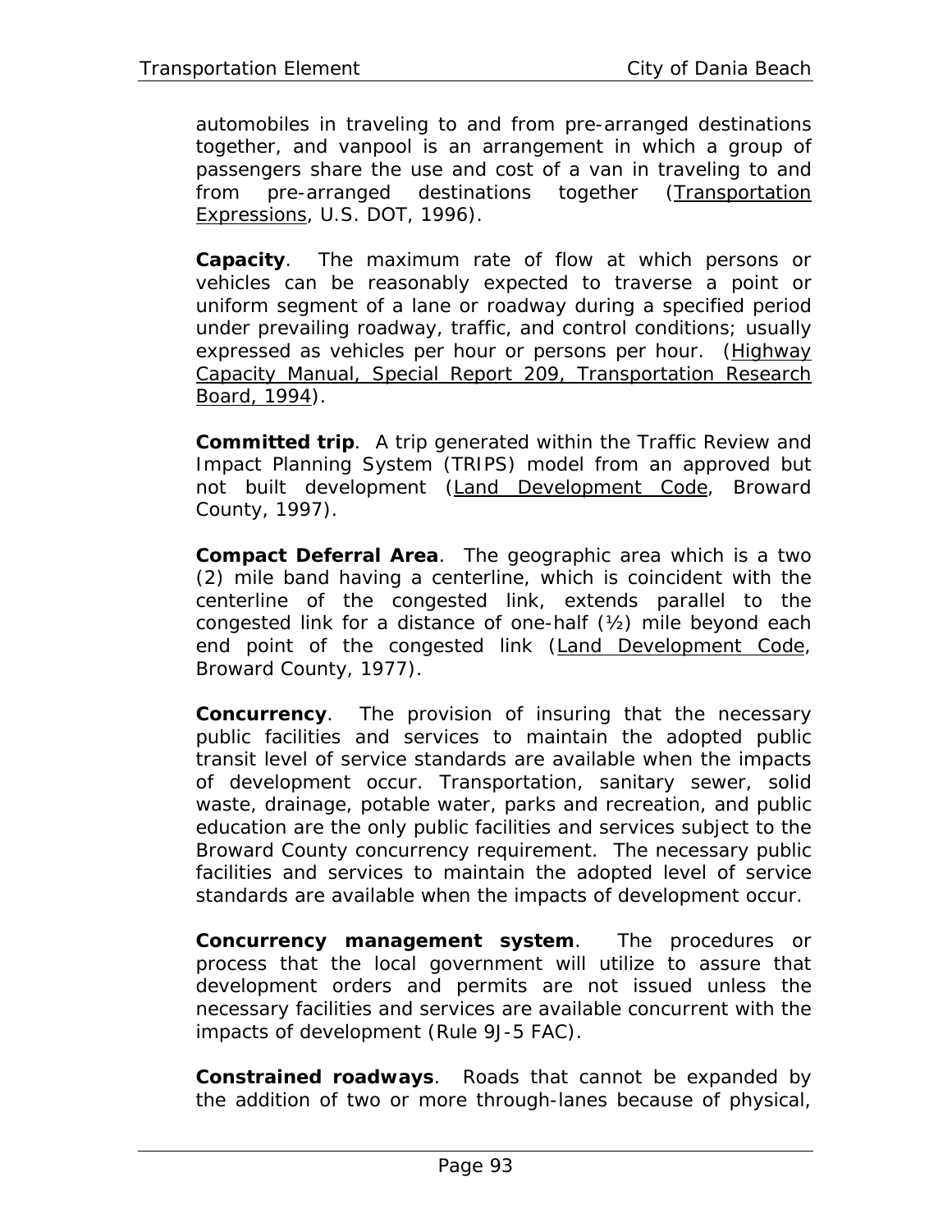automobiles in traveling to and from pre-arranged destinations together, and vanpool is an arrangement in which a group of passengers share the use and cost of a van in traveling to and from pre-arranged destinations together (Transportation Expressions, U.S. DOT, 1996).

**Capacity**. The maximum rate of flow at which persons or vehicles can be reasonably expected to traverse a point or uniform segment of a lane or roadway during a specified period under prevailing roadway, traffic, and control conditions; usually expressed as vehicles per hour or persons per hour. (Highway Capacity Manual, Special Report 209, Transportation Research Board, 1994).

**Committed trip**. A trip generated within the Traffic Review and Impact Planning System (TRIPS) model from an approved but not built development (Land Development Code, Broward County, 1997).

**Compact Deferral Area**. The geographic area which is a two (2) mile band having a centerline, which is coincident with the centerline of the congested link, extends parallel to the congested link for a distance of one-half (½) mile beyond each end point of the congested link (Land Development Code, Broward County, 1977).

**Concurrency**. The provision of insuring that the necessary public facilities and services to maintain the adopted public transit level of service standards are available when the impacts of development occur. Transportation, sanitary sewer, solid waste, drainage, potable water, parks and recreation, and public education are the only public facilities and services subject to the Broward County concurrency requirement. The necessary public facilities and services to maintain the adopted level of service standards are available when the impacts of development occur.

**Concurrency management system**. The procedures or process that the local government will utilize to assure that development orders and permits are not issued unless the necessary facilities and services are available concurrent with the impacts of development (Rule 9J-5 FAC).

**Constrained roadways**. Roads that cannot be expanded by the addition of two or more through-lanes because of physical,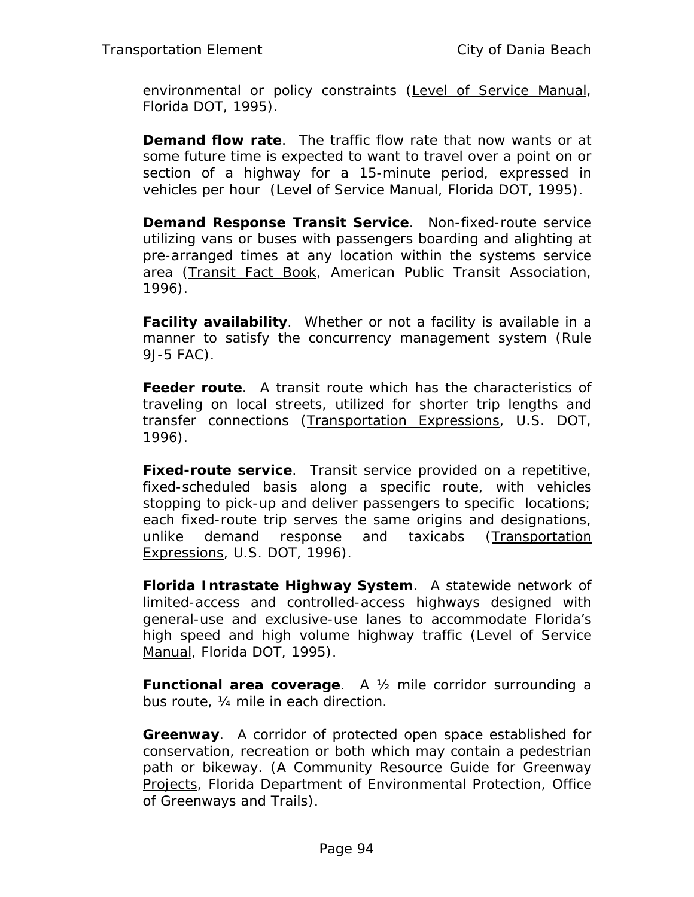environmental or policy constraints (Level of Service Manual, Florida DOT, 1995).

**Demand flow rate**. The traffic flow rate that now wants or at some future time is expected to want to travel over a point on or section of a highway for a 15-minute period, expressed in vehicles per hour (Level of Service Manual, Florida DOT, 1995).

**Demand Response Transit Service**. Non-fixed-route service utilizing vans or buses with passengers boarding and alighting at pre-arranged times at any location within the systems service area (Transit Fact Book, American Public Transit Association, 1996).

**Facility availability**. Whether or not a facility is available in a manner to satisfy the concurrency management system (Rule 9J-5 FAC).

**Feeder route**. A transit route which has the characteristics of traveling on local streets, utilized for shorter trip lengths and transfer connections (Transportation Expressions, U.S. DOT, 1996).

**Fixed-route service**. Transit service provided on a repetitive, fixed-scheduled basis along a specific route, with vehicles stopping to pick-up and deliver passengers to specific locations; each fixed-route trip serves the same origins and designations, unlike demand response and taxicabs (Transportation Expressions, U.S. DOT, 1996).

**Florida Intrastate Highway System**. A statewide network of limited-access and controlled-access highways designed with general-use and exclusive-use lanes to accommodate Florida's high speed and high volume highway traffic (Level of Service Manual, Florida DOT, 1995).

**Functional area coverage**. A ½ mile corridor surrounding a bus route, ¼ mile in each direction.

**Greenway**. A corridor of protected open space established for conservation, recreation or both which may contain a pedestrian path or bikeway. (A Community Resource Guide for Greenway Projects, Florida Department of Environmental Protection, Office of Greenways and Trails).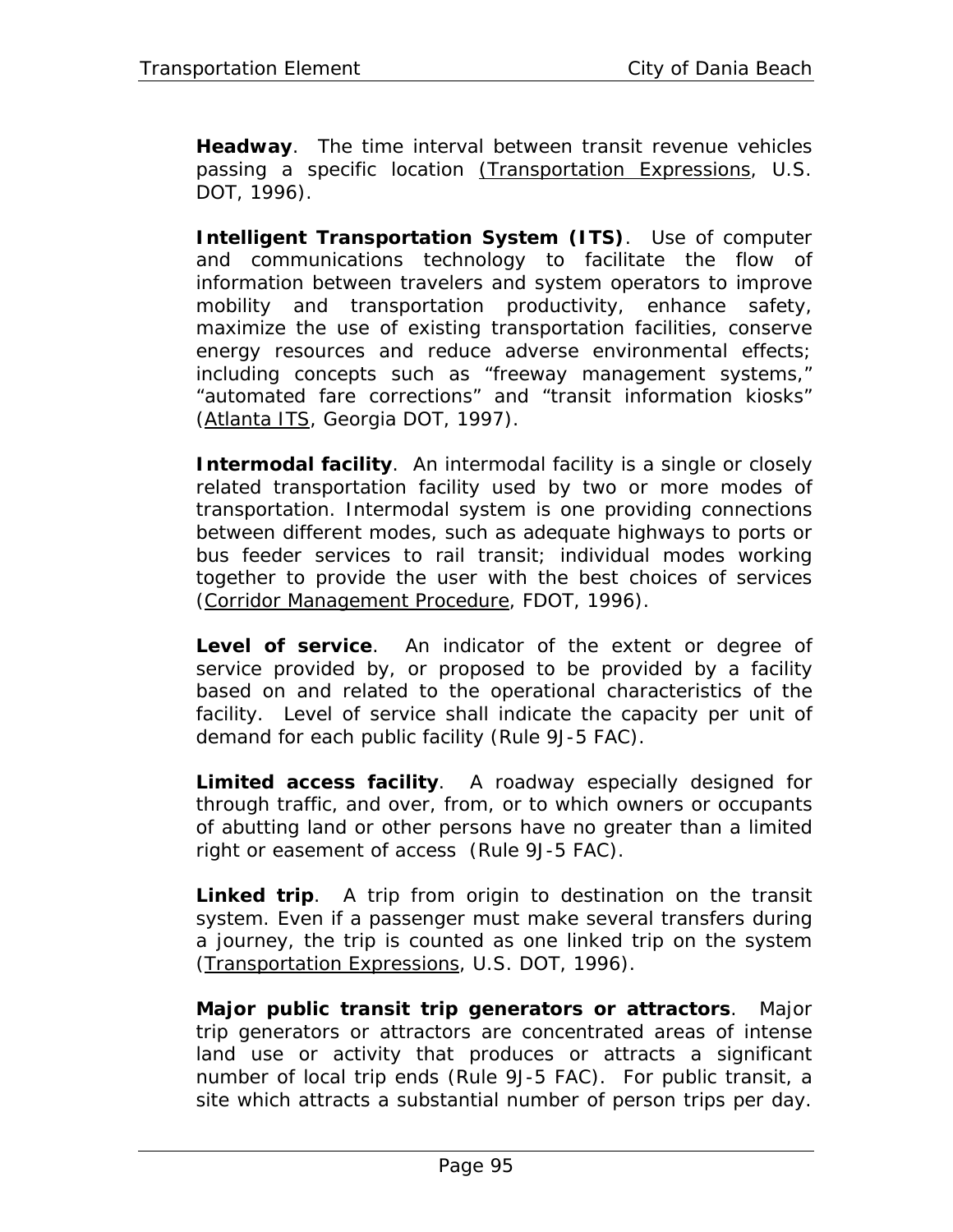**Headway**. The time interval between transit revenue vehicles passing a specific location (Transportation Expressions, U.S. DOT, 1996).

**Intelligent Transportation System (ITS)**. Use of computer and communications technology to facilitate the flow of information between travelers and system operators to improve mobility and transportation productivity, enhance safety, maximize the use of existing transportation facilities, conserve energy resources and reduce adverse environmental effects; including concepts such as "freeway management systems," "automated fare corrections" and "transit information kiosks" (Atlanta ITS, Georgia DOT, 1997).

**Intermodal facility**. An intermodal facility is a single or closely related transportation facility used by two or more modes of transportation. Intermodal system is one providing connections between different modes, such as adequate highways to ports or bus feeder services to rail transit; individual modes working together to provide the user with the best choices of services (Corridor Management Procedure, FDOT, 1996).

**Level of service**. An indicator of the extent or degree of service provided by, or proposed to be provided by a facility based on and related to the operational characteristics of the facility. Level of service shall indicate the capacity per unit of demand for each public facility (Rule 9J-5 FAC).

**Limited access facility**. A roadway especially designed for through traffic, and over, from, or to which owners or occupants of abutting land or other persons have no greater than a limited right or easement of access (Rule 9J-5 FAC).

**Linked trip**. A trip from origin to destination on the transit system. Even if a passenger must make several transfers during a journey, the trip is counted as one linked trip on the system (Transportation Expressions, U.S. DOT, 1996).

**Major public transit trip generators or attractors**. Major trip generators or attractors are concentrated areas of intense land use or activity that produces or attracts a significant number of local trip ends (Rule 9J-5 FAC). For public transit, a site which attracts a substantial number of person trips per day.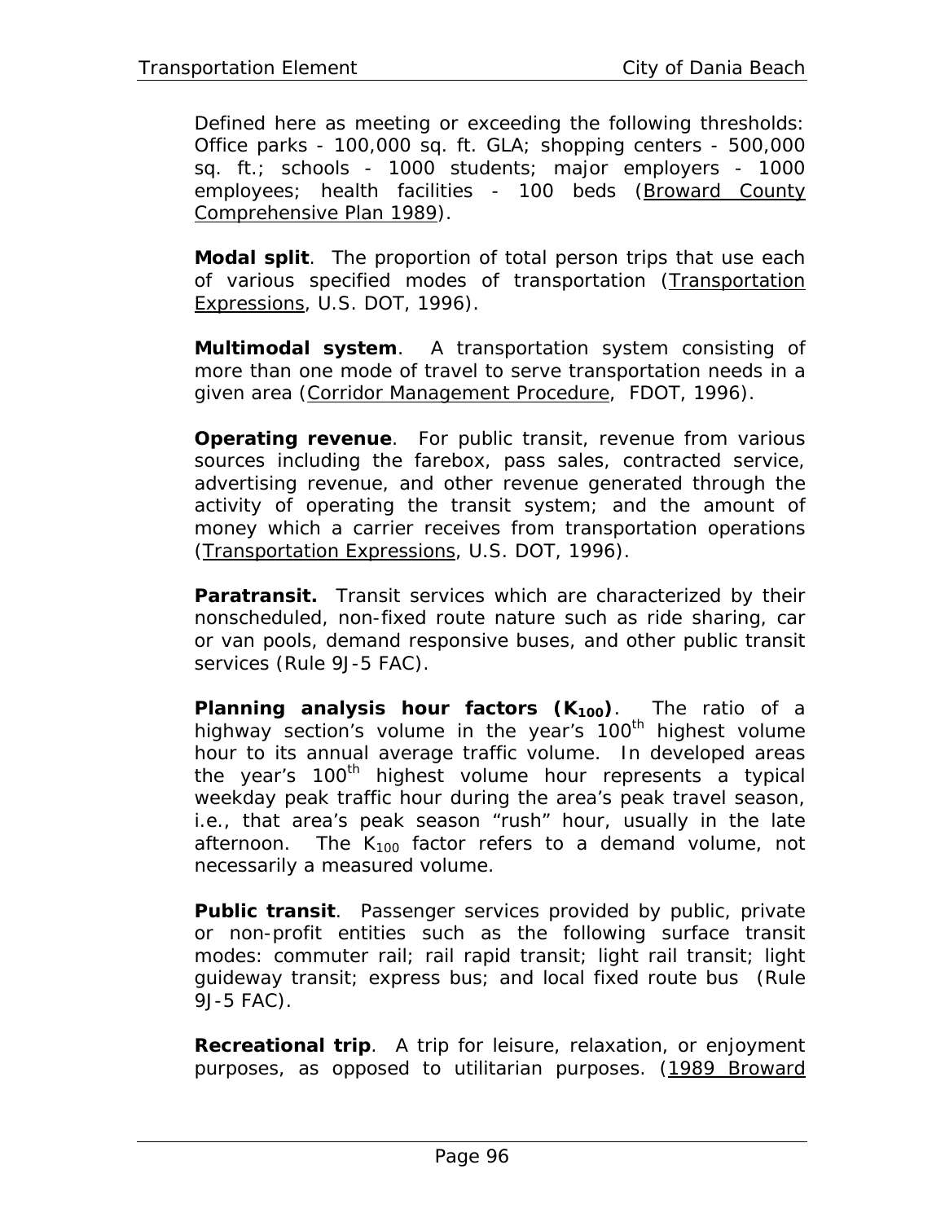Defined here as meeting or exceeding the following thresholds: Office parks - 100,000 sq. ft. GLA; shopping centers - 500,000 sq. ft.; schools - 1000 students; major employers - 1000 employees; health facilities - 100 beds (Broward County Comprehensive Plan 1989).

**Modal split**. The proportion of total person trips that use each of various specified modes of transportation (Transportation Expressions, U.S. DOT, 1996).

**Multimodal system**. A transportation system consisting of more than one mode of travel to serve transportation needs in a given area (Corridor Management Procedure, FDOT, 1996).

**Operating revenue**. For public transit, revenue from various sources including the farebox, pass sales, contracted service, advertising revenue, and other revenue generated through the activity of operating the transit system; and the amount of money which a carrier receives from transportation operations (Transportation Expressions, U.S. DOT, 1996).

**Paratransit.** Transit services which are characterized by their nonscheduled, non-fixed route nature such as ride sharing, car or van pools, demand responsive buses, and other public transit services (Rule 9J-5 FAC).

**Planning analysis hour factors ($K_{100}$)**. The ratio of a highway section's volume in the year's $100^{th}$ highest volume hour to its annual average traffic volume. In developed areas the year's $100^{th}$ highest volume hour represents a typical weekday peak traffic hour during the area's peak travel season, i.e., that area's peak season "rush" hour, usually in the late afternoon. The $K_{100}$ factor refers to a demand volume, not necessarily a measured volume.

**Public transit**. Passenger services provided by public, private or non-profit entities such as the following surface transit modes: commuter rail; rail rapid transit; light rail transit; light guideway transit; express bus; and local fixed route bus (Rule 9J-5 FAC).

**Recreational trip**. A trip for leisure, relaxation, or enjoyment purposes, as opposed to utilitarian purposes. (1989 Broward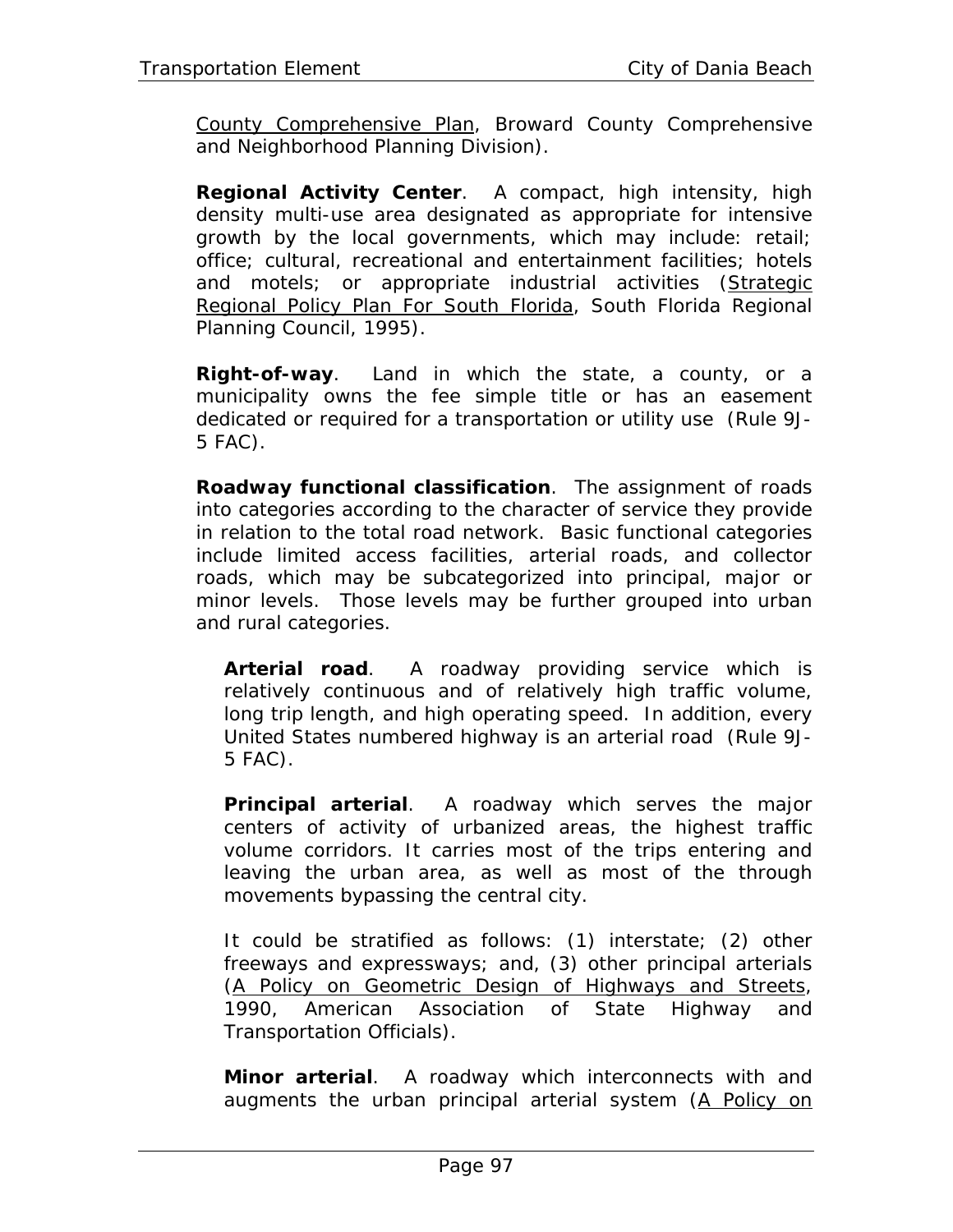County Comprehensive Plan, Broward County Comprehensive and Neighborhood Planning Division).

**Regional Activity Center**. A compact, high intensity, high density multi-use area designated as appropriate for intensive growth by the local governments, which may include: retail; office; cultural, recreational and entertainment facilities; hotels and motels; or appropriate industrial activities (Strategic Regional Policy Plan For South Florida, South Florida Regional Planning Council, 1995).

**Right-of-way**. Land in which the state, a county, or a municipality owns the fee simple title or has an easement dedicated or required for a transportation or utility use (Rule 9J-5 FAC).

**Roadway functional classification**. The assignment of roads into categories according to the character of service they provide in relation to the total road network. Basic functional categories include limited access facilities, arterial roads, and collector roads, which may be subcategorized into principal, major or minor levels. Those levels may be further grouped into urban and rural categories.

> **Arterial road**. A roadway providing service which is relatively continuous and of relatively high traffic volume, long trip length, and high operating speed. In addition, every United States numbered highway is an arterial road (Rule 9J-5 FAC).
>
> **Principal arterial**. A roadway which serves the major centers of activity of urbanized areas, the highest traffic volume corridors. It carries most of the trips entering and leaving the urban area, as well as most of the through movements bypassing the central city.
>
> It could be stratified as follows: (1) interstate; (2) other freeways and expressways; and, (3) other principal arterials (A Policy on Geometric Design of Highways and Streets, 1990, American Association of State Highway and Transportation Officials).
>
> **Minor arterial**. A roadway which interconnects with and augments the urban principal arterial system (A Policy on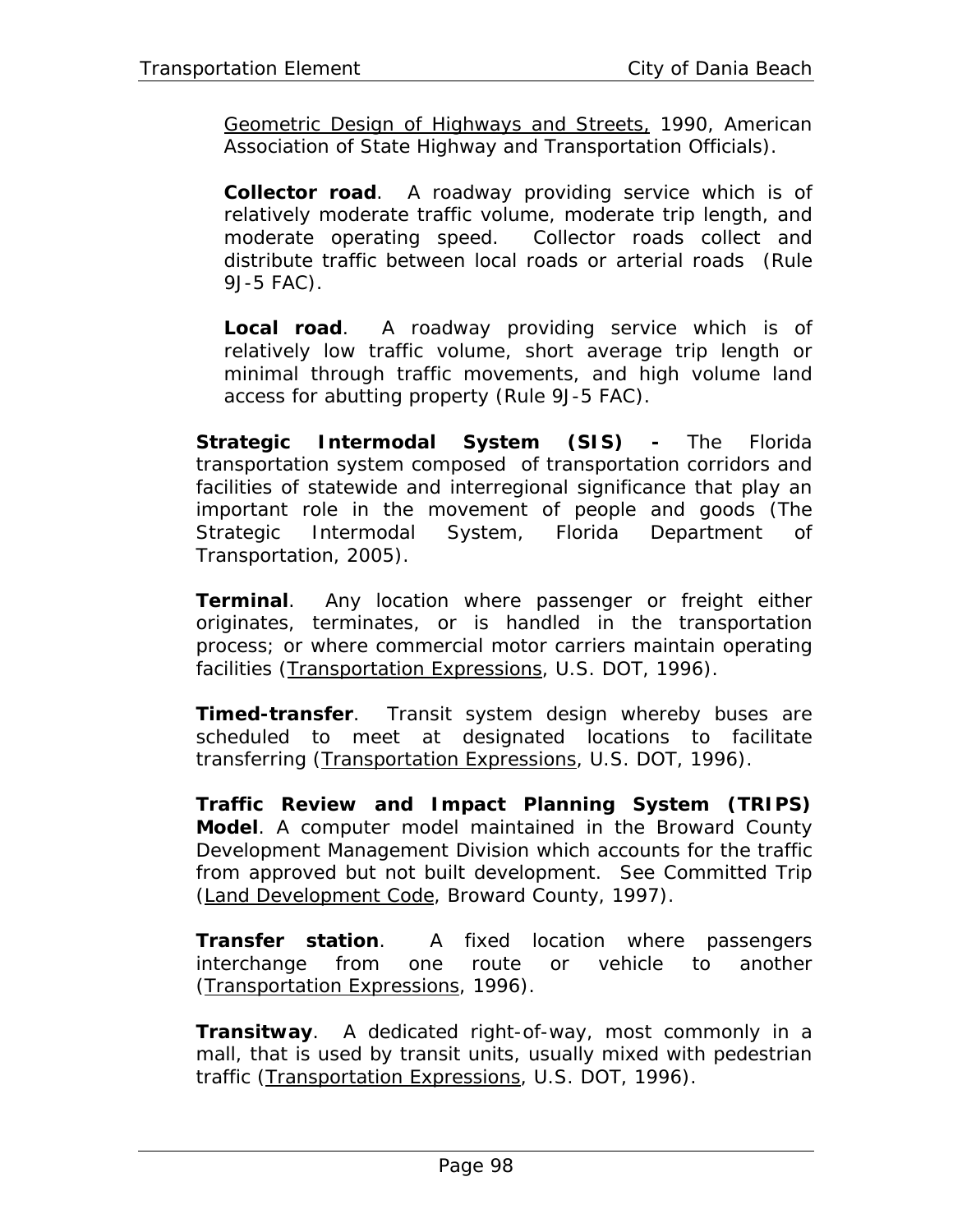Geometric Design of Highways and Streets, 1990, American Association of State Highway and Transportation Officials).

**Collector road**. A roadway providing service which is of relatively moderate traffic volume, moderate trip length, and moderate operating speed. Collector roads collect and distribute traffic between local roads or arterial roads (Rule 9J-5 FAC).

**Local road**. A roadway providing service which is of relatively low traffic volume, short average trip length or minimal through traffic movements, and high volume land access for abutting property (Rule 9J-5 FAC).

**Strategic Intermodal System (SIS) -** The Florida transportation system composed of transportation corridors and facilities of statewide and interregional significance that play an important role in the movement of people and goods (The Strategic Intermodal System, Florida Department of Transportation, 2005).

**Terminal**. Any location where passenger or freight either originates, terminates, or is handled in the transportation process; or where commercial motor carriers maintain operating facilities (Transportation Expressions, U.S. DOT, 1996).

**Timed-transfer**. Transit system design whereby buses are scheduled to meet at designated locations to facilitate transferring (Transportation Expressions, U.S. DOT, 1996).

**Traffic Review and Impact Planning System (TRIPS) Model**. A computer model maintained in the Broward County Development Management Division which accounts for the traffic from approved but not built development. See Committed Trip (Land Development Code, Broward County, 1997).

**Transfer station**. A fixed location where passengers interchange from one route or vehicle to another (Transportation Expressions, 1996).

**Transitway**. A dedicated right-of-way, most commonly in a mall, that is used by transit units, usually mixed with pedestrian traffic (Transportation Expressions, U.S. DOT, 1996).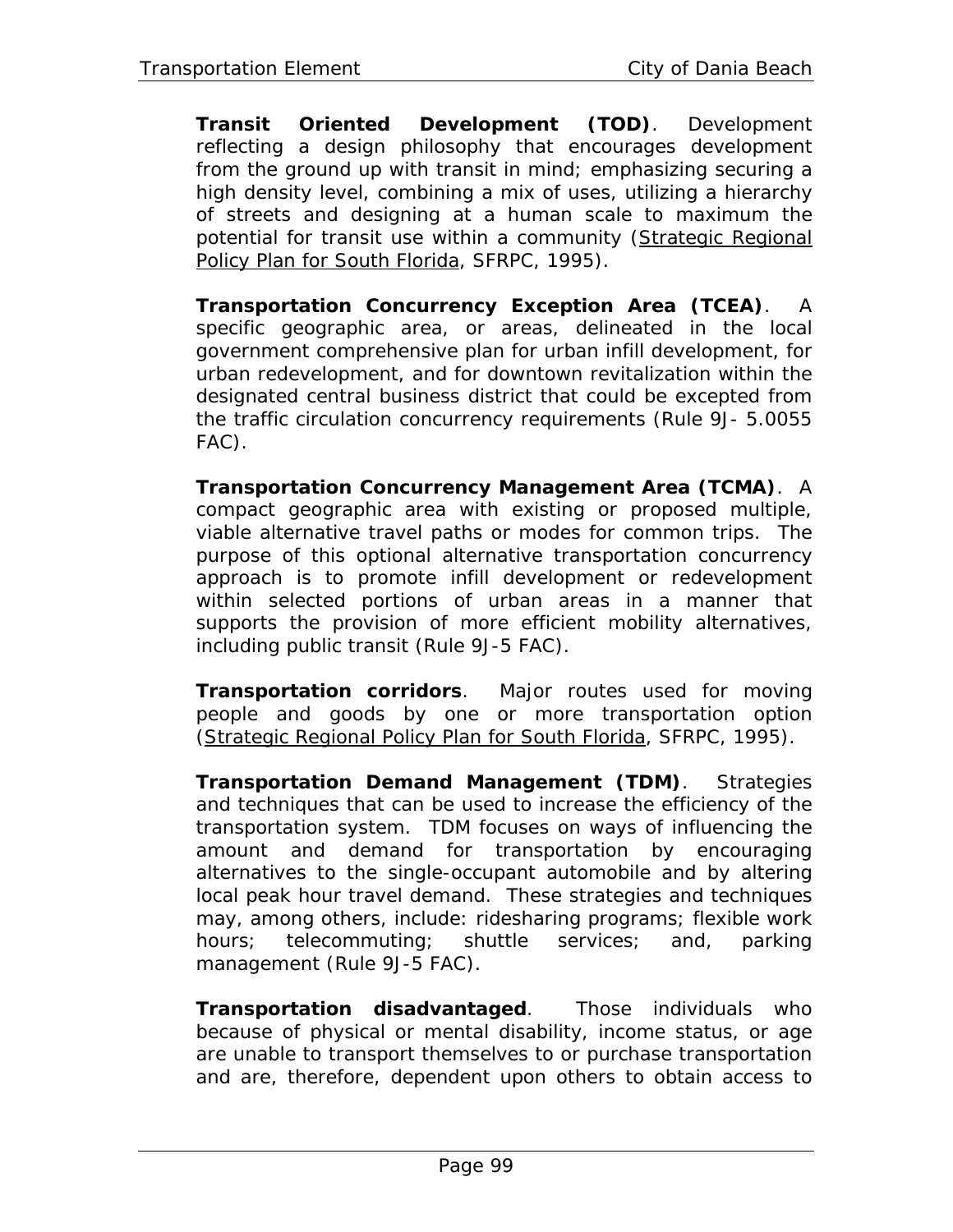**Transit Oriented Development (TOD)**. Development reflecting a design philosophy that encourages development from the ground up with transit in mind; emphasizing securing a high density level, combining a mix of uses, utilizing a hierarchy of streets and designing at a human scale to maximum the potential for transit use within a community (Strategic Regional Policy Plan for South Florida, SFRPC, 1995).

**Transportation Concurrency Exception Area (TCEA)**. A specific geographic area, or areas, delineated in the local government comprehensive plan for urban infill development, for urban redevelopment, and for downtown revitalization within the designated central business district that could be excepted from the traffic circulation concurrency requirements (Rule 9J- 5.0055 FAC).

**Transportation Concurrency Management Area (TCMA)**. A compact geographic area with existing or proposed multiple, viable alternative travel paths or modes for common trips. The purpose of this optional alternative transportation concurrency approach is to promote infill development or redevelopment within selected portions of urban areas in a manner that supports the provision of more efficient mobility alternatives, including public transit (Rule 9J-5 FAC).

**Transportation corridors**. Major routes used for moving people and goods by one or more transportation option (Strategic Regional Policy Plan for South Florida, SFRPC, 1995).

**Transportation Demand Management (TDM)**. Strategies and techniques that can be used to increase the efficiency of the transportation system. TDM focuses on ways of influencing the amount and demand for transportation by encouraging alternatives to the single-occupant automobile and by altering local peak hour travel demand. These strategies and techniques may, among others, include: ridesharing programs; flexible work hours; telecommuting; shuttle services; and, parking management (Rule 9J-5 FAC).

**Transportation disadvantaged**. Those individuals who because of physical or mental disability, income status, or age are unable to transport themselves to or purchase transportation and are, therefore, dependent upon others to obtain access to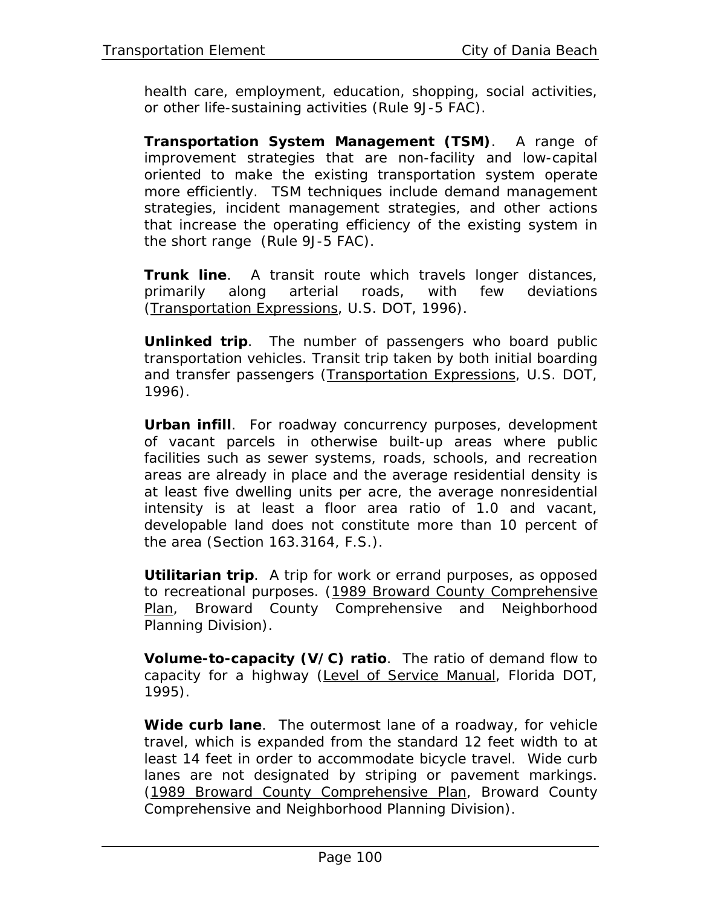health care, employment, education, shopping, social activities, or other life-sustaining activities (Rule 9J-5 FAC).

**Transportation System Management (TSM)**. A range of improvement strategies that are non-facility and low-capital oriented to make the existing transportation system operate more efficiently. TSM techniques include demand management strategies, incident management strategies, and other actions that increase the operating efficiency of the existing system in the short range (Rule 9J-5 FAC).

**Trunk line**. A transit route which travels longer distances, primarily along arterial roads, with few deviations (<u>Transportation Expressions</u>, U.S. DOT, 1996).

**Unlinked trip**. The number of passengers who board public transportation vehicles. Transit trip taken by both initial boarding and transfer passengers (<u>Transportation Expressions</u>, U.S. DOT, 1996).

**Urban infill**. For roadway concurrency purposes, development of vacant parcels in otherwise built-up areas where public facilities such as sewer systems, roads, schools, and recreation areas are already in place and the average residential density is at least five dwelling units per acre, the average nonresidential intensity is at least a floor area ratio of 1.0 and vacant, developable land does not constitute more than 10 percent of the area (Section 163.3164, F.S.).

**Utilitarian trip**. A trip for work or errand purposes, as opposed to recreational purposes. (<u>1989 Broward County Comprehensive Plan</u>, Broward County Comprehensive and Neighborhood Planning Division).

**Volume-to-capacity (V/C) ratio**. The ratio of demand flow to capacity for a highway (<u>Level of Service Manual</u>, Florida DOT, 1995).

**Wide curb lane**. The outermost lane of a roadway, for vehicle travel, which is expanded from the standard 12 feet width to at least 14 feet in order to accommodate bicycle travel. Wide curb lanes are not designated by striping or pavement markings. (<u>1989 Broward County Comprehensive Plan</u>, Broward County Comprehensive and Neighborhood Planning Division).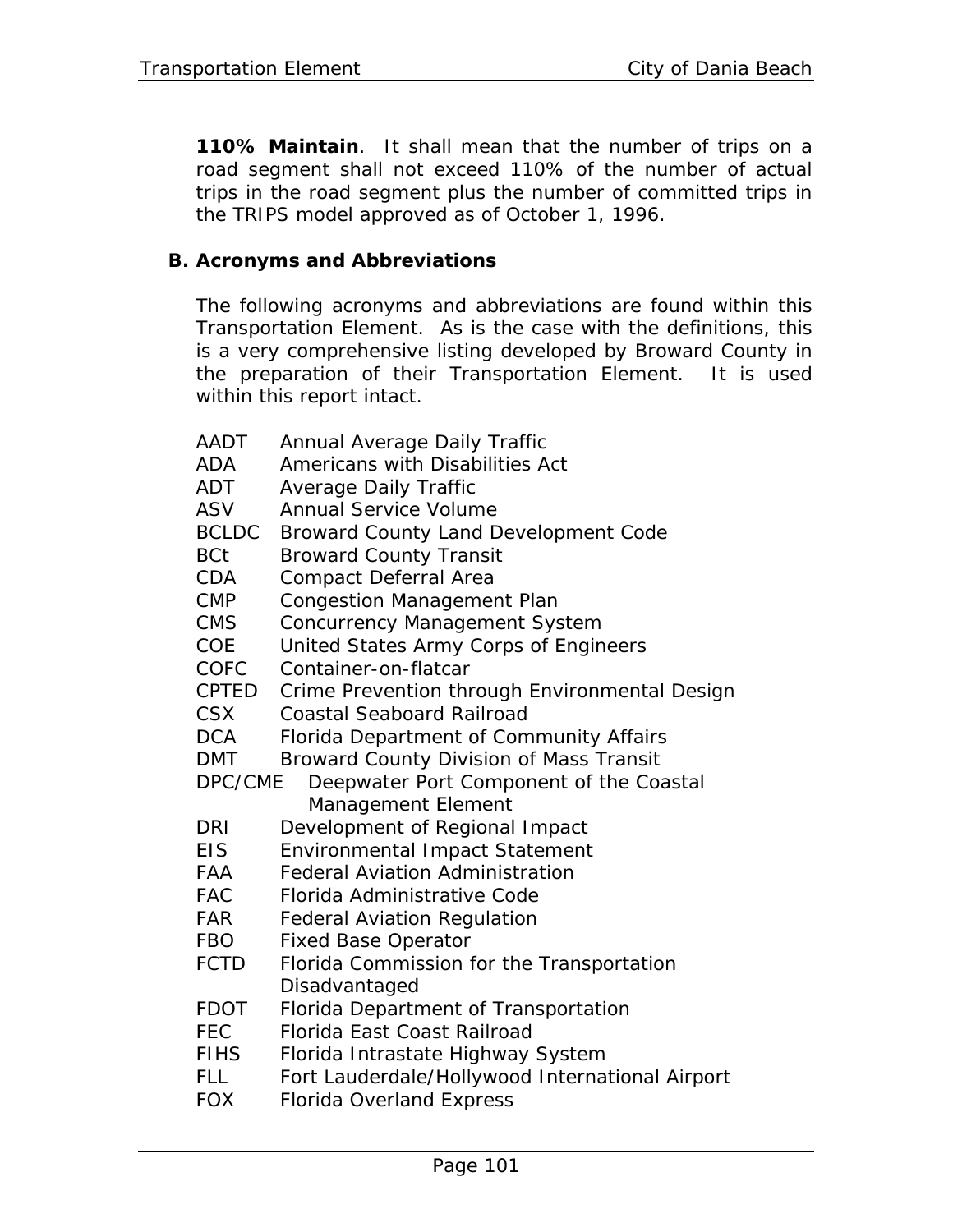**110% Maintain**. It shall mean that the number of trips on a road segment shall not exceed 110% of the number of actual trips in the road segment plus the number of committed trips in the TRIPS model approved as of October 1, 1996.

## B. Acronyms and Abbreviations

The following acronyms and abbreviations are found within this Transportation Element. As is the case with the definitions, this is a very comprehensive listing developed by Broward County in the preparation of their Transportation Element. It is used within this report intact.

| | |
|---|---|
| AADT | Annual Average Daily Traffic |
| ADA | Americans with Disabilities Act |
| ADT | Average Daily Traffic |
| ASV | Annual Service Volume |
| BCLDC | Broward County Land Development Code |
| BCt | Broward County Transit |
| CDA | Compact Deferral Area |
| CMP | Congestion Management Plan |
| CMS | Concurrency Management System |
| COE | United States Army Corps of Engineers |
| COFC | Container-on-flatcar |
| CPTED | Crime Prevention through Environmental Design |
| CSX | Coastal Seaboard Railroad |
| DCA | Florida Department of Community Affairs |
| DMT | Broward County Division of Mass Transit |
| DPC/CME | Deepwater Port Component of the Coastal Management Element |
| DRI | Development of Regional Impact |
| EIS | Environmental Impact Statement |
| FAA | Federal Aviation Administration |
| FAC | Florida Administrative Code |
| FAR | Federal Aviation Regulation |
| FBO | Fixed Base Operator |
| FCTD | Florida Commission for the Transportation Disadvantaged |
| FDOT | Florida Department of Transportation |
| FEC | Florida East Coast Railroad |
| FIHS | Florida Intrastate Highway System |
| FLL | Fort Lauderdale/Hollywood International Airport |
| FOX | Florida Overland Express |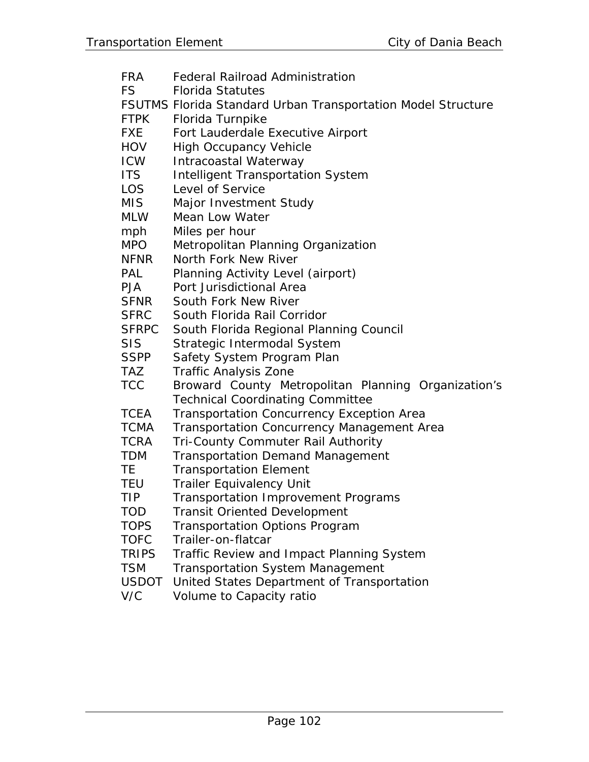| | |
|---|---|
| FRA | Federal Railroad Administration |
| FS | Florida Statutes |
| FSUTMS | Florida Standard Urban Transportation Model Structure |
| FTPK | Florida Turnpike |
| FXE | Fort Lauderdale Executive Airport |
| HOV | High Occupancy Vehicle |
| ICW | Intracoastal Waterway |
| ITS | Intelligent Transportation System |
| LOS | Level of Service |
| MIS | Major Investment Study |
| MLW | Mean Low Water |
| mph | Miles per hour |
| MPO | Metropolitan Planning Organization |
| NFNR | North Fork New River |
| PAL | Planning Activity Level (airport) |
| PJA | Port Jurisdictional Area |
| SFNR | South Fork New River |
| SFRC | South Florida Rail Corridor |
| SFRPC | South Florida Regional Planning Council |
| SIS | Strategic Intermodal System |
| SSPP | Safety System Program Plan |
| TAZ | Traffic Analysis Zone |
| TCC | Broward County Metropolitan Planning Organization's Technical Coordinating Committee |
| TCEA | Transportation Concurrency Exception Area |
| TCMA | Transportation Concurrency Management Area |
| TCRA | Tri-County Commuter Rail Authority |
| TDM | Transportation Demand Management |
| TE | Transportation Element |
| TEU | Trailer Equivalency Unit |
| TIP | Transportation Improvement Programs |
| TOD | Transit Oriented Development |
| TOPS | Transportation Options Program |
| TOFC | Trailer-on-flatcar |
| TRIPS | Traffic Review and Impact Planning System |
| TSM | Transportation System Management |
| USDOT | United States Department of Transportation |
| V/C | Volume to Capacity ratio |